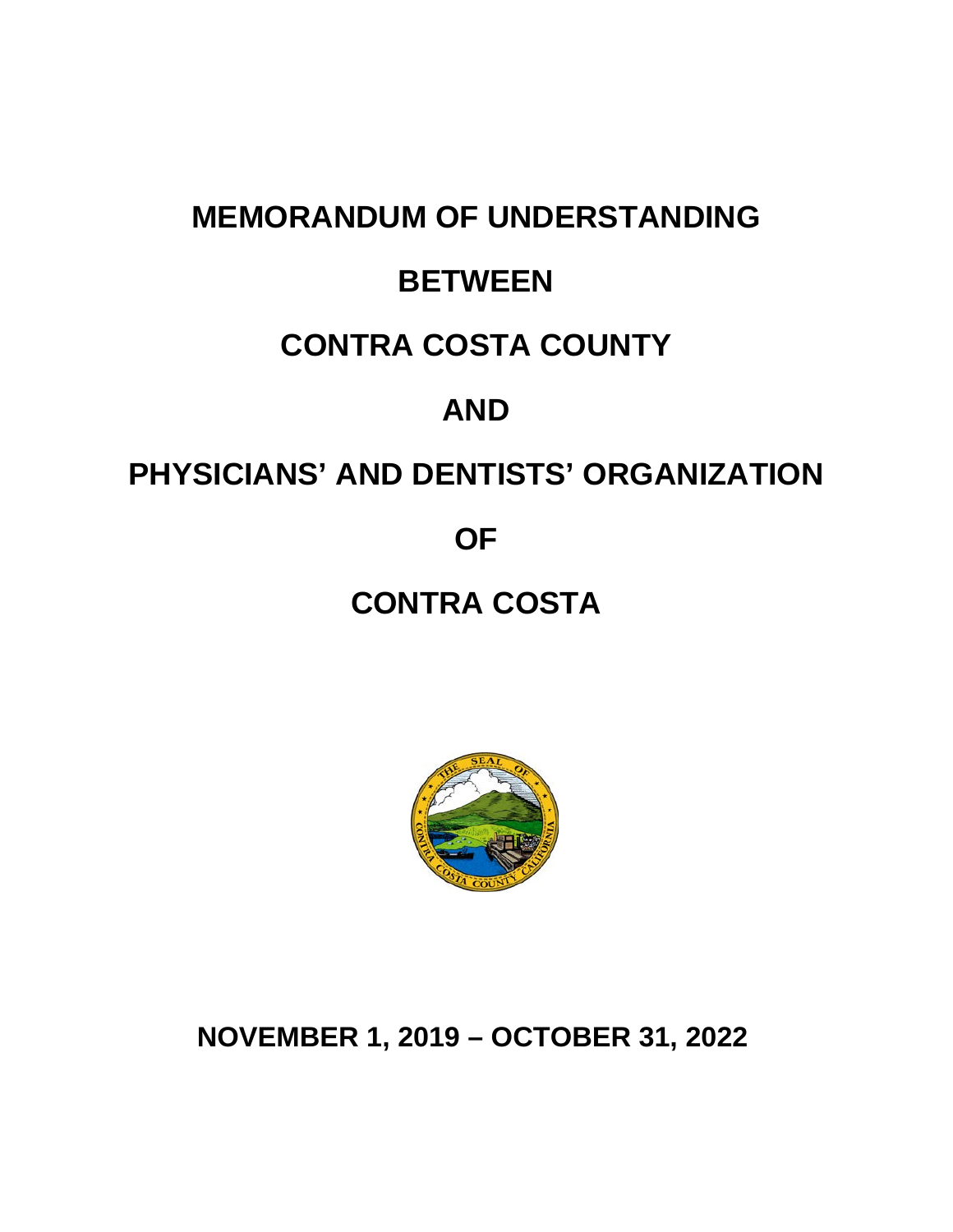# MEMORANDUM OF UNDERSTANDING

# BETWEEN

# CONTRA COSTA COUNTY

# AND

# PHYSICIANS' AND DENTISTS' ORGANIZATION

# OF

# CONTRA COSTA

**NOVEMBER 1, 2019 – OCTOBER 31, 2022**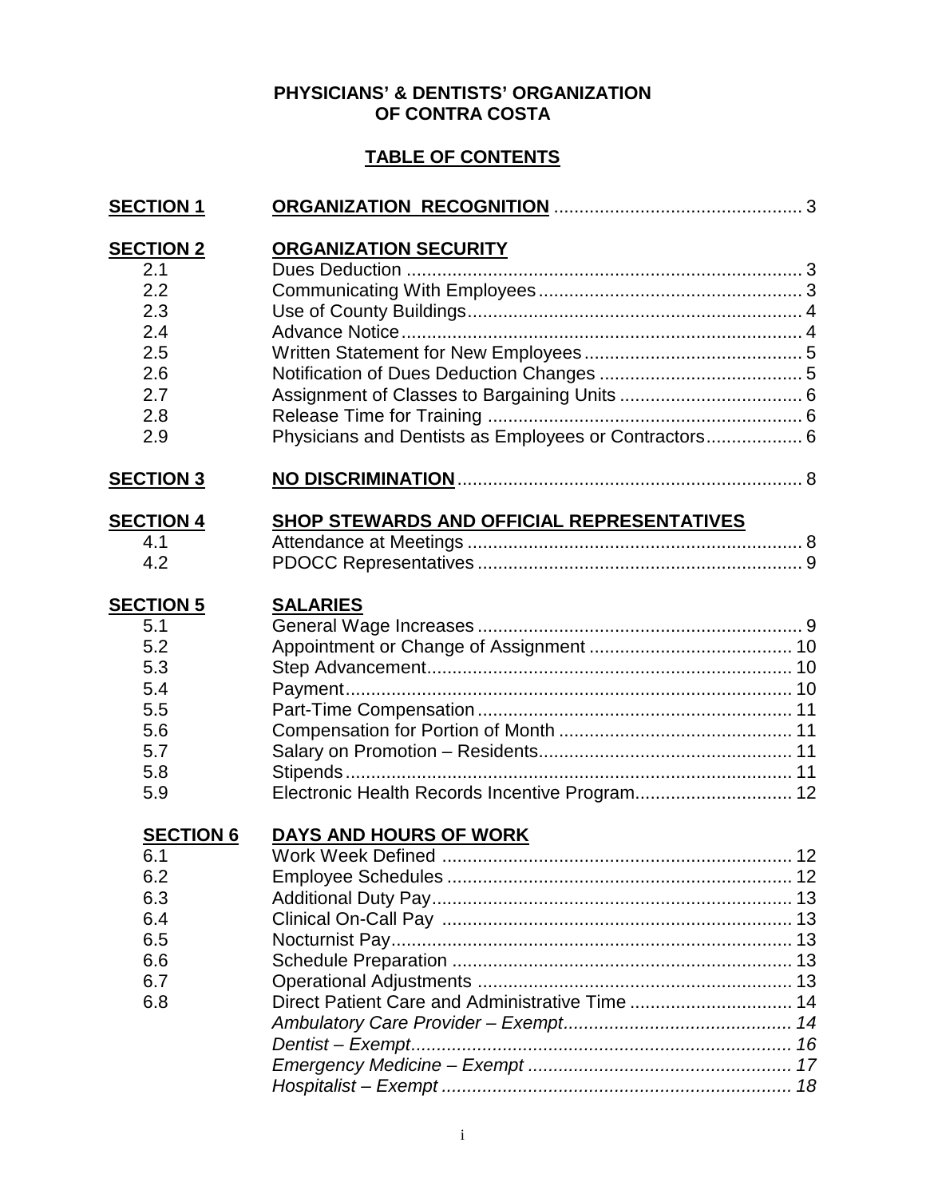# PHYSICIANS' & DENTISTS' ORGANIZATION OF CONTRA COSTA

## TABLE OF CONTENTS

| | | |
|---|---|---|
| **SECTION 1** | **ORGANIZATION RECOGNITION** | 3 |
| **SECTION 2** | **ORGANIZATION SECURITY** | |
| 2.1 | Dues Deduction | 3 |
| 2.2 | Communicating With Employees | 3 |
| 2.3 | Use of County Buildings | 4 |
| 2.4 | Advance Notice | 4 |
| 2.5 | Written Statement for New Employees | 5 |
| 2.6 | Notification of Dues Deduction Changes | 5 |
| 2.7 | Assignment of Classes to Bargaining Units | 6 |
| 2.8 | Release Time for Training | 6 |
| 2.9 | Physicians and Dentists as Employees or Contractors | 6 |
| **SECTION 3** | **NO DISCRIMINATION** | 8 |
| **SECTION 4** | **SHOP STEWARDS AND OFFICIAL REPRESENTATIVES** | |
| 4.1 | Attendance at Meetings | 8 |
| 4.2 | PDOCC Representatives | 9 |
| **SECTION 5** | **SALARIES** | |
| 5.1 | General Wage Increases | 9 |
| 5.2 | Appointment or Change of Assignment | 10 |
| 5.3 | Step Advancement | 10 |
| 5.4 | Payment | 10 |
| 5.5 | Part-Time Compensation | 11 |
| 5.6 | Compensation for Portion of Month | 11 |
| 5.7 | Salary on Promotion – Residents | 11 |
| 5.8 | Stipends | 11 |
| 5.9 | Electronic Health Records Incentive Program | 12 |
| **SECTION 6** | **DAYS AND HOURS OF WORK** | |
| 6.1 | Work Week Defined | 12 |
| 6.2 | Employee Schedules | 12 |
| 6.3 | Additional Duty Pay | 13 |
| 6.4 | Clinical On-Call Pay | 13 |
| 6.5 | Nocturnist Pay | 13 |
| 6.6 | Schedule Preparation | 13 |
| 6.7 | Operational Adjustments | 13 |
| 6.8 | Direct Patient Care and Administrative Time | 14 |
| | *Ambulatory Care Provider – Exempt* | *14* |
| | *Dentist – Exempt* | *16* |
| | *Emergency Medicine – Exempt* | *17* |
| | *Hospitalist – Exempt* | *18* |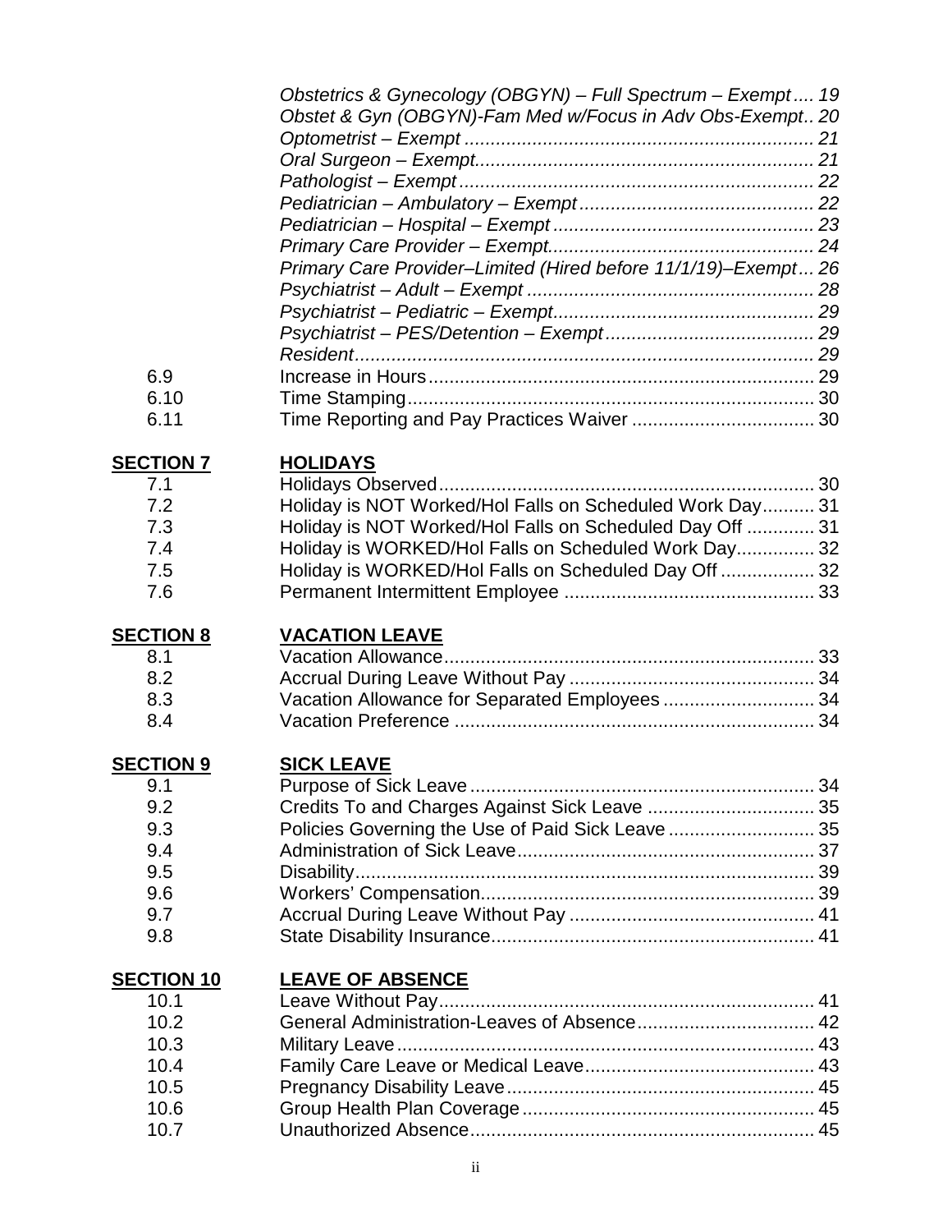| | | |
|---|---|---|
| | *Obstetrics & Gynecology (OBGYN) – Full Spectrum – Exempt* | *19* |
| | *Obstet & Gyn (OBGYN)-Fam Med w/Focus in Adv Obs-Exempt* | *20* |
| | *Optometrist – Exempt* | *21* |
| | *Oral Surgeon – Exempt* | *21* |
| | *Pathologist – Exempt* | *22* |
| | *Pediatrician – Ambulatory – Exempt* | *22* |
| | *Pediatrician – Hospital – Exempt* | *23* |
| | *Primary Care Provider – Exempt* | *24* |
| | *Primary Care Provider–Limited (Hired before 11/1/19)–Exempt* | *26* |
| | *Psychiatrist – Adult – Exempt* | *28* |
| | *Psychiatrist – Pediatric – Exempt* | *29* |
| | *Psychiatrist – PES/Detention – Exempt* | *29* |
| | *Resident* | *29* |
| 6.9 | Increase in Hours | 29 |
| 6.10 | Time Stamping | 30 |
| 6.11 | Time Reporting and Pay Practices Waiver | 30 |
| **SECTION 7** | **HOLIDAYS** | |
| 7.1 | Holidays Observed | 30 |
| 7.2 | Holiday is NOT Worked/Hol Falls on Scheduled Work Day | 31 |
| 7.3 | Holiday is NOT Worked/Hol Falls on Scheduled Day Off | 31 |
| 7.4 | Holiday is WORKED/Hol Falls on Scheduled Work Day | 32 |
| 7.5 | Holiday is WORKED/Hol Falls on Scheduled Day Off | 32 |
| 7.6 | Permanent Intermittent Employee | 33 |
| **SECTION 8** | **VACATION LEAVE** | |
| 8.1 | Vacation Allowance | 33 |
| 8.2 | Accrual During Leave Without Pay | 34 |
| 8.3 | Vacation Allowance for Separated Employees | 34 |
| 8.4 | Vacation Preference | 34 |
| **SECTION 9** | **SICK LEAVE** | |
| 9.1 | Purpose of Sick Leave | 34 |
| 9.2 | Credits To and Charges Against Sick Leave | 35 |
| 9.3 | Policies Governing the Use of Paid Sick Leave | 35 |
| 9.4 | Administration of Sick Leave | 37 |
| 9.5 | Disability | 39 |
| 9.6 | Workers' Compensation | 39 |
| 9.7 | Accrual During Leave Without Pay | 41 |
| 9.8 | State Disability Insurance | 41 |
| **SECTION 10** | **LEAVE OF ABSENCE** | |
| 10.1 | Leave Without Pay | 41 |
| 10.2 | General Administration-Leaves of Absence | 42 |
| 10.3 | Military Leave | 43 |
| 10.4 | Family Care Leave or Medical Leave | 43 |
| 10.5 | Pregnancy Disability Leave | 45 |
| 10.6 | Group Health Plan Coverage | 45 |
| 10.7 | Unauthorized Absence | 45 |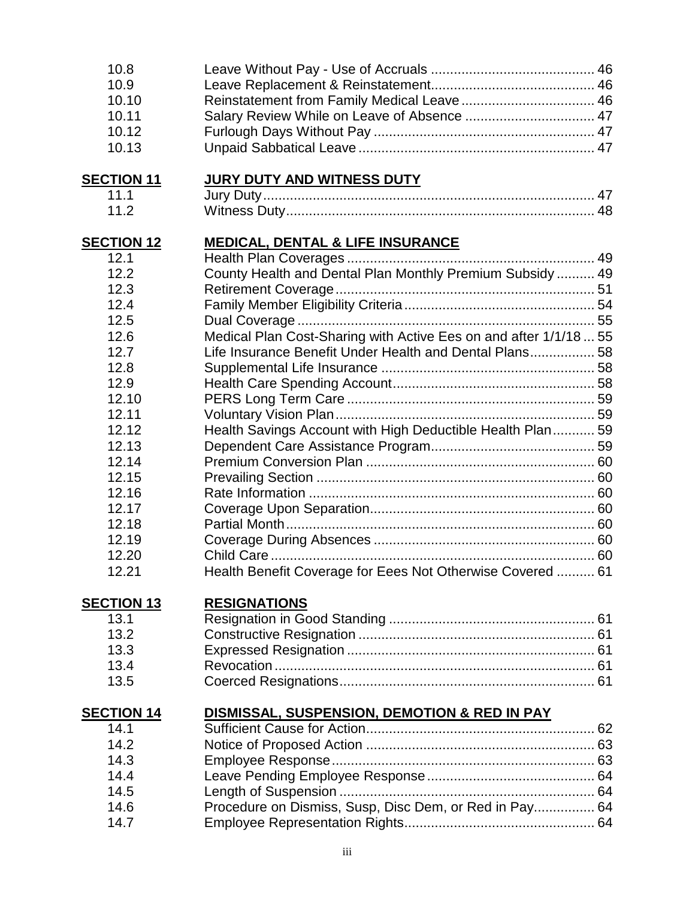| | | |
|---|---|---|
| 10.8 | Leave Without Pay - Use of Accruals | 46 |
| 10.9 | Leave Replacement & Reinstatement | 46 |
| 10.10 | Reinstatement from Family Medical Leave | 46 |
| 10.11 | Salary Review While on Leave of Absence | 47 |
| 10.12 | Furlough Days Without Pay | 47 |
| 10.13 | Unpaid Sabbatical Leave | 47 |
| **SECTION 11** | **JURY DUTY AND WITNESS DUTY** | |
| 11.1 | Jury Duty | 47 |
| 11.2 | Witness Duty | 48 |
| **SECTION 12** | **MEDICAL, DENTAL & LIFE INSURANCE** | |
| 12.1 | Health Plan Coverages | 49 |
| 12.2 | County Health and Dental Plan Monthly Premium Subsidy | 49 |
| 12.3 | Retirement Coverage | 51 |
| 12.4 | Family Member Eligibility Criteria | 54 |
| 12.5 | Dual Coverage | 55 |
| 12.6 | Medical Plan Cost-Sharing with Active Ees on and after 1/1/18 | 55 |
| 12.7 | Life Insurance Benefit Under Health and Dental Plans | 58 |
| 12.8 | Supplemental Life Insurance | 58 |
| 12.9 | Health Care Spending Account | 58 |
| 12.10 | PERS Long Term Care | 59 |
| 12.11 | Voluntary Vision Plan | 59 |
| 12.12 | Health Savings Account with High Deductible Health Plan | 59 |
| 12.13 | Dependent Care Assistance Program | 59 |
| 12.14 | Premium Conversion Plan | 60 |
| 12.15 | Prevailing Section | 60 |
| 12.16 | Rate Information | 60 |
| 12.17 | Coverage Upon Separation | 60 |
| 12.18 | Partial Month | 60 |
| 12.19 | Coverage During Absences | 60 |
| 12.20 | Child Care | 60 |
| 12.21 | Health Benefit Coverage for Eees Not Otherwise Covered | 61 |
| **SECTION 13** | **RESIGNATIONS** | |
| 13.1 | Resignation in Good Standing | 61 |
| 13.2 | Constructive Resignation | 61 |
| 13.3 | Expressed Resignation | 61 |
| 13.4 | Revocation | 61 |
| 13.5 | Coerced Resignations | 61 |
| **SECTION 14** | **DISMISSAL, SUSPENSION, DEMOTION & RED IN PAY** | |
| 14.1 | Sufficient Cause for Action | 62 |
| 14.2 | Notice of Proposed Action | 63 |
| 14.3 | Employee Response | 63 |
| 14.4 | Leave Pending Employee Response | 64 |
| 14.5 | Length of Suspension | 64 |
| 14.6 | Procedure on Dismiss, Susp, Disc Dem, or Red in Pay | 64 |
| 14.7 | Employee Representation Rights | 64 |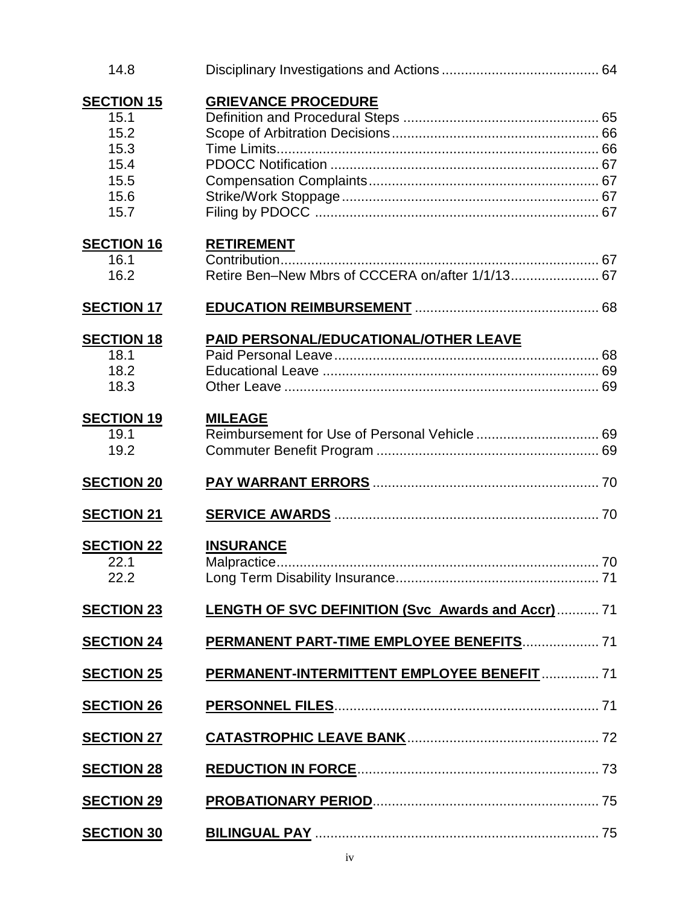| | | |
|---|---|---|
| 14.8 | Disciplinary Investigations and Actions | 64 |
| **SECTION 15** | **GRIEVANCE PROCEDURE** | |
| 15.1 | Definition and Procedural Steps | 65 |
| 15.2 | Scope of Arbitration Decisions | 66 |
| 15.3 | Time Limits | 66 |
| 15.4 | PDOCC Notification | 67 |
| 15.5 | Compensation Complaints | 67 |
| 15.6 | Strike/Work Stoppage | 67 |
| 15.7 | Filing by PDOCC | 67 |
| **SECTION 16** | **RETIREMENT** | |
| 16.1 | Contribution | 67 |
| 16.2 | Retire Ben–New Mbrs of CCCERA on/after 1/1/13 | 67 |
| **SECTION 17** | **EDUCATION REIMBURSEMENT** | 68 |
| **SECTION 18** | **PAID PERSONAL/EDUCATIONAL/OTHER LEAVE** | |
| 18.1 | Paid Personal Leave | 68 |
| 18.2 | Educational Leave | 69 |
| 18.3 | Other Leave | 69 |
| **SECTION 19** | **MILEAGE** | |
| 19.1 | Reimbursement for Use of Personal Vehicle | 69 |
| 19.2 | Commuter Benefit Program | 69 |
| **SECTION 20** | **PAY WARRANT ERRORS** | 70 |
| **SECTION 21** | **SERVICE AWARDS** | 70 |
| **SECTION 22** | **INSURANCE** | |
| 22.1 | Malpractice | 70 |
| 22.2 | Long Term Disability Insurance | 71 |
| **SECTION 23** | **LENGTH OF SVC DEFINITION (Svc Awards and Accr)** | 71 |
| **SECTION 24** | **PERMANENT PART-TIME EMPLOYEE BENEFITS** | 71 |
| **SECTION 25** | **PERMANENT-INTERMITTENT EMPLOYEE BENEFIT** | 71 |
| **SECTION 26** | **PERSONNEL FILES** | 71 |
| **SECTION 27** | **CATASTROPHIC LEAVE BANK** | 72 |
| **SECTION 28** | **REDUCTION IN FORCE** | 73 |
| **SECTION 29** | **PROBATIONARY PERIOD** | 75 |
| **SECTION 30** | **BILINGUAL PAY** | 75 |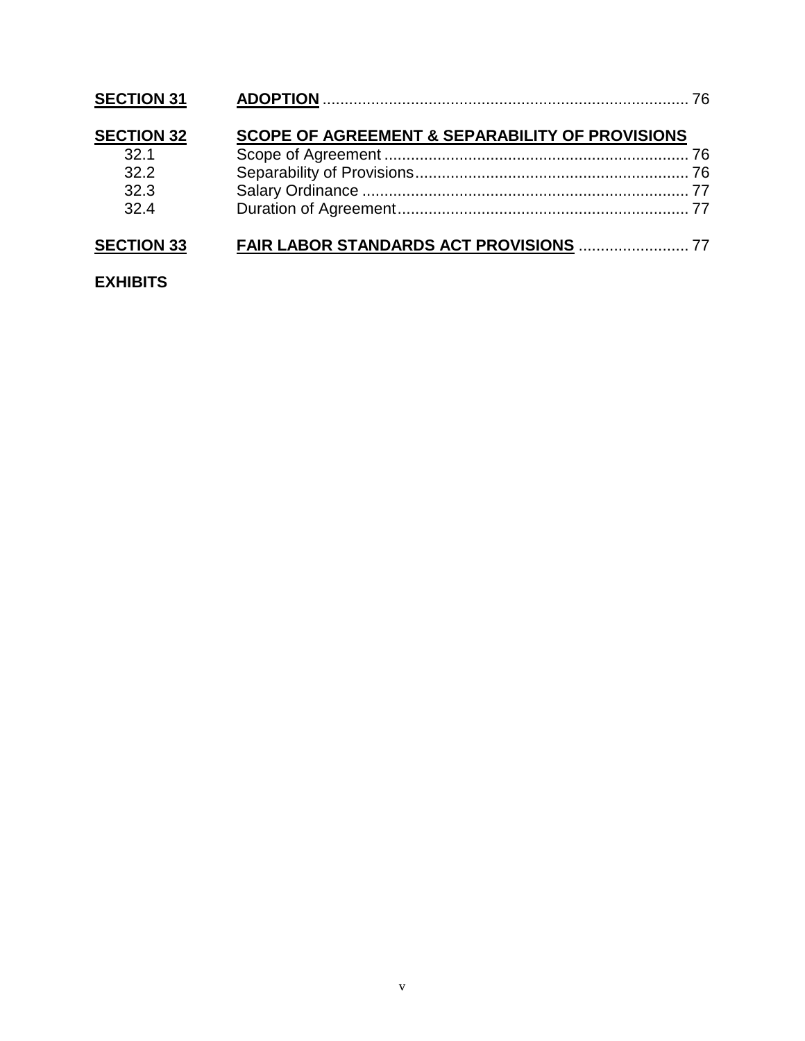| | | |
|---|---|---|
| **SECTION 31** | **ADOPTION** | 76 |
| **SECTION 32** | **SCOPE OF AGREEMENT & SEPARABILITY OF PROVISIONS** | |
| 32.1 | Scope of Agreement | 76 |
| 32.2 | Separability of Provisions | 76 |
| 32.3 | Salary Ordinance | 77 |
| 32.4 | Duration of Agreement | 77 |
| **SECTION 33** | **FAIR LABOR STANDARDS ACT PROVISIONS** | 77 |

**EXHIBITS**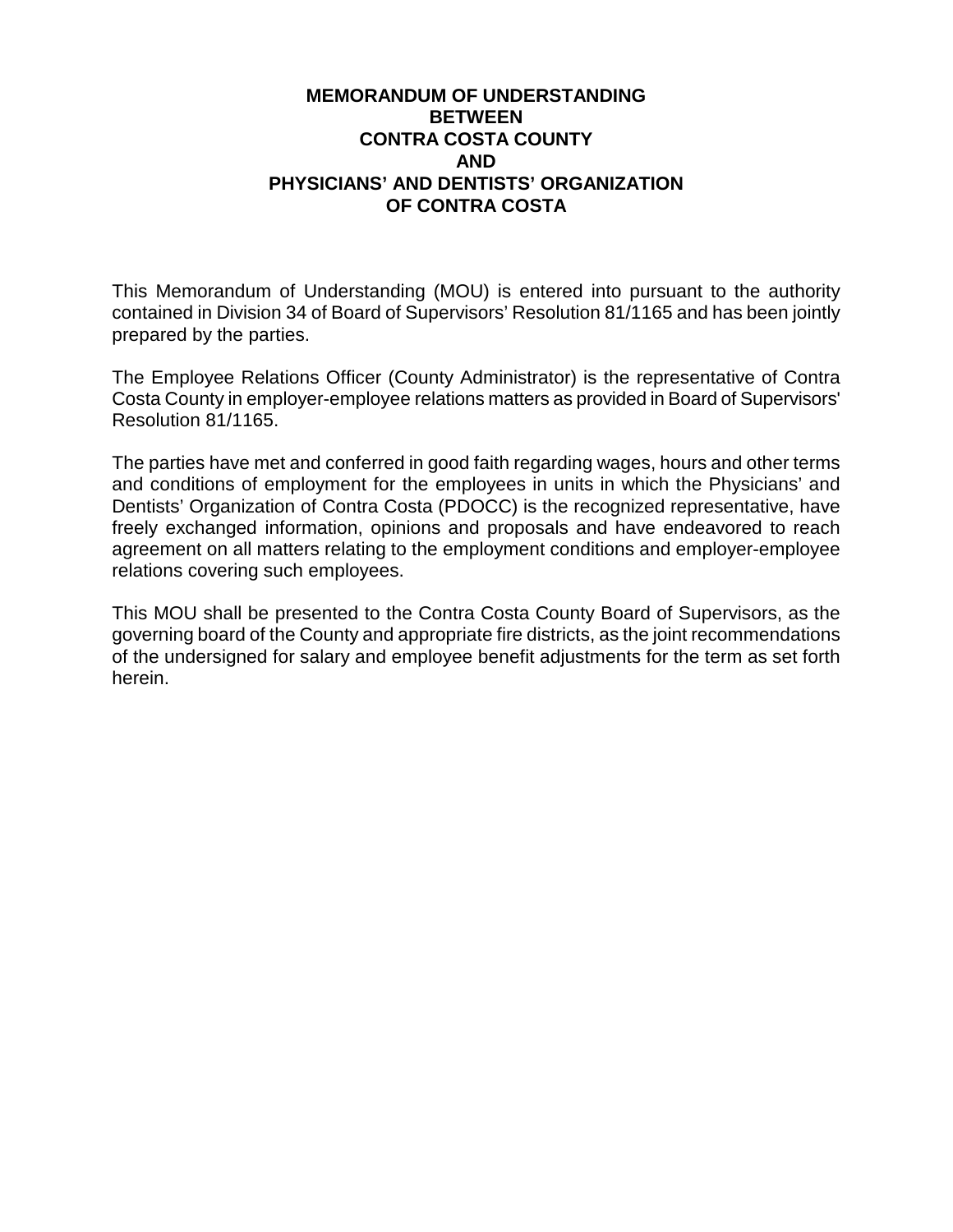**MEMORANDUM OF UNDERSTANDING**
**BETWEEN**
**CONTRA COSTA COUNTY**
**AND**
**PHYSICIANS' AND DENTISTS' ORGANIZATION**
**OF CONTRA COSTA**

This Memorandum of Understanding (MOU) is entered into pursuant to the authority contained in Division 34 of Board of Supervisors' Resolution 81/1165 and has been jointly prepared by the parties.

The Employee Relations Officer (County Administrator) is the representative of Contra Costa County in employer-employee relations matters as provided in Board of Supervisors' Resolution 81/1165.

The parties have met and conferred in good faith regarding wages, hours and other terms and conditions of employment for the employees in units in which the Physicians' and Dentists' Organization of Contra Costa (PDOCC) is the recognized representative, have freely exchanged information, opinions and proposals and have endeavored to reach agreement on all matters relating to the employment conditions and employer-employee relations covering such employees.

This MOU shall be presented to the Contra Costa County Board of Supervisors, as the governing board of the County and appropriate fire districts, as the joint recommendations of the undersigned for salary and employee benefit adjustments for the term as set forth herein.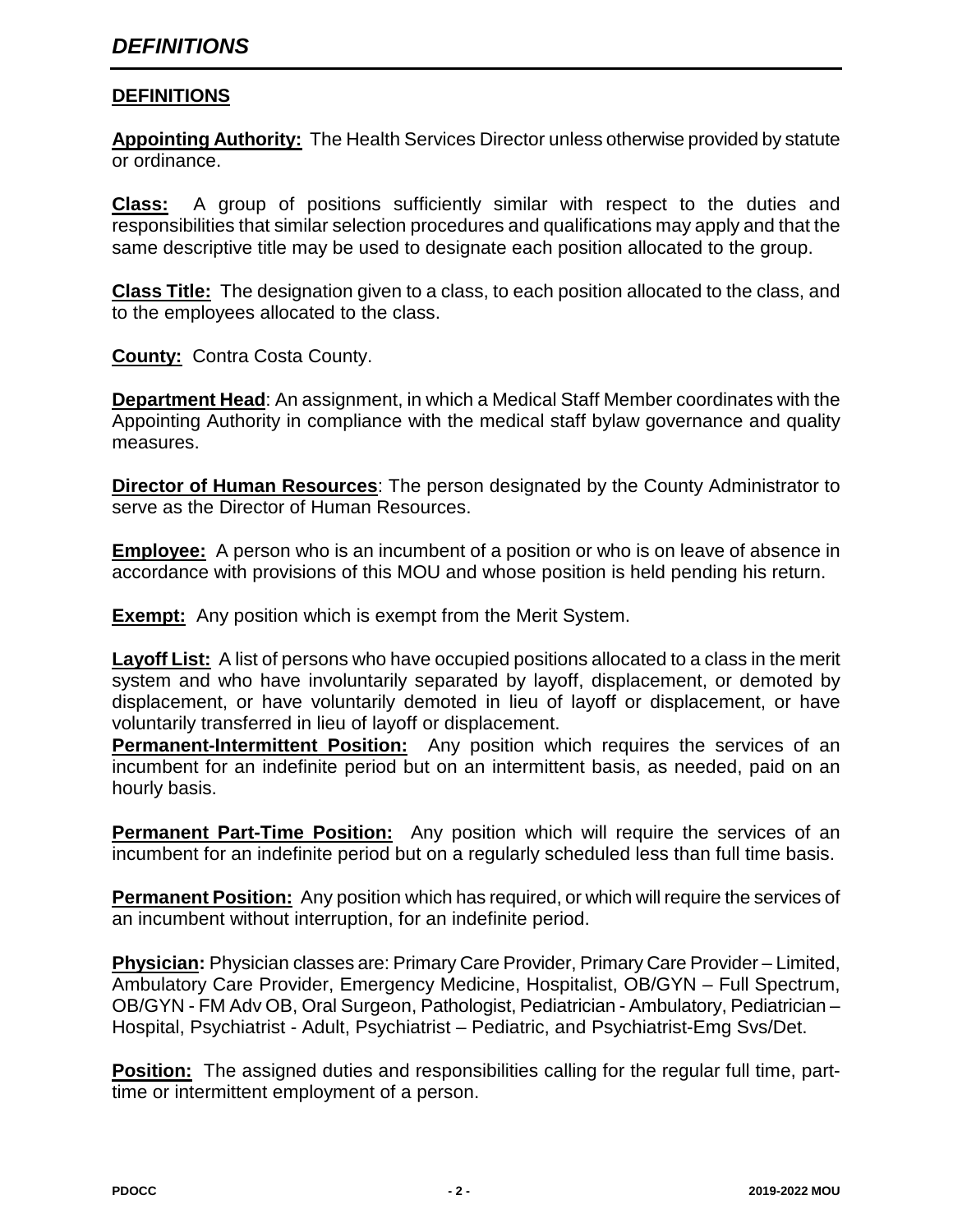# DEFINITIONS

## DEFINITIONS

**Appointing Authority:** The Health Services Director unless otherwise provided by statute or ordinance.

**Class:** A group of positions sufficiently similar with respect to the duties and responsibilities that similar selection procedures and qualifications may apply and that the same descriptive title may be used to designate each position allocated to the group.

**Class Title:** The designation given to a class, to each position allocated to the class, and to the employees allocated to the class.

**County:** Contra Costa County.

**Department Head**: An assignment, in which a Medical Staff Member coordinates with the Appointing Authority in compliance with the medical staff bylaw governance and quality measures.

**Director of Human Resources**: The person designated by the County Administrator to serve as the Director of Human Resources.

**Employee:** A person who is an incumbent of a position or who is on leave of absence in accordance with provisions of this MOU and whose position is held pending his return.

**Exempt:** Any position which is exempt from the Merit System.

**Layoff List:** A list of persons who have occupied positions allocated to a class in the merit system and who have involuntarily separated by layoff, displacement, or demoted by displacement, or have voluntarily demoted in lieu of layoff or displacement, or have voluntarily transferred in lieu of layoff or displacement.

**Permanent-Intermittent Position:** Any position which requires the services of an incumbent for an indefinite period but on an intermittent basis, as needed, paid on an hourly basis.

**Permanent Part-Time Position:** Any position which will require the services of an incumbent for an indefinite period but on a regularly scheduled less than full time basis.

**Permanent Position:** Any position which has required, or which will require the services of an incumbent without interruption, for an indefinite period.

**Physician:** Physician classes are: Primary Care Provider, Primary Care Provider – Limited, Ambulatory Care Provider, Emergency Medicine, Hospitalist, OB/GYN – Full Spectrum, OB/GYN - FM Adv OB, Oral Surgeon, Pathologist, Pediatrician - Ambulatory, Pediatrician – Hospital, Psychiatrist - Adult, Psychiatrist – Pediatric, and Psychiatrist-Emg Svs/Det.

**Position:** The assigned duties and responsibilities calling for the regular full time, part-time or intermittent employment of a person.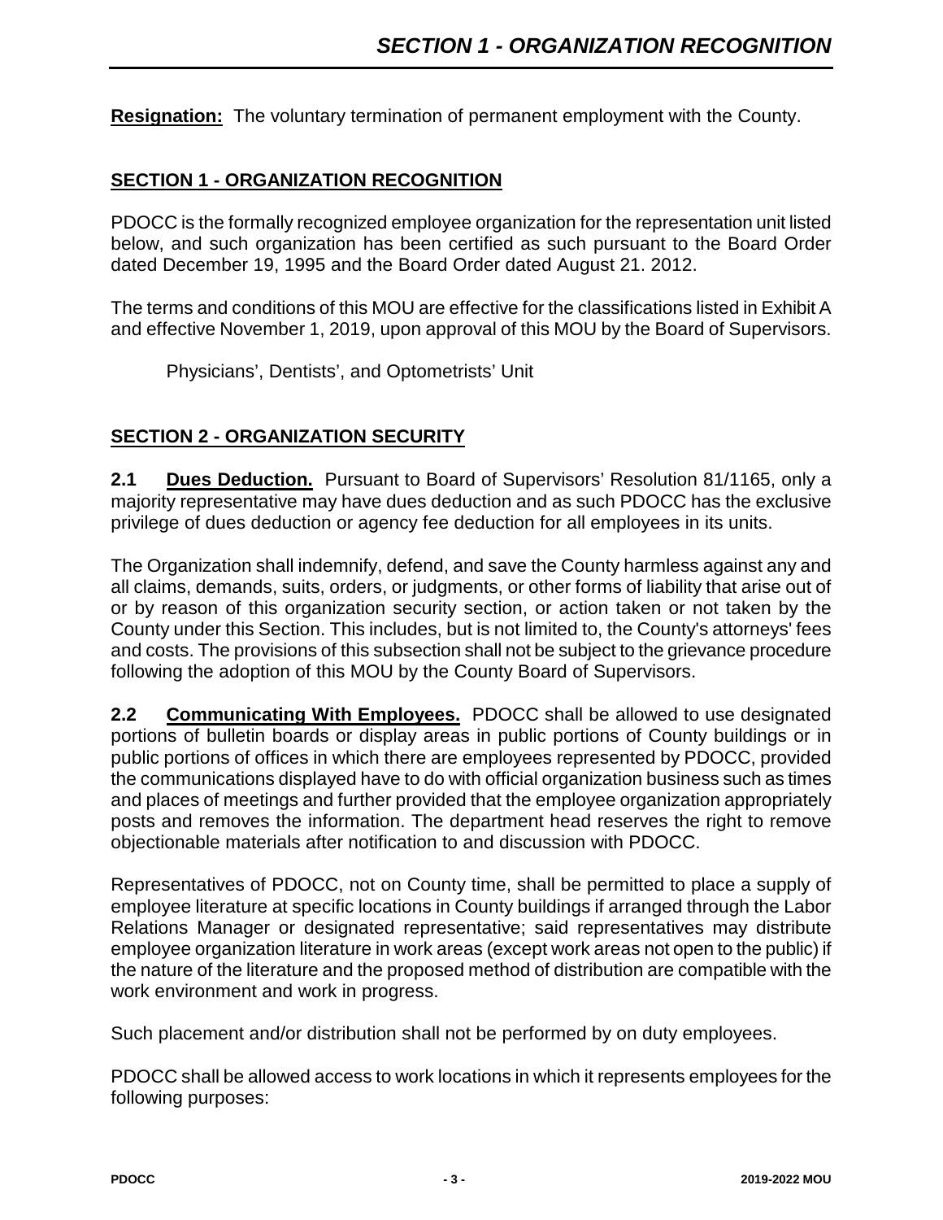**Resignation:** The voluntary termination of permanent employment with the County.

## SECTION 1 - ORGANIZATION RECOGNITION

PDOCC is the formally recognized employee organization for the representation unit listed below, and such organization has been certified as such pursuant to the Board Order dated December 19, 1995 and the Board Order dated August 21. 2012.

The terms and conditions of this MOU are effective for the classifications listed in Exhibit A and effective November 1, 2019, upon approval of this MOU by the Board of Supervisors.

Physicians', Dentists', and Optometrists' Unit

## SECTION 2 - ORGANIZATION SECURITY

**2.1 Dues Deduction.** Pursuant to Board of Supervisors' Resolution 81/1165, only a majority representative may have dues deduction and as such PDOCC has the exclusive privilege of dues deduction or agency fee deduction for all employees in its units.

The Organization shall indemnify, defend, and save the County harmless against any and all claims, demands, suits, orders, or judgments, or other forms of liability that arise out of or by reason of this organization security section, or action taken or not taken by the County under this Section. This includes, but is not limited to, the County's attorneys' fees and costs. The provisions of this subsection shall not be subject to the grievance procedure following the adoption of this MOU by the County Board of Supervisors.

**2.2 Communicating With Employees.** PDOCC shall be allowed to use designated portions of bulletin boards or display areas in public portions of County buildings or in public portions of offices in which there are employees represented by PDOCC, provided the communications displayed have to do with official organization business such as times and places of meetings and further provided that the employee organization appropriately posts and removes the information. The department head reserves the right to remove objectionable materials after notification to and discussion with PDOCC.

Representatives of PDOCC, not on County time, shall be permitted to place a supply of employee literature at specific locations in County buildings if arranged through the Labor Relations Manager or designated representative; said representatives may distribute employee organization literature in work areas (except work areas not open to the public) if the nature of the literature and the proposed method of distribution are compatible with the work environment and work in progress.

Such placement and/or distribution shall not be performed by on duty employees.

PDOCC shall be allowed access to work locations in which it represents employees for the following purposes: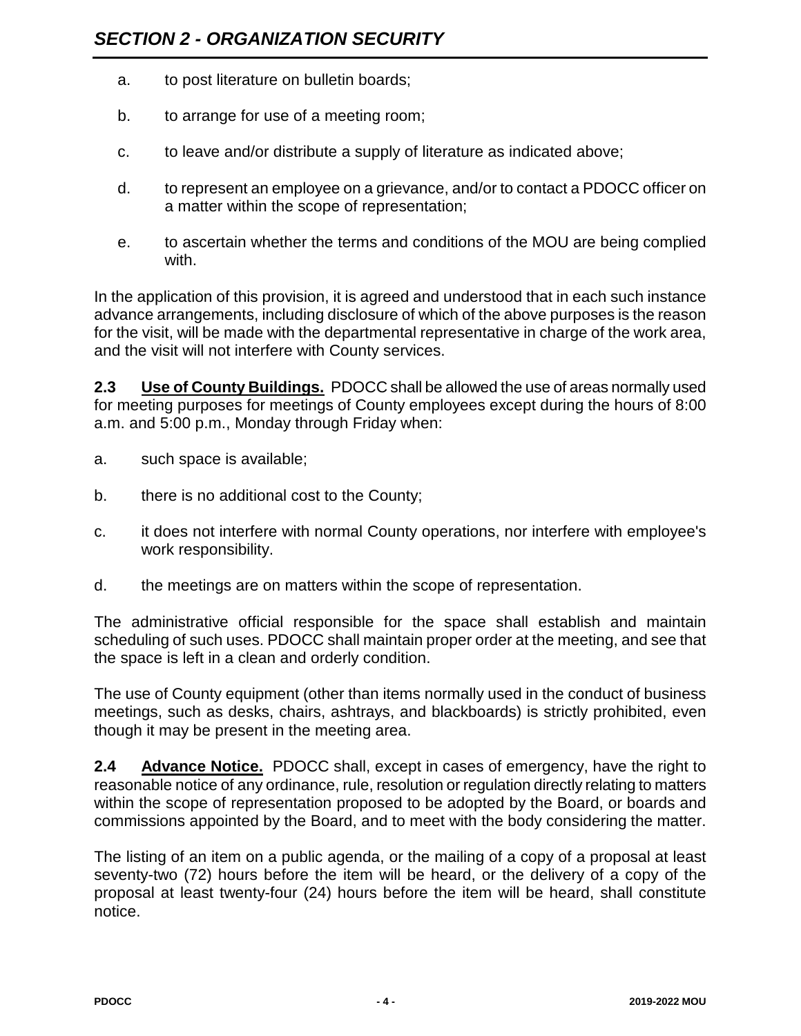a. to post literature on bulletin boards;

b. to arrange for use of a meeting room;

c. to leave and/or distribute a supply of literature as indicated above;

d. to represent an employee on a grievance, and/or to contact a PDOCC officer on a matter within the scope of representation;

e. to ascertain whether the terms and conditions of the MOU are being complied with.

In the application of this provision, it is agreed and understood that in each such instance advance arrangements, including disclosure of which of the above purposes is the reason for the visit, will be made with the departmental representative in charge of the work area, and the visit will not interfere with County services.

**2.3 Use of County Buildings.** PDOCC shall be allowed the use of areas normally used for meeting purposes for meetings of County employees except during the hours of 8:00 a.m. and 5:00 p.m., Monday through Friday when:

a. such space is available;

b. there is no additional cost to the County;

c. it does not interfere with normal County operations, nor interfere with employee's work responsibility.

d. the meetings are on matters within the scope of representation.

The administrative official responsible for the space shall establish and maintain scheduling of such uses. PDOCC shall maintain proper order at the meeting, and see that the space is left in a clean and orderly condition.

The use of County equipment (other than items normally used in the conduct of business meetings, such as desks, chairs, ashtrays, and blackboards) is strictly prohibited, even though it may be present in the meeting area.

**2.4 Advance Notice.** PDOCC shall, except in cases of emergency, have the right to reasonable notice of any ordinance, rule, resolution or regulation directly relating to matters within the scope of representation proposed to be adopted by the Board, or boards and commissions appointed by the Board, and to meet with the body considering the matter.

The listing of an item on a public agenda, or the mailing of a copy of a proposal at least seventy-two (72) hours before the item will be heard, or the delivery of a copy of the proposal at least twenty-four (24) hours before the item will be heard, shall constitute notice.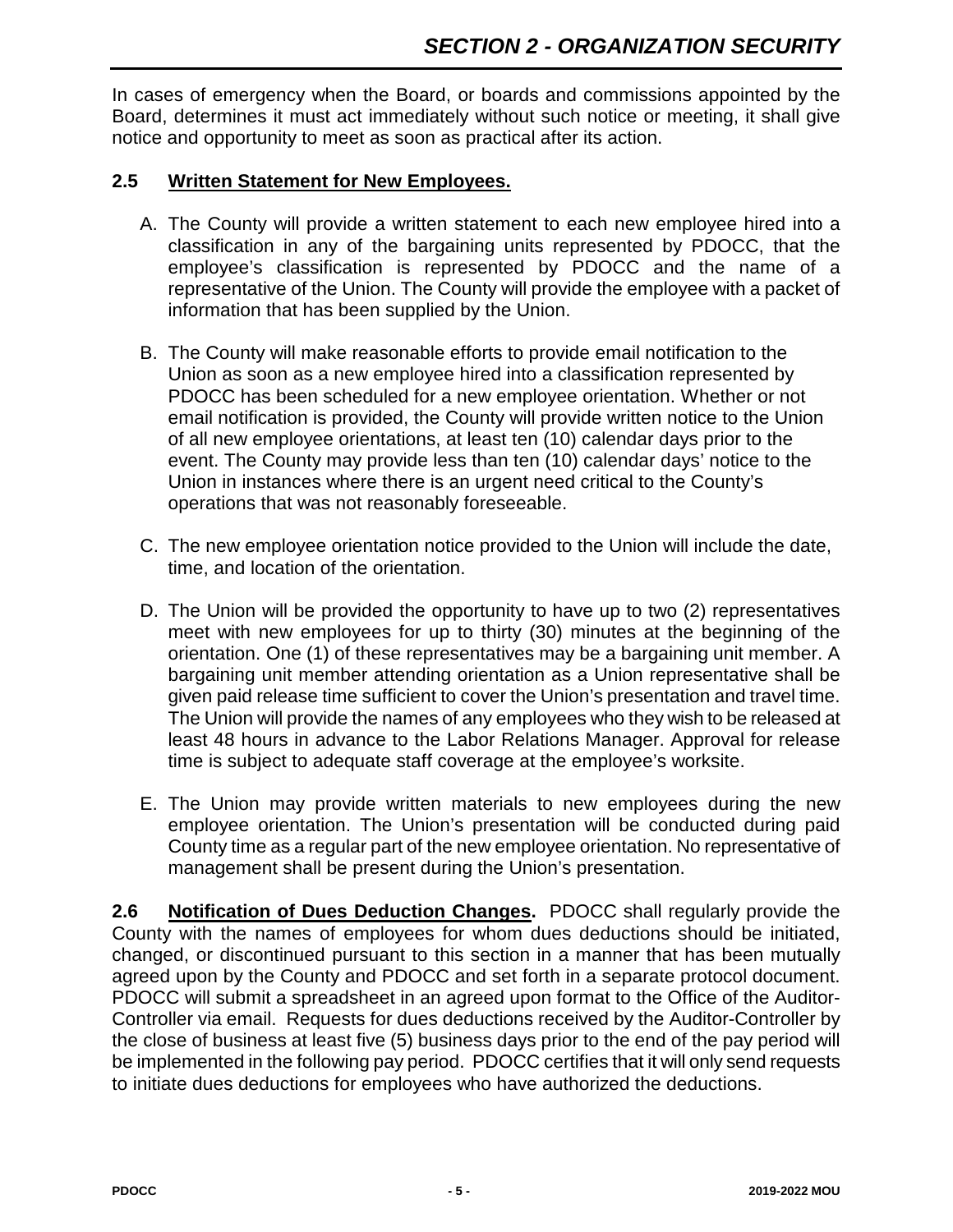In cases of emergency when the Board, or boards and commissions appointed by the Board, determines it must act immediately without such notice or meeting, it shall give notice and opportunity to meet as soon as practical after its action.

### 2.5 Written Statement for New Employees.

A. The County will provide a written statement to each new employee hired into a classification in any of the bargaining units represented by PDOCC, that the employee's classification is represented by PDOCC and the name of a representative of the Union. The County will provide the employee with a packet of information that has been supplied by the Union.

B. The County will make reasonable efforts to provide email notification to the Union as soon as a new employee hired into a classification represented by PDOCC has been scheduled for a new employee orientation. Whether or not email notification is provided, the County will provide written notice to the Union of all new employee orientations, at least ten (10) calendar days prior to the event. The County may provide less than ten (10) calendar days' notice to the Union in instances where there is an urgent need critical to the County's operations that was not reasonably foreseeable.

C. The new employee orientation notice provided to the Union will include the date, time, and location of the orientation.

D. The Union will be provided the opportunity to have up to two (2) representatives meet with new employees for up to thirty (30) minutes at the beginning of the orientation. One (1) of these representatives may be a bargaining unit member. A bargaining unit member attending orientation as a Union representative shall be given paid release time sufficient to cover the Union's presentation and travel time. The Union will provide the names of any employees who they wish to be released at least 48 hours in advance to the Labor Relations Manager. Approval for release time is subject to adequate staff coverage at the employee's worksite.

E. The Union may provide written materials to new employees during the new employee orientation. The Union's presentation will be conducted during paid County time as a regular part of the new employee orientation. No representative of management shall be present during the Union's presentation.

**2.6 Notification of Dues Deduction Changes.** PDOCC shall regularly provide the County with the names of employees for whom dues deductions should be initiated, changed, or discontinued pursuant to this section in a manner that has been mutually agreed upon by the County and PDOCC and set forth in a separate protocol document. PDOCC will submit a spreadsheet in an agreed upon format to the Office of the Auditor-Controller via email. Requests for dues deductions received by the Auditor-Controller by the close of business at least five (5) business days prior to the end of the pay period will be implemented in the following pay period. PDOCC certifies that it will only send requests to initiate dues deductions for employees who have authorized the deductions.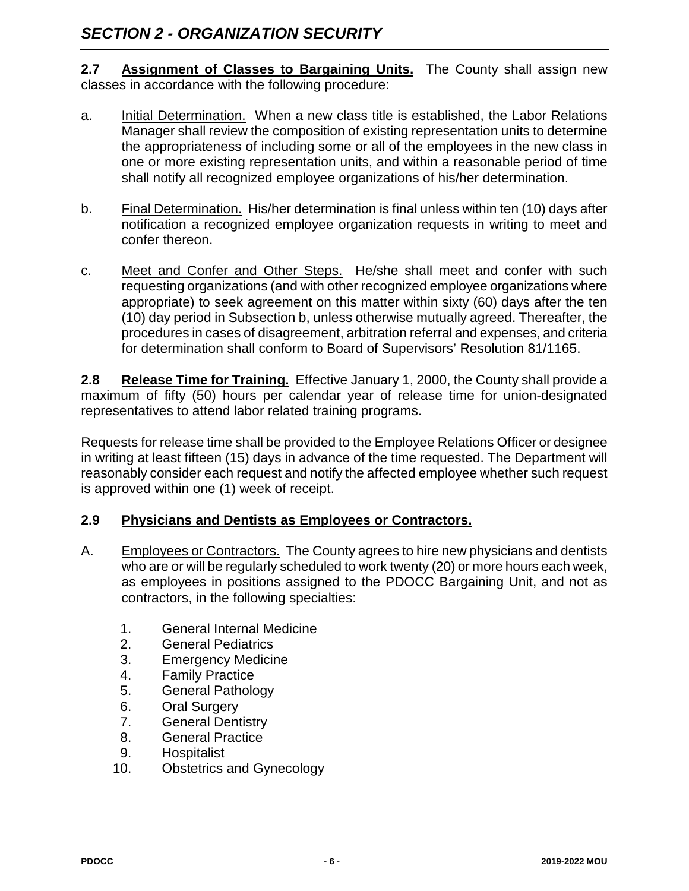## SECTION 2 - ORGANIZATION SECURITY

**2.7 Assignment of Classes to Bargaining Units.** The County shall assign new classes in accordance with the following procedure:

a. Initial Determination. When a new class title is established, the Labor Relations Manager shall review the composition of existing representation units to determine the appropriateness of including some or all of the employees in the new class in one or more existing representation units, and within a reasonable period of time shall notify all recognized employee organizations of his/her determination.

b. Final Determination. His/her determination is final unless within ten (10) days after notification a recognized employee organization requests in writing to meet and confer thereon.

c. Meet and Confer and Other Steps. He/she shall meet and confer with such requesting organizations (and with other recognized employee organizations where appropriate) to seek agreement on this matter within sixty (60) days after the ten (10) day period in Subsection b, unless otherwise mutually agreed. Thereafter, the procedures in cases of disagreement, arbitration referral and expenses, and criteria for determination shall conform to Board of Supervisors' Resolution 81/1165.

**2.8 Release Time for Training.** Effective January 1, 2000, the County shall provide a maximum of fifty (50) hours per calendar year of release time for union-designated representatives to attend labor related training programs.

Requests for release time shall be provided to the Employee Relations Officer or designee in writing at least fifteen (15) days in advance of the time requested. The Department will reasonably consider each request and notify the affected employee whether such request is approved within one (1) week of receipt.

**2.9 Physicians and Dentists as Employees or Contractors.**

A. Employees or Contractors. The County agrees to hire new physicians and dentists who are or will be regularly scheduled to work twenty (20) or more hours each week, as employees in positions assigned to the PDOCC Bargaining Unit, and not as contractors, in the following specialties:

1. General Internal Medicine
2. General Pediatrics
3. Emergency Medicine
4. Family Practice
5. General Pathology
6. Oral Surgery
7. General Dentistry
8. General Practice
9. Hospitalist
10. Obstetrics and Gynecology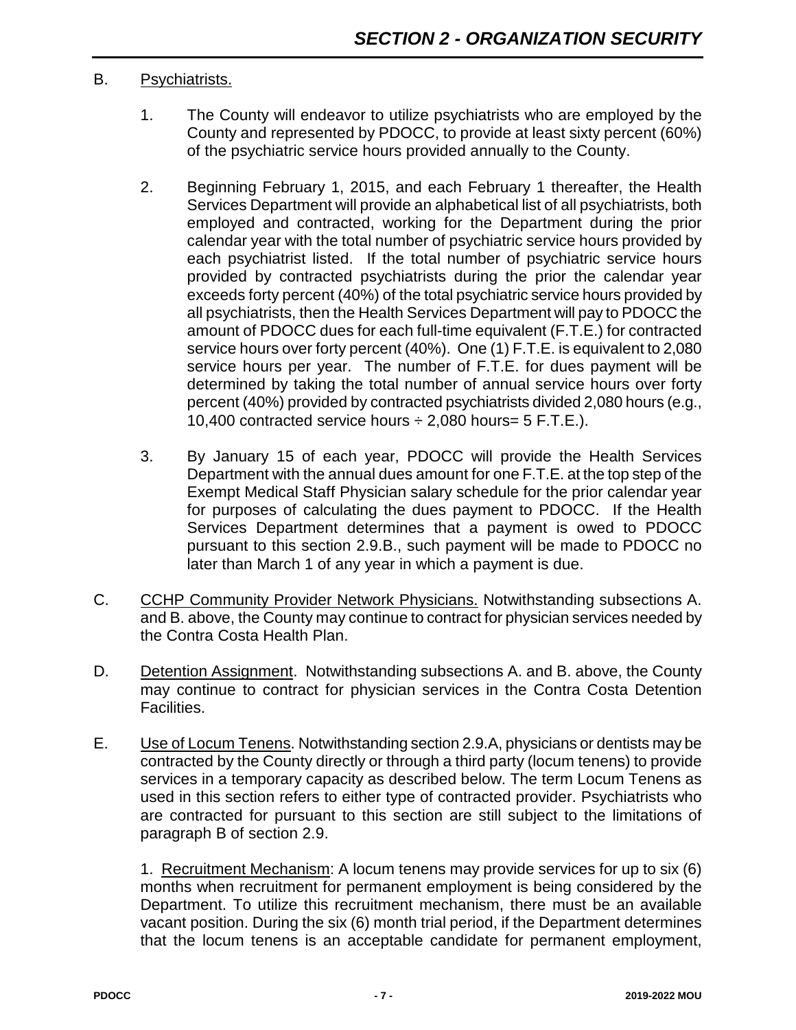B. Psychiatrists.

1. The County will endeavor to utilize psychiatrists who are employed by the County and represented by PDOCC, to provide at least sixty percent (60%) of the psychiatric service hours provided annually to the County.

2. Beginning February 1, 2015, and each February 1 thereafter, the Health Services Department will provide an alphabetical list of all psychiatrists, both employed and contracted, working for the Department during the prior calendar year with the total number of psychiatric service hours provided by each psychiatrist listed. If the total number of psychiatric service hours provided by contracted psychiatrists during the prior the calendar year exceeds forty percent (40%) of the total psychiatric service hours provided by all psychiatrists, then the Health Services Department will pay to PDOCC the amount of PDOCC dues for each full-time equivalent (F.T.E.) for contracted service hours over forty percent (40%). One (1) F.T.E. is equivalent to 2,080 service hours per year. The number of F.T.E. for dues payment will be determined by taking the total number of annual service hours over forty percent (40%) provided by contracted psychiatrists divided 2,080 hours (e.g., 10,400 contracted service hours ÷ 2,080 hours= 5 F.T.E.).

3. By January 15 of each year, PDOCC will provide the Health Services Department with the annual dues amount for one F.T.E. at the top step of the Exempt Medical Staff Physician salary schedule for the prior calendar year for purposes of calculating the dues payment to PDOCC. If the Health Services Department determines that a payment is owed to PDOCC pursuant to this section 2.9.B., such payment will be made to PDOCC no later than March 1 of any year in which a payment is due.

C. CCHP Community Provider Network Physicians. Notwithstanding subsections A. and B. above, the County may continue to contract for physician services needed by the Contra Costa Health Plan.

D. Detention Assignment. Notwithstanding subsections A. and B. above, the County may continue to contract for physician services in the Contra Costa Detention Facilities.

E. Use of Locum Tenens. Notwithstanding section 2.9.A, physicians or dentists may be contracted by the County directly or through a third party (locum tenens) to provide services in a temporary capacity as described below. The term Locum Tenens as used in this section refers to either type of contracted provider. Psychiatrists who are contracted for pursuant to this section are still subject to the limitations of paragraph B of section 2.9.

1. Recruitment Mechanism: A locum tenens may provide services for up to six (6) months when recruitment for permanent employment is being considered by the Department. To utilize this recruitment mechanism, there must be an available vacant position. During the six (6) month trial period, if the Department determines that the locum tenens is an acceptable candidate for permanent employment,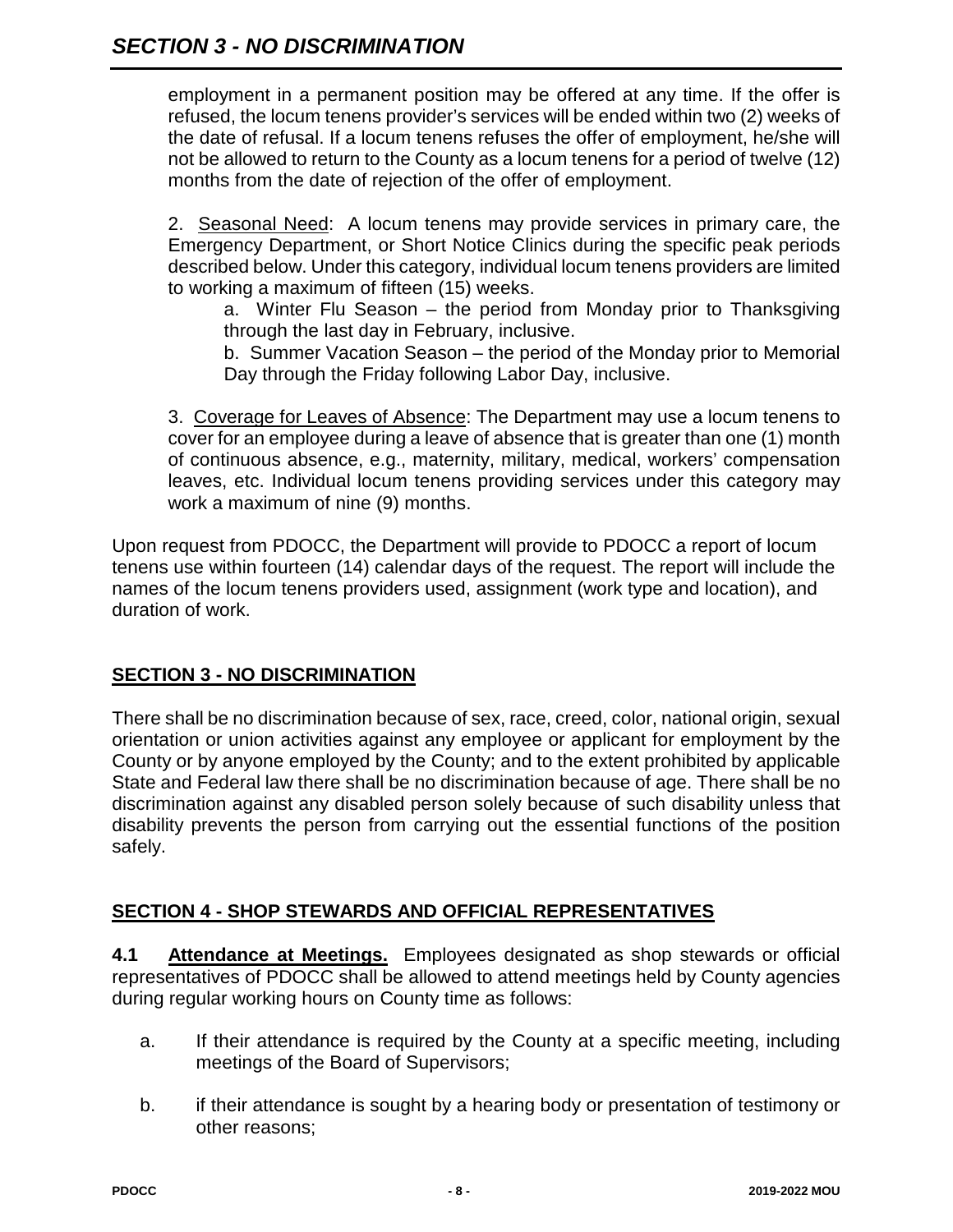employment in a permanent position may be offered at any time. If the offer is refused, the locum tenens provider's services will be ended within two (2) weeks of the date of refusal. If a locum tenens refuses the offer of employment, he/she will not be allowed to return to the County as a locum tenens for a period of twelve (12) months from the date of rejection of the offer of employment.

2. Seasonal Need: A locum tenens may provide services in primary care, the Emergency Department, or Short Notice Clinics during the specific peak periods described below. Under this category, individual locum tenens providers are limited to working a maximum of fifteen (15) weeks.

a. Winter Flu Season – the period from Monday prior to Thanksgiving through the last day in February, inclusive.

b. Summer Vacation Season – the period of the Monday prior to Memorial Day through the Friday following Labor Day, inclusive.

3. Coverage for Leaves of Absence: The Department may use a locum tenens to cover for an employee during a leave of absence that is greater than one (1) month of continuous absence, e.g., maternity, military, medical, workers' compensation leaves, etc. Individual locum tenens providing services under this category may work a maximum of nine (9) months.

Upon request from PDOCC, the Department will provide to PDOCC a report of locum tenens use within fourteen (14) calendar days of the request. The report will include the names of the locum tenens providers used, assignment (work type and location), and duration of work.

## SECTION 3 - NO DISCRIMINATION

There shall be no discrimination because of sex, race, creed, color, national origin, sexual orientation or union activities against any employee or applicant for employment by the County or by anyone employed by the County; and to the extent prohibited by applicable State and Federal law there shall be no discrimination because of age. There shall be no discrimination against any disabled person solely because of such disability unless that disability prevents the person from carrying out the essential functions of the position safely.

## SECTION 4 - SHOP STEWARDS AND OFFICIAL REPRESENTATIVES

**4.1 Attendance at Meetings.** Employees designated as shop stewards or official representatives of PDOCC shall be allowed to attend meetings held by County agencies during regular working hours on County time as follows:

a. If their attendance is required by the County at a specific meeting, including meetings of the Board of Supervisors;

b. if their attendance is sought by a hearing body or presentation of testimony or other reasons;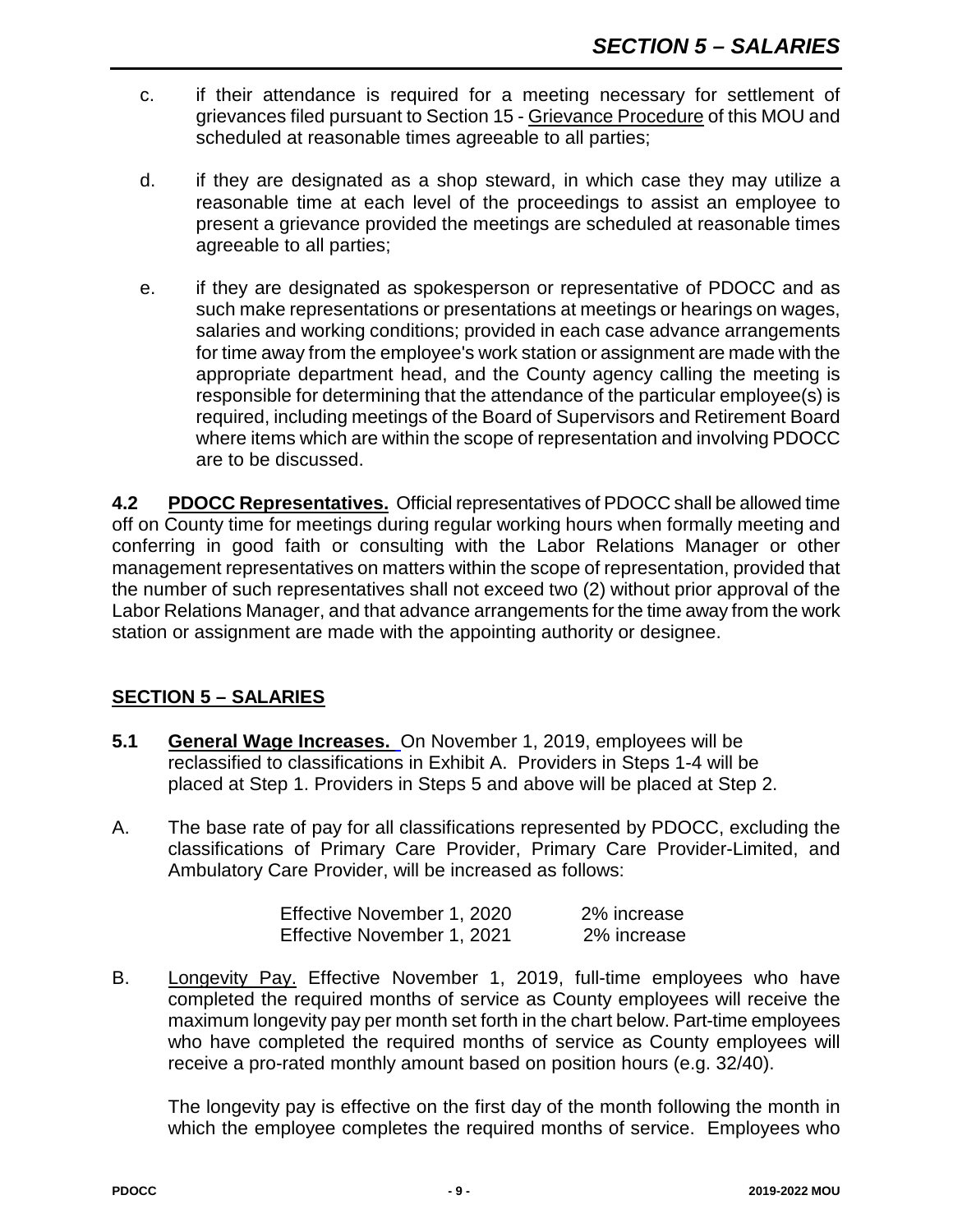c. if their attendance is required for a meeting necessary for settlement of grievances filed pursuant to Section 15 - Grievance Procedure of this MOU and scheduled at reasonable times agreeable to all parties;

d. if they are designated as a shop steward, in which case they may utilize a reasonable time at each level of the proceedings to assist an employee to present a grievance provided the meetings are scheduled at reasonable times agreeable to all parties;

e. if they are designated as spokesperson or representative of PDOCC and as such make representations or presentations at meetings or hearings on wages, salaries and working conditions; provided in each case advance arrangements for time away from the employee's work station or assignment are made with the appropriate department head, and the County agency calling the meeting is responsible for determining that the attendance of the particular employee(s) is required, including meetings of the Board of Supervisors and Retirement Board where items which are within the scope of representation and involving PDOCC are to be discussed.

**4.2 PDOCC Representatives.** Official representatives of PDOCC shall be allowed time off on County time for meetings during regular working hours when formally meeting and conferring in good faith or consulting with the Labor Relations Manager or other management representatives on matters within the scope of representation, provided that the number of such representatives shall not exceed two (2) without prior approval of the Labor Relations Manager, and that advance arrangements for the time away from the work station or assignment are made with the appointing authority or designee.

## SECTION 5 – SALARIES

**5.1 General Wage Increases.** On November 1, 2019, employees will be reclassified to classifications in Exhibit A. Providers in Steps 1-4 will be placed at Step 1. Providers in Steps 5 and above will be placed at Step 2.

A. The base rate of pay for all classifications represented by PDOCC, excluding the classifications of Primary Care Provider, Primary Care Provider-Limited, and Ambulatory Care Provider, will be increased as follows:

| | |
|---|---|
| Effective November 1, 2020 | 2% increase |
| Effective November 1, 2021 | 2% increase |

B. Longevity Pay. Effective November 1, 2019, full-time employees who have completed the required months of service as County employees will receive the maximum longevity pay per month set forth in the chart below. Part-time employees who have completed the required months of service as County employees will receive a pro-rated monthly amount based on position hours (e.g. 32/40).

The longevity pay is effective on the first day of the month following the month in which the employee completes the required months of service. Employees who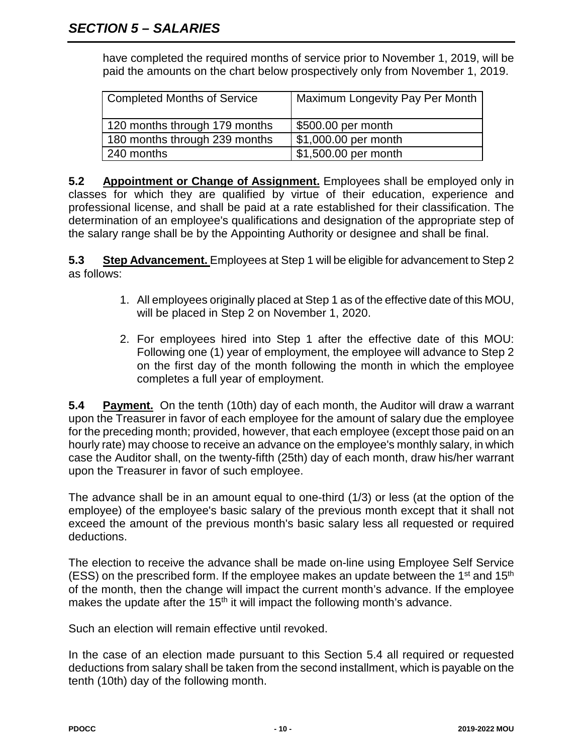have completed the required months of service prior to November 1, 2019, will be paid the amounts on the chart below prospectively only from November 1, 2019.

| Completed Months of Service | Maximum Longevity Pay Per Month |
|---|---|
| 120 months through 179 months | $500.00 per month |
| 180 months through 239 months | $1,000.00 per month |
| 240 months | $1,500.00 per month |

**5.2 Appointment or Change of Assignment.** Employees shall be employed only in classes for which they are qualified by virtue of their education, experience and professional license, and shall be paid at a rate established for their classification. The determination of an employee's qualifications and designation of the appropriate step of the salary range shall be by the Appointing Authority or designee and shall be final.

**5.3 Step Advancement.** Employees at Step 1 will be eligible for advancement to Step 2 as follows:

1. All employees originally placed at Step 1 as of the effective date of this MOU, will be placed in Step 2 on November 1, 2020.
2. For employees hired into Step 1 after the effective date of this MOU: Following one (1) year of employment, the employee will advance to Step 2 on the first day of the month following the month in which the employee completes a full year of employment.

**5.4 Payment.** On the tenth (10th) day of each month, the Auditor will draw a warrant upon the Treasurer in favor of each employee for the amount of salary due the employee for the preceding month; provided, however, that each employee (except those paid on an hourly rate) may choose to receive an advance on the employee's monthly salary, in which case the Auditor shall, on the twenty-fifth (25th) day of each month, draw his/her warrant upon the Treasurer in favor of such employee.

The advance shall be in an amount equal to one-third (1/3) or less (at the option of the employee) of the employee's basic salary of the previous month except that it shall not exceed the amount of the previous month's basic salary less all requested or required deductions.

The election to receive the advance shall be made on-line using Employee Self Service (ESS) on the prescribed form. If the employee makes an update between the 1st and 15th of the month, then the change will impact the current month's advance. If the employee makes the update after the 15th it will impact the following month's advance.

Such an election will remain effective until revoked.

In the case of an election made pursuant to this Section 5.4 all required or requested deductions from salary shall be taken from the second installment, which is payable on the tenth (10th) day of the following month.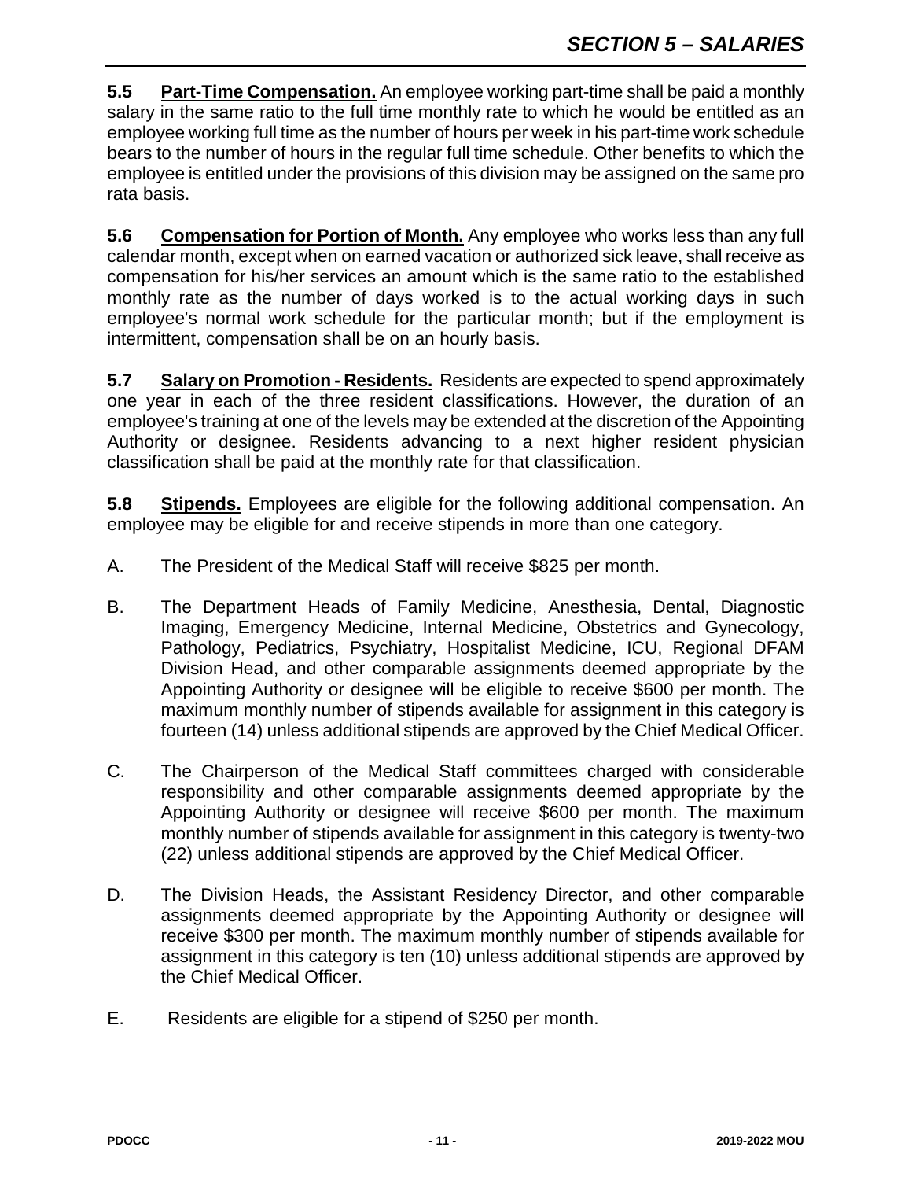**5.5 Part-Time Compensation.** An employee working part-time shall be paid a monthly salary in the same ratio to the full time monthly rate to which he would be entitled as an employee working full time as the number of hours per week in his part-time work schedule bears to the number of hours in the regular full time schedule. Other benefits to which the employee is entitled under the provisions of this division may be assigned on the same pro rata basis.

**5.6 Compensation for Portion of Month.** Any employee who works less than any full calendar month, except when on earned vacation or authorized sick leave, shall receive as compensation for his/her services an amount which is the same ratio to the established monthly rate as the number of days worked is to the actual working days in such employee's normal work schedule for the particular month; but if the employment is intermittent, compensation shall be on an hourly basis.

**5.7 Salary on Promotion - Residents.** Residents are expected to spend approximately one year in each of the three resident classifications. However, the duration of an employee's training at one of the levels may be extended at the discretion of the Appointing Authority or designee. Residents advancing to a next higher resident physician classification shall be paid at the monthly rate for that classification.

**5.8 Stipends.** Employees are eligible for the following additional compensation. An employee may be eligible for and receive stipends in more than one category.

A. The President of the Medical Staff will receive $825 per month.

B. The Department Heads of Family Medicine, Anesthesia, Dental, Diagnostic Imaging, Emergency Medicine, Internal Medicine, Obstetrics and Gynecology, Pathology, Pediatrics, Psychiatry, Hospitalist Medicine, ICU, Regional DFAM Division Head, and other comparable assignments deemed appropriate by the Appointing Authority or designee will be eligible to receive $600 per month. The maximum monthly number of stipends available for assignment in this category is fourteen (14) unless additional stipends are approved by the Chief Medical Officer.

C. The Chairperson of the Medical Staff committees charged with considerable responsibility and other comparable assignments deemed appropriate by the Appointing Authority or designee will receive $600 per month. The maximum monthly number of stipends available for assignment in this category is twenty-two (22) unless additional stipends are approved by the Chief Medical Officer.

D. The Division Heads, the Assistant Residency Director, and other comparable assignments deemed appropriate by the Appointing Authority or designee will receive $300 per month. The maximum monthly number of stipends available for assignment in this category is ten (10) unless additional stipends are approved by the Chief Medical Officer.

E. Residents are eligible for a stipend of $250 per month.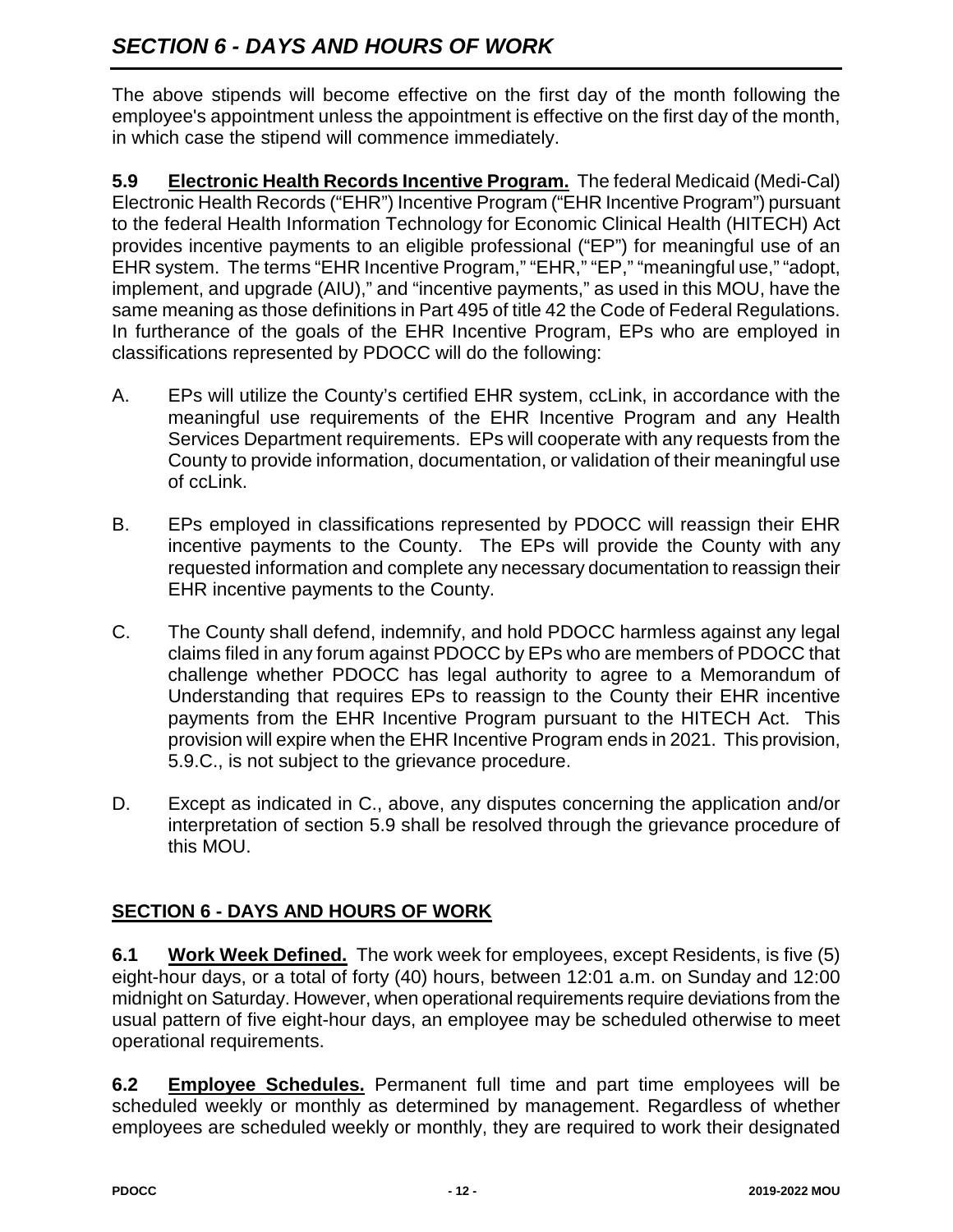The above stipends will become effective on the first day of the month following the employee's appointment unless the appointment is effective on the first day of the month, in which case the stipend will commence immediately.

**5.9 Electronic Health Records Incentive Program.** The federal Medicaid (Medi-Cal) Electronic Health Records ("EHR") Incentive Program ("EHR Incentive Program") pursuant to the federal Health Information Technology for Economic Clinical Health (HITECH) Act provides incentive payments to an eligible professional ("EP") for meaningful use of an EHR system. The terms "EHR Incentive Program," "EHR," "EP," "meaningful use," "adopt, implement, and upgrade (AIU)," and "incentive payments," as used in this MOU, have the same meaning as those definitions in Part 495 of title 42 the Code of Federal Regulations. In furtherance of the goals of the EHR Incentive Program, EPs who are employed in classifications represented by PDOCC will do the following:

A. EPs will utilize the County's certified EHR system, ccLink, in accordance with the meaningful use requirements of the EHR Incentive Program and any Health Services Department requirements. EPs will cooperate with any requests from the County to provide information, documentation, or validation of their meaningful use of ccLink.

B. EPs employed in classifications represented by PDOCC will reassign their EHR incentive payments to the County. The EPs will provide the County with any requested information and complete any necessary documentation to reassign their EHR incentive payments to the County.

C. The County shall defend, indemnify, and hold PDOCC harmless against any legal claims filed in any forum against PDOCC by EPs who are members of PDOCC that challenge whether PDOCC has legal authority to agree to a Memorandum of Understanding that requires EPs to reassign to the County their EHR incentive payments from the EHR Incentive Program pursuant to the HITECH Act. This provision will expire when the EHR Incentive Program ends in 2021. This provision, 5.9.C., is not subject to the grievance procedure.

D. Except as indicated in C., above, any disputes concerning the application and/or interpretation of section 5.9 shall be resolved through the grievance procedure of this MOU.

## SECTION 6 - DAYS AND HOURS OF WORK

**6.1 Work Week Defined.** The work week for employees, except Residents, is five (5) eight-hour days, or a total of forty (40) hours, between 12:01 a.m. on Sunday and 12:00 midnight on Saturday. However, when operational requirements require deviations from the usual pattern of five eight-hour days, an employee may be scheduled otherwise to meet operational requirements.

**6.2 Employee Schedules.** Permanent full time and part time employees will be scheduled weekly or monthly as determined by management. Regardless of whether employees are scheduled weekly or monthly, they are required to work their designated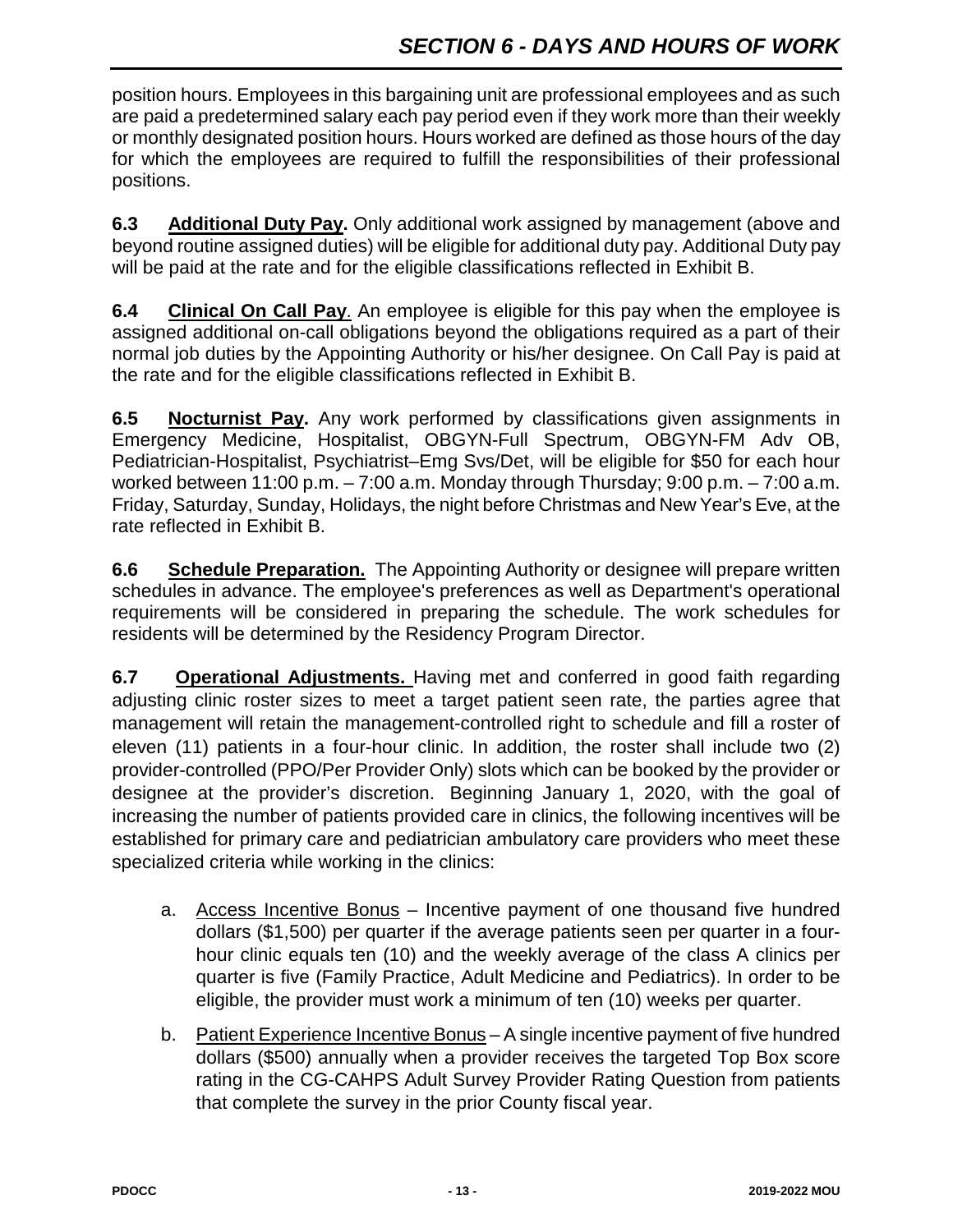position hours. Employees in this bargaining unit are professional employees and as such are paid a predetermined salary each pay period even if they work more than their weekly or monthly designated position hours. Hours worked are defined as those hours of the day for which the employees are required to fulfill the responsibilities of their professional positions.

**6.3 Additional Duty Pay.** Only additional work assigned by management (above and beyond routine assigned duties) will be eligible for additional duty pay. Additional Duty pay will be paid at the rate and for the eligible classifications reflected in Exhibit B.

**6.4 Clinical On Call Pay**. An employee is eligible for this pay when the employee is assigned additional on-call obligations beyond the obligations required as a part of their normal job duties by the Appointing Authority or his/her designee. On Call Pay is paid at the rate and for the eligible classifications reflected in Exhibit B.

**6.5 Nocturnist Pay.** Any work performed by classifications given assignments in Emergency Medicine, Hospitalist, OBGYN-Full Spectrum, OBGYN-FM Adv OB, Pediatrician-Hospitalist, Psychiatrist–Emg Svs/Det, will be eligible for $50 for each hour worked between 11:00 p.m. – 7:00 a.m. Monday through Thursday; 9:00 p.m. – 7:00 a.m. Friday, Saturday, Sunday, Holidays, the night before Christmas and New Year's Eve, at the rate reflected in Exhibit B.

**6.6 Schedule Preparation.** The Appointing Authority or designee will prepare written schedules in advance. The employee's preferences as well as Department's operational requirements will be considered in preparing the schedule. The work schedules for residents will be determined by the Residency Program Director.

**6.7 Operational Adjustments.** Having met and conferred in good faith regarding adjusting clinic roster sizes to meet a target patient seen rate, the parties agree that management will retain the management-controlled right to schedule and fill a roster of eleven (11) patients in a four-hour clinic. In addition, the roster shall include two (2) provider-controlled (PPO/Per Provider Only) slots which can be booked by the provider or designee at the provider's discretion. Beginning January 1, 2020, with the goal of increasing the number of patients provided care in clinics, the following incentives will be established for primary care and pediatrician ambulatory care providers who meet these specialized criteria while working in the clinics:

a. Access Incentive Bonus – Incentive payment of one thousand five hundred dollars ($1,500) per quarter if the average patients seen per quarter in a four-hour clinic equals ten (10) and the weekly average of the class A clinics per quarter is five (Family Practice, Adult Medicine and Pediatrics). In order to be eligible, the provider must work a minimum of ten (10) weeks per quarter.

b. Patient Experience Incentive Bonus – A single incentive payment of five hundred dollars ($500) annually when a provider receives the targeted Top Box score rating in the CG-CAHPS Adult Survey Provider Rating Question from patients that complete the survey in the prior County fiscal year.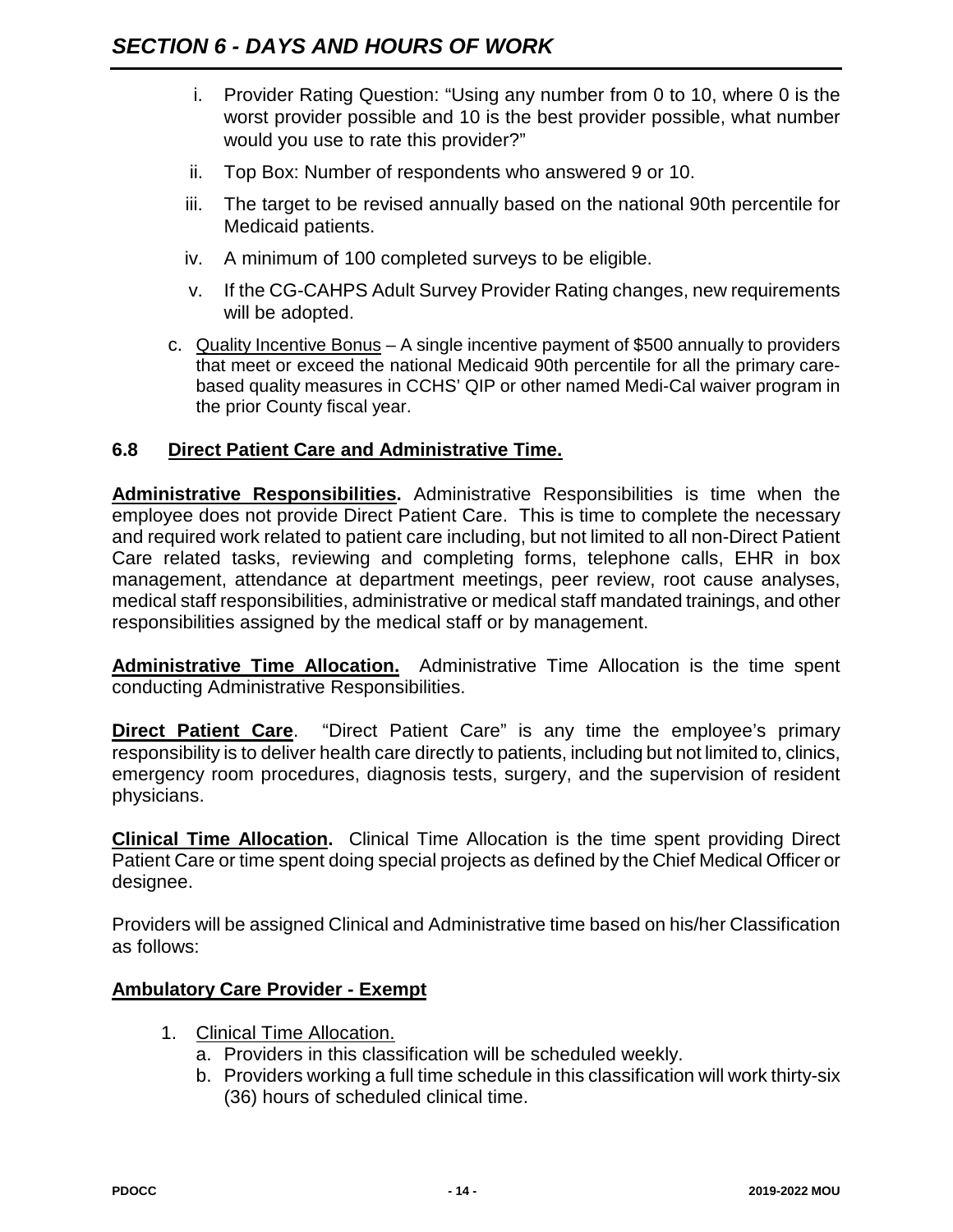i. Provider Rating Question: "Using any number from 0 to 10, where 0 is the worst provider possible and 10 is the best provider possible, what number would you use to rate this provider?"

ii. Top Box: Number of respondents who answered 9 or 10.

iii. The target to be revised annually based on the national 90th percentile for Medicaid patients.

iv. A minimum of 100 completed surveys to be eligible.

v. If the CG-CAHPS Adult Survey Provider Rating changes, new requirements will be adopted.

c. Quality Incentive Bonus – A single incentive payment of $500 annually to providers that meet or exceed the national Medicaid 90th percentile for all the primary care-based quality measures in CCHS' QIP or other named Medi-Cal waiver program in the prior County fiscal year.

## 6.8 Direct Patient Care and Administrative Time.

**Administrative Responsibilities.** Administrative Responsibilities is time when the employee does not provide Direct Patient Care. This is time to complete the necessary and required work related to patient care including, but not limited to all non-Direct Patient Care related tasks, reviewing and completing forms, telephone calls, EHR in box management, attendance at department meetings, peer review, root cause analyses, medical staff responsibilities, administrative or medical staff mandated trainings, and other responsibilities assigned by the medical staff or by management.

**Administrative Time Allocation.** Administrative Time Allocation is the time spent conducting Administrative Responsibilities.

**Direct Patient Care**. "Direct Patient Care" is any time the employee's primary responsibility is to deliver health care directly to patients, including but not limited to, clinics, emergency room procedures, diagnosis tests, surgery, and the supervision of resident physicians.

**Clinical Time Allocation.** Clinical Time Allocation is the time spent providing Direct Patient Care or time spent doing special projects as defined by the Chief Medical Officer or designee.

Providers will be assigned Clinical and Administrative time based on his/her Classification as follows:

**Ambulatory Care Provider - Exempt**

1. Clinical Time Allocation.
   a. Providers in this classification will be scheduled weekly.
   b. Providers working a full time schedule in this classification will work thirty-six (36) hours of scheduled clinical time.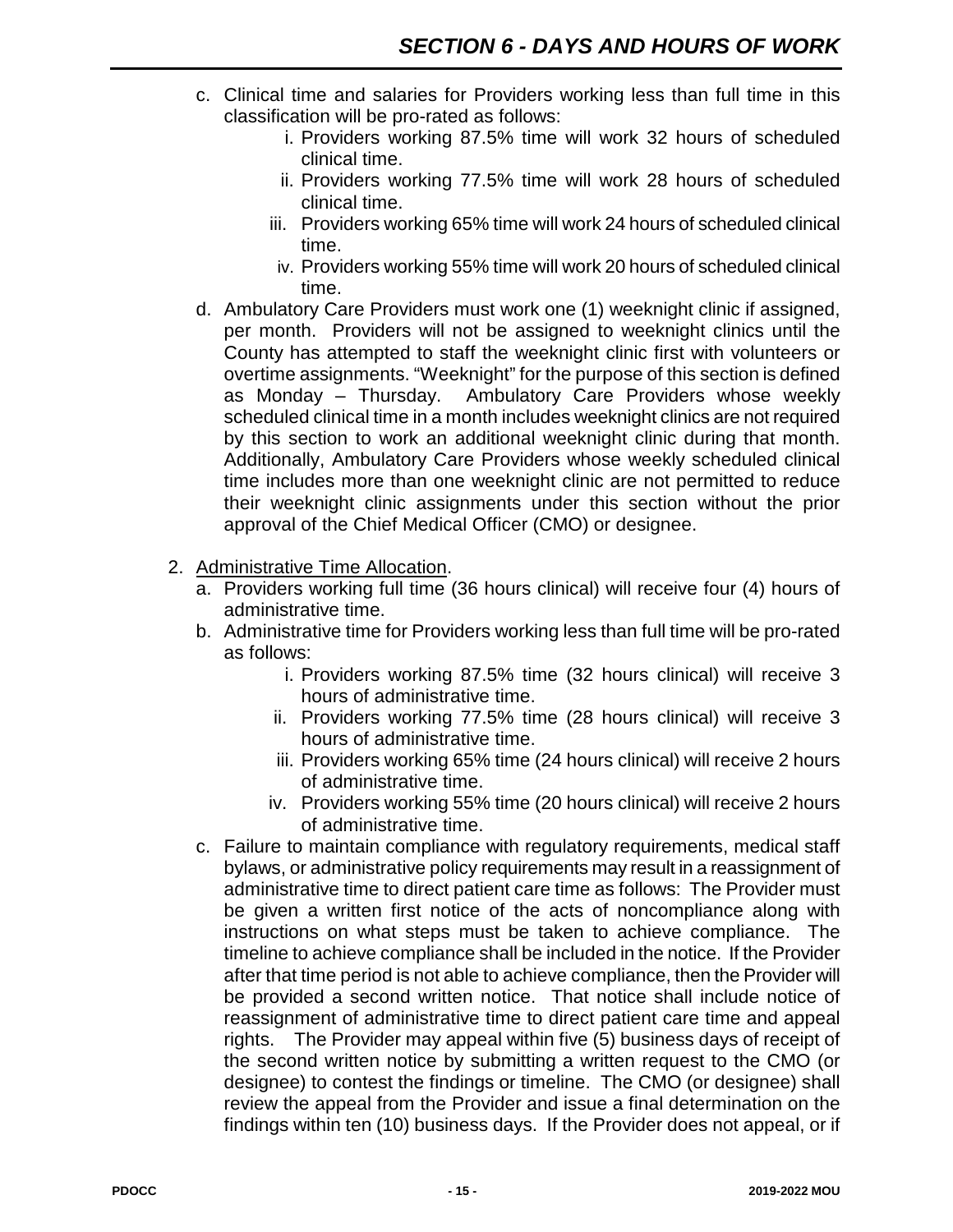c. Clinical time and salaries for Providers working less than full time in this classification will be pro-rated as follows:
    i. Providers working 87.5% time will work 32 hours of scheduled clinical time.
    ii. Providers working 77.5% time will work 28 hours of scheduled clinical time.
    iii. Providers working 65% time will work 24 hours of scheduled clinical time.
    iv. Providers working 55% time will work 20 hours of scheduled clinical time.

d. Ambulatory Care Providers must work one (1) weeknight clinic if assigned, per month. Providers will not be assigned to weeknight clinics until the County has attempted to staff the weeknight clinic first with volunteers or overtime assignments. "Weeknight" for the purpose of this section is defined as Monday – Thursday. Ambulatory Care Providers whose weekly scheduled clinical time in a month includes weeknight clinics are not required by this section to work an additional weeknight clinic during that month. Additionally, Ambulatory Care Providers whose weekly scheduled clinical time includes more than one weeknight clinic are not permitted to reduce their weeknight clinic assignments under this section without the prior approval of the Chief Medical Officer (CMO) or designee.

2. Administrative Time Allocation.
    a. Providers working full time (36 hours clinical) will receive four (4) hours of administrative time.
    b. Administrative time for Providers working less than full time will be pro-rated as follows:
        i. Providers working 87.5% time (32 hours clinical) will receive 3 hours of administrative time.
        ii. Providers working 77.5% time (28 hours clinical) will receive 3 hours of administrative time.
        iii. Providers working 65% time (24 hours clinical) will receive 2 hours of administrative time.
        iv. Providers working 55% time (20 hours clinical) will receive 2 hours of administrative time.
    c. Failure to maintain compliance with regulatory requirements, medical staff bylaws, or administrative policy requirements may result in a reassignment of administrative time to direct patient care time as follows: The Provider must be given a written first notice of the acts of noncompliance along with instructions on what steps must be taken to achieve compliance. The timeline to achieve compliance shall be included in the notice. If the Provider after that time period is not able to achieve compliance, then the Provider will be provided a second written notice. That notice shall include notice of reassignment of administrative time to direct patient care time and appeal rights. The Provider may appeal within five (5) business days of receipt of the second written notice by submitting a written request to the CMO (or designee) to contest the findings or timeline. The CMO (or designee) shall review the appeal from the Provider and issue a final determination on the findings within ten (10) business days. If the Provider does not appeal, or if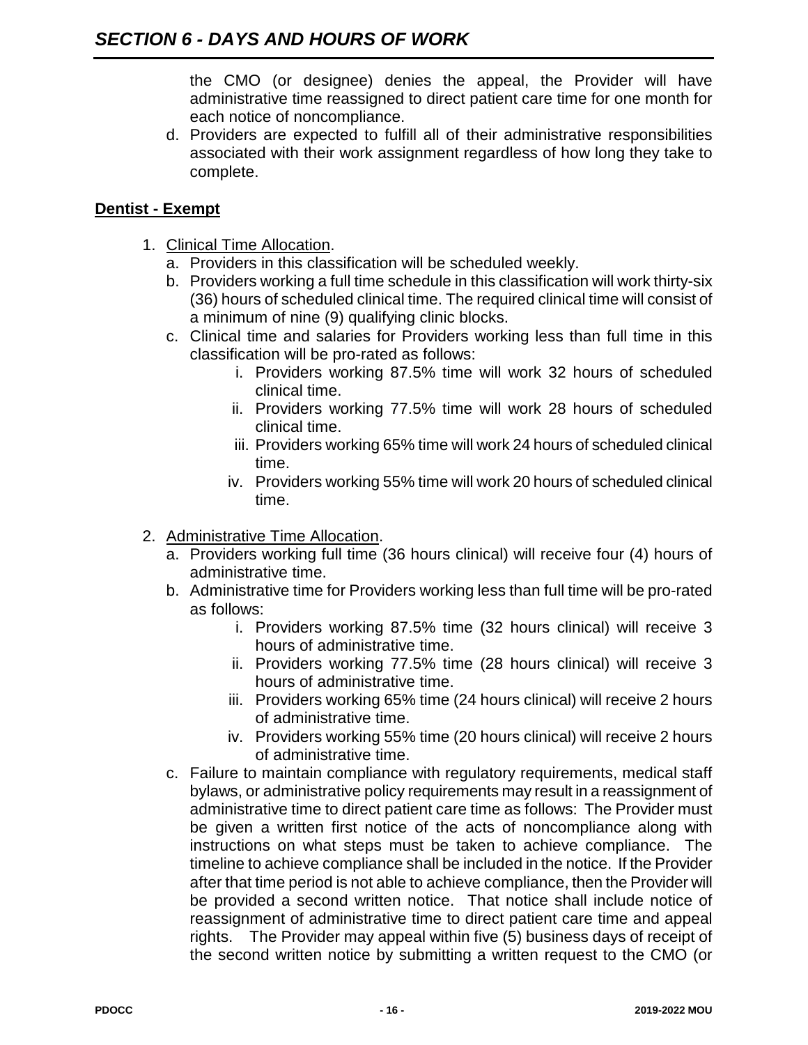the CMO (or designee) denies the appeal, the Provider will have administrative time reassigned to direct patient care time for one month for each notice of noncompliance.

d. Providers are expected to fulfill all of their administrative responsibilities associated with their work assignment regardless of how long they take to complete.

**Dentist - Exempt**

1. Clinical Time Allocation.
   a. Providers in this classification will be scheduled weekly.
   b. Providers working a full time schedule in this classification will work thirty-six (36) hours of scheduled clinical time. The required clinical time will consist of a minimum of nine (9) qualifying clinic blocks.
   c. Clinical time and salaries for Providers working less than full time in this classification will be pro-rated as follows:
      i. Providers working 87.5% time will work 32 hours of scheduled clinical time.
      ii. Providers working 77.5% time will work 28 hours of scheduled clinical time.
      iii. Providers working 65% time will work 24 hours of scheduled clinical time.
      iv. Providers working 55% time will work 20 hours of scheduled clinical time.

2. Administrative Time Allocation.
   a. Providers working full time (36 hours clinical) will receive four (4) hours of administrative time.
   b. Administrative time for Providers working less than full time will be pro-rated as follows:
      i. Providers working 87.5% time (32 hours clinical) will receive 3 hours of administrative time.
      ii. Providers working 77.5% time (28 hours clinical) will receive 3 hours of administrative time.
      iii. Providers working 65% time (24 hours clinical) will receive 2 hours of administrative time.
      iv. Providers working 55% time (20 hours clinical) will receive 2 hours of administrative time.
   c. Failure to maintain compliance with regulatory requirements, medical staff bylaws, or administrative policy requirements may result in a reassignment of administrative time to direct patient care time as follows: The Provider must be given a written first notice of the acts of noncompliance along with instructions on what steps must be taken to achieve compliance. The timeline to achieve compliance shall be included in the notice. If the Provider after that time period is not able to achieve compliance, then the Provider will be provided a second written notice. That notice shall include notice of reassignment of administrative time to direct patient care time and appeal rights. The Provider may appeal within five (5) business days of receipt of the second written notice by submitting a written request to the CMO (or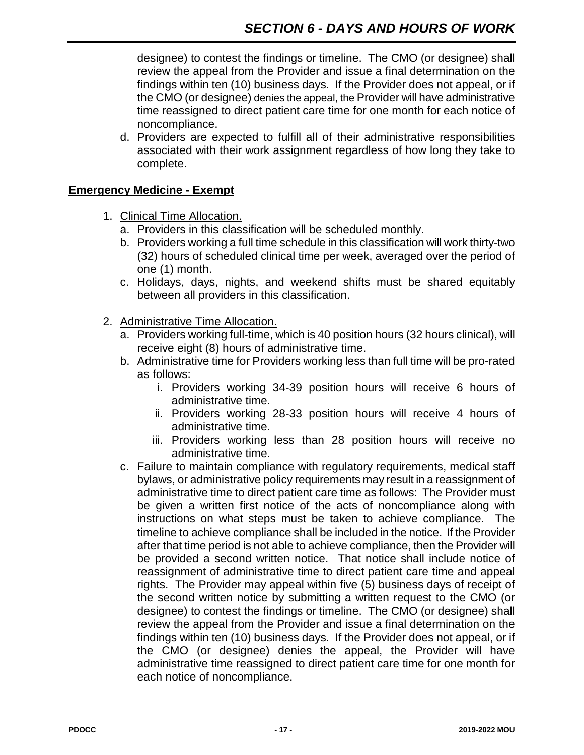designee) to contest the findings or timeline. The CMO (or designee) shall review the appeal from the Provider and issue a final determination on the findings within ten (10) business days. If the Provider does not appeal, or if the CMO (or designee) denies the appeal, the Provider will have administrative time reassigned to direct patient care time for one month for each notice of noncompliance.

d. Providers are expected to fulfill all of their administrative responsibilities associated with their work assignment regardless of how long they take to complete.

## Emergency Medicine - Exempt

1. Clinical Time Allocation.
   a. Providers in this classification will be scheduled monthly.
   b. Providers working a full time schedule in this classification will work thirty-two (32) hours of scheduled clinical time per week, averaged over the period of one (1) month.
   c. Holidays, days, nights, and weekend shifts must be shared equitably between all providers in this classification.

2. Administrative Time Allocation.
   a. Providers working full-time, which is 40 position hours (32 hours clinical), will receive eight (8) hours of administrative time.
   b. Administrative time for Providers working less than full time will be pro-rated as follows:
      i. Providers working 34-39 position hours will receive 6 hours of administrative time.
      ii. Providers working 28-33 position hours will receive 4 hours of administrative time.
      iii. Providers working less than 28 position hours will receive no administrative time.
   c. Failure to maintain compliance with regulatory requirements, medical staff bylaws, or administrative policy requirements may result in a reassignment of administrative time to direct patient care time as follows: The Provider must be given a written first notice of the acts of noncompliance along with instructions on what steps must be taken to achieve compliance. The timeline to achieve compliance shall be included in the notice. If the Provider after that time period is not able to achieve compliance, then the Provider will be provided a second written notice. That notice shall include notice of reassignment of administrative time to direct patient care time and appeal rights. The Provider may appeal within five (5) business days of receipt of the second written notice by submitting a written request to the CMO (or designee) to contest the findings or timeline. The CMO (or designee) shall review the appeal from the Provider and issue a final determination on the findings within ten (10) business days. If the Provider does not appeal, or if the CMO (or designee) denies the appeal, the Provider will have administrative time reassigned to direct patient care time for one month for each notice of noncompliance.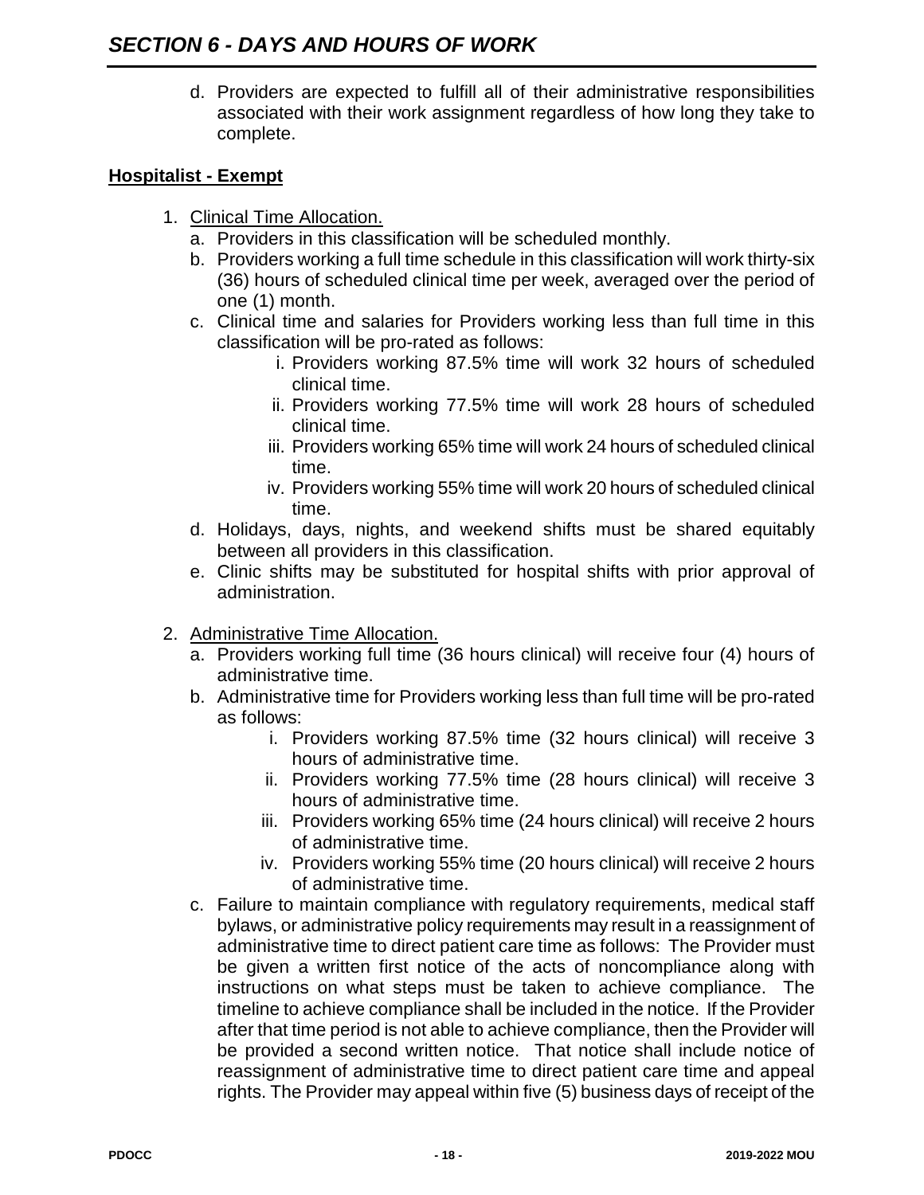d. Providers are expected to fulfill all of their administrative responsibilities associated with their work assignment regardless of how long they take to complete.

**Hospitalist - Exempt**

1. Clinical Time Allocation.
   a. Providers in this classification will be scheduled monthly.
   b. Providers working a full time schedule in this classification will work thirty-six (36) hours of scheduled clinical time per week, averaged over the period of one (1) month.
   c. Clinical time and salaries for Providers working less than full time in this classification will be pro-rated as follows:
      i. Providers working 87.5% time will work 32 hours of scheduled clinical time.
      ii. Providers working 77.5% time will work 28 hours of scheduled clinical time.
      iii. Providers working 65% time will work 24 hours of scheduled clinical time.
      iv. Providers working 55% time will work 20 hours of scheduled clinical time.
   d. Holidays, days, nights, and weekend shifts must be shared equitably between all providers in this classification.
   e. Clinic shifts may be substituted for hospital shifts with prior approval of administration.

2. Administrative Time Allocation.
   a. Providers working full time (36 hours clinical) will receive four (4) hours of administrative time.
   b. Administrative time for Providers working less than full time will be pro-rated as follows:
      i. Providers working 87.5% time (32 hours clinical) will receive 3 hours of administrative time.
      ii. Providers working 77.5% time (28 hours clinical) will receive 3 hours of administrative time.
      iii. Providers working 65% time (24 hours clinical) will receive 2 hours of administrative time.
      iv. Providers working 55% time (20 hours clinical) will receive 2 hours of administrative time.
   c. Failure to maintain compliance with regulatory requirements, medical staff bylaws, or administrative policy requirements may result in a reassignment of administrative time to direct patient care time as follows: The Provider must be given a written first notice of the acts of noncompliance along with instructions on what steps must be taken to achieve compliance. The timeline to achieve compliance shall be included in the notice. If the Provider after that time period is not able to achieve compliance, then the Provider will be provided a second written notice. That notice shall include notice of reassignment of administrative time to direct patient care time and appeal rights. The Provider may appeal within five (5) business days of receipt of the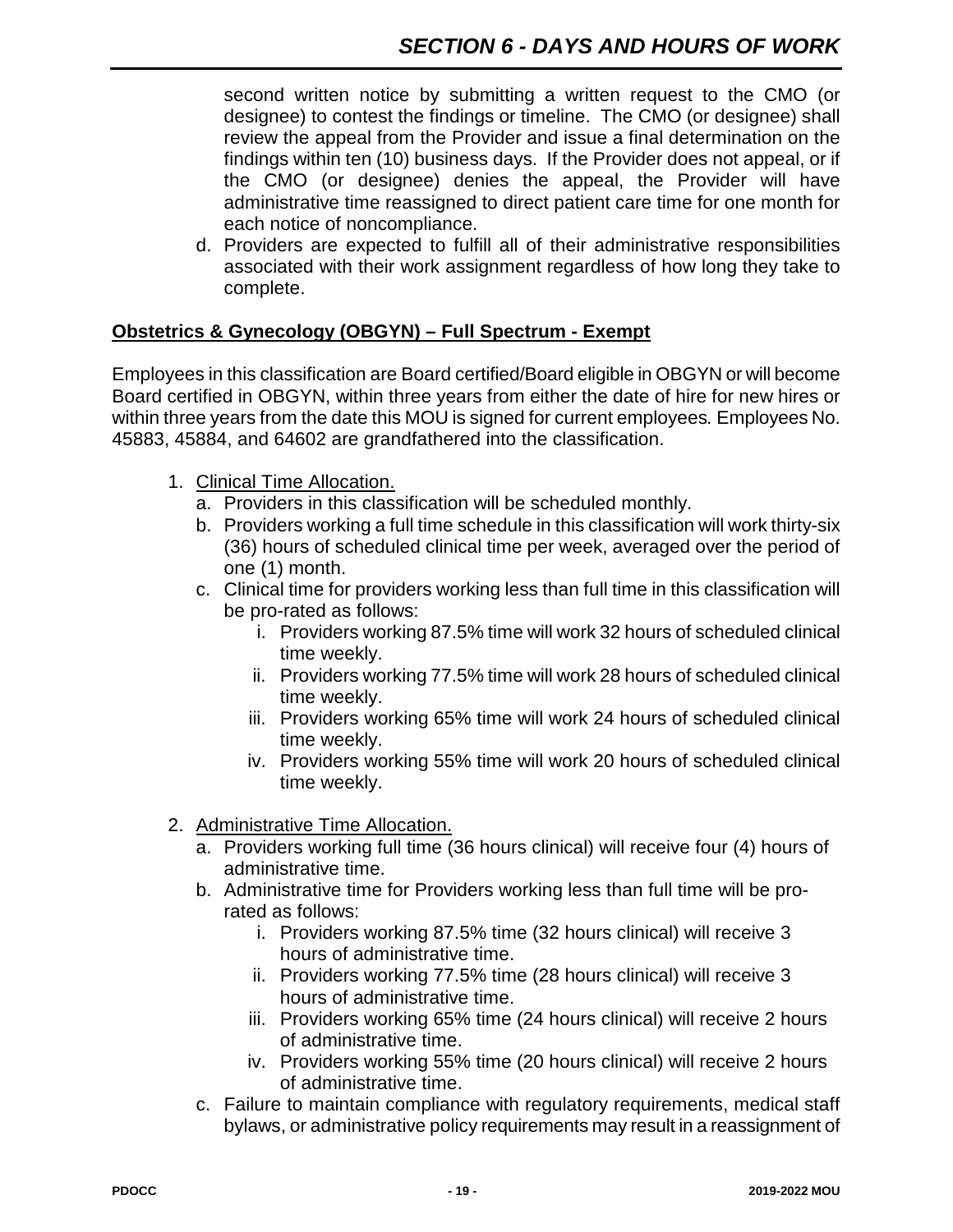second written notice by submitting a written request to the CMO (or designee) to contest the findings or timeline. The CMO (or designee) shall review the appeal from the Provider and issue a final determination on the findings within ten (10) business days. If the Provider does not appeal, or if the CMO (or designee) denies the appeal, the Provider will have administrative time reassigned to direct patient care time for one month for each notice of noncompliance.

d. Providers are expected to fulfill all of their administrative responsibilities associated with their work assignment regardless of how long they take to complete.

**Obstetrics & Gynecology (OBGYN) – Full Spectrum - Exempt**

Employees in this classification are Board certified/Board eligible in OBGYN or will become Board certified in OBGYN, within three years from either the date of hire for new hires or within three years from the date this MOU is signed for current employees*.* Employees No. 45883, 45884, and 64602 are grandfathered into the classification.

1. Clinical Time Allocation.
   a. Providers in this classification will be scheduled monthly.
   b. Providers working a full time schedule in this classification will work thirty-six (36) hours of scheduled clinical time per week, averaged over the period of one (1) month.
   c. Clinical time for providers working less than full time in this classification will be pro-rated as follows:
      i. Providers working 87.5% time will work 32 hours of scheduled clinical time weekly.
      ii. Providers working 77.5% time will work 28 hours of scheduled clinical time weekly.
      iii. Providers working 65% time will work 24 hours of scheduled clinical time weekly.
      iv. Providers working 55% time will work 20 hours of scheduled clinical time weekly.

2. Administrative Time Allocation.
   a. Providers working full time (36 hours clinical) will receive four (4) hours of administrative time.
   b. Administrative time for Providers working less than full time will be pro-rated as follows:
      i. Providers working 87.5% time (32 hours clinical) will receive 3 hours of administrative time.
      ii. Providers working 77.5% time (28 hours clinical) will receive 3 hours of administrative time.
      iii. Providers working 65% time (24 hours clinical) will receive 2 hours of administrative time.
      iv. Providers working 55% time (20 hours clinical) will receive 2 hours of administrative time.
   c. Failure to maintain compliance with regulatory requirements, medical staff bylaws, or administrative policy requirements may result in a reassignment of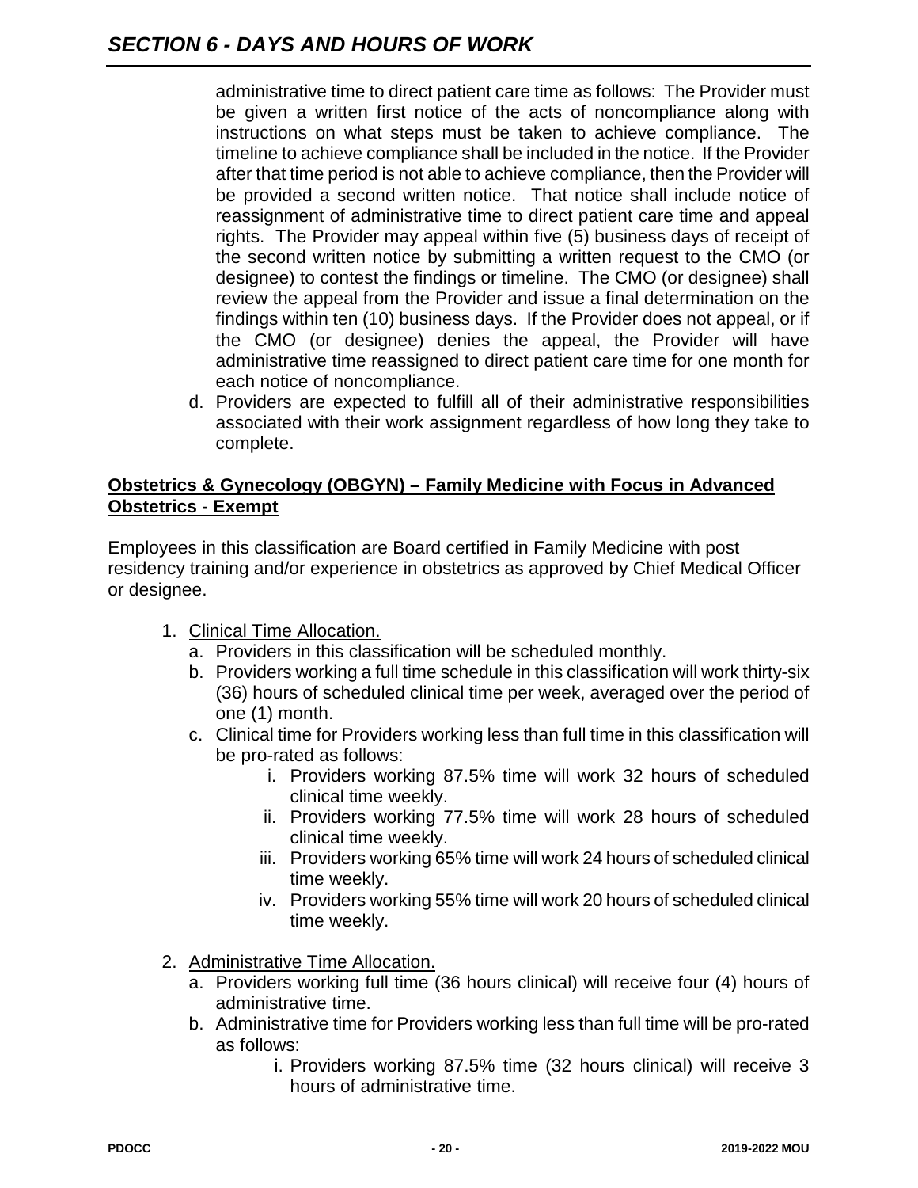administrative time to direct patient care time as follows: The Provider must be given a written first notice of the acts of noncompliance along with instructions on what steps must be taken to achieve compliance. The timeline to achieve compliance shall be included in the notice. If the Provider after that time period is not able to achieve compliance, then the Provider will be provided a second written notice. That notice shall include notice of reassignment of administrative time to direct patient care time and appeal rights. The Provider may appeal within five (5) business days of receipt of the second written notice by submitting a written request to the CMO (or designee) to contest the findings or timeline. The CMO (or designee) shall review the appeal from the Provider and issue a final determination on the findings within ten (10) business days. If the Provider does not appeal, or if the CMO (or designee) denies the appeal, the Provider will have administrative time reassigned to direct patient care time for one month for each notice of noncompliance.

d. Providers are expected to fulfill all of their administrative responsibilities associated with their work assignment regardless of how long they take to complete.

**Obstetrics & Gynecology (OBGYN) – Family Medicine with Focus in Advanced Obstetrics - Exempt**

Employees in this classification are Board certified in Family Medicine with post residency training and/or experience in obstetrics as approved by Chief Medical Officer or designee.

1. Clinical Time Allocation.
   a. Providers in this classification will be scheduled monthly.
   b. Providers working a full time schedule in this classification will work thirty-six (36) hours of scheduled clinical time per week, averaged over the period of one (1) month.
   c. Clinical time for Providers working less than full time in this classification will be pro-rated as follows:
      i. Providers working 87.5% time will work 32 hours of scheduled clinical time weekly.
      ii. Providers working 77.5% time will work 28 hours of scheduled clinical time weekly.
      iii. Providers working 65% time will work 24 hours of scheduled clinical time weekly.
      iv. Providers working 55% time will work 20 hours of scheduled clinical time weekly.

2. Administrative Time Allocation.
   a. Providers working full time (36 hours clinical) will receive four (4) hours of administrative time.
   b. Administrative time for Providers working less than full time will be pro-rated as follows:
      i. Providers working 87.5% time (32 hours clinical) will receive 3 hours of administrative time.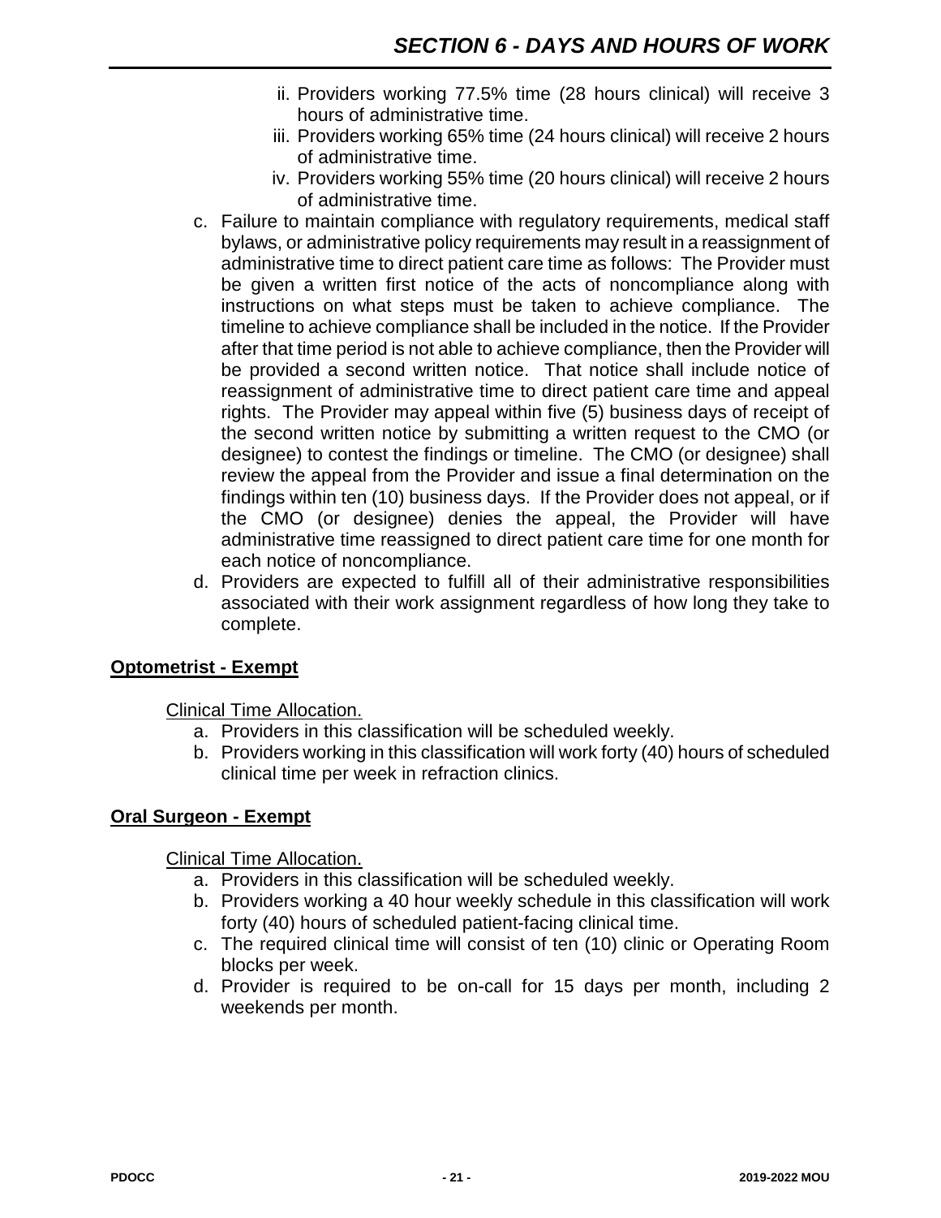ii. Providers working 77.5% time (28 hours clinical) will receive 3 hours of administrative time.
iii. Providers working 65% time (24 hours clinical) will receive 2 hours of administrative time.
iv. Providers working 55% time (20 hours clinical) will receive 2 hours of administrative time.

c. Failure to maintain compliance with regulatory requirements, medical staff bylaws, or administrative policy requirements may result in a reassignment of administrative time to direct patient care time as follows: The Provider must be given a written first notice of the acts of noncompliance along with instructions on what steps must be taken to achieve compliance. The timeline to achieve compliance shall be included in the notice. If the Provider after that time period is not able to achieve compliance, then the Provider will be provided a second written notice. That notice shall include notice of reassignment of administrative time to direct patient care time and appeal rights. The Provider may appeal within five (5) business days of receipt of the second written notice by submitting a written request to the CMO (or designee) to contest the findings or timeline. The CMO (or designee) shall review the appeal from the Provider and issue a final determination on the findings within ten (10) business days. If the Provider does not appeal, or if the CMO (or designee) denies the appeal, the Provider will have administrative time reassigned to direct patient care time for one month for each notice of noncompliance.

d. Providers are expected to fulfill all of their administrative responsibilities associated with their work assignment regardless of how long they take to complete.

**Optometrist - Exempt**

Clinical Time Allocation.

a. Providers in this classification will be scheduled weekly.
b. Providers working in this classification will work forty (40) hours of scheduled clinical time per week in refraction clinics.

**Oral Surgeon - Exempt**

Clinical Time Allocation.

a. Providers in this classification will be scheduled weekly.
b. Providers working a 40 hour weekly schedule in this classification will work forty (40) hours of scheduled patient-facing clinical time.
c. The required clinical time will consist of ten (10) clinic or Operating Room blocks per week.
d. Provider is required to be on-call for 15 days per month, including 2 weekends per month.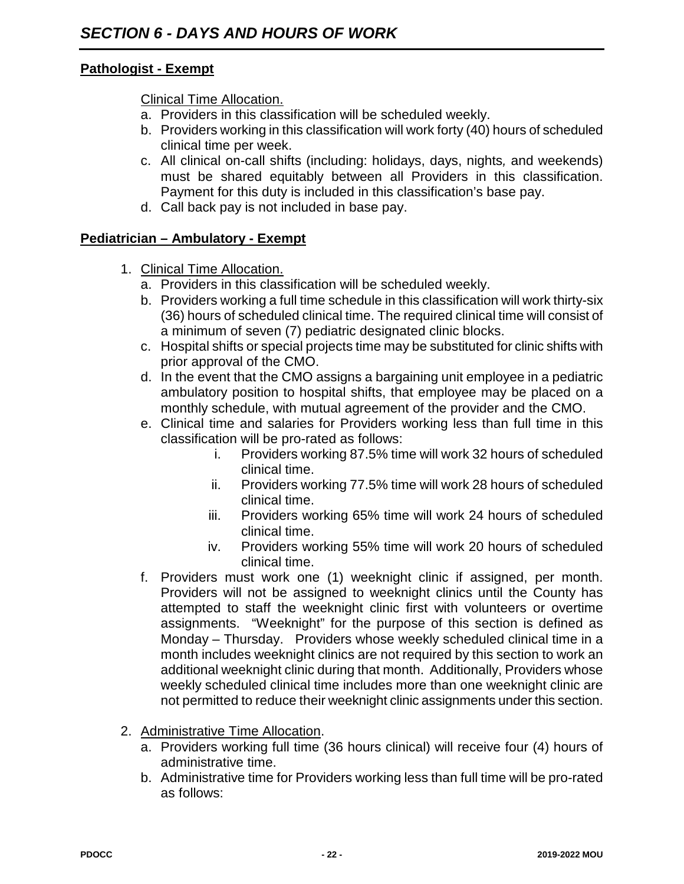## *SECTION 6 - DAYS AND HOURS OF WORK*

**Pathologist - Exempt**

Clinical Time Allocation.

a. Providers in this classification will be scheduled weekly.

b. Providers working in this classification will work forty (40) hours of scheduled clinical time per week.

c. All clinical on-call shifts (including: holidays, days, nights, and weekends) must be shared equitably between all Providers in this classification. Payment for this duty is included in this classification's base pay.

d. Call back pay is not included in base pay.

**Pediatrician – Ambulatory - Exempt**

1. Clinical Time Allocation.
   a. Providers in this classification will be scheduled weekly.
   b. Providers working a full time schedule in this classification will work thirty-six (36) hours of scheduled clinical time. The required clinical time will consist of a minimum of seven (7) pediatric designated clinic blocks.
   c. Hospital shifts or special projects time may be substituted for clinic shifts with prior approval of the CMO.
   d. In the event that the CMO assigns a bargaining unit employee in a pediatric ambulatory position to hospital shifts, that employee may be placed on a monthly schedule, with mutual agreement of the provider and the CMO.
   e. Clinical time and salaries for Providers working less than full time in this classification will be pro-rated as follows:
      i. Providers working 87.5% time will work 32 hours of scheduled clinical time.
      ii. Providers working 77.5% time will work 28 hours of scheduled clinical time.
      iii. Providers working 65% time will work 24 hours of scheduled clinical time.
      iv. Providers working 55% time will work 20 hours of scheduled clinical time.
   f. Providers must work one (1) weeknight clinic if assigned, per month. Providers will not be assigned to weeknight clinics until the County has attempted to staff the weeknight clinic first with volunteers or overtime assignments. "Weeknight" for the purpose of this section is defined as Monday – Thursday. Providers whose weekly scheduled clinical time in a month includes weeknight clinics are not required by this section to work an additional weeknight clinic during that month. Additionally, Providers whose weekly scheduled clinical time includes more than one weeknight clinic are not permitted to reduce their weeknight clinic assignments under this section.

2. Administrative Time Allocation.
   a. Providers working full time (36 hours clinical) will receive four (4) hours of administrative time.
   b. Administrative time for Providers working less than full time will be pro-rated as follows: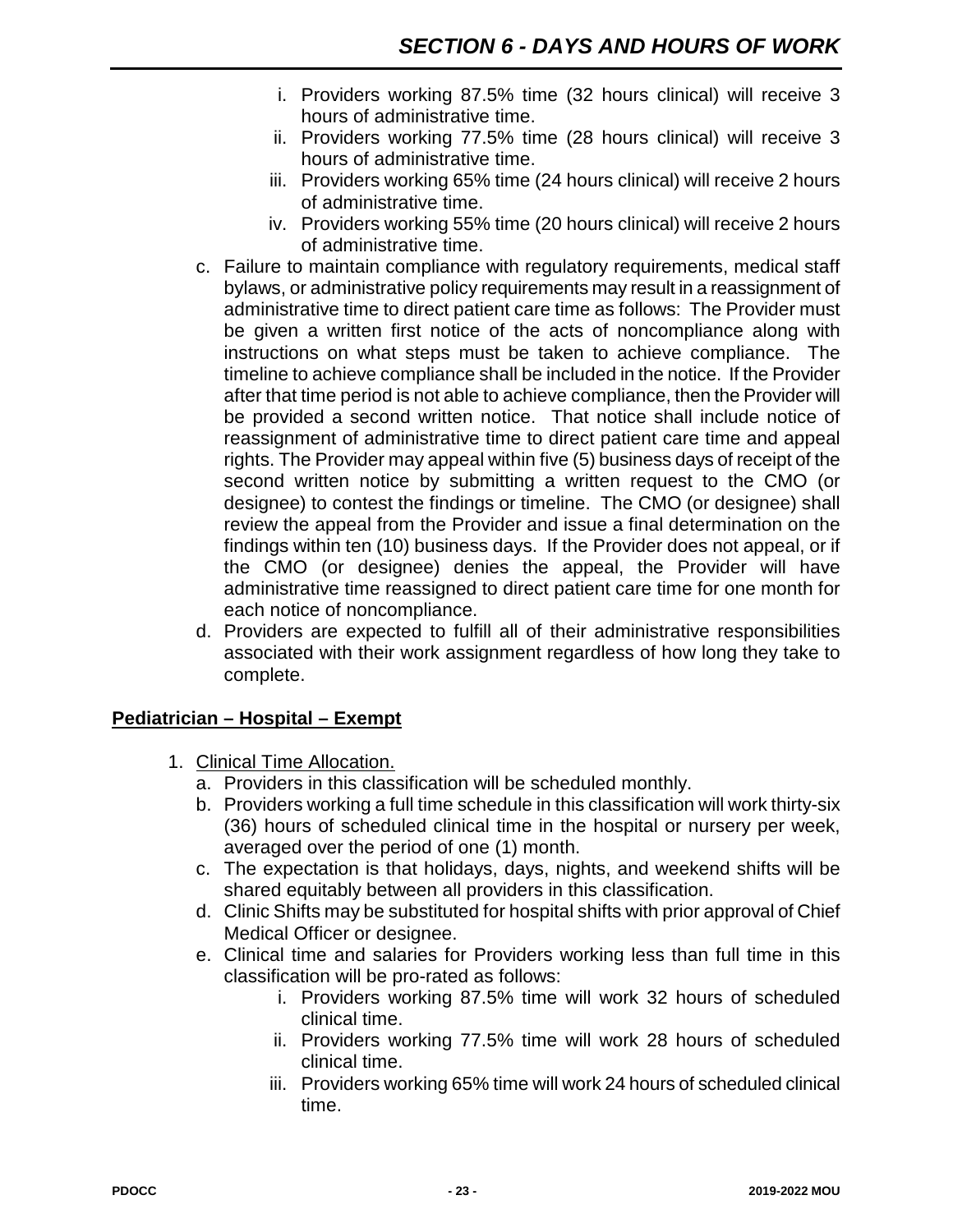i. Providers working 87.5% time (32 hours clinical) will receive 3 hours of administrative time.
   ii. Providers working 77.5% time (28 hours clinical) will receive 3 hours of administrative time.
   iii. Providers working 65% time (24 hours clinical) will receive 2 hours of administrative time.
   iv. Providers working 55% time (20 hours clinical) will receive 2 hours of administrative time.

c. Failure to maintain compliance with regulatory requirements, medical staff bylaws, or administrative policy requirements may result in a reassignment of administrative time to direct patient care time as follows: The Provider must be given a written first notice of the acts of noncompliance along with instructions on what steps must be taken to achieve compliance. The timeline to achieve compliance shall be included in the notice. If the Provider after that time period is not able to achieve compliance, then the Provider will be provided a second written notice. That notice shall include notice of reassignment of administrative time to direct patient care time and appeal rights. The Provider may appeal within five (5) business days of receipt of the second written notice by submitting a written request to the CMO (or designee) to contest the findings or timeline. The CMO (or designee) shall review the appeal from the Provider and issue a final determination on the findings within ten (10) business days. If the Provider does not appeal, or if the CMO (or designee) denies the appeal, the Provider will have administrative time reassigned to direct patient care time for one month for each notice of noncompliance.

d. Providers are expected to fulfill all of their administrative responsibilities associated with their work assignment regardless of how long they take to complete.

**Pediatrician – Hospital – Exempt**

1. Clinical Time Allocation.
   a. Providers in this classification will be scheduled monthly.
   b. Providers working a full time schedule in this classification will work thirty-six (36) hours of scheduled clinical time in the hospital or nursery per week, averaged over the period of one (1) month.
   c. The expectation is that holidays, days, nights, and weekend shifts will be shared equitably between all providers in this classification.
   d. Clinic Shifts may be substituted for hospital shifts with prior approval of Chief Medical Officer or designee.
   e. Clinical time and salaries for Providers working less than full time in this classification will be pro-rated as follows:
      i. Providers working 87.5% time will work 32 hours of scheduled clinical time.
      ii. Providers working 77.5% time will work 28 hours of scheduled clinical time.
      iii. Providers working 65% time will work 24 hours of scheduled clinical time.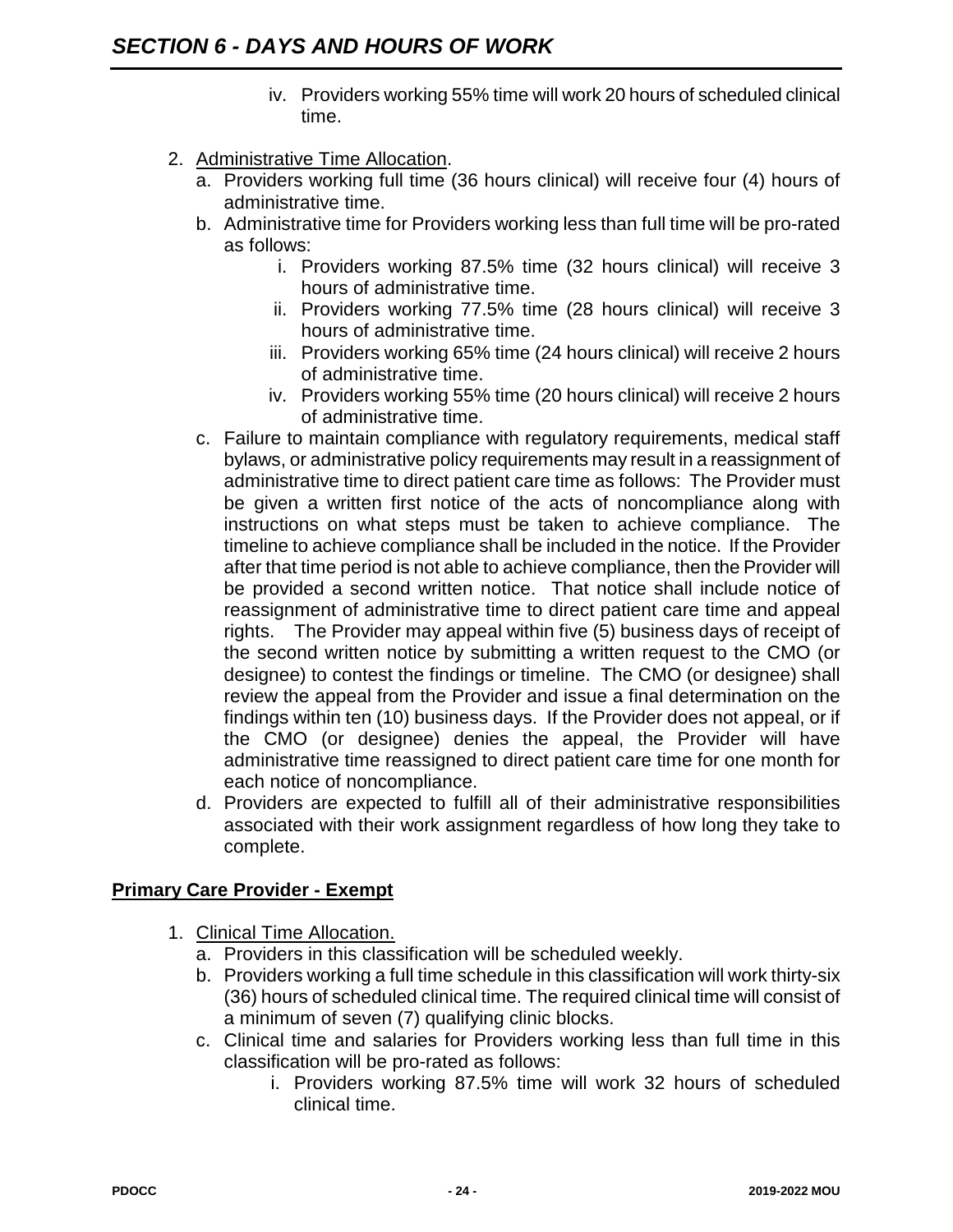iv. Providers working 55% time will work 20 hours of scheduled clinical time.

2. Administrative Time Allocation.
   a. Providers working full time (36 hours clinical) will receive four (4) hours of administrative time.
   b. Administrative time for Providers working less than full time will be pro-rated as follows:
      i. Providers working 87.5% time (32 hours clinical) will receive 3 hours of administrative time.
      ii. Providers working 77.5% time (28 hours clinical) will receive 3 hours of administrative time.
      iii. Providers working 65% time (24 hours clinical) will receive 2 hours of administrative time.
      iv. Providers working 55% time (20 hours clinical) will receive 2 hours of administrative time.
   c. Failure to maintain compliance with regulatory requirements, medical staff bylaws, or administrative policy requirements may result in a reassignment of administrative time to direct patient care time as follows: The Provider must be given a written first notice of the acts of noncompliance along with instructions on what steps must be taken to achieve compliance. The timeline to achieve compliance shall be included in the notice. If the Provider after that time period is not able to achieve compliance, then the Provider will be provided a second written notice. That notice shall include notice of reassignment of administrative time to direct patient care time and appeal rights. The Provider may appeal within five (5) business days of receipt of the second written notice by submitting a written request to the CMO (or designee) to contest the findings or timeline. The CMO (or designee) shall review the appeal from the Provider and issue a final determination on the findings within ten (10) business days. If the Provider does not appeal, or if the CMO (or designee) denies the appeal, the Provider will have administrative time reassigned to direct patient care time for one month for each notice of noncompliance.
   d. Providers are expected to fulfill all of their administrative responsibilities associated with their work assignment regardless of how long they take to complete.

**Primary Care Provider - Exempt**

1. Clinical Time Allocation.
   a. Providers in this classification will be scheduled weekly.
   b. Providers working a full time schedule in this classification will work thirty-six (36) hours of scheduled clinical time. The required clinical time will consist of a minimum of seven (7) qualifying clinic blocks.
   c. Clinical time and salaries for Providers working less than full time in this classification will be pro-rated as follows:
      i. Providers working 87.5% time will work 32 hours of scheduled clinical time.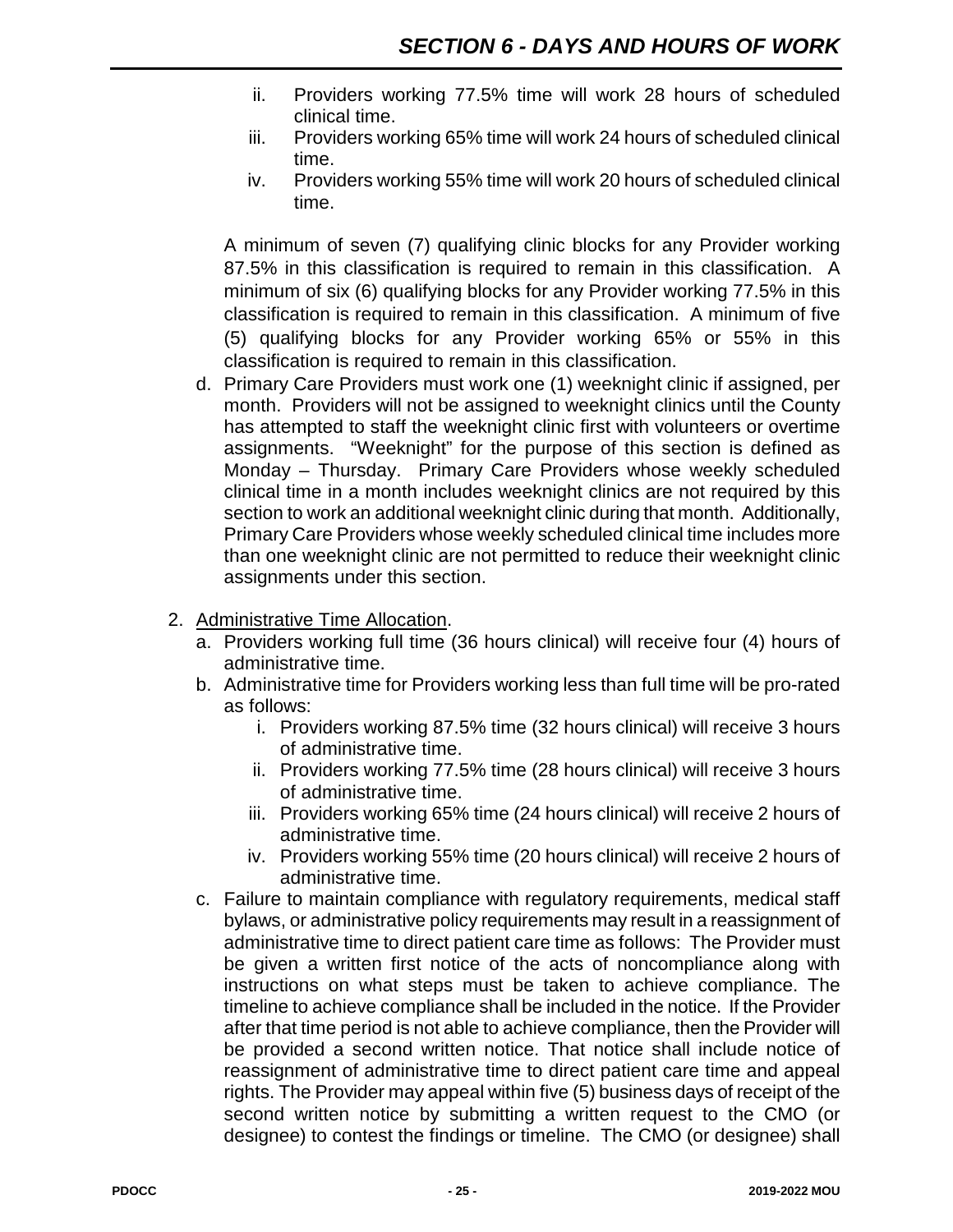ii. Providers working 77.5% time will work 28 hours of scheduled clinical time.
iii. Providers working 65% time will work 24 hours of scheduled clinical time.
iv. Providers working 55% time will work 20 hours of scheduled clinical time.

A minimum of seven (7) qualifying clinic blocks for any Provider working 87.5% in this classification is required to remain in this classification. A minimum of six (6) qualifying blocks for any Provider working 77.5% in this classification is required to remain in this classification. A minimum of five (5) qualifying blocks for any Provider working 65% or 55% in this classification is required to remain in this classification.

d. Primary Care Providers must work one (1) weeknight clinic if assigned, per month. Providers will not be assigned to weeknight clinics until the County has attempted to staff the weeknight clinic first with volunteers or overtime assignments. "Weeknight" for the purpose of this section is defined as Monday – Thursday. Primary Care Providers whose weekly scheduled clinical time in a month includes weeknight clinics are not required by this section to work an additional weeknight clinic during that month. Additionally, Primary Care Providers whose weekly scheduled clinical time includes more than one weeknight clinic are not permitted to reduce their weeknight clinic assignments under this section.

2. Administrative Time Allocation.
   a. Providers working full time (36 hours clinical) will receive four (4) hours of administrative time.
   b. Administrative time for Providers working less than full time will be pro-rated as follows:
      i. Providers working 87.5% time (32 hours clinical) will receive 3 hours of administrative time.
      ii. Providers working 77.5% time (28 hours clinical) will receive 3 hours of administrative time.
      iii. Providers working 65% time (24 hours clinical) will receive 2 hours of administrative time.
      iv. Providers working 55% time (20 hours clinical) will receive 2 hours of administrative time.
   c. Failure to maintain compliance with regulatory requirements, medical staff bylaws, or administrative policy requirements may result in a reassignment of administrative time to direct patient care time as follows: The Provider must be given a written first notice of the acts of noncompliance along with instructions on what steps must be taken to achieve compliance. The timeline to achieve compliance shall be included in the notice. If the Provider after that time period is not able to achieve compliance, then the Provider will be provided a second written notice. That notice shall include notice of reassignment of administrative time to direct patient care time and appeal rights. The Provider may appeal within five (5) business days of receipt of the second written notice by submitting a written request to the CMO (or designee) to contest the findings or timeline. The CMO (or designee) shall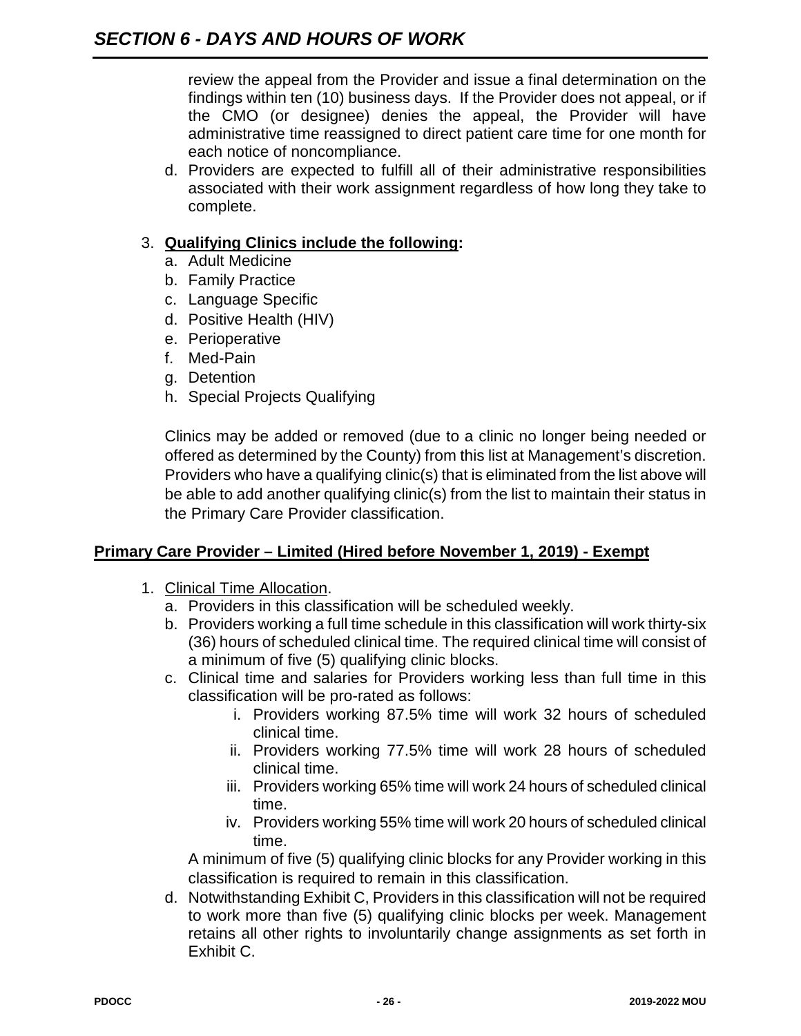review the appeal from the Provider and issue a final determination on the findings within ten (10) business days. If the Provider does not appeal, or if the CMO (or designee) denies the appeal, the Provider will have administrative time reassigned to direct patient care time for one month for each notice of noncompliance.

d. Providers are expected to fulfill all of their administrative responsibilities associated with their work assignment regardless of how long they take to complete.

3. **Qualifying Clinics include the following:**
   a. Adult Medicine
   b. Family Practice
   c. Language Specific
   d. Positive Health (HIV)
   e. Perioperative
   f. Med-Pain
   g. Detention
   h. Special Projects Qualifying

   Clinics may be added or removed (due to a clinic no longer being needed or offered as determined by the County) from this list at Management's discretion. Providers who have a qualifying clinic(s) that is eliminated from the list above will be able to add another qualifying clinic(s) from the list to maintain their status in the Primary Care Provider classification.

## Primary Care Provider – Limited (Hired before November 1, 2019) - Exempt

1. Clinical Time Allocation.
   a. Providers in this classification will be scheduled weekly.
   b. Providers working a full time schedule in this classification will work thirty-six (36) hours of scheduled clinical time. The required clinical time will consist of a minimum of five (5) qualifying clinic blocks.
   c. Clinical time and salaries for Providers working less than full time in this classification will be pro-rated as follows:
      i. Providers working 87.5% time will work 32 hours of scheduled clinical time.
      ii. Providers working 77.5% time will work 28 hours of scheduled clinical time.
      iii. Providers working 65% time will work 24 hours of scheduled clinical time.
      iv. Providers working 55% time will work 20 hours of scheduled clinical time.

      A minimum of five (5) qualifying clinic blocks for any Provider working in this classification is required to remain in this classification.
   d. Notwithstanding Exhibit C, Providers in this classification will not be required to work more than five (5) qualifying clinic blocks per week. Management retains all other rights to involuntarily change assignments as set forth in Exhibit C.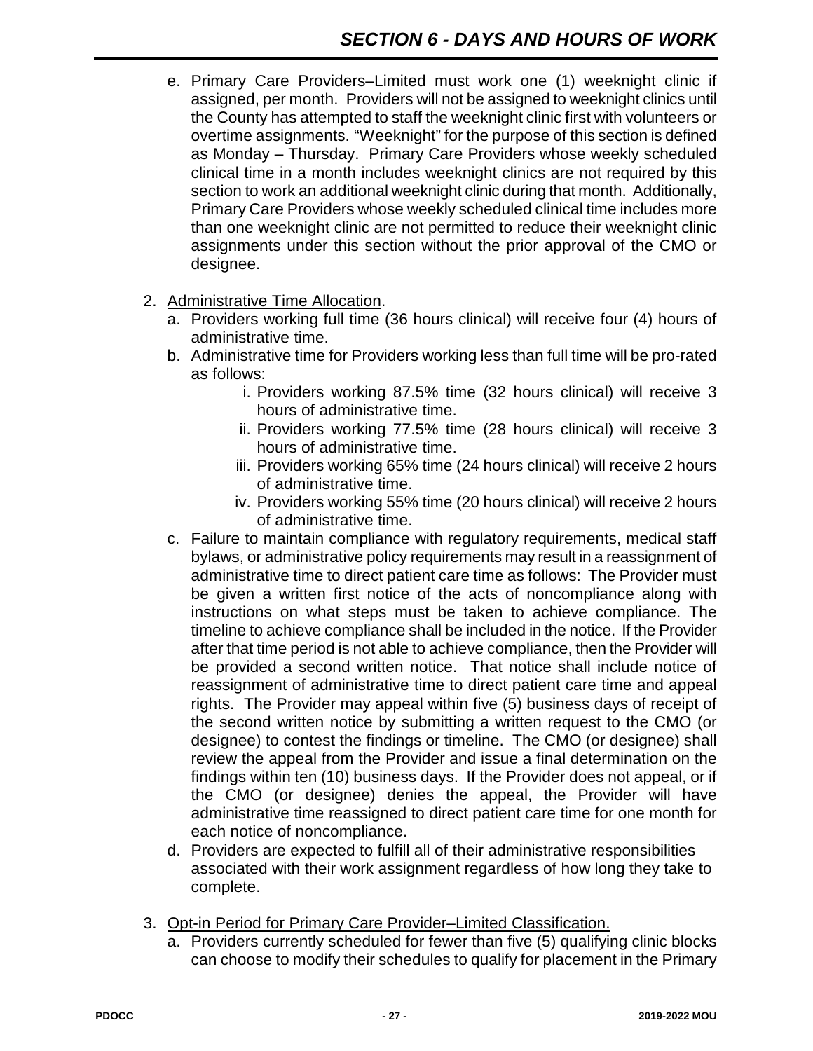e. Primary Care Providers–Limited must work one (1) weeknight clinic if assigned, per month. Providers will not be assigned to weeknight clinics until the County has attempted to staff the weeknight clinic first with volunteers or overtime assignments. "Weeknight" for the purpose of this section is defined as Monday – Thursday. Primary Care Providers whose weekly scheduled clinical time in a month includes weeknight clinics are not required by this section to work an additional weeknight clinic during that month. Additionally, Primary Care Providers whose weekly scheduled clinical time includes more than one weeknight clinic are not permitted to reduce their weeknight clinic assignments under this section without the prior approval of the CMO or designee.

2. Administrative Time Allocation.
   a. Providers working full time (36 hours clinical) will receive four (4) hours of administrative time.
   b. Administrative time for Providers working less than full time will be pro-rated as follows:
      i. Providers working 87.5% time (32 hours clinical) will receive 3 hours of administrative time.
      ii. Providers working 77.5% time (28 hours clinical) will receive 3 hours of administrative time.
      iii. Providers working 65% time (24 hours clinical) will receive 2 hours of administrative time.
      iv. Providers working 55% time (20 hours clinical) will receive 2 hours of administrative time.
   c. Failure to maintain compliance with regulatory requirements, medical staff bylaws, or administrative policy requirements may result in a reassignment of administrative time to direct patient care time as follows: The Provider must be given a written first notice of the acts of noncompliance along with instructions on what steps must be taken to achieve compliance. The timeline to achieve compliance shall be included in the notice. If the Provider after that time period is not able to achieve compliance, then the Provider will be provided a second written notice. That notice shall include notice of reassignment of administrative time to direct patient care time and appeal rights. The Provider may appeal within five (5) business days of receipt of the second written notice by submitting a written request to the CMO (or designee) to contest the findings or timeline. The CMO (or designee) shall review the appeal from the Provider and issue a final determination on the findings within ten (10) business days. If the Provider does not appeal, or if the CMO (or designee) denies the appeal, the Provider will have administrative time reassigned to direct patient care time for one month for each notice of noncompliance.
   d. Providers are expected to fulfill all of their administrative responsibilities associated with their work assignment regardless of how long they take to complete.

3. Opt-in Period for Primary Care Provider–Limited Classification.
   a. Providers currently scheduled for fewer than five (5) qualifying clinic blocks can choose to modify their schedules to qualify for placement in the Primary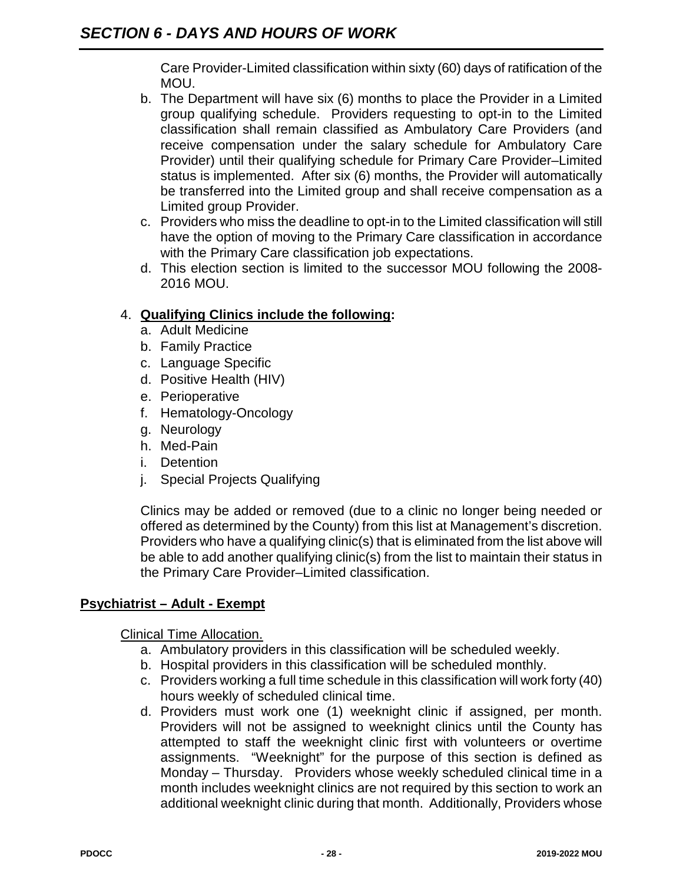Care Provider-Limited classification within sixty (60) days of ratification of the MOU.

   b. The Department will have six (6) months to place the Provider in a Limited group qualifying schedule. Providers requesting to opt-in to the Limited classification shall remain classified as Ambulatory Care Providers (and receive compensation under the salary schedule for Ambulatory Care Provider) until their qualifying schedule for Primary Care Provider–Limited status is implemented. After six (6) months, the Provider will automatically be transferred into the Limited group and shall receive compensation as a Limited group Provider.
   c. Providers who miss the deadline to opt-in to the Limited classification will still have the option of moving to the Primary Care classification in accordance with the Primary Care classification job expectations.
   d. This election section is limited to the successor MOU following the 2008-2016 MOU.

4. **Qualifying Clinics include the following:**
   a. Adult Medicine
   b. Family Practice
   c. Language Specific
   d. Positive Health (HIV)
   e. Perioperative
   f. Hematology-Oncology
   g. Neurology
   h. Med-Pain
   i. Detention
   j. Special Projects Qualifying

   Clinics may be added or removed (due to a clinic no longer being needed or offered as determined by the County) from this list at Management's discretion. Providers who have a qualifying clinic(s) that is eliminated from the list above will be able to add another qualifying clinic(s) from the list to maintain their status in the Primary Care Provider–Limited classification.

**Psychiatrist – Adult - Exempt**

Clinical Time Allocation.

   a. Ambulatory providers in this classification will be scheduled weekly.
   b. Hospital providers in this classification will be scheduled monthly.
   c. Providers working a full time schedule in this classification will work forty (40) hours weekly of scheduled clinical time.
   d. Providers must work one (1) weeknight clinic if assigned, per month. Providers will not be assigned to weeknight clinics until the County has attempted to staff the weeknight clinic first with volunteers or overtime assignments. "Weeknight" for the purpose of this section is defined as Monday – Thursday. Providers whose weekly scheduled clinical time in a month includes weeknight clinics are not required by this section to work an additional weeknight clinic during that month. Additionally, Providers whose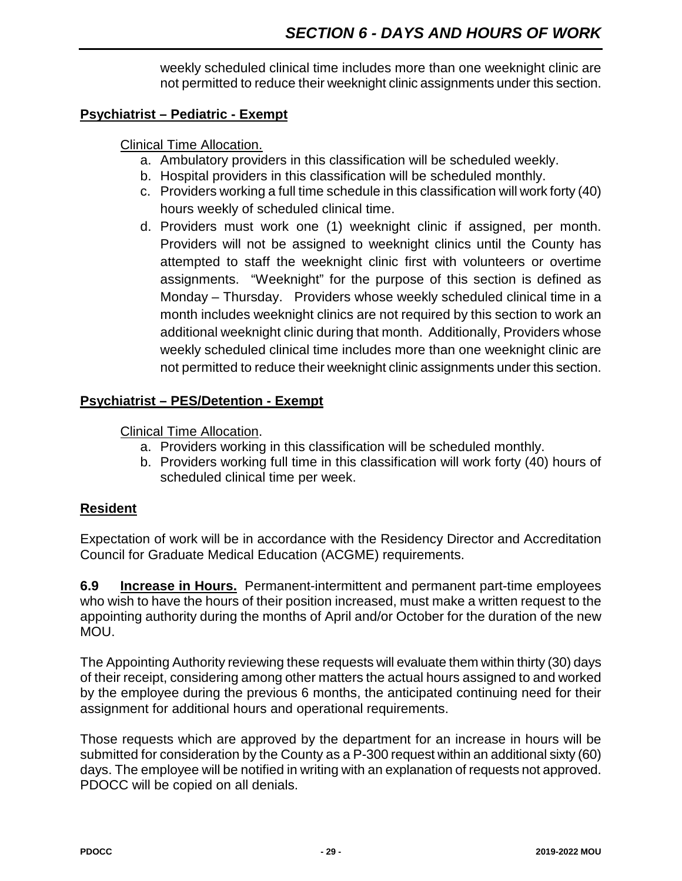weekly scheduled clinical time includes more than one weeknight clinic are not permitted to reduce their weeknight clinic assignments under this section.

**Psychiatrist – Pediatric - Exempt**

Clinical Time Allocation.

a. Ambulatory providers in this classification will be scheduled weekly.
b. Hospital providers in this classification will be scheduled monthly.
c. Providers working a full time schedule in this classification will work forty (40) hours weekly of scheduled clinical time.
d. Providers must work one (1) weeknight clinic if assigned, per month. Providers will not be assigned to weeknight clinics until the County has attempted to staff the weeknight clinic first with volunteers or overtime assignments. "Weeknight" for the purpose of this section is defined as Monday – Thursday. Providers whose weekly scheduled clinical time in a month includes weeknight clinics are not required by this section to work an additional weeknight clinic during that month. Additionally, Providers whose weekly scheduled clinical time includes more than one weeknight clinic are not permitted to reduce their weeknight clinic assignments under this section.

**Psychiatrist – PES/Detention - Exempt**

Clinical Time Allocation.

a. Providers working in this classification will be scheduled monthly.
b. Providers working full time in this classification will work forty (40) hours of scheduled clinical time per week.

**Resident**

Expectation of work will be in accordance with the Residency Director and Accreditation Council for Graduate Medical Education (ACGME) requirements.

**6.9 Increase in Hours.** Permanent-intermittent and permanent part-time employees who wish to have the hours of their position increased, must make a written request to the appointing authority during the months of April and/or October for the duration of the new MOU.

The Appointing Authority reviewing these requests will evaluate them within thirty (30) days of their receipt, considering among other matters the actual hours assigned to and worked by the employee during the previous 6 months, the anticipated continuing need for their assignment for additional hours and operational requirements.

Those requests which are approved by the department for an increase in hours will be submitted for consideration by the County as a P-300 request within an additional sixty (60) days. The employee will be notified in writing with an explanation of requests not approved. PDOCC will be copied on all denials.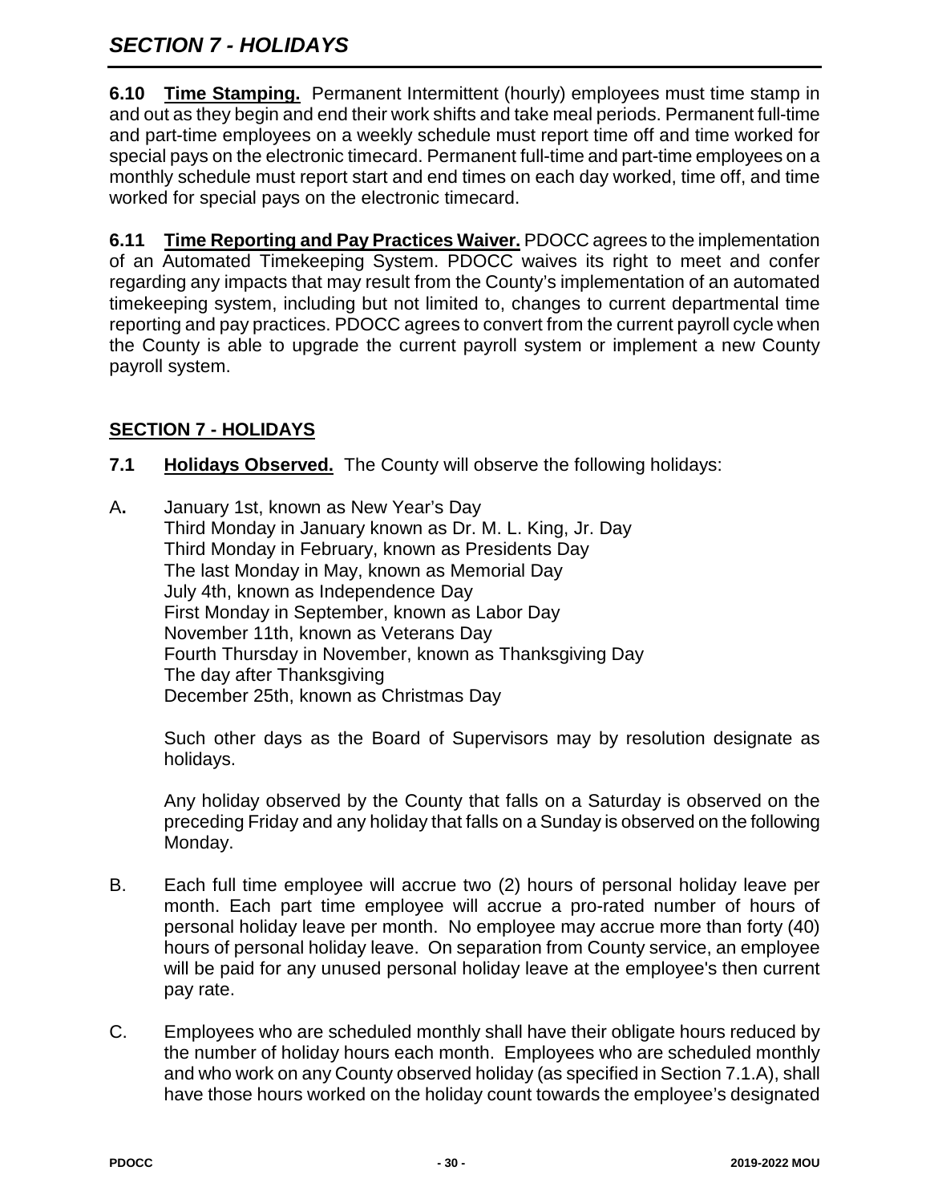**6.10 Time Stamping.** Permanent Intermittent (hourly) employees must time stamp in and out as they begin and end their work shifts and take meal periods. Permanent full-time and part-time employees on a weekly schedule must report time off and time worked for special pays on the electronic timecard. Permanent full-time and part-time employees on a monthly schedule must report start and end times on each day worked, time off, and time worked for special pays on the electronic timecard.

**6.11 Time Reporting and Pay Practices Waiver.** PDOCC agrees to the implementation of an Automated Timekeeping System. PDOCC waives its right to meet and confer regarding any impacts that may result from the County's implementation of an automated timekeeping system, including but not limited to, changes to current departmental time reporting and pay practices. PDOCC agrees to convert from the current payroll cycle when the County is able to upgrade the current payroll system or implement a new County payroll system.

## SECTION 7 - HOLIDAYS

**7.1 Holidays Observed.** The County will observe the following holidays:

A. January 1st, known as New Year's Day
Third Monday in January known as Dr. M. L. King, Jr. Day
Third Monday in February, known as Presidents Day
The last Monday in May, known as Memorial Day
July 4th, known as Independence Day
First Monday in September, known as Labor Day
November 11th, known as Veterans Day
Fourth Thursday in November, known as Thanksgiving Day
The day after Thanksgiving
December 25th, known as Christmas Day

Such other days as the Board of Supervisors may by resolution designate as holidays.

Any holiday observed by the County that falls on a Saturday is observed on the preceding Friday and any holiday that falls on a Sunday is observed on the following Monday.

B. Each full time employee will accrue two (2) hours of personal holiday leave per month. Each part time employee will accrue a pro-rated number of hours of personal holiday leave per month. No employee may accrue more than forty (40) hours of personal holiday leave. On separation from County service, an employee will be paid for any unused personal holiday leave at the employee's then current pay rate.

C. Employees who are scheduled monthly shall have their obligate hours reduced by the number of holiday hours each month. Employees who are scheduled monthly and who work on any County observed holiday (as specified in Section 7.1.A), shall have those hours worked on the holiday count towards the employee's designated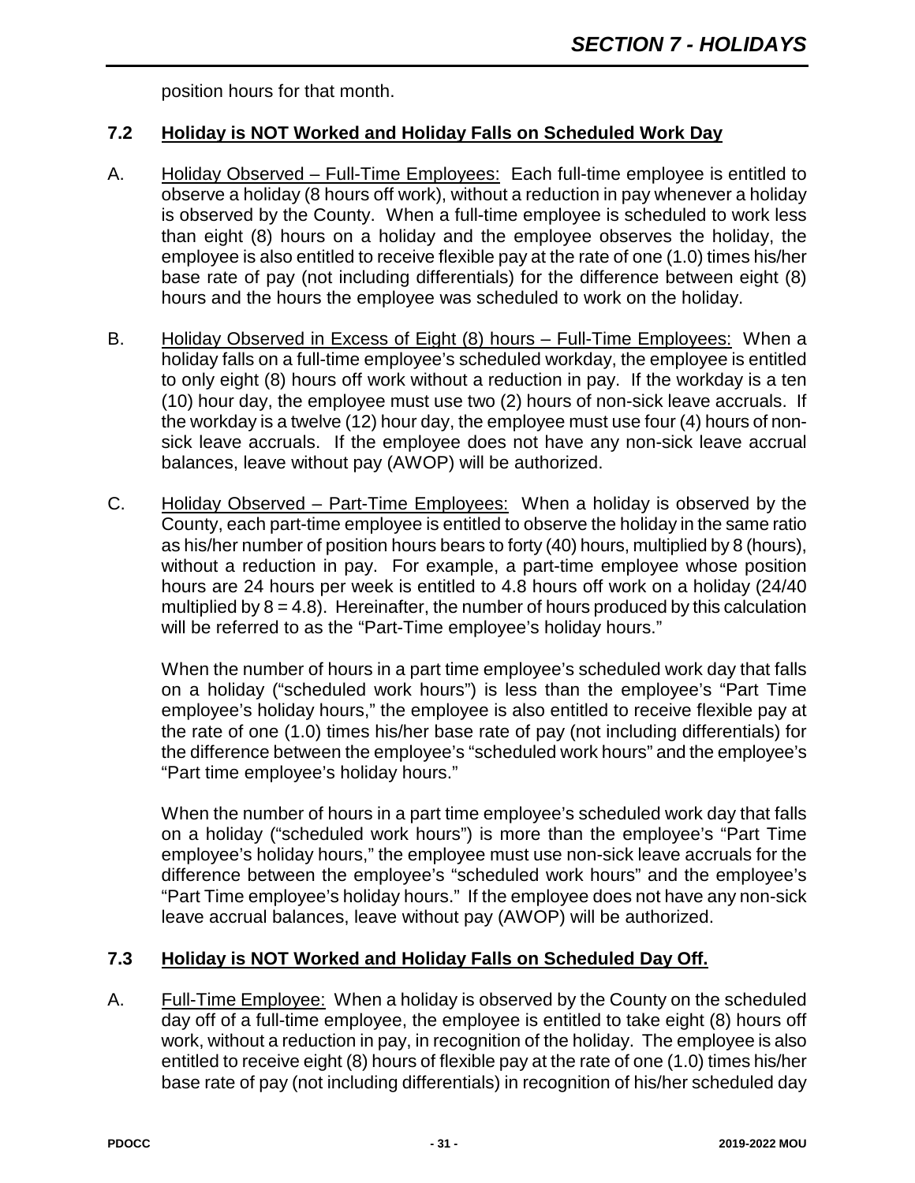position hours for that month.

## 7.2 Holiday is NOT Worked and Holiday Falls on Scheduled Work Day

A. Holiday Observed – Full-Time Employees: Each full-time employee is entitled to observe a holiday (8 hours off work), without a reduction in pay whenever a holiday is observed by the County. When a full-time employee is scheduled to work less than eight (8) hours on a holiday and the employee observes the holiday, the employee is also entitled to receive flexible pay at the rate of one (1.0) times his/her base rate of pay (not including differentials) for the difference between eight (8) hours and the hours the employee was scheduled to work on the holiday.

B. Holiday Observed in Excess of Eight (8) hours – Full-Time Employees: When a holiday falls on a full-time employee's scheduled workday, the employee is entitled to only eight (8) hours off work without a reduction in pay. If the workday is a ten (10) hour day, the employee must use two (2) hours of non-sick leave accruals. If the workday is a twelve (12) hour day, the employee must use four (4) hours of non-sick leave accruals. If the employee does not have any non-sick leave accrual balances, leave without pay (AWOP) will be authorized.

C. Holiday Observed – Part-Time Employees: When a holiday is observed by the County, each part-time employee is entitled to observe the holiday in the same ratio as his/her number of position hours bears to forty (40) hours, multiplied by 8 (hours), without a reduction in pay. For example, a part-time employee whose position hours are 24 hours per week is entitled to 4.8 hours off work on a holiday (24/40 multiplied by 8 = 4.8). Hereinafter, the number of hours produced by this calculation will be referred to as the "Part-Time employee's holiday hours."

When the number of hours in a part time employee's scheduled work day that falls on a holiday ("scheduled work hours") is less than the employee's "Part Time employee's holiday hours," the employee is also entitled to receive flexible pay at the rate of one (1.0) times his/her base rate of pay (not including differentials) for the difference between the employee's "scheduled work hours" and the employee's "Part time employee's holiday hours."

When the number of hours in a part time employee's scheduled work day that falls on a holiday ("scheduled work hours") is more than the employee's "Part Time employee's holiday hours," the employee must use non-sick leave accruals for the difference between the employee's "scheduled work hours" and the employee's "Part Time employee's holiday hours." If the employee does not have any non-sick leave accrual balances, leave without pay (AWOP) will be authorized.

## 7.3 Holiday is NOT Worked and Holiday Falls on Scheduled Day Off.

A. Full-Time Employee: When a holiday is observed by the County on the scheduled day off of a full-time employee, the employee is entitled to take eight (8) hours off work, without a reduction in pay, in recognition of the holiday. The employee is also entitled to receive eight (8) hours of flexible pay at the rate of one (1.0) times his/her base rate of pay (not including differentials) in recognition of his/her scheduled day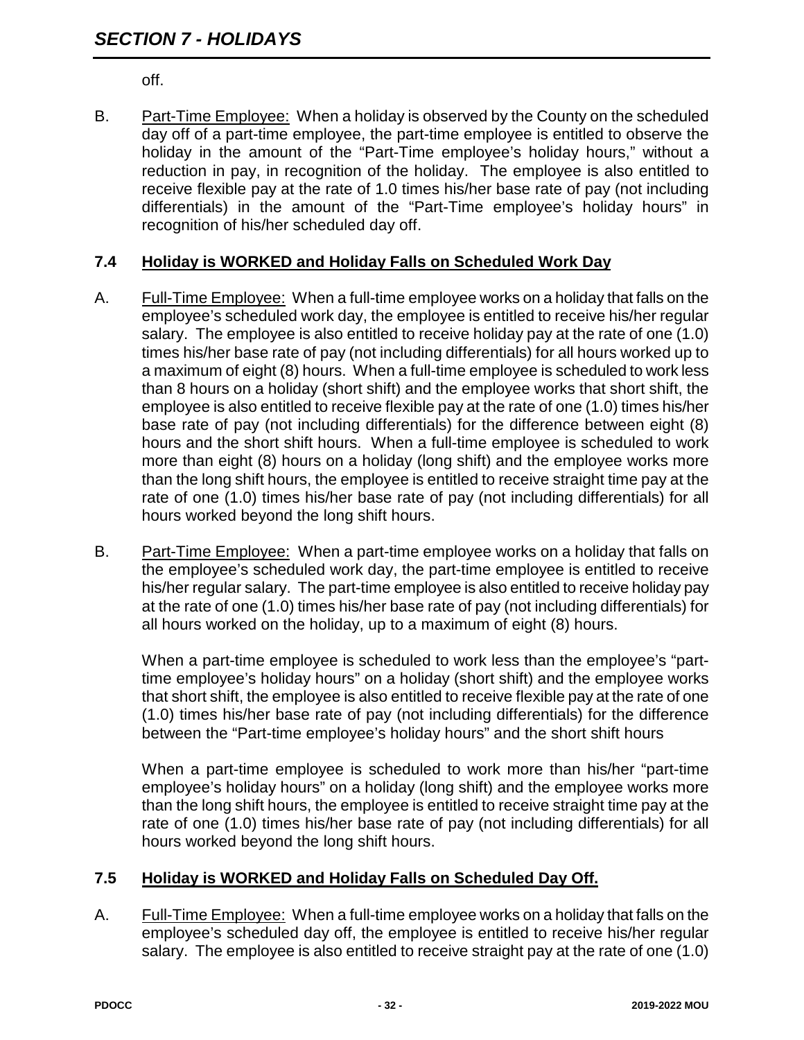off.

B. Part-Time Employee: When a holiday is observed by the County on the scheduled day off of a part-time employee, the part-time employee is entitled to observe the holiday in the amount of the "Part-Time employee's holiday hours," without a reduction in pay, in recognition of the holiday. The employee is also entitled to receive flexible pay at the rate of 1.0 times his/her base rate of pay (not including differentials) in the amount of the "Part-Time employee's holiday hours" in recognition of his/her scheduled day off.

### 7.4 Holiday is WORKED and Holiday Falls on Scheduled Work Day

A. Full-Time Employee: When a full-time employee works on a holiday that falls on the employee's scheduled work day, the employee is entitled to receive his/her regular salary. The employee is also entitled to receive holiday pay at the rate of one (1.0) times his/her base rate of pay (not including differentials) for all hours worked up to a maximum of eight (8) hours. When a full-time employee is scheduled to work less than 8 hours on a holiday (short shift) and the employee works that short shift, the employee is also entitled to receive flexible pay at the rate of one (1.0) times his/her base rate of pay (not including differentials) for the difference between eight (8) hours and the short shift hours. When a full-time employee is scheduled to work more than eight (8) hours on a holiday (long shift) and the employee works more than the long shift hours, the employee is entitled to receive straight time pay at the rate of one (1.0) times his/her base rate of pay (not including differentials) for all hours worked beyond the long shift hours.

B. Part-Time Employee: When a part-time employee works on a holiday that falls on the employee's scheduled work day, the part-time employee is entitled to receive his/her regular salary. The part-time employee is also entitled to receive holiday pay at the rate of one (1.0) times his/her base rate of pay (not including differentials) for all hours worked on the holiday, up to a maximum of eight (8) hours.

When a part-time employee is scheduled to work less than the employee's "part-time employee's holiday hours" on a holiday (short shift) and the employee works that short shift, the employee is also entitled to receive flexible pay at the rate of one (1.0) times his/her base rate of pay (not including differentials) for the difference between the "Part-time employee's holiday hours" and the short shift hours

When a part-time employee is scheduled to work more than his/her "part-time employee's holiday hours" on a holiday (long shift) and the employee works more than the long shift hours, the employee is entitled to receive straight time pay at the rate of one (1.0) times his/her base rate of pay (not including differentials) for all hours worked beyond the long shift hours.

### 7.5 Holiday is WORKED and Holiday Falls on Scheduled Day Off.

A. Full-Time Employee: When a full-time employee works on a holiday that falls on the employee's scheduled day off, the employee is entitled to receive his/her regular salary. The employee is also entitled to receive straight pay at the rate of one (1.0)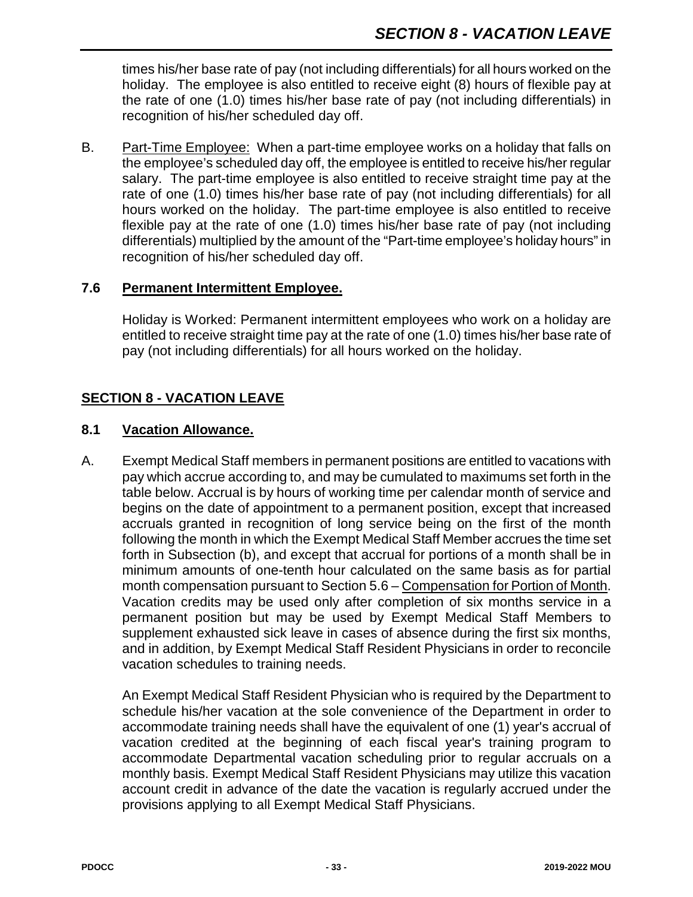times his/her base rate of pay (not including differentials) for all hours worked on the holiday. The employee is also entitled to receive eight (8) hours of flexible pay at the rate of one (1.0) times his/her base rate of pay (not including differentials) in recognition of his/her scheduled day off.

B. Part-Time Employee: When a part-time employee works on a holiday that falls on the employee's scheduled day off, the employee is entitled to receive his/her regular salary. The part-time employee is also entitled to receive straight time pay at the rate of one (1.0) times his/her base rate of pay (not including differentials) for all hours worked on the holiday. The part-time employee is also entitled to receive flexible pay at the rate of one (1.0) times his/her base rate of pay (not including differentials) multiplied by the amount of the "Part-time employee's holiday hours" in recognition of his/her scheduled day off.

### 7.6 Permanent Intermittent Employee.

Holiday is Worked: Permanent intermittent employees who work on a holiday are entitled to receive straight time pay at the rate of one (1.0) times his/her base rate of pay (not including differentials) for all hours worked on the holiday.

## SECTION 8 - VACATION LEAVE

### 8.1 Vacation Allowance.

A. Exempt Medical Staff members in permanent positions are entitled to vacations with pay which accrue according to, and may be cumulated to maximums set forth in the table below. Accrual is by hours of working time per calendar month of service and begins on the date of appointment to a permanent position, except that increased accruals granted in recognition of long service being on the first of the month following the month in which the Exempt Medical Staff Member accrues the time set forth in Subsection (b), and except that accrual for portions of a month shall be in minimum amounts of one-tenth hour calculated on the same basis as for partial month compensation pursuant to Section 5.6 – Compensation for Portion of Month. Vacation credits may be used only after completion of six months service in a permanent position but may be used by Exempt Medical Staff Members to supplement exhausted sick leave in cases of absence during the first six months, and in addition, by Exempt Medical Staff Resident Physicians in order to reconcile vacation schedules to training needs.

An Exempt Medical Staff Resident Physician who is required by the Department to schedule his/her vacation at the sole convenience of the Department in order to accommodate training needs shall have the equivalent of one (1) year's accrual of vacation credited at the beginning of each fiscal year's training program to accommodate Departmental vacation scheduling prior to regular accruals on a monthly basis. Exempt Medical Staff Resident Physicians may utilize this vacation account credit in advance of the date the vacation is regularly accrued under the provisions applying to all Exempt Medical Staff Physicians.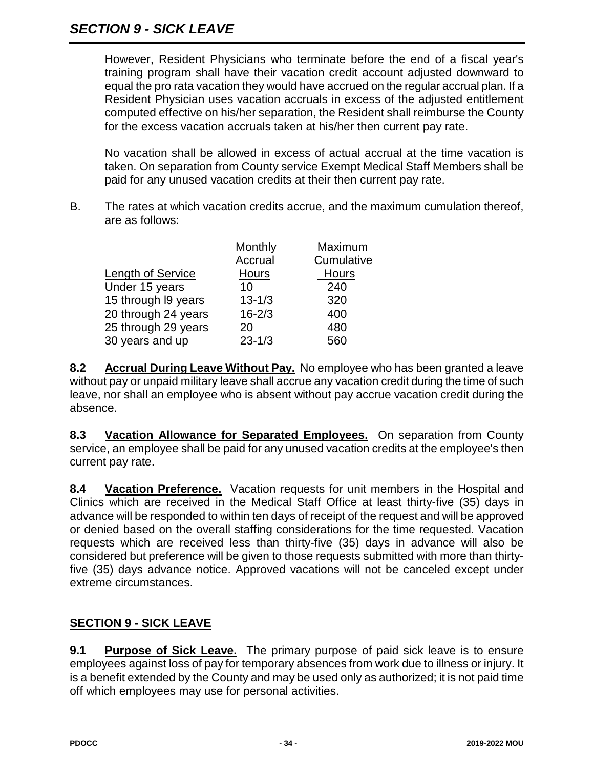However, Resident Physicians who terminate before the end of a fiscal year's training program shall have their vacation credit account adjusted downward to equal the pro rata vacation they would have accrued on the regular accrual plan. If a Resident Physician uses vacation accruals in excess of the adjusted entitlement computed effective on his/her separation, the Resident shall reimburse the County for the excess vacation accruals taken at his/her then current pay rate.

No vacation shall be allowed in excess of actual accrual at the time vacation is taken. On separation from County service Exempt Medical Staff Members shall be paid for any unused vacation credits at their then current pay rate.

B. The rates at which vacation credits accrue, and the maximum cumulation thereof, are as follows:

| Length of Service | Monthly Accrual Hours | Maximum Cumulative Hours |
|---|---|---|
| Under 15 years | 10 | 240 |
| 15 through l9 years | 13-1/3 | 320 |
| 20 through 24 years | 16-2/3 | 400 |
| 25 through 29 years | 20 | 480 |
| 30 years and up | 23-1/3 | 560 |

**8.2 Accrual During Leave Without Pay.** No employee who has been granted a leave without pay or unpaid military leave shall accrue any vacation credit during the time of such leave, nor shall an employee who is absent without pay accrue vacation credit during the absence.

**8.3 Vacation Allowance for Separated Employees.** On separation from County service, an employee shall be paid for any unused vacation credits at the employee's then current pay rate.

**8.4 Vacation Preference.** Vacation requests for unit members in the Hospital and Clinics which are received in the Medical Staff Office at least thirty-five (35) days in advance will be responded to within ten days of receipt of the request and will be approved or denied based on the overall staffing considerations for the time requested. Vacation requests which are received less than thirty-five (35) days in advance will also be considered but preference will be given to those requests submitted with more than thirty-five (35) days advance notice. Approved vacations will not be canceled except under extreme circumstances.

## SECTION 9 - SICK LEAVE

**9.1 Purpose of Sick Leave.** The primary purpose of paid sick leave is to ensure employees against loss of pay for temporary absences from work due to illness or injury. It is a benefit extended by the County and may be used only as authorized; it is not paid time off which employees may use for personal activities.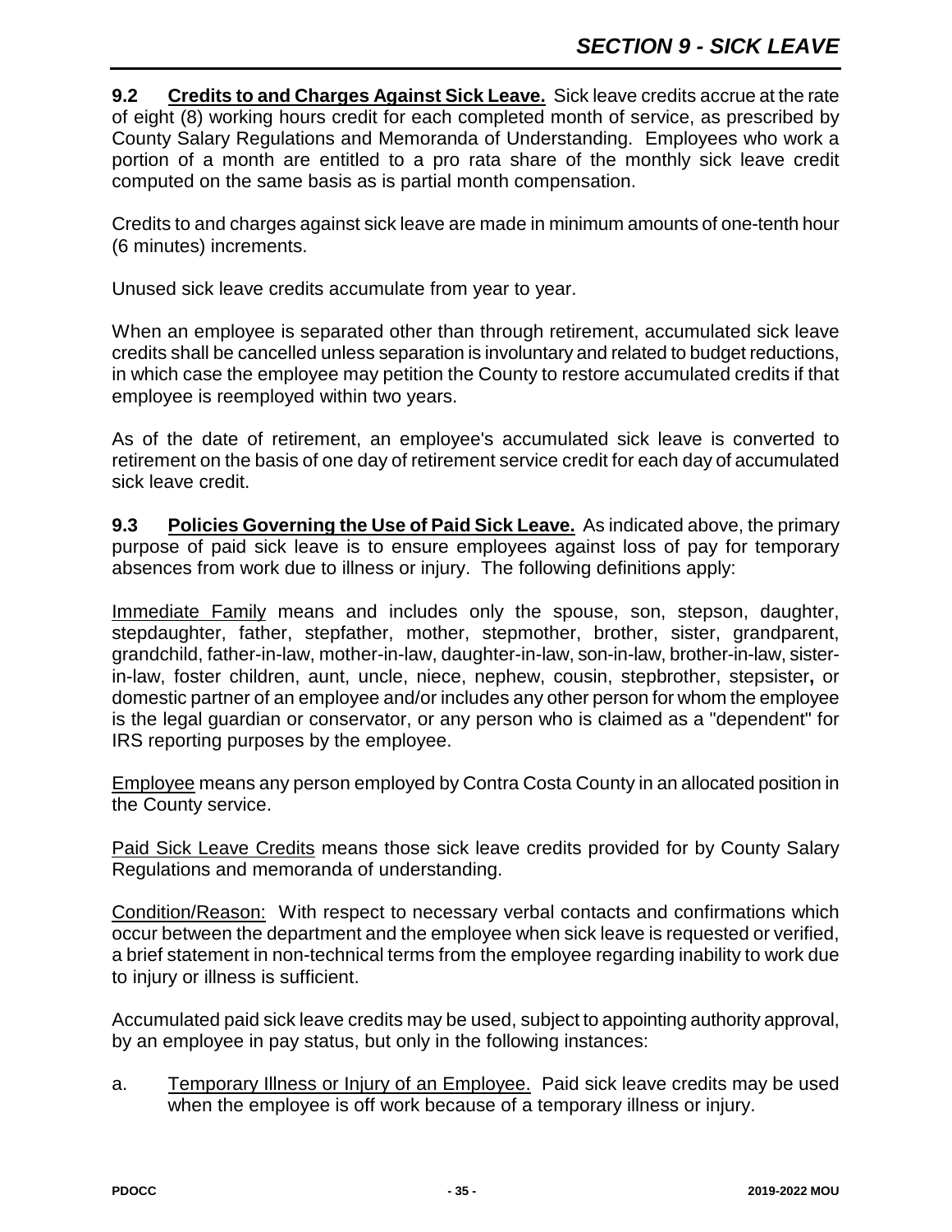# SECTION 9 - SICK LEAVE

**9.2 Credits to and Charges Against Sick Leave.** Sick leave credits accrue at the rate of eight (8) working hours credit for each completed month of service, as prescribed by County Salary Regulations and Memoranda of Understanding. Employees who work a portion of a month are entitled to a pro rata share of the monthly sick leave credit computed on the same basis as is partial month compensation.

Credits to and charges against sick leave are made in minimum amounts of one-tenth hour (6 minutes) increments.

Unused sick leave credits accumulate from year to year.

When an employee is separated other than through retirement, accumulated sick leave credits shall be cancelled unless separation is involuntary and related to budget reductions, in which case the employee may petition the County to restore accumulated credits if that employee is reemployed within two years.

As of the date of retirement, an employee's accumulated sick leave is converted to retirement on the basis of one day of retirement service credit for each day of accumulated sick leave credit.

**9.3 Policies Governing the Use of Paid Sick Leave.** As indicated above, the primary purpose of paid sick leave is to ensure employees against loss of pay for temporary absences from work due to illness or injury. The following definitions apply:

Immediate Family means and includes only the spouse, son, stepson, daughter, stepdaughter, father, stepfather, mother, stepmother, brother, sister, grandparent, grandchild, father-in-law, mother-in-law, daughter-in-law, son-in-law, brother-in-law, sister-in-law, foster children, aunt, uncle, niece, nephew, cousin, stepbrother, stepsister**,** or domestic partner of an employee and/or includes any other person for whom the employee is the legal guardian or conservator, or any person who is claimed as a "dependent" for IRS reporting purposes by the employee.

Employee means any person employed by Contra Costa County in an allocated position in the County service.

Paid Sick Leave Credits means those sick leave credits provided for by County Salary Regulations and memoranda of understanding.

Condition/Reason: With respect to necessary verbal contacts and confirmations which occur between the department and the employee when sick leave is requested or verified, a brief statement in non-technical terms from the employee regarding inability to work due to injury or illness is sufficient.

Accumulated paid sick leave credits may be used, subject to appointing authority approval, by an employee in pay status, but only in the following instances:

a. Temporary Illness or Injury of an Employee. Paid sick leave credits may be used when the employee is off work because of a temporary illness or injury.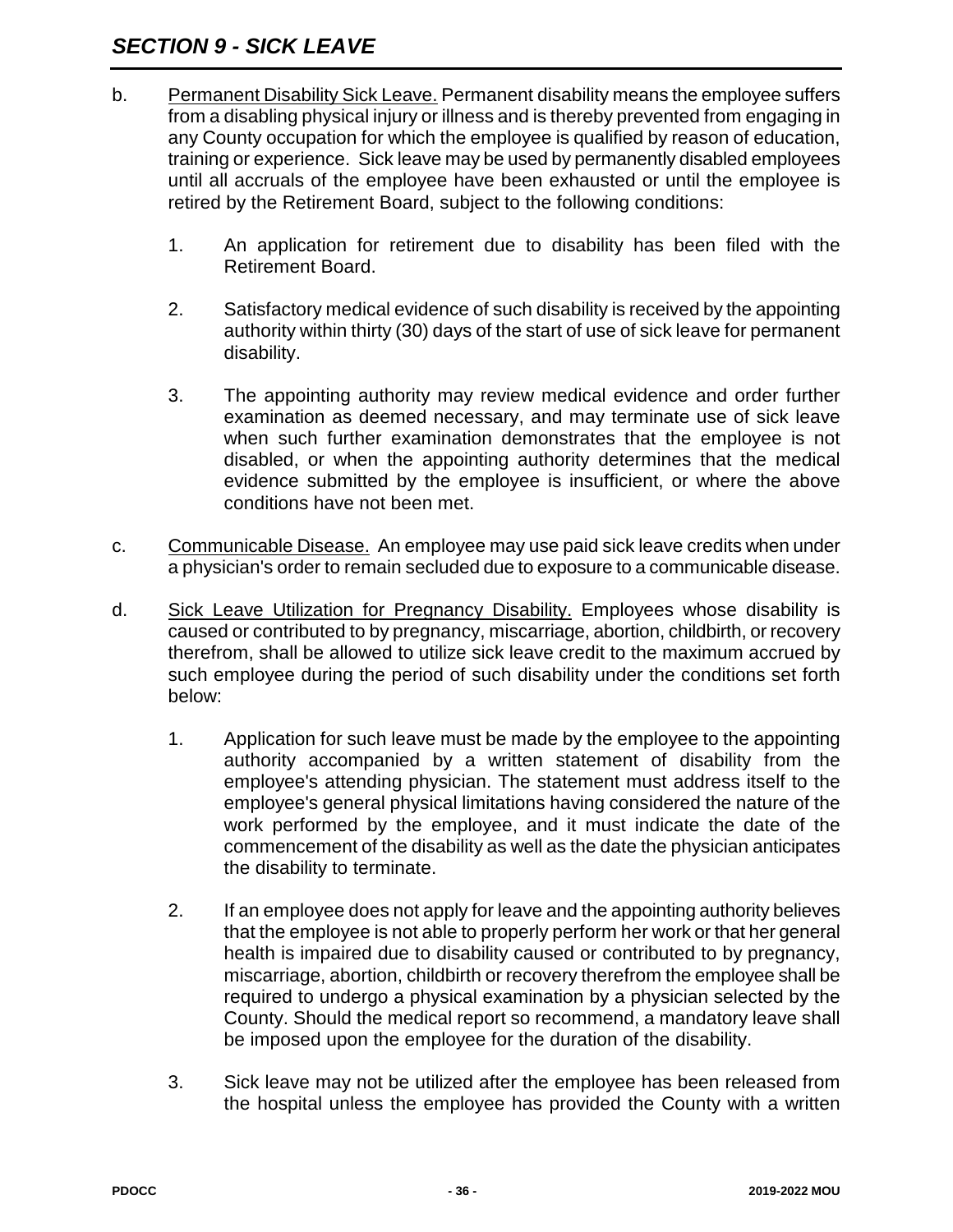## *SECTION 9 - SICK LEAVE*

b. Permanent Disability Sick Leave. Permanent disability means the employee suffers from a disabling physical injury or illness and is thereby prevented from engaging in any County occupation for which the employee is qualified by reason of education, training or experience. Sick leave may be used by permanently disabled employees until all accruals of the employee have been exhausted or until the employee is retired by the Retirement Board, subject to the following conditions:

   1. An application for retirement due to disability has been filed with the Retirement Board.

   2. Satisfactory medical evidence of such disability is received by the appointing authority within thirty (30) days of the start of use of sick leave for permanent disability.

   3. The appointing authority may review medical evidence and order further examination as deemed necessary, and may terminate use of sick leave when such further examination demonstrates that the employee is not disabled, or when the appointing authority determines that the medical evidence submitted by the employee is insufficient, or where the above conditions have not been met.

c. Communicable Disease. An employee may use paid sick leave credits when under a physician's order to remain secluded due to exposure to a communicable disease.

d. Sick Leave Utilization for Pregnancy Disability. Employees whose disability is caused or contributed to by pregnancy, miscarriage, abortion, childbirth, or recovery therefrom, shall be allowed to utilize sick leave credit to the maximum accrued by such employee during the period of such disability under the conditions set forth below:

   1. Application for such leave must be made by the employee to the appointing authority accompanied by a written statement of disability from the employee's attending physician. The statement must address itself to the employee's general physical limitations having considered the nature of the work performed by the employee, and it must indicate the date of the commencement of the disability as well as the date the physician anticipates the disability to terminate.

   2. If an employee does not apply for leave and the appointing authority believes that the employee is not able to properly perform her work or that her general health is impaired due to disability caused or contributed to by pregnancy, miscarriage, abortion, childbirth or recovery therefrom the employee shall be required to undergo a physical examination by a physician selected by the County. Should the medical report so recommend, a mandatory leave shall be imposed upon the employee for the duration of the disability.

   3. Sick leave may not be utilized after the employee has been released from the hospital unless the employee has provided the County with a written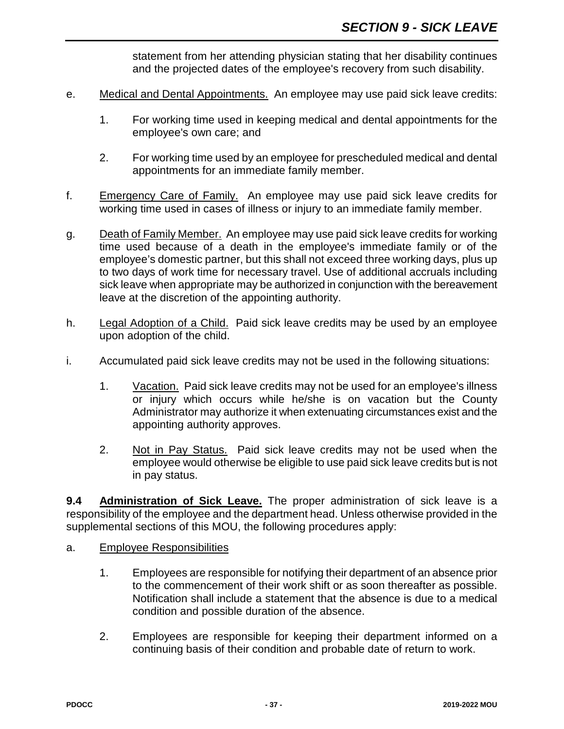statement from her attending physician stating that her disability continues and the projected dates of the employee's recovery from such disability.

e. Medical and Dental Appointments. An employee may use paid sick leave credits:

   1. For working time used in keeping medical and dental appointments for the employee's own care; and

   2. For working time used by an employee for prescheduled medical and dental appointments for an immediate family member.

f. Emergency Care of Family. An employee may use paid sick leave credits for working time used in cases of illness or injury to an immediate family member.

g. Death of Family Member. An employee may use paid sick leave credits for working time used because of a death in the employee's immediate family or of the employee's domestic partner, but this shall not exceed three working days, plus up to two days of work time for necessary travel. Use of additional accruals including sick leave when appropriate may be authorized in conjunction with the bereavement leave at the discretion of the appointing authority.

h. Legal Adoption of a Child. Paid sick leave credits may be used by an employee upon adoption of the child.

i. Accumulated paid sick leave credits may not be used in the following situations:

   1. Vacation. Paid sick leave credits may not be used for an employee's illness or injury which occurs while he/she is on vacation but the County Administrator may authorize it when extenuating circumstances exist and the appointing authority approves.

   2. Not in Pay Status. Paid sick leave credits may not be used when the employee would otherwise be eligible to use paid sick leave credits but is not in pay status.

**9.4 Administration of Sick Leave.** The proper administration of sick leave is a responsibility of the employee and the department head. Unless otherwise provided in the supplemental sections of this MOU, the following procedures apply:

a. Employee Responsibilities

   1. Employees are responsible for notifying their department of an absence prior to the commencement of their work shift or as soon thereafter as possible. Notification shall include a statement that the absence is due to a medical condition and possible duration of the absence.

   2. Employees are responsible for keeping their department informed on a continuing basis of their condition and probable date of return to work.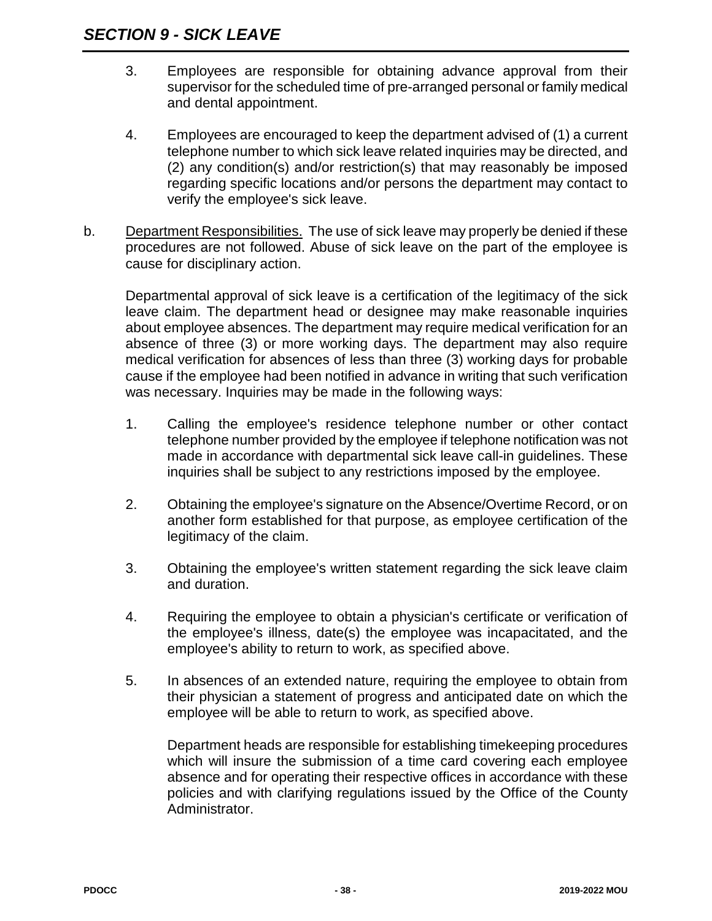## *SECTION 9 - SICK LEAVE*

3. Employees are responsible for obtaining advance approval from their supervisor for the scheduled time of pre-arranged personal or family medical and dental appointment.

4. Employees are encouraged to keep the department advised of (1) a current telephone number to which sick leave related inquiries may be directed, and (2) any condition(s) and/or restriction(s) that may reasonably be imposed regarding specific locations and/or persons the department may contact to verify the employee's sick leave.

b. Department Responsibilities. The use of sick leave may properly be denied if these procedures are not followed. Abuse of sick leave on the part of the employee is cause for disciplinary action.

Departmental approval of sick leave is a certification of the legitimacy of the sick leave claim. The department head or designee may make reasonable inquiries about employee absences. The department may require medical verification for an absence of three (3) or more working days. The department may also require medical verification for absences of less than three (3) working days for probable cause if the employee had been notified in advance in writing that such verification was necessary. Inquiries may be made in the following ways:

1. Calling the employee's residence telephone number or other contact telephone number provided by the employee if telephone notification was not made in accordance with departmental sick leave call-in guidelines. These inquiries shall be subject to any restrictions imposed by the employee.

2. Obtaining the employee's signature on the Absence/Overtime Record, or on another form established for that purpose, as employee certification of the legitimacy of the claim.

3. Obtaining the employee's written statement regarding the sick leave claim and duration.

4. Requiring the employee to obtain a physician's certificate or verification of the employee's illness, date(s) the employee was incapacitated, and the employee's ability to return to work, as specified above.

5. In absences of an extended nature, requiring the employee to obtain from their physician a statement of progress and anticipated date on which the employee will be able to return to work, as specified above.

   Department heads are responsible for establishing timekeeping procedures which will insure the submission of a time card covering each employee absence and for operating their respective offices in accordance with these policies and with clarifying regulations issued by the Office of the County Administrator.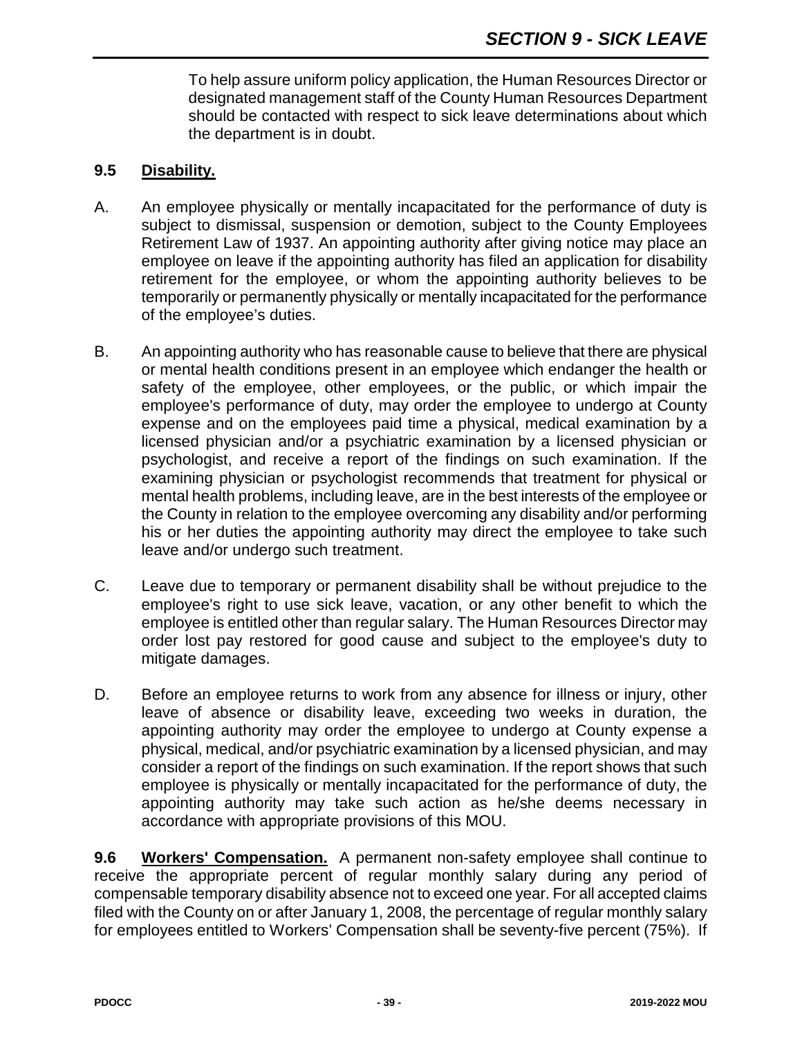To help assure uniform policy application, the Human Resources Director or designated management staff of the County Human Resources Department should be contacted with respect to sick leave determinations about which the department is in doubt.

### 9.5 Disability.

A. An employee physically or mentally incapacitated for the performance of duty is subject to dismissal, suspension or demotion, subject to the County Employees Retirement Law of 1937. An appointing authority after giving notice may place an employee on leave if the appointing authority has filed an application for disability retirement for the employee, or whom the appointing authority believes to be temporarily or permanently physically or mentally incapacitated for the performance of the employee's duties.

B. An appointing authority who has reasonable cause to believe that there are physical or mental health conditions present in an employee which endanger the health or safety of the employee, other employees, or the public, or which impair the employee's performance of duty, may order the employee to undergo at County expense and on the employees paid time a physical, medical examination by a licensed physician and/or a psychiatric examination by a licensed physician or psychologist, and receive a report of the findings on such examination. If the examining physician or psychologist recommends that treatment for physical or mental health problems, including leave, are in the best interests of the employee or the County in relation to the employee overcoming any disability and/or performing his or her duties the appointing authority may direct the employee to take such leave and/or undergo such treatment.

C. Leave due to temporary or permanent disability shall be without prejudice to the employee's right to use sick leave, vacation, or any other benefit to which the employee is entitled other than regular salary. The Human Resources Director may order lost pay restored for good cause and subject to the employee's duty to mitigate damages.

D. Before an employee returns to work from any absence for illness or injury, other leave of absence or disability leave, exceeding two weeks in duration, the appointing authority may order the employee to undergo at County expense a physical, medical, and/or psychiatric examination by a licensed physician, and may consider a report of the findings on such examination. If the report shows that such employee is physically or mentally incapacitated for the performance of duty, the appointing authority may take such action as he/she deems necessary in accordance with appropriate provisions of this MOU.

**9.6 Workers' Compensation.** A permanent non-safety employee shall continue to receive the appropriate percent of regular monthly salary during any period of compensable temporary disability absence not to exceed one year. For all accepted claims filed with the County on or after January 1, 2008, the percentage of regular monthly salary for employees entitled to Workers' Compensation shall be seventy-five percent (75%). If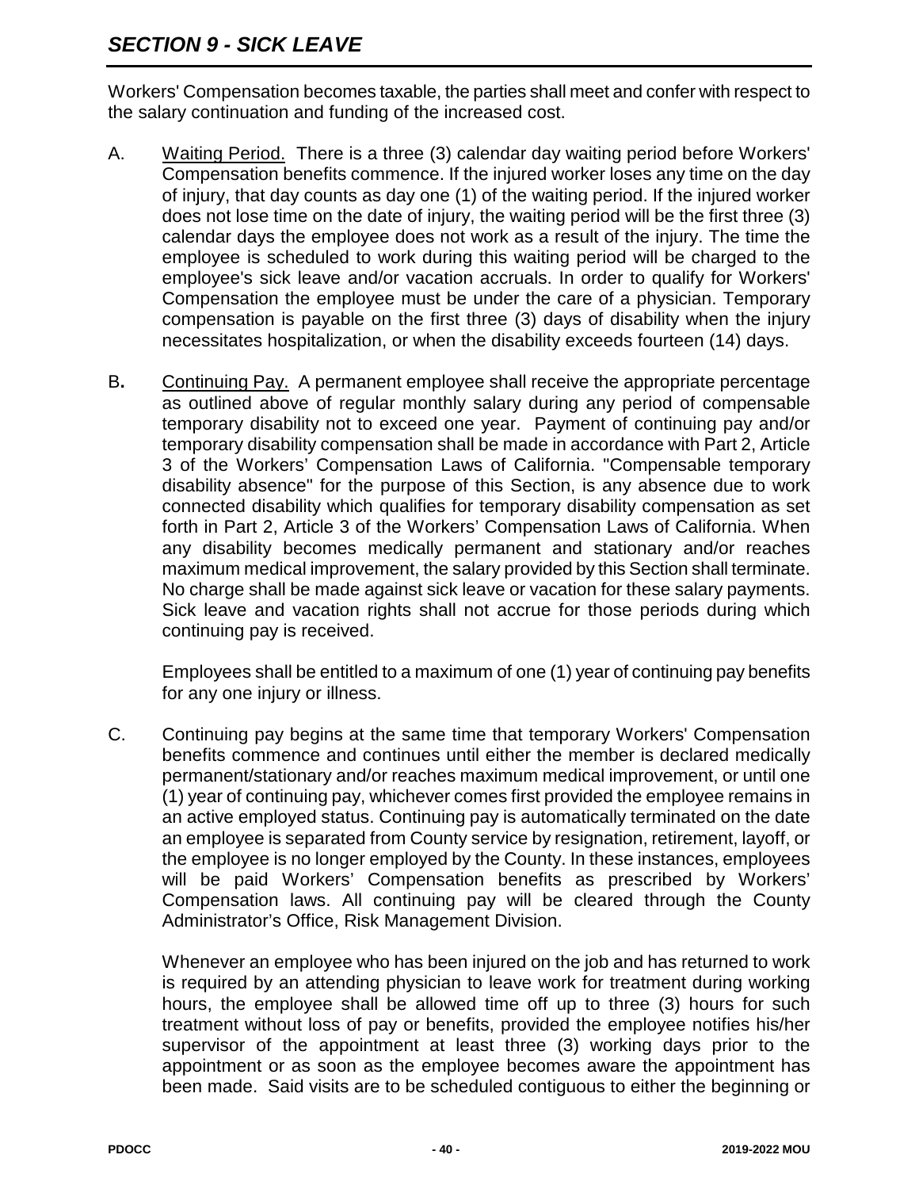Workers' Compensation becomes taxable, the parties shall meet and confer with respect to the salary continuation and funding of the increased cost.

A. Waiting Period. There is a three (3) calendar day waiting period before Workers' Compensation benefits commence. If the injured worker loses any time on the day of injury, that day counts as day one (1) of the waiting period. If the injured worker does not lose time on the date of injury, the waiting period will be the first three (3) calendar days the employee does not work as a result of the injury. The time the employee is scheduled to work during this waiting period will be charged to the employee's sick leave and/or vacation accruals. In order to qualify for Workers' Compensation the employee must be under the care of a physician. Temporary compensation is payable on the first three (3) days of disability when the injury necessitates hospitalization, or when the disability exceeds fourteen (14) days.

B. Continuing Pay. A permanent employee shall receive the appropriate percentage as outlined above of regular monthly salary during any period of compensable temporary disability not to exceed one year. Payment of continuing pay and/or temporary disability compensation shall be made in accordance with Part 2, Article 3 of the Workers' Compensation Laws of California. "Compensable temporary disability absence" for the purpose of this Section, is any absence due to work connected disability which qualifies for temporary disability compensation as set forth in Part 2, Article 3 of the Workers' Compensation Laws of California. When any disability becomes medically permanent and stationary and/or reaches maximum medical improvement, the salary provided by this Section shall terminate. No charge shall be made against sick leave or vacation for these salary payments. Sick leave and vacation rights shall not accrue for those periods during which continuing pay is received.

   Employees shall be entitled to a maximum of one (1) year of continuing pay benefits for any one injury or illness.

C. Continuing pay begins at the same time that temporary Workers' Compensation benefits commence and continues until either the member is declared medically permanent/stationary and/or reaches maximum medical improvement, or until one (1) year of continuing pay, whichever comes first provided the employee remains in an active employed status. Continuing pay is automatically terminated on the date an employee is separated from County service by resignation, retirement, layoff, or the employee is no longer employed by the County. In these instances, employees will be paid Workers' Compensation benefits as prescribed by Workers' Compensation laws. All continuing pay will be cleared through the County Administrator's Office, Risk Management Division.

   Whenever an employee who has been injured on the job and has returned to work is required by an attending physician to leave work for treatment during working hours, the employee shall be allowed time off up to three (3) hours for such treatment without loss of pay or benefits, provided the employee notifies his/her supervisor of the appointment at least three (3) working days prior to the appointment or as soon as the employee becomes aware the appointment has been made. Said visits are to be scheduled contiguous to either the beginning or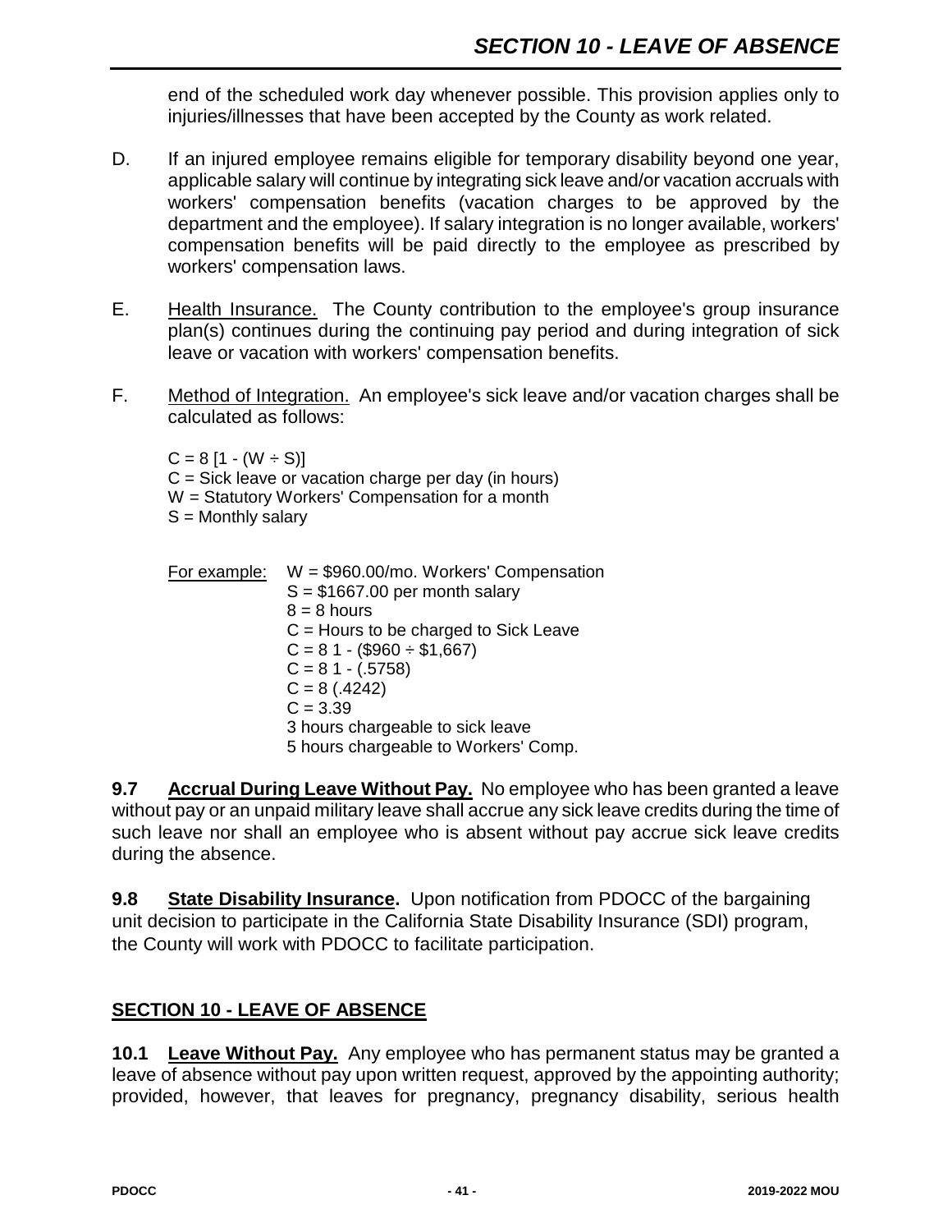end of the scheduled work day whenever possible. This provision applies only to injuries/illnesses that have been accepted by the County as work related.

D. If an injured employee remains eligible for temporary disability beyond one year, applicable salary will continue by integrating sick leave and/or vacation accruals with workers' compensation benefits (vacation charges to be approved by the department and the employee). If salary integration is no longer available, workers' compensation benefits will be paid directly to the employee as prescribed by workers' compensation laws.

E. Health Insurance. The County contribution to the employee's group insurance plan(s) continues during the continuing pay period and during integration of sick leave or vacation with workers' compensation benefits.

F. Method of Integration. An employee's sick leave and/or vacation charges shall be calculated as follows:

$C = 8 [1 - (W \div S)]$
C = Sick leave or vacation charge per day (in hours)
W = Statutory Workers' Compensation for a month
S = Monthly salary

For example: W = \$960.00/mo. Workers' Compensation
S = \$1667.00 per month salary
8 = 8 hours
C = Hours to be charged to Sick Leave
$C = 8\ 1 - (\$960 \div \$1,667)$
$C = 8\ 1 - (.5758)$
$C = 8\ (.4242)$
$C = 3.39$
3 hours chargeable to sick leave
5 hours chargeable to Workers' Comp.

**9.7 Accrual During Leave Without Pay.** No employee who has been granted a leave without pay or an unpaid military leave shall accrue any sick leave credits during the time of such leave nor shall an employee who is absent without pay accrue sick leave credits during the absence.

**9.8 State Disability Insurance.** Upon notification from PDOCC of the bargaining unit decision to participate in the California State Disability Insurance (SDI) program, the County will work with PDOCC to facilitate participation.

## SECTION 10 - LEAVE OF ABSENCE

**10.1 Leave Without Pay.** Any employee who has permanent status may be granted a leave of absence without pay upon written request, approved by the appointing authority; provided, however, that leaves for pregnancy, pregnancy disability, serious health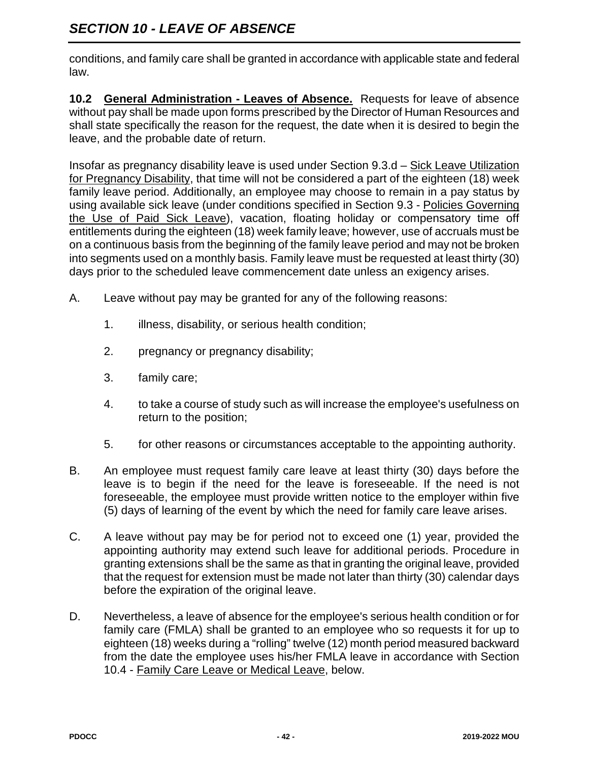conditions, and family care shall be granted in accordance with applicable state and federal law.

**10.2 General Administration - Leaves of Absence.** Requests for leave of absence without pay shall be made upon forms prescribed by the Director of Human Resources and shall state specifically the reason for the request, the date when it is desired to begin the leave, and the probable date of return.

Insofar as pregnancy disability leave is used under Section 9.3.d – Sick Leave Utilization for Pregnancy Disability, that time will not be considered a part of the eighteen (18) week family leave period. Additionally, an employee may choose to remain in a pay status by using available sick leave (under conditions specified in Section 9.3 - Policies Governing the Use of Paid Sick Leave), vacation, floating holiday or compensatory time off entitlements during the eighteen (18) week family leave; however, use of accruals must be on a continuous basis from the beginning of the family leave period and may not be broken into segments used on a monthly basis. Family leave must be requested at least thirty (30) days prior to the scheduled leave commencement date unless an exigency arises.

A. Leave without pay may be granted for any of the following reasons:

   1. illness, disability, or serious health condition;

   2. pregnancy or pregnancy disability;

   3. family care;

   4. to take a course of study such as will increase the employee's usefulness on return to the position;

   5. for other reasons or circumstances acceptable to the appointing authority.

B. An employee must request family care leave at least thirty (30) days before the leave is to begin if the need for the leave is foreseeable. If the need is not foreseeable, the employee must provide written notice to the employer within five (5) days of learning of the event by which the need for family care leave arises.

C. A leave without pay may be for period not to exceed one (1) year, provided the appointing authority may extend such leave for additional periods. Procedure in granting extensions shall be the same as that in granting the original leave, provided that the request for extension must be made not later than thirty (30) calendar days before the expiration of the original leave.

D. Nevertheless, a leave of absence for the employee's serious health condition or for family care (FMLA) shall be granted to an employee who so requests it for up to eighteen (18) weeks during a "rolling" twelve (12) month period measured backward from the date the employee uses his/her FMLA leave in accordance with Section 10.4 - Family Care Leave or Medical Leave, below.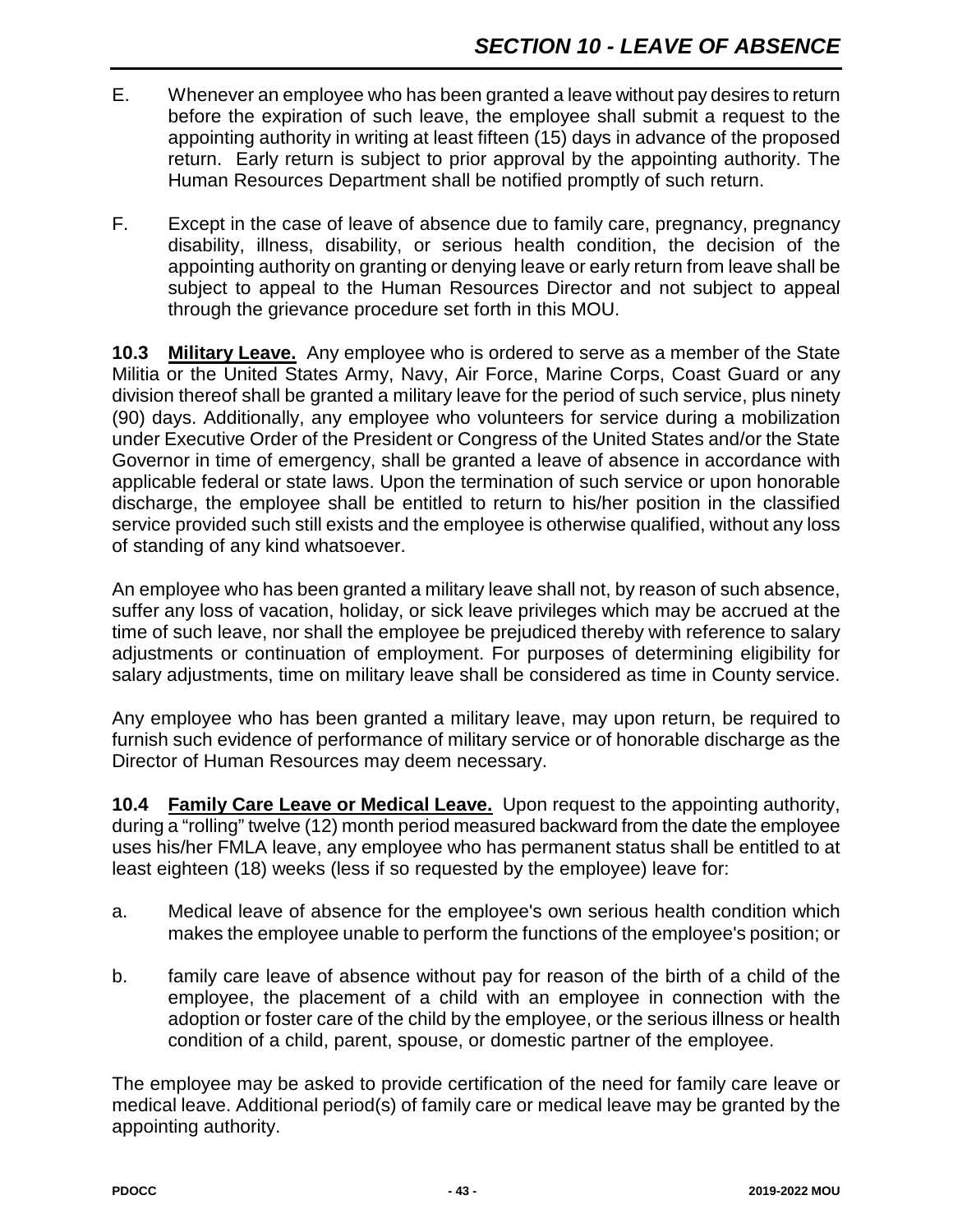E. Whenever an employee who has been granted a leave without pay desires to return before the expiration of such leave, the employee shall submit a request to the appointing authority in writing at least fifteen (15) days in advance of the proposed return. Early return is subject to prior approval by the appointing authority. The Human Resources Department shall be notified promptly of such return.

F. Except in the case of leave of absence due to family care, pregnancy, pregnancy disability, illness, disability, or serious health condition, the decision of the appointing authority on granting or denying leave or early return from leave shall be subject to appeal to the Human Resources Director and not subject to appeal through the grievance procedure set forth in this MOU.

**10.3 Military Leave.** Any employee who is ordered to serve as a member of the State Militia or the United States Army, Navy, Air Force, Marine Corps, Coast Guard or any division thereof shall be granted a military leave for the period of such service, plus ninety (90) days. Additionally, any employee who volunteers for service during a mobilization under Executive Order of the President or Congress of the United States and/or the State Governor in time of emergency, shall be granted a leave of absence in accordance with applicable federal or state laws. Upon the termination of such service or upon honorable discharge, the employee shall be entitled to return to his/her position in the classified service provided such still exists and the employee is otherwise qualified, without any loss of standing of any kind whatsoever.

An employee who has been granted a military leave shall not, by reason of such absence, suffer any loss of vacation, holiday, or sick leave privileges which may be accrued at the time of such leave, nor shall the employee be prejudiced thereby with reference to salary adjustments or continuation of employment. For purposes of determining eligibility for salary adjustments, time on military leave shall be considered as time in County service.

Any employee who has been granted a military leave, may upon return, be required to furnish such evidence of performance of military service or of honorable discharge as the Director of Human Resources may deem necessary.

**10.4 Family Care Leave or Medical Leave.** Upon request to the appointing authority, during a "rolling" twelve (12) month period measured backward from the date the employee uses his/her FMLA leave, any employee who has permanent status shall be entitled to at least eighteen (18) weeks (less if so requested by the employee) leave for:

a. Medical leave of absence for the employee's own serious health condition which makes the employee unable to perform the functions of the employee's position; or

b. family care leave of absence without pay for reason of the birth of a child of the employee, the placement of a child with an employee in connection with the adoption or foster care of the child by the employee, or the serious illness or health condition of a child, parent, spouse, or domestic partner of the employee.

The employee may be asked to provide certification of the need for family care leave or medical leave. Additional period(s) of family care or medical leave may be granted by the appointing authority.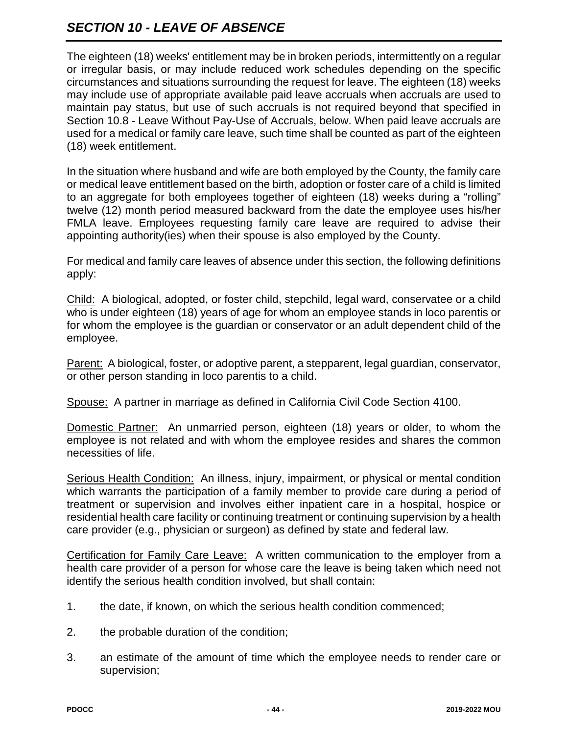## *SECTION 10 - LEAVE OF ABSENCE*

The eighteen (18) weeks' entitlement may be in broken periods, intermittently on a regular or irregular basis, or may include reduced work schedules depending on the specific circumstances and situations surrounding the request for leave. The eighteen (18) weeks may include use of appropriate available paid leave accruals when accruals are used to maintain pay status, but use of such accruals is not required beyond that specified in Section 10.8 - Leave Without Pay-Use of Accruals, below. When paid leave accruals are used for a medical or family care leave, such time shall be counted as part of the eighteen (18) week entitlement.

In the situation where husband and wife are both employed by the County, the family care or medical leave entitlement based on the birth, adoption or foster care of a child is limited to an aggregate for both employees together of eighteen (18) weeks during a "rolling" twelve (12) month period measured backward from the date the employee uses his/her FMLA leave. Employees requesting family care leave are required to advise their appointing authority(ies) when their spouse is also employed by the County.

For medical and family care leaves of absence under this section, the following definitions apply:

Child: A biological, adopted, or foster child, stepchild, legal ward, conservatee or a child who is under eighteen (18) years of age for whom an employee stands in loco parentis or for whom the employee is the guardian or conservator or an adult dependent child of the employee.

Parent: A biological, foster, or adoptive parent, a stepparent, legal guardian, conservator, or other person standing in loco parentis to a child.

Spouse: A partner in marriage as defined in California Civil Code Section 4100.

Domestic Partner: An unmarried person, eighteen (18) years or older, to whom the employee is not related and with whom the employee resides and shares the common necessities of life.

Serious Health Condition: An illness, injury, impairment, or physical or mental condition which warrants the participation of a family member to provide care during a period of treatment or supervision and involves either inpatient care in a hospital, hospice or residential health care facility or continuing treatment or continuing supervision by a health care provider (e.g., physician or surgeon) as defined by state and federal law.

Certification for Family Care Leave: A written communication to the employer from a health care provider of a person for whose care the leave is being taken which need not identify the serious health condition involved, but shall contain:

1. the date, if known, on which the serious health condition commenced;
2. the probable duration of the condition;
3. an estimate of the amount of time which the employee needs to render care or supervision;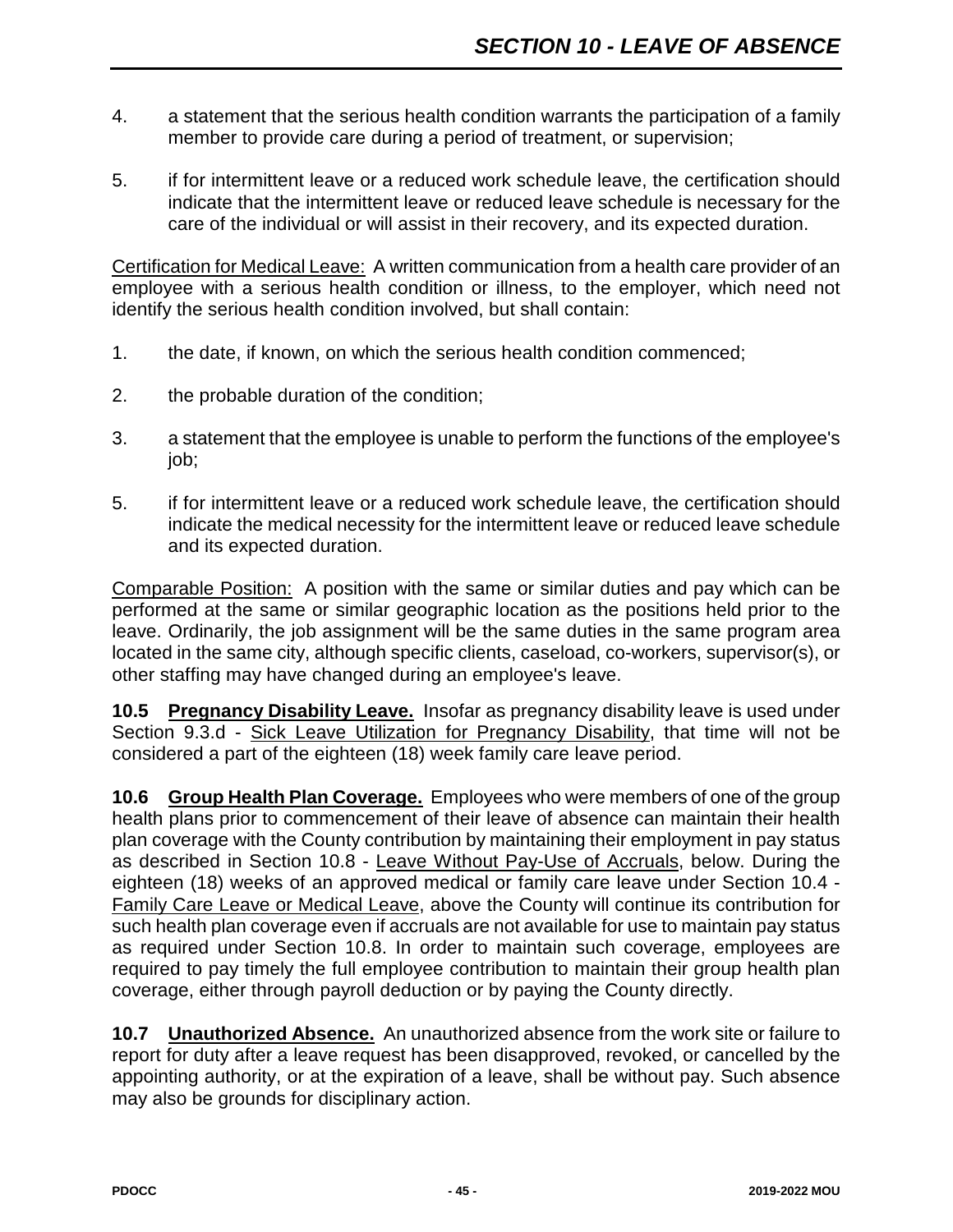4. a statement that the serious health condition warrants the participation of a family member to provide care during a period of treatment, or supervision;

5. if for intermittent leave or a reduced work schedule leave, the certification should indicate that the intermittent leave or reduced leave schedule is necessary for the care of the individual or will assist in their recovery, and its expected duration.

Certification for Medical Leave: A written communication from a health care provider of an employee with a serious health condition or illness, to the employer, which need not identify the serious health condition involved, but shall contain:

1. the date, if known, on which the serious health condition commenced;

2. the probable duration of the condition;

3. a statement that the employee is unable to perform the functions of the employee's job;

5. if for intermittent leave or a reduced work schedule leave, the certification should indicate the medical necessity for the intermittent leave or reduced leave schedule and its expected duration.

Comparable Position: A position with the same or similar duties and pay which can be performed at the same or similar geographic location as the positions held prior to the leave. Ordinarily, the job assignment will be the same duties in the same program area located in the same city, although specific clients, caseload, co-workers, supervisor(s), or other staffing may have changed during an employee's leave.

**10.5 Pregnancy Disability Leave.** Insofar as pregnancy disability leave is used under Section 9.3.d - Sick Leave Utilization for Pregnancy Disability, that time will not be considered a part of the eighteen (18) week family care leave period.

**10.6 Group Health Plan Coverage.** Employees who were members of one of the group health plans prior to commencement of their leave of absence can maintain their health plan coverage with the County contribution by maintaining their employment in pay status as described in Section 10.8 - Leave Without Pay-Use of Accruals, below. During the eighteen (18) weeks of an approved medical or family care leave under Section 10.4 - Family Care Leave or Medical Leave, above the County will continue its contribution for such health plan coverage even if accruals are not available for use to maintain pay status as required under Section 10.8. In order to maintain such coverage, employees are required to pay timely the full employee contribution to maintain their group health plan coverage, either through payroll deduction or by paying the County directly.

**10.7 Unauthorized Absence.** An unauthorized absence from the work site or failure to report for duty after a leave request has been disapproved, revoked, or cancelled by the appointing authority, or at the expiration of a leave, shall be without pay. Such absence may also be grounds for disciplinary action.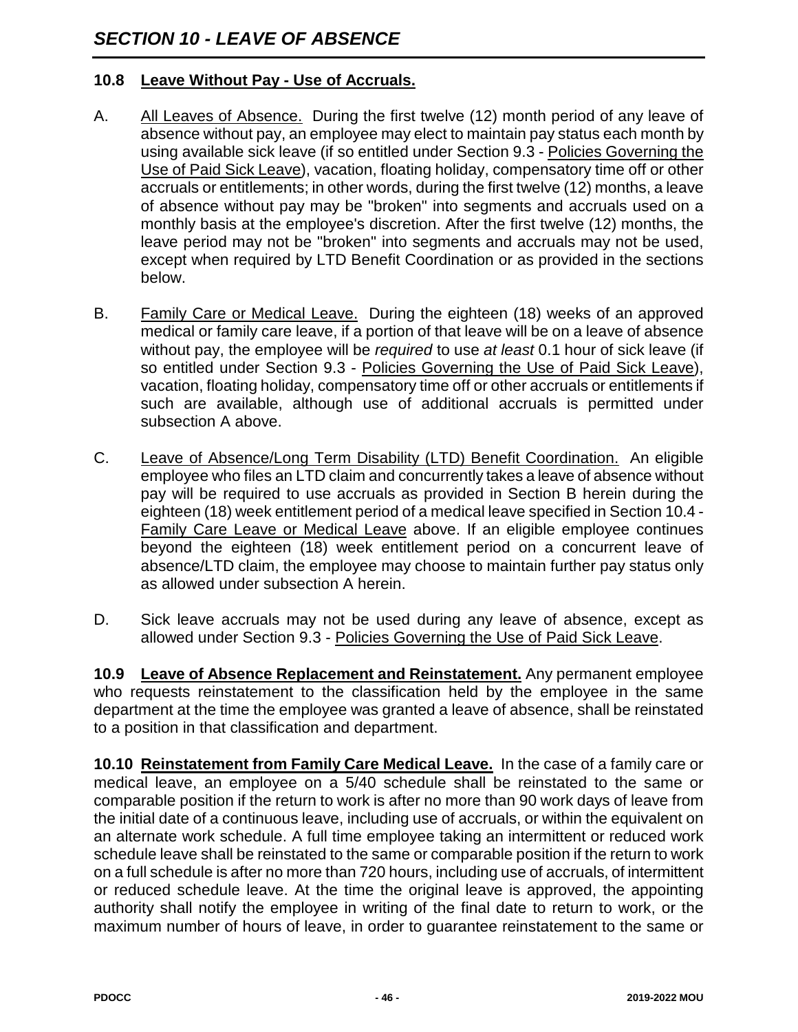## 10.8 Leave Without Pay - Use of Accruals.

A. All Leaves of Absence. During the first twelve (12) month period of any leave of absence without pay, an employee may elect to maintain pay status each month by using available sick leave (if so entitled under Section 9.3 - Policies Governing the Use of Paid Sick Leave), vacation, floating holiday, compensatory time off or other accruals or entitlements; in other words, during the first twelve (12) months, a leave of absence without pay may be "broken" into segments and accruals used on a monthly basis at the employee's discretion. After the first twelve (12) months, the leave period may not be "broken" into segments and accruals may not be used, except when required by LTD Benefit Coordination or as provided in the sections below.

B. Family Care or Medical Leave. During the eighteen (18) weeks of an approved medical or family care leave, if a portion of that leave will be on a leave of absence without pay, the employee will be *required* to use *at least* 0.1 hour of sick leave (if so entitled under Section 9.3 - Policies Governing the Use of Paid Sick Leave), vacation, floating holiday, compensatory time off or other accruals or entitlements if such are available, although use of additional accruals is permitted under subsection A above.

C. Leave of Absence/Long Term Disability (LTD) Benefit Coordination. An eligible employee who files an LTD claim and concurrently takes a leave of absence without pay will be required to use accruals as provided in Section B herein during the eighteen (18) week entitlement period of a medical leave specified in Section 10.4 - Family Care Leave or Medical Leave above. If an eligible employee continues beyond the eighteen (18) week entitlement period on a concurrent leave of absence/LTD claim, the employee may choose to maintain further pay status only as allowed under subsection A herein.

D. Sick leave accruals may not be used during any leave of absence, except as allowed under Section 9.3 - Policies Governing the Use of Paid Sick Leave.

**10.9 Leave of Absence Replacement and Reinstatement.** Any permanent employee who requests reinstatement to the classification held by the employee in the same department at the time the employee was granted a leave of absence, shall be reinstated to a position in that classification and department.

**10.10 Reinstatement from Family Care Medical Leave.** In the case of a family care or medical leave, an employee on a 5/40 schedule shall be reinstated to the same or comparable position if the return to work is after no more than 90 work days of leave from the initial date of a continuous leave, including use of accruals, or within the equivalent on an alternate work schedule. A full time employee taking an intermittent or reduced work schedule leave shall be reinstated to the same or comparable position if the return to work on a full schedule is after no more than 720 hours, including use of accruals, of intermittent or reduced schedule leave. At the time the original leave is approved, the appointing authority shall notify the employee in writing of the final date to return to work, or the maximum number of hours of leave, in order to guarantee reinstatement to the same or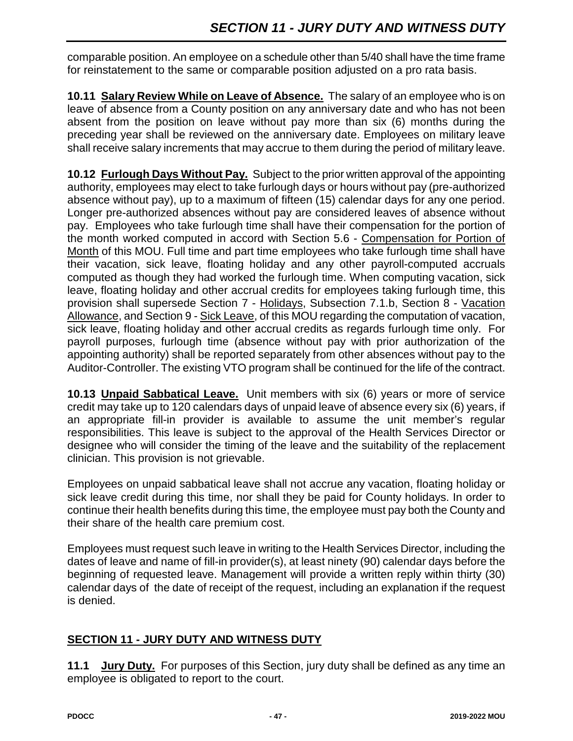comparable position. An employee on a schedule other than 5/40 shall have the time frame for reinstatement to the same or comparable position adjusted on a pro rata basis.

**10.11 Salary Review While on Leave of Absence.** The salary of an employee who is on leave of absence from a County position on any anniversary date and who has not been absent from the position on leave without pay more than six (6) months during the preceding year shall be reviewed on the anniversary date. Employees on military leave shall receive salary increments that may accrue to them during the period of military leave.

**10.12 Furlough Days Without Pay.** Subject to the prior written approval of the appointing authority, employees may elect to take furlough days or hours without pay (pre-authorized absence without pay), up to a maximum of fifteen (15) calendar days for any one period. Longer pre-authorized absences without pay are considered leaves of absence without pay. Employees who take furlough time shall have their compensation for the portion of the month worked computed in accord with Section 5.6 - Compensation for Portion of Month of this MOU. Full time and part time employees who take furlough time shall have their vacation, sick leave, floating holiday and any other payroll-computed accruals computed as though they had worked the furlough time. When computing vacation, sick leave, floating holiday and other accrual credits for employees taking furlough time, this provision shall supersede Section 7 - Holidays, Subsection 7.1.b, Section 8 - Vacation Allowance, and Section 9 - Sick Leave, of this MOU regarding the computation of vacation, sick leave, floating holiday and other accrual credits as regards furlough time only. For payroll purposes, furlough time (absence without pay with prior authorization of the appointing authority) shall be reported separately from other absences without pay to the Auditor-Controller. The existing VTO program shall be continued for the life of the contract.

**10.13 Unpaid Sabbatical Leave.** Unit members with six (6) years or more of service credit may take up to 120 calendars days of unpaid leave of absence every six (6) years, if an appropriate fill-in provider is available to assume the unit member's regular responsibilities. This leave is subject to the approval of the Health Services Director or designee who will consider the timing of the leave and the suitability of the replacement clinician. This provision is not grievable.

Employees on unpaid sabbatical leave shall not accrue any vacation, floating holiday or sick leave credit during this time, nor shall they be paid for County holidays. In order to continue their health benefits during this time, the employee must pay both the County and their share of the health care premium cost.

Employees must request such leave in writing to the Health Services Director, including the dates of leave and name of fill-in provider(s), at least ninety (90) calendar days before the beginning of requested leave. Management will provide a written reply within thirty (30) calendar days of the date of receipt of the request, including an explanation if the request is denied.

## SECTION 11 - JURY DUTY AND WITNESS DUTY

**11.1 Jury Duty.** For purposes of this Section, jury duty shall be defined as any time an employee is obligated to report to the court.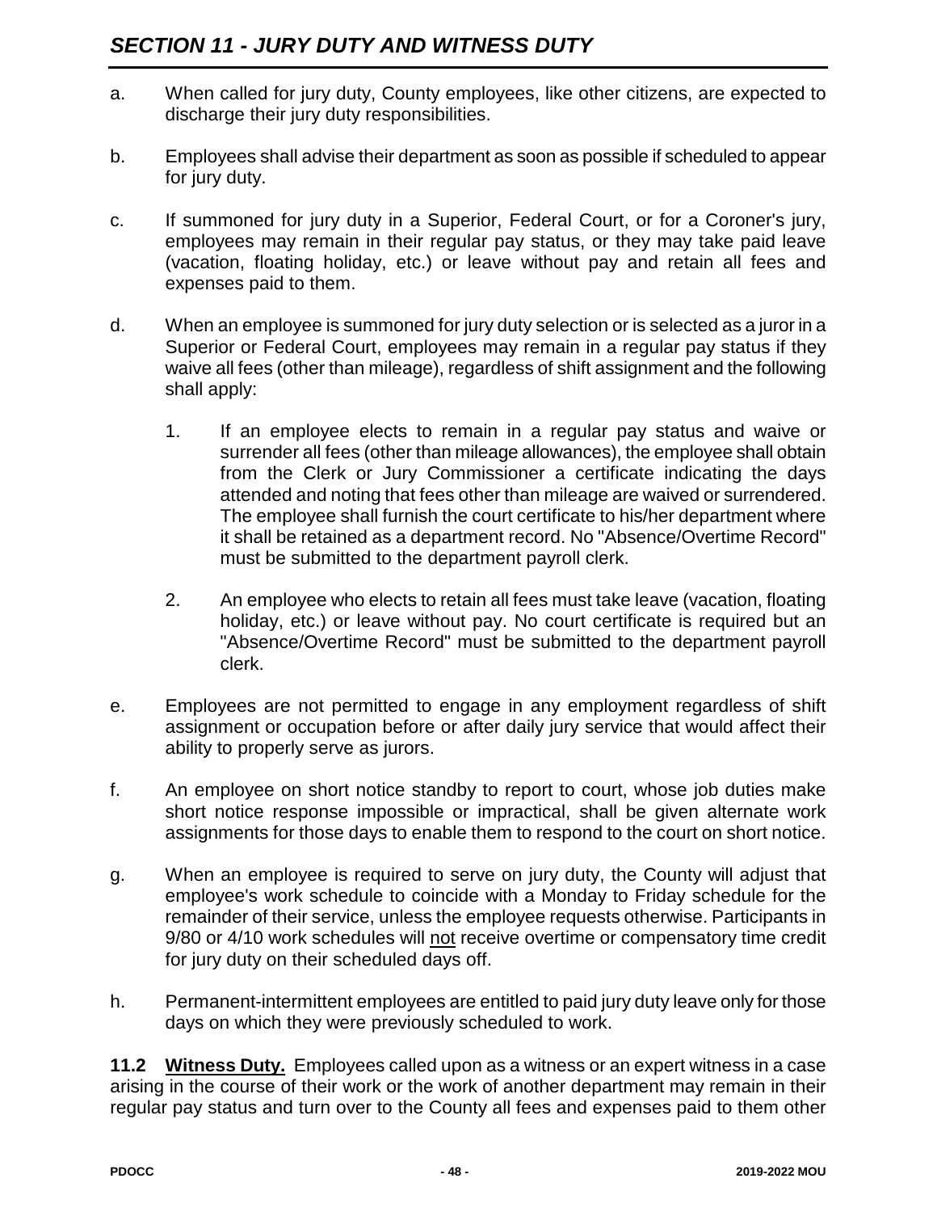## *SECTION 11 - JURY DUTY AND WITNESS DUTY*

a. When called for jury duty, County employees, like other citizens, are expected to discharge their jury duty responsibilities.

b. Employees shall advise their department as soon as possible if scheduled to appear for jury duty.

c. If summoned for jury duty in a Superior, Federal Court, or for a Coroner's jury, employees may remain in their regular pay status, or they may take paid leave (vacation, floating holiday, etc.) or leave without pay and retain all fees and expenses paid to them.

d. When an employee is summoned for jury duty selection or is selected as a juror in a Superior or Federal Court, employees may remain in a regular pay status if they waive all fees (other than mileage), regardless of shift assignment and the following shall apply:

   1. If an employee elects to remain in a regular pay status and waive or surrender all fees (other than mileage allowances), the employee shall obtain from the Clerk or Jury Commissioner a certificate indicating the days attended and noting that fees other than mileage are waived or surrendered. The employee shall furnish the court certificate to his/her department where it shall be retained as a department record. No "Absence/Overtime Record" must be submitted to the department payroll clerk.

   2. An employee who elects to retain all fees must take leave (vacation, floating holiday, etc.) or leave without pay. No court certificate is required but an "Absence/Overtime Record" must be submitted to the department payroll clerk.

e. Employees are not permitted to engage in any employment regardless of shift assignment or occupation before or after daily jury service that would affect their ability to properly serve as jurors.

f. An employee on short notice standby to report to court, whose job duties make short notice response impossible or impractical, shall be given alternate work assignments for those days to enable them to respond to the court on short notice.

g. When an employee is required to serve on jury duty, the County will adjust that employee's work schedule to coincide with a Monday to Friday schedule for the remainder of their service, unless the employee requests otherwise. Participants in 9/80 or 4/10 work schedules will not receive overtime or compensatory time credit for jury duty on their scheduled days off.

h. Permanent-intermittent employees are entitled to paid jury duty leave only for those days on which they were previously scheduled to work.

**11.2 Witness Duty.** Employees called upon as a witness or an expert witness in a case arising in the course of their work or the work of another department may remain in their regular pay status and turn over to the County all fees and expenses paid to them other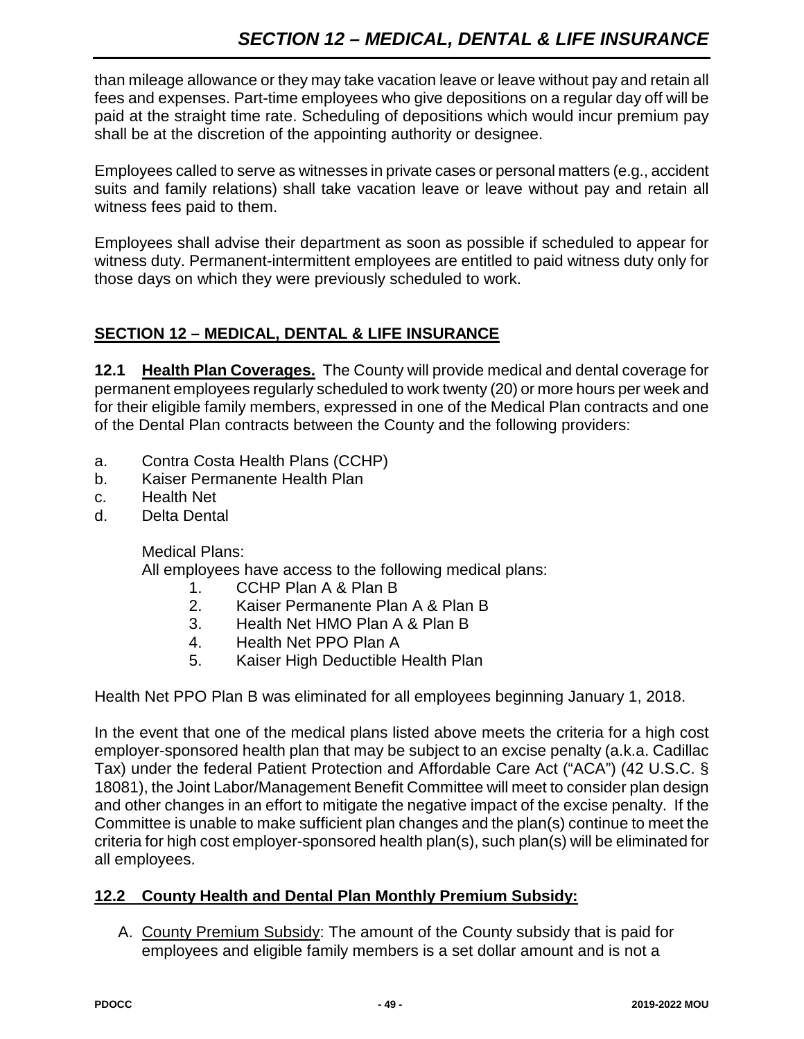than mileage allowance or they may take vacation leave or leave without pay and retain all fees and expenses. Part-time employees who give depositions on a regular day off will be paid at the straight time rate. Scheduling of depositions which would incur premium pay shall be at the discretion of the appointing authority or designee.

Employees called to serve as witnesses in private cases or personal matters (e.g., accident suits and family relations) shall take vacation leave or leave without pay and retain all witness fees paid to them.

Employees shall advise their department as soon as possible if scheduled to appear for witness duty. Permanent-intermittent employees are entitled to paid witness duty only for those days on which they were previously scheduled to work.

## SECTION 12 – MEDICAL, DENTAL & LIFE INSURANCE

**12.1 Health Plan Coverages.** The County will provide medical and dental coverage for permanent employees regularly scheduled to work twenty (20) or more hours per week and for their eligible family members, expressed in one of the Medical Plan contracts and one of the Dental Plan contracts between the County and the following providers:

a. Contra Costa Health Plans (CCHP)
b. Kaiser Permanente Health Plan
c. Health Net
d. Delta Dental

Medical Plans:
All employees have access to the following medical plans:

1. CCHP Plan A & Plan B
2. Kaiser Permanente Plan A & Plan B
3. Health Net HMO Plan A & Plan B
4. Health Net PPO Plan A
5. Kaiser High Deductible Health Plan

Health Net PPO Plan B was eliminated for all employees beginning January 1, 2018.

In the event that one of the medical plans listed above meets the criteria for a high cost employer-sponsored health plan that may be subject to an excise penalty (a.k.a. Cadillac Tax) under the federal Patient Protection and Affordable Care Act ("ACA") (42 U.S.C. § 18081), the Joint Labor/Management Benefit Committee will meet to consider plan design and other changes in an effort to mitigate the negative impact of the excise penalty. If the Committee is unable to make sufficient plan changes and the plan(s) continue to meet the criteria for high cost employer-sponsored health plan(s), such plan(s) will be eliminated for all employees.

**12.2 County Health and Dental Plan Monthly Premium Subsidy:**

A. County Premium Subsidy: The amount of the County subsidy that is paid for employees and eligible family members is a set dollar amount and is not a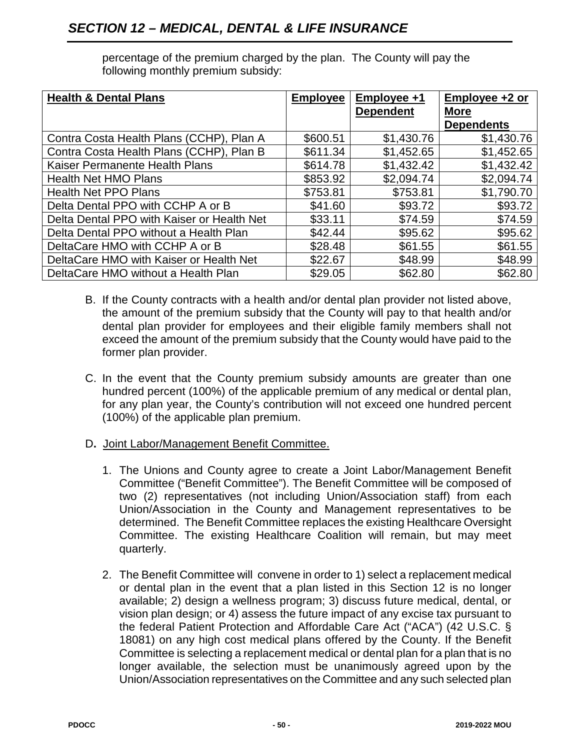percentage of the premium charged by the plan. The County will pay the following monthly premium subsidy:

| Health & Dental Plans | Employee | Employee +1 Dependent | Employee +2 or More Dependents |
|---|---|---|---|
| Contra Costa Health Plans (CCHP), Plan A | $600.51 | $1,430.76 | $1,430.76 |
| Contra Costa Health Plans (CCHP), Plan B | $611.34 | $1,452.65 | $1,452.65 |
| Kaiser Permanente Health Plans | $614.78 | $1,432.42 | $1,432.42 |
| Health Net HMO Plans | $853.92 | $2,094.74 | $2,094.74 |
| Health Net PPO Plans | $753.81 | $753.81 | $1,790.70 |
| Delta Dental PPO with CCHP A or B | $41.60 | $93.72 | $93.72 |
| Delta Dental PPO with Kaiser or Health Net | $33.11 | $74.59 | $74.59 |
| Delta Dental PPO without a Health Plan | $42.44 | $95.62 | $95.62 |
| DeltaCare HMO with CCHP A or B | $28.48 | $61.55 | $61.55 |
| DeltaCare HMO with Kaiser or Health Net | $22.67 | $48.99 | $48.99 |
| DeltaCare HMO without a Health Plan | $29.05 | $62.80 | $62.80 |

B. If the County contracts with a health and/or dental plan provider not listed above, the amount of the premium subsidy that the County will pay to that health and/or dental plan provider for employees and their eligible family members shall not exceed the amount of the premium subsidy that the County would have paid to the former plan provider.

C. In the event that the County premium subsidy amounts are greater than one hundred percent (100%) of the applicable premium of any medical or dental plan, for any plan year, the County's contribution will not exceed one hundred percent (100%) of the applicable plan premium.

D. Joint Labor/Management Benefit Committee.

1. The Unions and County agree to create a Joint Labor/Management Benefit Committee ("Benefit Committee"). The Benefit Committee will be composed of two (2) representatives (not including Union/Association staff) from each Union/Association in the County and Management representatives to be determined. The Benefit Committee replaces the existing Healthcare Oversight Committee. The existing Healthcare Coalition will remain, but may meet quarterly.

2. The Benefit Committee will convene in order to 1) select a replacement medical or dental plan in the event that a plan listed in this Section 12 is no longer available; 2) design a wellness program; 3) discuss future medical, dental, or vision plan design; or 4) assess the future impact of any excise tax pursuant to the federal Patient Protection and Affordable Care Act ("ACA") (42 U.S.C. § 18081) on any high cost medical plans offered by the County. If the Benefit Committee is selecting a replacement medical or dental plan for a plan that is no longer available, the selection must be unanimously agreed upon by the Union/Association representatives on the Committee and any such selected plan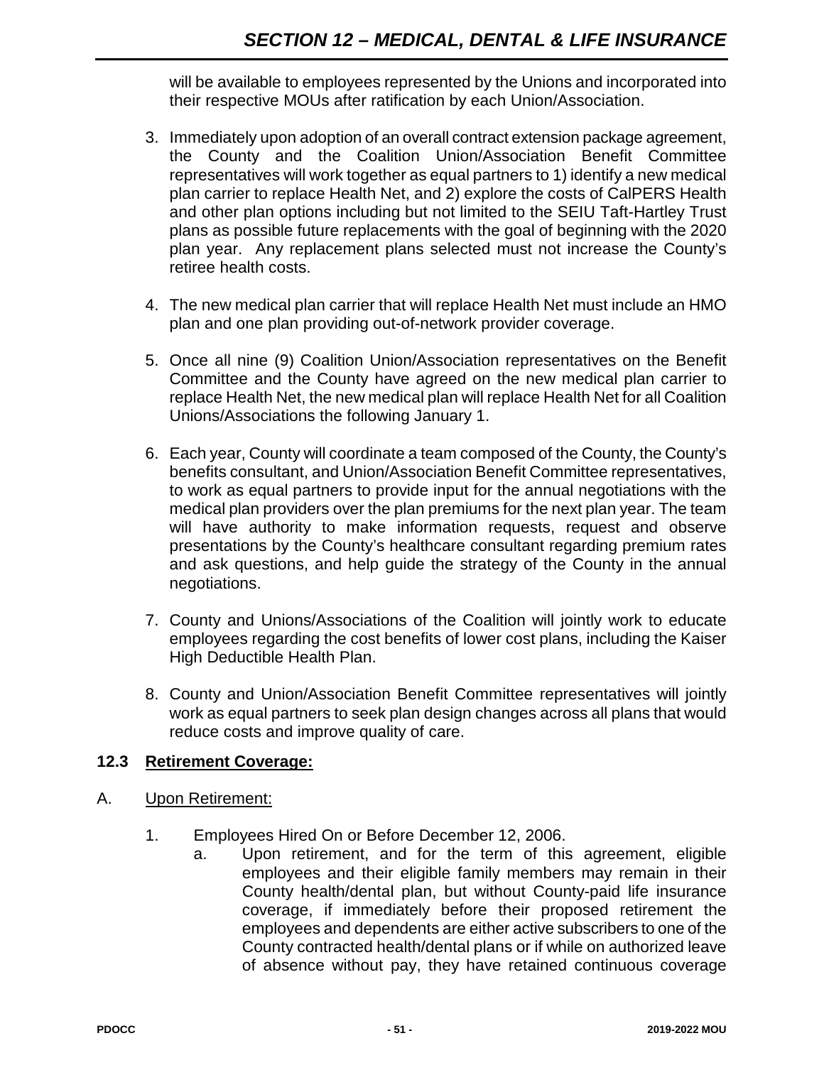will be available to employees represented by the Unions and incorporated into their respective MOUs after ratification by each Union/Association.

3. Immediately upon adoption of an overall contract extension package agreement, the County and the Coalition Union/Association Benefit Committee representatives will work together as equal partners to 1) identify a new medical plan carrier to replace Health Net, and 2) explore the costs of CalPERS Health and other plan options including but not limited to the SEIU Taft-Hartley Trust plans as possible future replacements with the goal of beginning with the 2020 plan year. Any replacement plans selected must not increase the County's retiree health costs.

4. The new medical plan carrier that will replace Health Net must include an HMO plan and one plan providing out-of-network provider coverage.

5. Once all nine (9) Coalition Union/Association representatives on the Benefit Committee and the County have agreed on the new medical plan carrier to replace Health Net, the new medical plan will replace Health Net for all Coalition Unions/Associations the following January 1.

6. Each year, County will coordinate a team composed of the County, the County's benefits consultant, and Union/Association Benefit Committee representatives, to work as equal partners to provide input for the annual negotiations with the medical plan providers over the plan premiums for the next plan year. The team will have authority to make information requests, request and observe presentations by the County's healthcare consultant regarding premium rates and ask questions, and help guide the strategy of the County in the annual negotiations.

7. County and Unions/Associations of the Coalition will jointly work to educate employees regarding the cost benefits of lower cost plans, including the Kaiser High Deductible Health Plan.

8. County and Union/Association Benefit Committee representatives will jointly work as equal partners to seek plan design changes across all plans that would reduce costs and improve quality of care.

### 12.3 Retirement Coverage:

A. Upon Retirement:

1. Employees Hired On or Before December 12, 2006.

   a. Upon retirement, and for the term of this agreement, eligible employees and their eligible family members may remain in their County health/dental plan, but without County-paid life insurance coverage, if immediately before their proposed retirement the employees and dependents are either active subscribers to one of the County contracted health/dental plans or if while on authorized leave of absence without pay, they have retained continuous coverage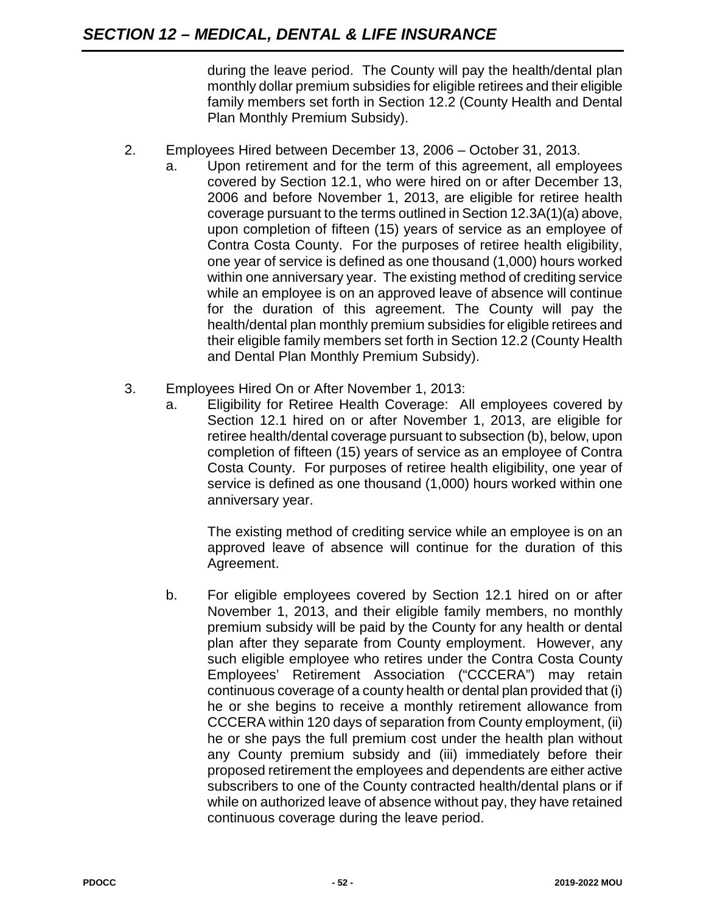during the leave period. The County will pay the health/dental plan monthly dollar premium subsidies for eligible retirees and their eligible family members set forth in Section 12.2 (County Health and Dental Plan Monthly Premium Subsidy).

2. Employees Hired between December 13, 2006 – October 31, 2013.

   a. Upon retirement and for the term of this agreement, all employees covered by Section 12.1, who were hired on or after December 13, 2006 and before November 1, 2013, are eligible for retiree health coverage pursuant to the terms outlined in Section 12.3A(1)(a) above, upon completion of fifteen (15) years of service as an employee of Contra Costa County. For the purposes of retiree health eligibility, one year of service is defined as one thousand (1,000) hours worked within one anniversary year. The existing method of crediting service while an employee is on an approved leave of absence will continue for the duration of this agreement. The County will pay the health/dental plan monthly premium subsidies for eligible retirees and their eligible family members set forth in Section 12.2 (County Health and Dental Plan Monthly Premium Subsidy).

3. Employees Hired On or After November 1, 2013:

   a. Eligibility for Retiree Health Coverage: All employees covered by Section 12.1 hired on or after November 1, 2013, are eligible for retiree health/dental coverage pursuant to subsection (b), below, upon completion of fifteen (15) years of service as an employee of Contra Costa County. For purposes of retiree health eligibility, one year of service is defined as one thousand (1,000) hours worked within one anniversary year.

      The existing method of crediting service while an employee is on an approved leave of absence will continue for the duration of this Agreement.

   b. For eligible employees covered by Section 12.1 hired on or after November 1, 2013, and their eligible family members, no monthly premium subsidy will be paid by the County for any health or dental plan after they separate from County employment. However, any such eligible employee who retires under the Contra Costa County Employees' Retirement Association ("CCCERA") may retain continuous coverage of a county health or dental plan provided that (i) he or she begins to receive a monthly retirement allowance from CCCERA within 120 days of separation from County employment, (ii) he or she pays the full premium cost under the health plan without any County premium subsidy and (iii) immediately before their proposed retirement the employees and dependents are either active subscribers to one of the County contracted health/dental plans or if while on authorized leave of absence without pay, they have retained continuous coverage during the leave period.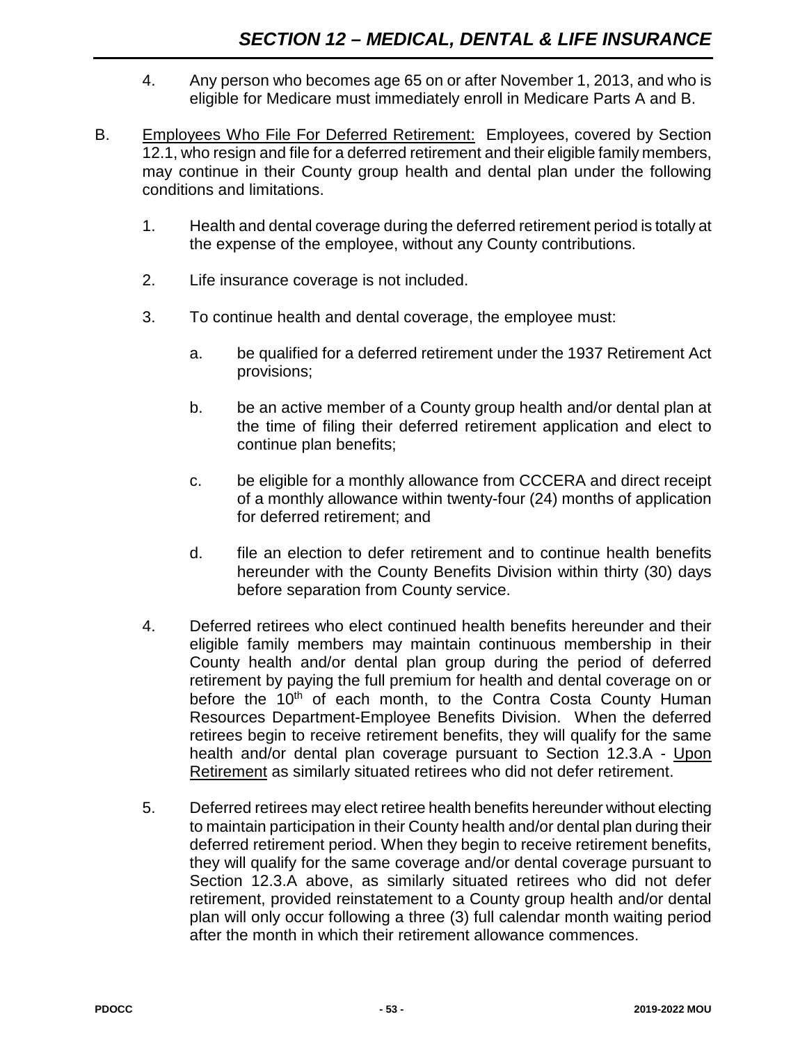4. Any person who becomes age 65 on or after November 1, 2013, and who is eligible for Medicare must immediately enroll in Medicare Parts A and B.

B. Employees Who File For Deferred Retirement: Employees, covered by Section 12.1, who resign and file for a deferred retirement and their eligible family members, may continue in their County group health and dental plan under the following conditions and limitations.

   1. Health and dental coverage during the deferred retirement period is totally at the expense of the employee, without any County contributions.

   2. Life insurance coverage is not included.

   3. To continue health and dental coverage, the employee must:

      a. be qualified for a deferred retirement under the 1937 Retirement Act provisions;

      b. be an active member of a County group health and/or dental plan at the time of filing their deferred retirement application and elect to continue plan benefits;

      c. be eligible for a monthly allowance from CCCERA and direct receipt of a monthly allowance within twenty-four (24) months of application for deferred retirement; and

      d. file an election to defer retirement and to continue health benefits hereunder with the County Benefits Division within thirty (30) days before separation from County service.

   4. Deferred retirees who elect continued health benefits hereunder and their eligible family members may maintain continuous membership in their County health and/or dental plan group during the period of deferred retirement by paying the full premium for health and dental coverage on or before the 10th of each month, to the Contra Costa County Human Resources Department-Employee Benefits Division. When the deferred retirees begin to receive retirement benefits, they will qualify for the same health and/or dental plan coverage pursuant to Section 12.3.A - Upon Retirement as similarly situated retirees who did not defer retirement.

   5. Deferred retirees may elect retiree health benefits hereunder without electing to maintain participation in their County health and/or dental plan during their deferred retirement period. When they begin to receive retirement benefits, they will qualify for the same coverage and/or dental coverage pursuant to Section 12.3.A above, as similarly situated retirees who did not defer retirement, provided reinstatement to a County group health and/or dental plan will only occur following a three (3) full calendar month waiting period after the month in which their retirement allowance commences.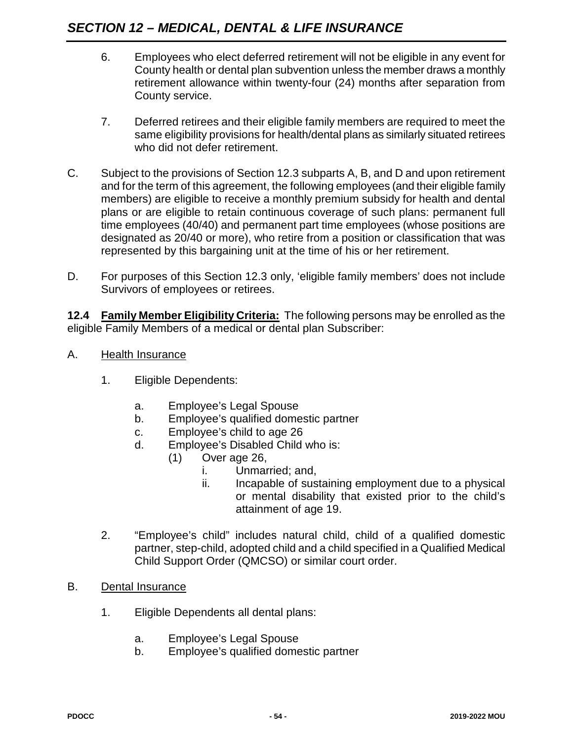6. Employees who elect deferred retirement will not be eligible in any event for County health or dental plan subvention unless the member draws a monthly retirement allowance within twenty-four (24) months after separation from County service.

7. Deferred retirees and their eligible family members are required to meet the same eligibility provisions for health/dental plans as similarly situated retirees who did not defer retirement.

C. Subject to the provisions of Section 12.3 subparts A, B, and D and upon retirement and for the term of this agreement, the following employees (and their eligible family members) are eligible to receive a monthly premium subsidy for health and dental plans or are eligible to retain continuous coverage of such plans: permanent full time employees (40/40) and permanent part time employees (whose positions are designated as 20/40 or more), who retire from a position or classification that was represented by this bargaining unit at the time of his or her retirement.

D. For purposes of this Section 12.3 only, 'eligible family members' does not include Survivors of employees or retirees.

**12.4 Family Member Eligibility Criteria:** The following persons may be enrolled as the eligible Family Members of a medical or dental plan Subscriber:

A. Health Insurance

1. Eligible Dependents:

   a. Employee's Legal Spouse
   b. Employee's qualified domestic partner
   c. Employee's child to age 26
   d. Employee's Disabled Child who is:
      (1) Over age 26,
         i. Unmarried; and,
         ii. Incapable of sustaining employment due to a physical or mental disability that existed prior to the child's attainment of age 19.

2. "Employee's child" includes natural child, child of a qualified domestic partner, step-child, adopted child and a child specified in a Qualified Medical Child Support Order (QMCSO) or similar court order.

B. Dental Insurance

1. Eligible Dependents all dental plans:

   a. Employee's Legal Spouse
   b. Employee's qualified domestic partner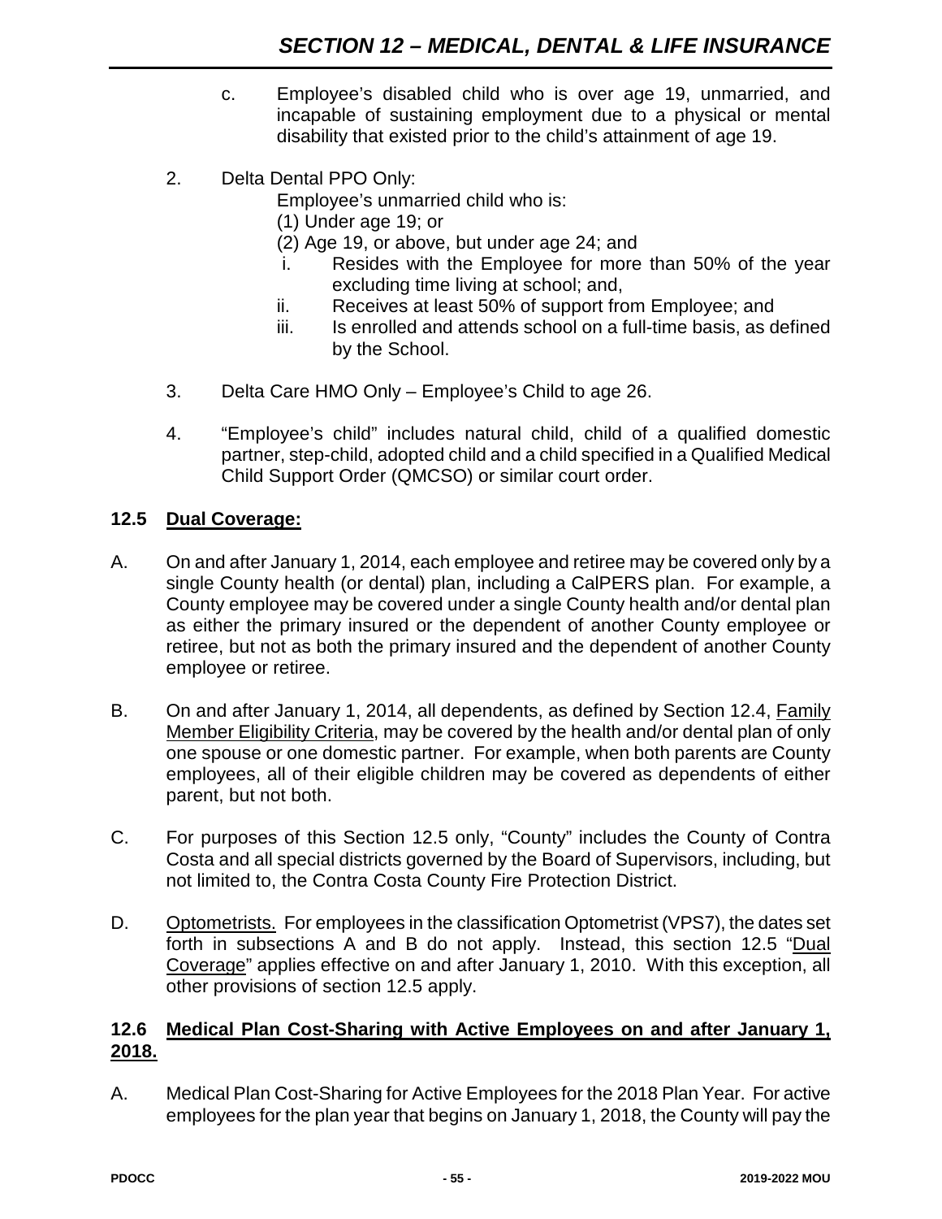c. Employee's disabled child who is over age 19, unmarried, and incapable of sustaining employment due to a physical or mental disability that existed prior to the child's attainment of age 19.

2. Delta Dental PPO Only:

   Employee's unmarried child who is:

   (1) Under age 19; or

   (2) Age 19, or above, but under age 24; and

   i. Resides with the Employee for more than 50% of the year excluding time living at school; and,

   ii. Receives at least 50% of support from Employee; and

   iii. Is enrolled and attends school on a full-time basis, as defined by the School.

3. Delta Care HMO Only – Employee's Child to age 26.

4. "Employee's child" includes natural child, child of a qualified domestic partner, step-child, adopted child and a child specified in a Qualified Medical Child Support Order (QMCSO) or similar court order.

## 12.5 Dual Coverage:

A. On and after January 1, 2014, each employee and retiree may be covered only by a single County health (or dental) plan, including a CalPERS plan. For example, a County employee may be covered under a single County health and/or dental plan as either the primary insured or the dependent of another County employee or retiree, but not as both the primary insured and the dependent of another County employee or retiree.

B. On and after January 1, 2014, all dependents, as defined by Section 12.4, Family Member Eligibility Criteria, may be covered by the health and/or dental plan of only one spouse or one domestic partner. For example, when both parents are County employees, all of their eligible children may be covered as dependents of either parent, but not both.

C. For purposes of this Section 12.5 only, "County" includes the County of Contra Costa and all special districts governed by the Board of Supervisors, including, but not limited to, the Contra Costa County Fire Protection District.

D. Optometrists. For employees in the classification Optometrist (VPS7), the dates set forth in subsections A and B do not apply. Instead, this section 12.5 "Dual Coverage" applies effective on and after January 1, 2010. With this exception, all other provisions of section 12.5 apply.

## 12.6 Medical Plan Cost-Sharing with Active Employees on and after January 1, 2018.

A. Medical Plan Cost-Sharing for Active Employees for the 2018 Plan Year. For active employees for the plan year that begins on January 1, 2018, the County will pay the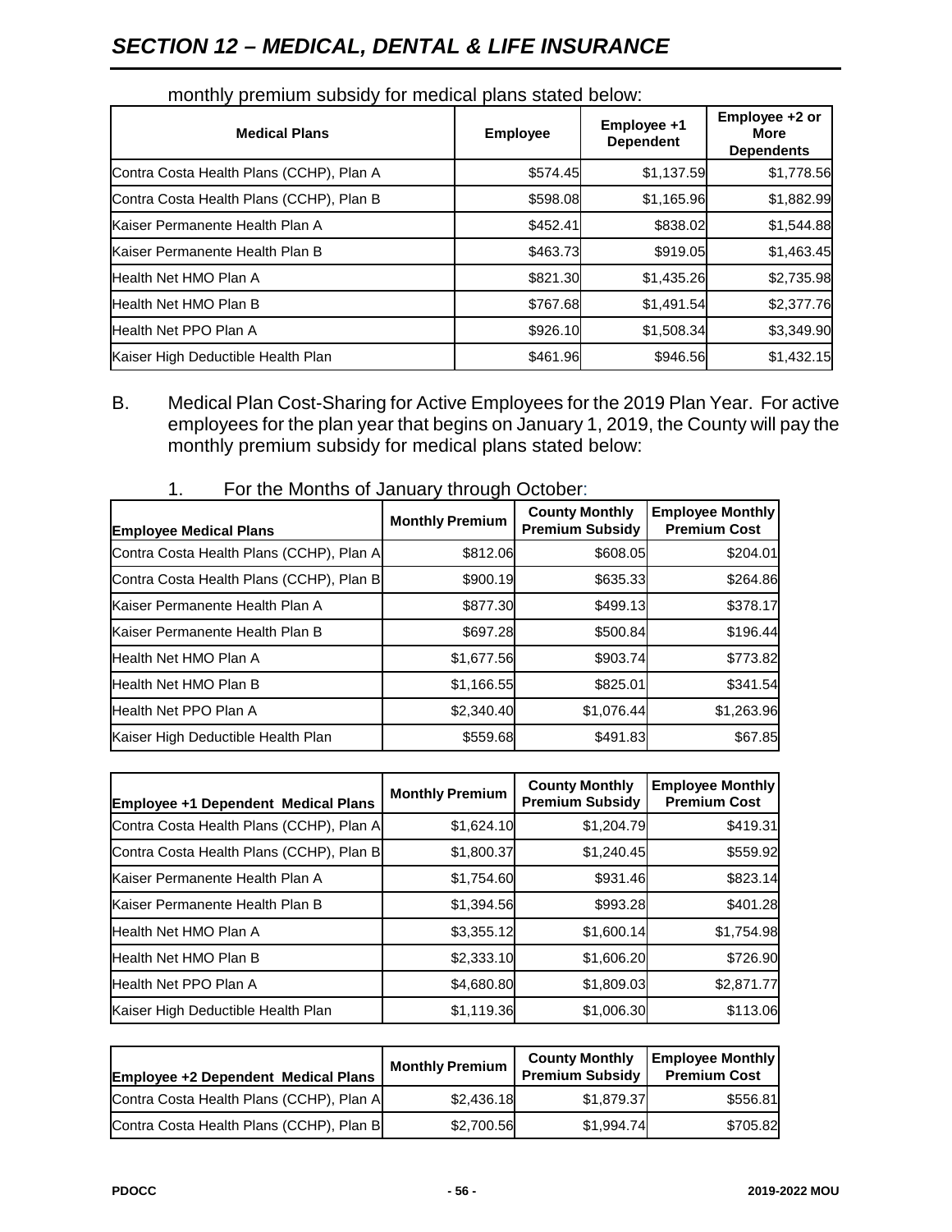monthly premium subsidy for medical plans stated below:

| Medical Plans | Employee | Employee +1 Dependent | Employee +2 or More Dependents |
|---|---|---|---|
| Contra Costa Health Plans (CCHP), Plan A | $574.45 | $1,137.59 | $1,778.56 |
| Contra Costa Health Plans (CCHP), Plan B | $598.08 | $1,165.96 | $1,882.99 |
| Kaiser Permanente Health Plan A | $452.41 | $838.02 | $1,544.88 |
| Kaiser Permanente Health Plan B | $463.73 | $919.05 | $1,463.45 |
| Health Net HMO Plan A | $821.30 | $1,435.26 | $2,735.98 |
| Health Net HMO Plan B | $767.68 | $1,491.54 | $2,377.76 |
| Health Net PPO Plan A | $926.10 | $1,508.34 | $3,349.90 |
| Kaiser High Deductible Health Plan | $461.96 | $946.56 | $1,432.15 |

B. Medical Plan Cost-Sharing for Active Employees for the 2019 Plan Year. For active employees for the plan year that begins on January 1, 2019, the County will pay the monthly premium subsidy for medical plans stated below:

1. For the Months of January through October:

| Employee Medical Plans | Monthly Premium | County Monthly Premium Subsidy | Employee Monthly Premium Cost |
|---|---|---|---|
| Contra Costa Health Plans (CCHP), Plan A | $812.06 | $608.05 | $204.01 |
| Contra Costa Health Plans (CCHP), Plan B | $900.19 | $635.33 | $264.86 |
| Kaiser Permanente Health Plan A | $877.30 | $499.13 | $378.17 |
| Kaiser Permanente Health Plan B | $697.28 | $500.84 | $196.44 |
| Health Net HMO Plan A | $1,677.56 | $903.74 | $773.82 |
| Health Net HMO Plan B | $1,166.55 | $825.01 | $341.54 |
| Health Net PPO Plan A | $2,340.40 | $1,076.44 | $1,263.96 |
| Kaiser High Deductible Health Plan | $559.68 | $491.83 | $67.85 |

| Employee +1 Dependent Medical Plans | Monthly Premium | County Monthly Premium Subsidy | Employee Monthly Premium Cost |
|---|---|---|---|
| Contra Costa Health Plans (CCHP), Plan A | $1,624.10 | $1,204.79 | $419.31 |
| Contra Costa Health Plans (CCHP), Plan B | $1,800.37 | $1,240.45 | $559.92 |
| Kaiser Permanente Health Plan A | $1,754.60 | $931.46 | $823.14 |
| Kaiser Permanente Health Plan B | $1,394.56 | $993.28 | $401.28 |
| Health Net HMO Plan A | $3,355.12 | $1,600.14 | $1,754.98 |
| Health Net HMO Plan B | $2,333.10 | $1,606.20 | $726.90 |
| Health Net PPO Plan A | $4,680.80 | $1,809.03 | $2,871.77 |
| Kaiser High Deductible Health Plan | $1,119.36 | $1,006.30 | $113.06 |

| Employee +2 Dependent Medical Plans | Monthly Premium | County Monthly Premium Subsidy | Employee Monthly Premium Cost |
|---|---|---|---|
| Contra Costa Health Plans (CCHP), Plan A | $2,436.18 | $1,879.37 | $556.81 |
| Contra Costa Health Plans (CCHP), Plan B | $2,700.56 | $1,994.74 | $705.82 |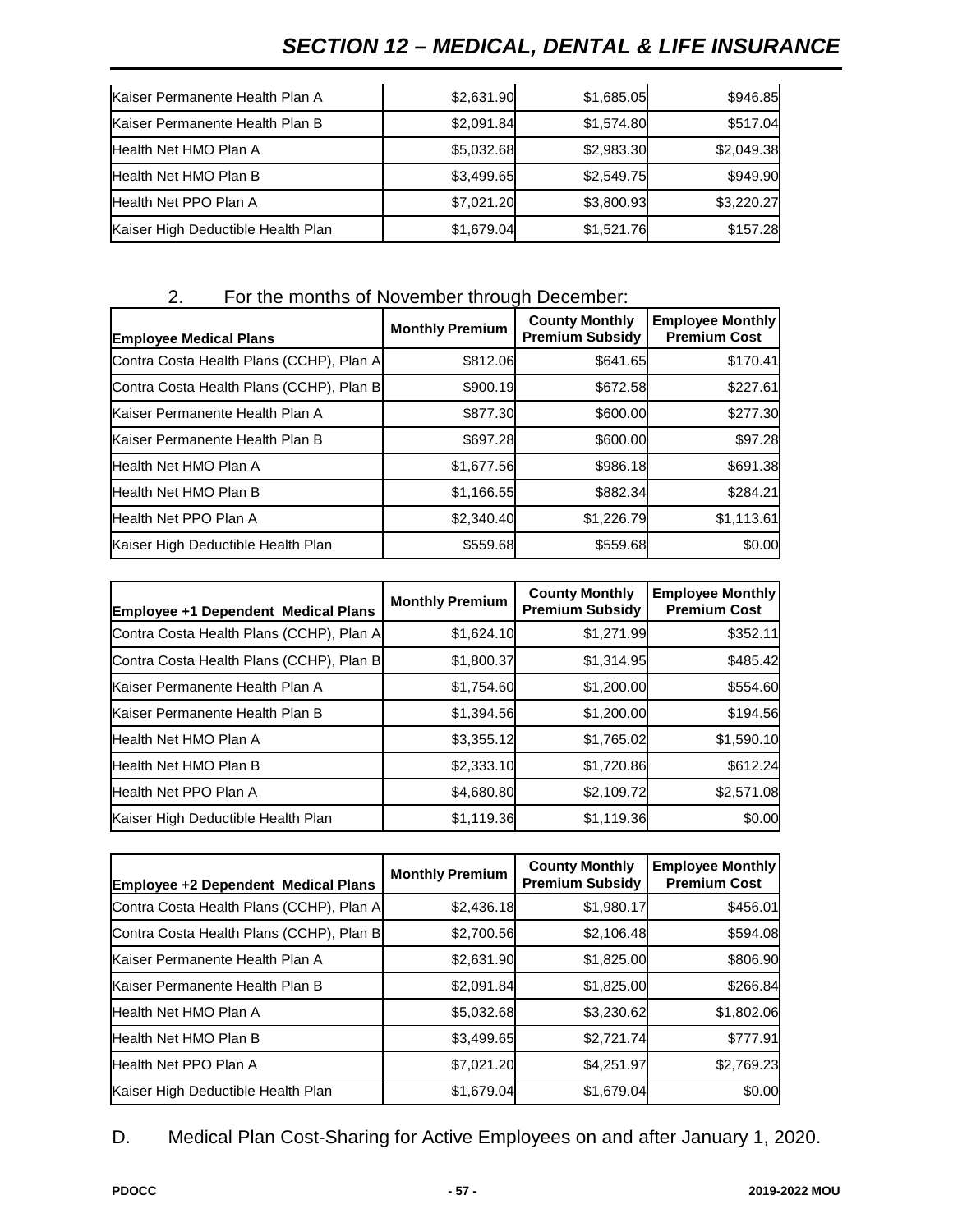| | | | |
|---|---|---|---|
| Kaiser Permanente Health Plan A | $2,631.90 | $1,685.05 | $946.85 |
| Kaiser Permanente Health Plan B | $2,091.84 | $1,574.80 | $517.04 |
| Health Net HMO Plan A | $5,032.68 | $2,983.30 | $2,049.38 |
| Health Net HMO Plan B | $3,499.65 | $2,549.75 | $949.90 |
| Health Net PPO Plan A | $7,021.20 | $3,800.93 | $3,220.27 |
| Kaiser High Deductible Health Plan | $1,679.04 | $1,521.76 | $157.28 |

2. For the months of November through December:

| Employee Medical Plans | Monthly Premium | County Monthly Premium Subsidy | Employee Monthly Premium Cost |
|---|---|---|---|
| Contra Costa Health Plans (CCHP), Plan A | $812.06 | $641.65 | $170.41 |
| Contra Costa Health Plans (CCHP), Plan B | $900.19 | $672.58 | $227.61 |
| Kaiser Permanente Health Plan A | $877.30 | $600.00 | $277.30 |
| Kaiser Permanente Health Plan B | $697.28 | $600.00 | $97.28 |
| Health Net HMO Plan A | $1,677.56 | $986.18 | $691.38 |
| Health Net HMO Plan B | $1,166.55 | $882.34 | $284.21 |
| Health Net PPO Plan A | $2,340.40 | $1,226.79 | $1,113.61 |
| Kaiser High Deductible Health Plan | $559.68 | $559.68 | $0.00 |

| Employee +1 Dependent Medical Plans | Monthly Premium | County Monthly Premium Subsidy | Employee Monthly Premium Cost |
|---|---|---|---|
| Contra Costa Health Plans (CCHP), Plan A | $1,624.10 | $1,271.99 | $352.11 |
| Contra Costa Health Plans (CCHP), Plan B | $1,800.37 | $1,314.95 | $485.42 |
| Kaiser Permanente Health Plan A | $1,754.60 | $1,200.00 | $554.60 |
| Kaiser Permanente Health Plan B | $1,394.56 | $1,200.00 | $194.56 |
| Health Net HMO Plan A | $3,355.12 | $1,765.02 | $1,590.10 |
| Health Net HMO Plan B | $2,333.10 | $1,720.86 | $612.24 |
| Health Net PPO Plan A | $4,680.80 | $2,109.72 | $2,571.08 |
| Kaiser High Deductible Health Plan | $1,119.36 | $1,119.36 | $0.00 |

| Employee +2 Dependent Medical Plans | Monthly Premium | County Monthly Premium Subsidy | Employee Monthly Premium Cost |
|---|---|---|---|
| Contra Costa Health Plans (CCHP), Plan A | $2,436.18 | $1,980.17 | $456.01 |
| Contra Costa Health Plans (CCHP), Plan B | $2,700.56 | $2,106.48 | $594.08 |
| Kaiser Permanente Health Plan A | $2,631.90 | $1,825.00 | $806.90 |
| Kaiser Permanente Health Plan B | $2,091.84 | $1,825.00 | $266.84 |
| Health Net HMO Plan A | $5,032.68 | $3,230.62 | $1,802.06 |
| Health Net HMO Plan B | $3,499.65 | $2,721.74 | $777.91 |
| Health Net PPO Plan A | $7,021.20 | $4,251.97 | $2,769.23 |
| Kaiser High Deductible Health Plan | $1,679.04 | $1,679.04 | $0.00 |

D. Medical Plan Cost-Sharing for Active Employees on and after January 1, 2020.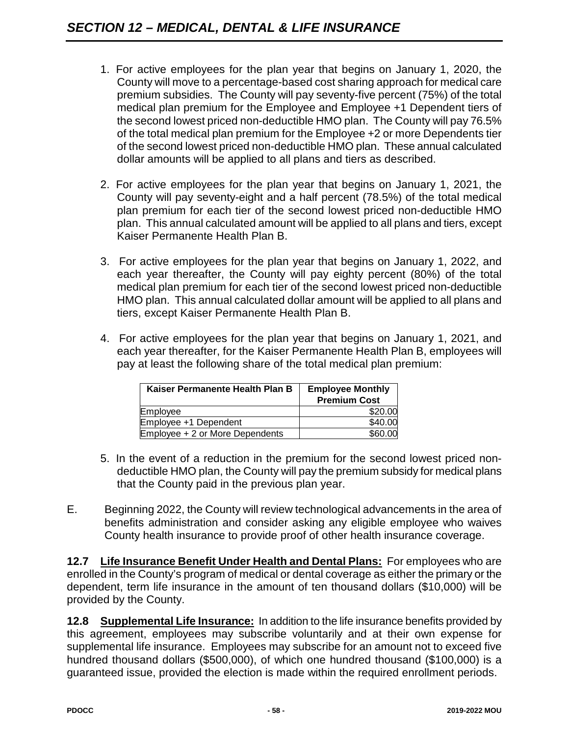1. For active employees for the plan year that begins on January 1, 2020, the County will move to a percentage-based cost sharing approach for medical care premium subsidies. The County will pay seventy-five percent (75%) of the total medical plan premium for the Employee and Employee +1 Dependent tiers of the second lowest priced non-deductible HMO plan. The County will pay 76.5% of the total medical plan premium for the Employee +2 or more Dependents tier of the second lowest priced non-deductible HMO plan. These annual calculated dollar amounts will be applied to all plans and tiers as described.

2. For active employees for the plan year that begins on January 1, 2021, the County will pay seventy-eight and a half percent (78.5%) of the total medical plan premium for each tier of the second lowest priced non-deductible HMO plan. This annual calculated amount will be applied to all plans and tiers, except Kaiser Permanente Health Plan B.

3. For active employees for the plan year that begins on January 1, 2022, and each year thereafter, the County will pay eighty percent (80%) of the total medical plan premium for each tier of the second lowest priced non-deductible HMO plan. This annual calculated dollar amount will be applied to all plans and tiers, except Kaiser Permanente Health Plan B.

4. For active employees for the plan year that begins on January 1, 2021, and each year thereafter, for the Kaiser Permanente Health Plan B, employees will pay at least the following share of the total medical plan premium:

| Kaiser Permanente Health Plan B | Employee Monthly Premium Cost |
|---|---|
| Employee | \$20.00 |
| Employee +1 Dependent | \$40.00 |
| Employee + 2 or More Dependents | \$60.00 |

5. In the event of a reduction in the premium for the second lowest priced non-deductible HMO plan, the County will pay the premium subsidy for medical plans that the County paid in the previous plan year.

E. Beginning 2022, the County will review technological advancements in the area of benefits administration and consider asking any eligible employee who waives County health insurance to provide proof of other health insurance coverage.

**12.7 Life Insurance Benefit Under Health and Dental Plans:** For employees who are enrolled in the County's program of medical or dental coverage as either the primary or the dependent, term life insurance in the amount of ten thousand dollars (\$10,000) will be provided by the County.

**12.8 Supplemental Life Insurance:** In addition to the life insurance benefits provided by this agreement, employees may subscribe voluntarily and at their own expense for supplemental life insurance. Employees may subscribe for an amount not to exceed five hundred thousand dollars (\$500,000), of which one hundred thousand (\$100,000) is a guaranteed issue, provided the election is made within the required enrollment periods.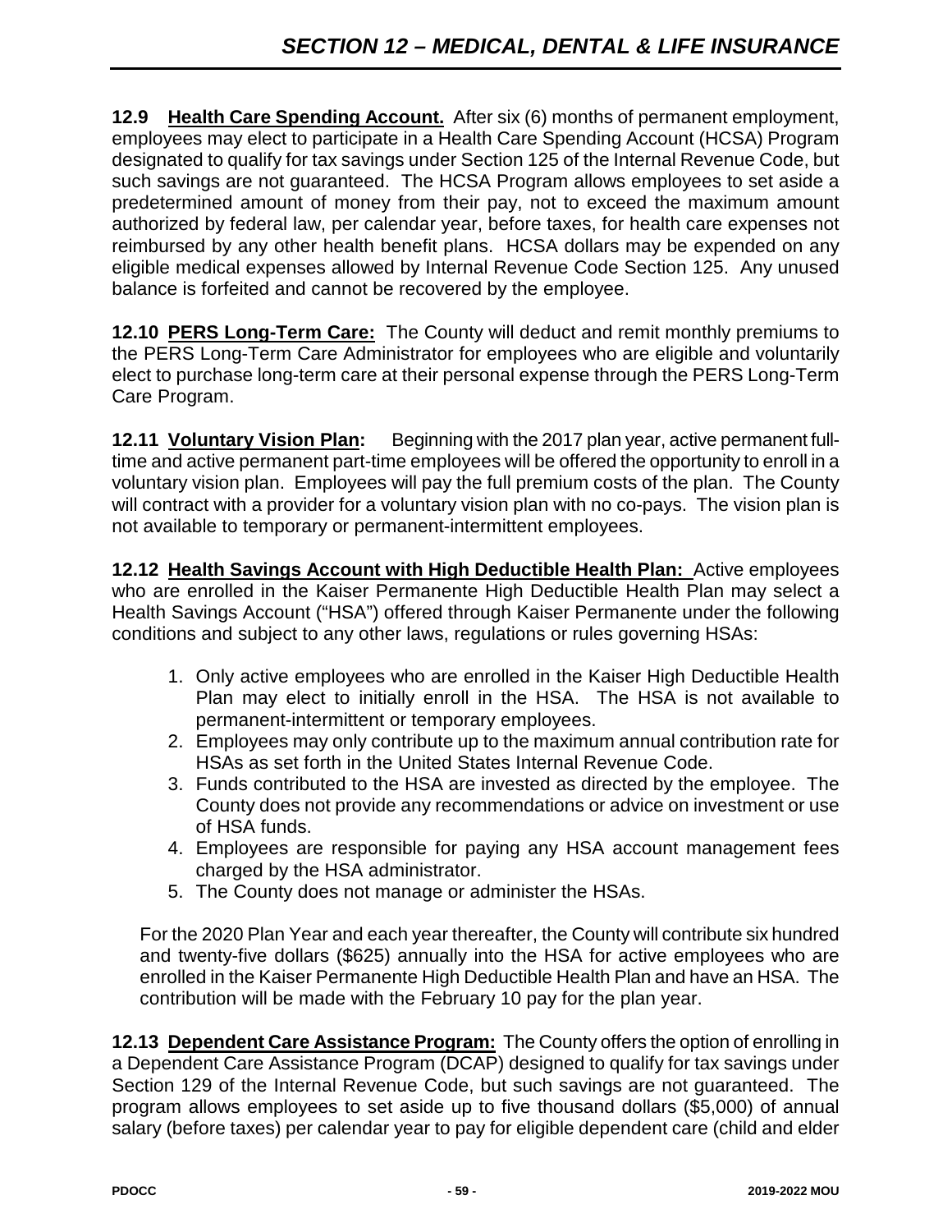**12.9 Health Care Spending Account.** After six (6) months of permanent employment, employees may elect to participate in a Health Care Spending Account (HCSA) Program designated to qualify for tax savings under Section 125 of the Internal Revenue Code, but such savings are not guaranteed. The HCSA Program allows employees to set aside a predetermined amount of money from their pay, not to exceed the maximum amount authorized by federal law, per calendar year, before taxes, for health care expenses not reimbursed by any other health benefit plans. HCSA dollars may be expended on any eligible medical expenses allowed by Internal Revenue Code Section 125. Any unused balance is forfeited and cannot be recovered by the employee.

**12.10 PERS Long-Term Care:** The County will deduct and remit monthly premiums to the PERS Long-Term Care Administrator for employees who are eligible and voluntarily elect to purchase long-term care at their personal expense through the PERS Long-Term Care Program.

**12.11 Voluntary Vision Plan:** Beginning with the 2017 plan year, active permanent full-time and active permanent part-time employees will be offered the opportunity to enroll in a voluntary vision plan. Employees will pay the full premium costs of the plan. The County will contract with a provider for a voluntary vision plan with no co-pays. The vision plan is not available to temporary or permanent-intermittent employees.

**12.12 Health Savings Account with High Deductible Health Plan:** Active employees who are enrolled in the Kaiser Permanente High Deductible Health Plan may select a Health Savings Account ("HSA") offered through Kaiser Permanente under the following conditions and subject to any other laws, regulations or rules governing HSAs:

1. Only active employees who are enrolled in the Kaiser High Deductible Health Plan may elect to initially enroll in the HSA. The HSA is not available to permanent-intermittent or temporary employees.
2. Employees may only contribute up to the maximum annual contribution rate for HSAs as set forth in the United States Internal Revenue Code.
3. Funds contributed to the HSA are invested as directed by the employee. The County does not provide any recommendations or advice on investment or use of HSA funds.
4. Employees are responsible for paying any HSA account management fees charged by the HSA administrator.
5. The County does not manage or administer the HSAs.

For the 2020 Plan Year and each year thereafter, the County will contribute six hundred and twenty-five dollars ($625) annually into the HSA for active employees who are enrolled in the Kaiser Permanente High Deductible Health Plan and have an HSA. The contribution will be made with the February 10 pay for the plan year.

**12.13 Dependent Care Assistance Program:** The County offers the option of enrolling in a Dependent Care Assistance Program (DCAP) designed to qualify for tax savings under Section 129 of the Internal Revenue Code, but such savings are not guaranteed. The program allows employees to set aside up to five thousand dollars ($5,000) of annual salary (before taxes) per calendar year to pay for eligible dependent care (child and elder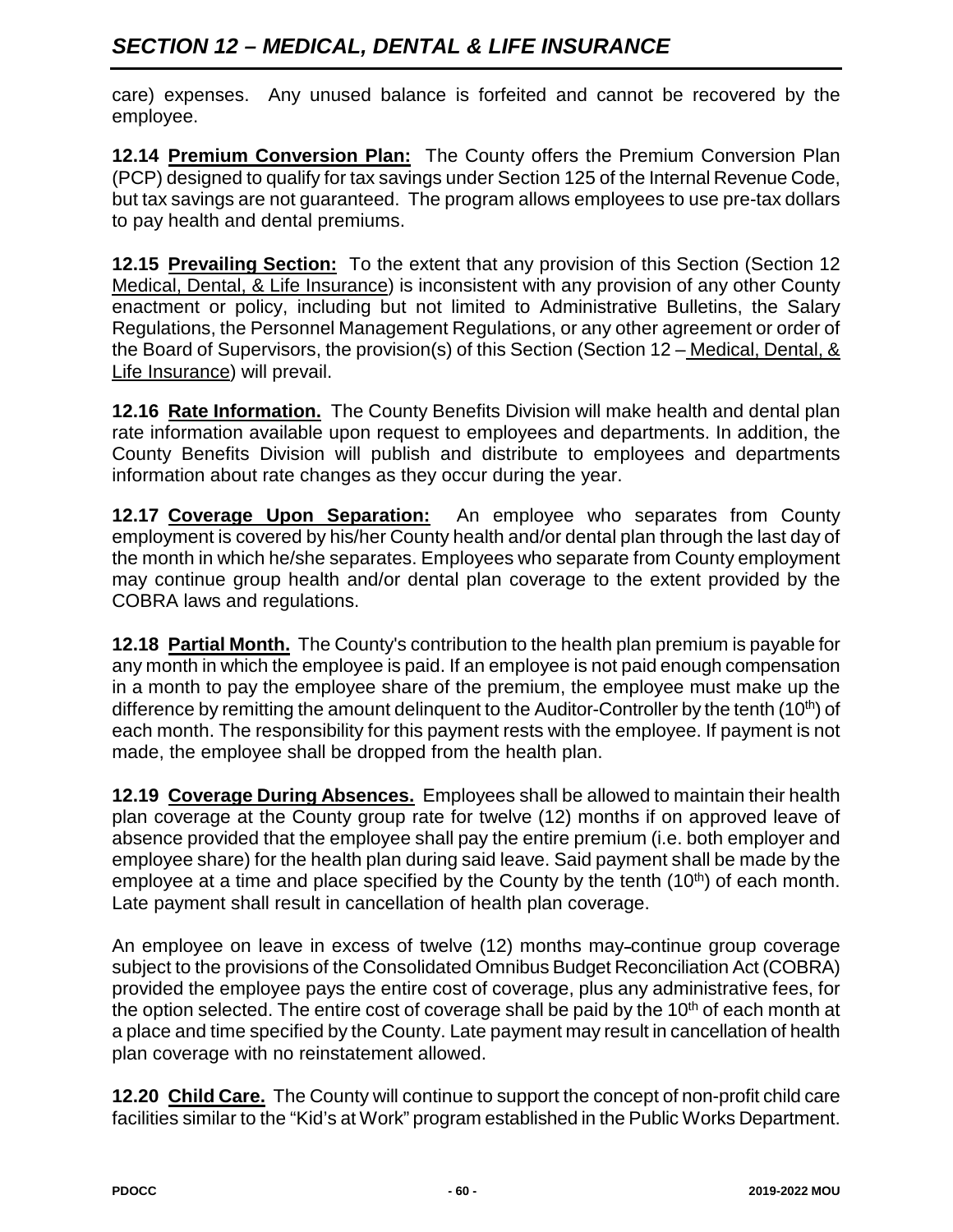care) expenses. Any unused balance is forfeited and cannot be recovered by the employee.

**12.14 Premium Conversion Plan:** The County offers the Premium Conversion Plan (PCP) designed to qualify for tax savings under Section 125 of the Internal Revenue Code, but tax savings are not guaranteed. The program allows employees to use pre-tax dollars to pay health and dental premiums.

**12.15 Prevailing Section:** To the extent that any provision of this Section (Section 12 Medical, Dental, & Life Insurance) is inconsistent with any provision of any other County enactment or policy, including but not limited to Administrative Bulletins, the Salary Regulations, the Personnel Management Regulations, or any other agreement or order of the Board of Supervisors, the provision(s) of this Section (Section 12 – Medical, Dental, & Life Insurance) will prevail.

**12.16 Rate Information.** The County Benefits Division will make health and dental plan rate information available upon request to employees and departments. In addition, the County Benefits Division will publish and distribute to employees and departments information about rate changes as they occur during the year.

**12.17 Coverage Upon Separation:** An employee who separates from County employment is covered by his/her County health and/or dental plan through the last day of the month in which he/she separates. Employees who separate from County employment may continue group health and/or dental plan coverage to the extent provided by the COBRA laws and regulations.

**12.18 Partial Month.** The County's contribution to the health plan premium is payable for any month in which the employee is paid. If an employee is not paid enough compensation in a month to pay the employee share of the premium, the employee must make up the difference by remitting the amount delinquent to the Auditor-Controller by the tenth (10th) of each month. The responsibility for this payment rests with the employee. If payment is not made, the employee shall be dropped from the health plan.

**12.19 Coverage During Absences.** Employees shall be allowed to maintain their health plan coverage at the County group rate for twelve (12) months if on approved leave of absence provided that the employee shall pay the entire premium (i.e. both employer and employee share) for the health plan during said leave. Said payment shall be made by the employee at a time and place specified by the County by the tenth (10th) of each month. Late payment shall result in cancellation of health plan coverage.

An employee on leave in excess of twelve (12) months may continue group coverage subject to the provisions of the Consolidated Omnibus Budget Reconciliation Act (COBRA) provided the employee pays the entire cost of coverage, plus any administrative fees, for the option selected. The entire cost of coverage shall be paid by the 10th of each month at a place and time specified by the County. Late payment may result in cancellation of health plan coverage with no reinstatement allowed.

**12.20 Child Care.** The County will continue to support the concept of non-profit child care facilities similar to the "Kid's at Work" program established in the Public Works Department.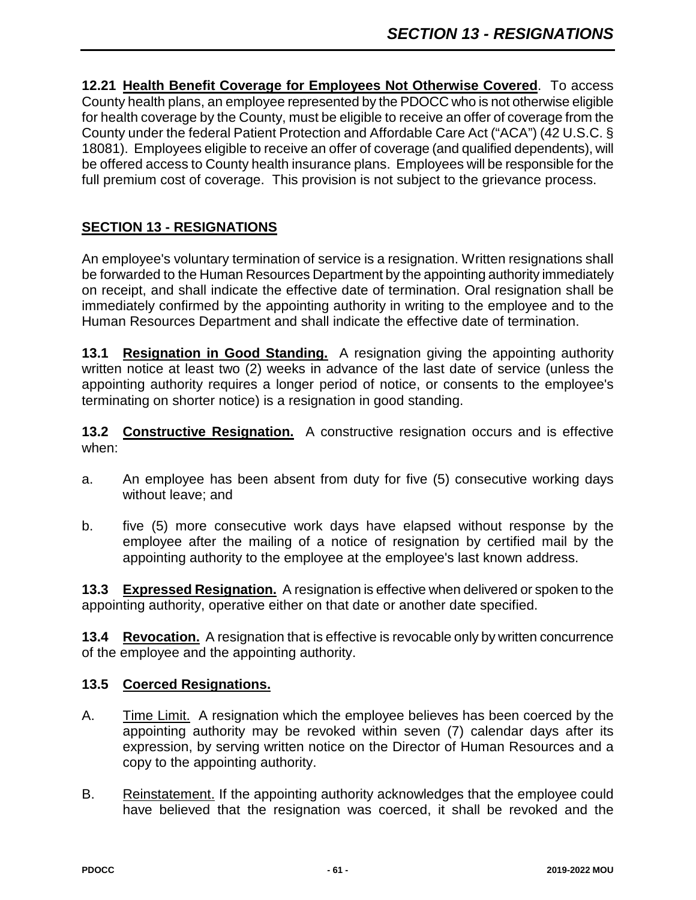**12.21 Health Benefit Coverage for Employees Not Otherwise Covered**. To access County health plans, an employee represented by the PDOCC who is not otherwise eligible for health coverage by the County, must be eligible to receive an offer of coverage from the County under the federal Patient Protection and Affordable Care Act ("ACA") (42 U.S.C. § 18081). Employees eligible to receive an offer of coverage (and qualified dependents), will be offered access to County health insurance plans. Employees will be responsible for the full premium cost of coverage. This provision is not subject to the grievance process.

## SECTION 13 - RESIGNATIONS

An employee's voluntary termination of service is a resignation. Written resignations shall be forwarded to the Human Resources Department by the appointing authority immediately on receipt, and shall indicate the effective date of termination. Oral resignation shall be immediately confirmed by the appointing authority in writing to the employee and to the Human Resources Department and shall indicate the effective date of termination.

**13.1 Resignation in Good Standing.** A resignation giving the appointing authority written notice at least two (2) weeks in advance of the last date of service (unless the appointing authority requires a longer period of notice, or consents to the employee's terminating on shorter notice) is a resignation in good standing.

**13.2 Constructive Resignation.** A constructive resignation occurs and is effective when:

a. An employee has been absent from duty for five (5) consecutive working days without leave; and

b. five (5) more consecutive work days have elapsed without response by the employee after the mailing of a notice of resignation by certified mail by the appointing authority to the employee at the employee's last known address.

**13.3 Expressed Resignation.** A resignation is effective when delivered or spoken to the appointing authority, operative either on that date or another date specified.

**13.4 Revocation.** A resignation that is effective is revocable only by written concurrence of the employee and the appointing authority.

**13.5 Coerced Resignations.**

A. Time Limit. A resignation which the employee believes has been coerced by the appointing authority may be revoked within seven (7) calendar days after its expression, by serving written notice on the Director of Human Resources and a copy to the appointing authority.

B. Reinstatement. If the appointing authority acknowledges that the employee could have believed that the resignation was coerced, it shall be revoked and the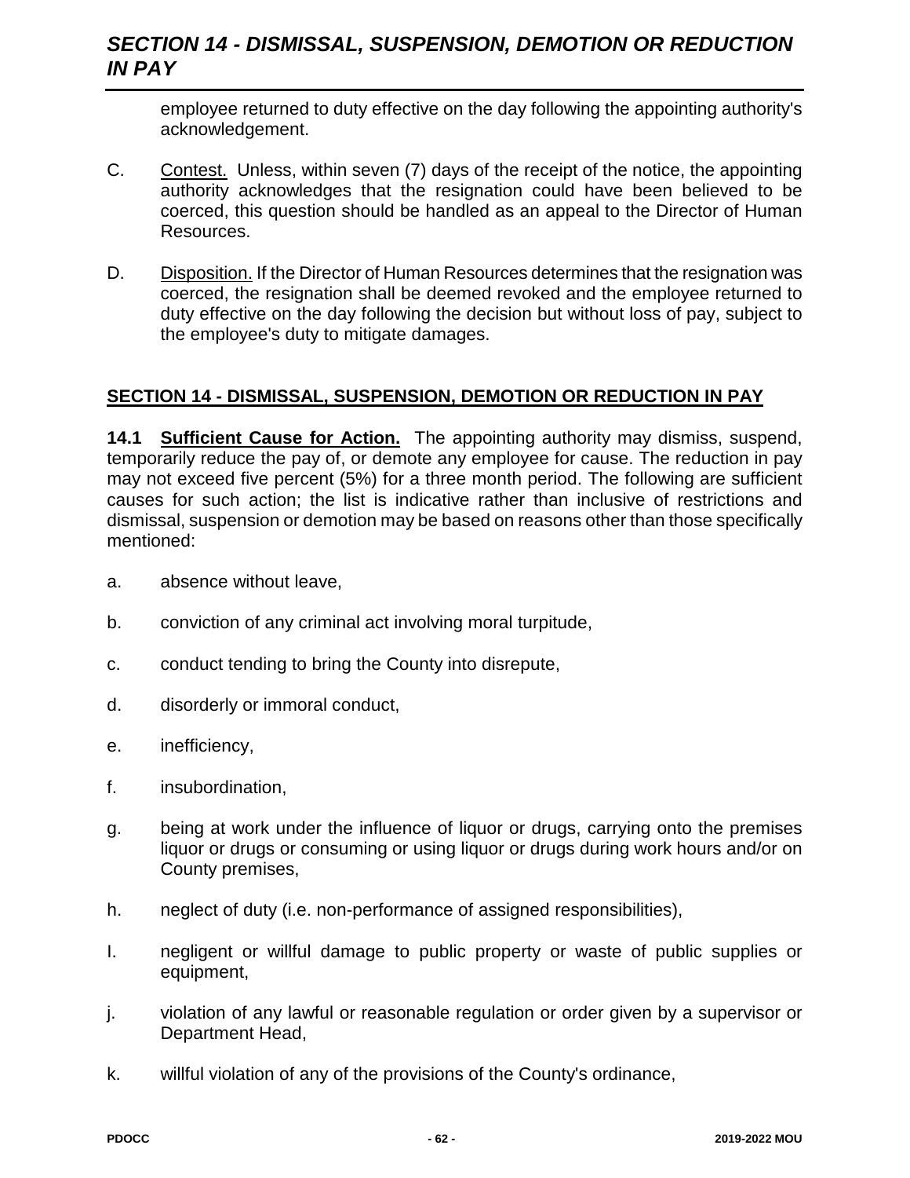employee returned to duty effective on the day following the appointing authority's acknowledgement.

C. Contest. Unless, within seven (7) days of the receipt of the notice, the appointing authority acknowledges that the resignation could have been believed to be coerced, this question should be handled as an appeal to the Director of Human Resources.

D. Disposition. If the Director of Human Resources determines that the resignation was coerced, the resignation shall be deemed revoked and the employee returned to duty effective on the day following the decision but without loss of pay, subject to the employee's duty to mitigate damages.

## SECTION 14 - DISMISSAL, SUSPENSION, DEMOTION OR REDUCTION IN PAY

**14.1 Sufficient Cause for Action.** The appointing authority may dismiss, suspend, temporarily reduce the pay of, or demote any employee for cause. The reduction in pay may not exceed five percent (5%) for a three month period. The following are sufficient causes for such action; the list is indicative rather than inclusive of restrictions and dismissal, suspension or demotion may be based on reasons other than those specifically mentioned:

a. absence without leave,

b. conviction of any criminal act involving moral turpitude,

c. conduct tending to bring the County into disrepute,

d. disorderly or immoral conduct,

e. inefficiency,

f. insubordination,

g. being at work under the influence of liquor or drugs, carrying onto the premises liquor or drugs or consuming or using liquor or drugs during work hours and/or on County premises,

h. neglect of duty (i.e. non-performance of assigned responsibilities),

I. negligent or willful damage to public property or waste of public supplies or equipment,

j. violation of any lawful or reasonable regulation or order given by a supervisor or Department Head,

k. willful violation of any of the provisions of the County's ordinance,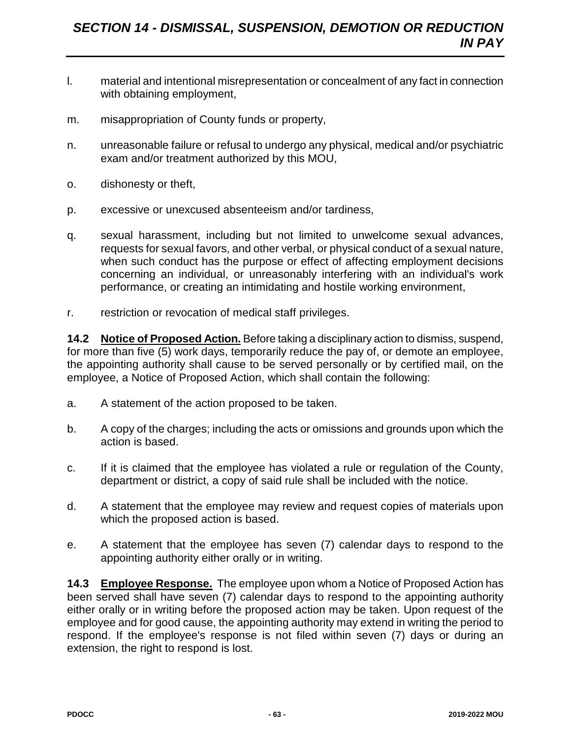l. material and intentional misrepresentation or concealment of any fact in connection with obtaining employment,

m. misappropriation of County funds or property,

n. unreasonable failure or refusal to undergo any physical, medical and/or psychiatric exam and/or treatment authorized by this MOU,

o. dishonesty or theft,

p. excessive or unexcused absenteeism and/or tardiness,

q. sexual harassment, including but not limited to unwelcome sexual advances, requests for sexual favors, and other verbal, or physical conduct of a sexual nature, when such conduct has the purpose or effect of affecting employment decisions concerning an individual, or unreasonably interfering with an individual's work performance, or creating an intimidating and hostile working environment,

r. restriction or revocation of medical staff privileges.

**14.2 Notice of Proposed Action.** Before taking a disciplinary action to dismiss, suspend, for more than five (5) work days, temporarily reduce the pay of, or demote an employee, the appointing authority shall cause to be served personally or by certified mail, on the employee, a Notice of Proposed Action, which shall contain the following:

a. A statement of the action proposed to be taken.

b. A copy of the charges; including the acts or omissions and grounds upon which the action is based.

c. If it is claimed that the employee has violated a rule or regulation of the County, department or district, a copy of said rule shall be included with the notice.

d. A statement that the employee may review and request copies of materials upon which the proposed action is based.

e. A statement that the employee has seven (7) calendar days to respond to the appointing authority either orally or in writing.

**14.3 Employee Response.** The employee upon whom a Notice of Proposed Action has been served shall have seven (7) calendar days to respond to the appointing authority either orally or in writing before the proposed action may be taken. Upon request of the employee and for good cause, the appointing authority may extend in writing the period to respond. If the employee's response is not filed within seven (7) days or during an extension, the right to respond is lost.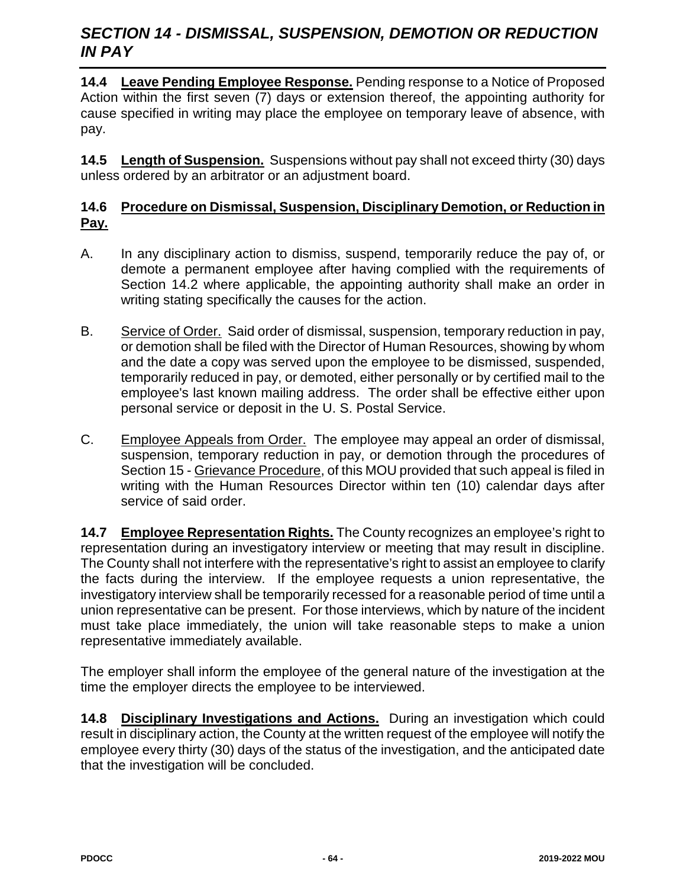## *SECTION 14 - DISMISSAL, SUSPENSION, DEMOTION OR REDUCTION IN PAY*

**14.4 Leave Pending Employee Response.** Pending response to a Notice of Proposed Action within the first seven (7) days or extension thereof, the appointing authority for cause specified in writing may place the employee on temporary leave of absence, with pay.

**14.5 Length of Suspension.** Suspensions without pay shall not exceed thirty (30) days unless ordered by an arbitrator or an adjustment board.

**14.6 Procedure on Dismissal, Suspension, Disciplinary Demotion, or Reduction in Pay.**

A. In any disciplinary action to dismiss, suspend, temporarily reduce the pay of, or demote a permanent employee after having complied with the requirements of Section 14.2 where applicable, the appointing authority shall make an order in writing stating specifically the causes for the action.

B. Service of Order. Said order of dismissal, suspension, temporary reduction in pay, or demotion shall be filed with the Director of Human Resources, showing by whom and the date a copy was served upon the employee to be dismissed, suspended, temporarily reduced in pay, or demoted, either personally or by certified mail to the employee's last known mailing address. The order shall be effective either upon personal service or deposit in the U. S. Postal Service.

C. Employee Appeals from Order. The employee may appeal an order of dismissal, suspension, temporary reduction in pay, or demotion through the procedures of Section 15 - Grievance Procedure, of this MOU provided that such appeal is filed in writing with the Human Resources Director within ten (10) calendar days after service of said order.

**14.7 Employee Representation Rights.** The County recognizes an employee's right to representation during an investigatory interview or meeting that may result in discipline. The County shall not interfere with the representative's right to assist an employee to clarify the facts during the interview. If the employee requests a union representative, the investigatory interview shall be temporarily recessed for a reasonable period of time until a union representative can be present. For those interviews, which by nature of the incident must take place immediately, the union will take reasonable steps to make a union representative immediately available.

The employer shall inform the employee of the general nature of the investigation at the time the employer directs the employee to be interviewed.

**14.8 Disciplinary Investigations and Actions.** During an investigation which could result in disciplinary action, the County at the written request of the employee will notify the employee every thirty (30) days of the status of the investigation, and the anticipated date that the investigation will be concluded.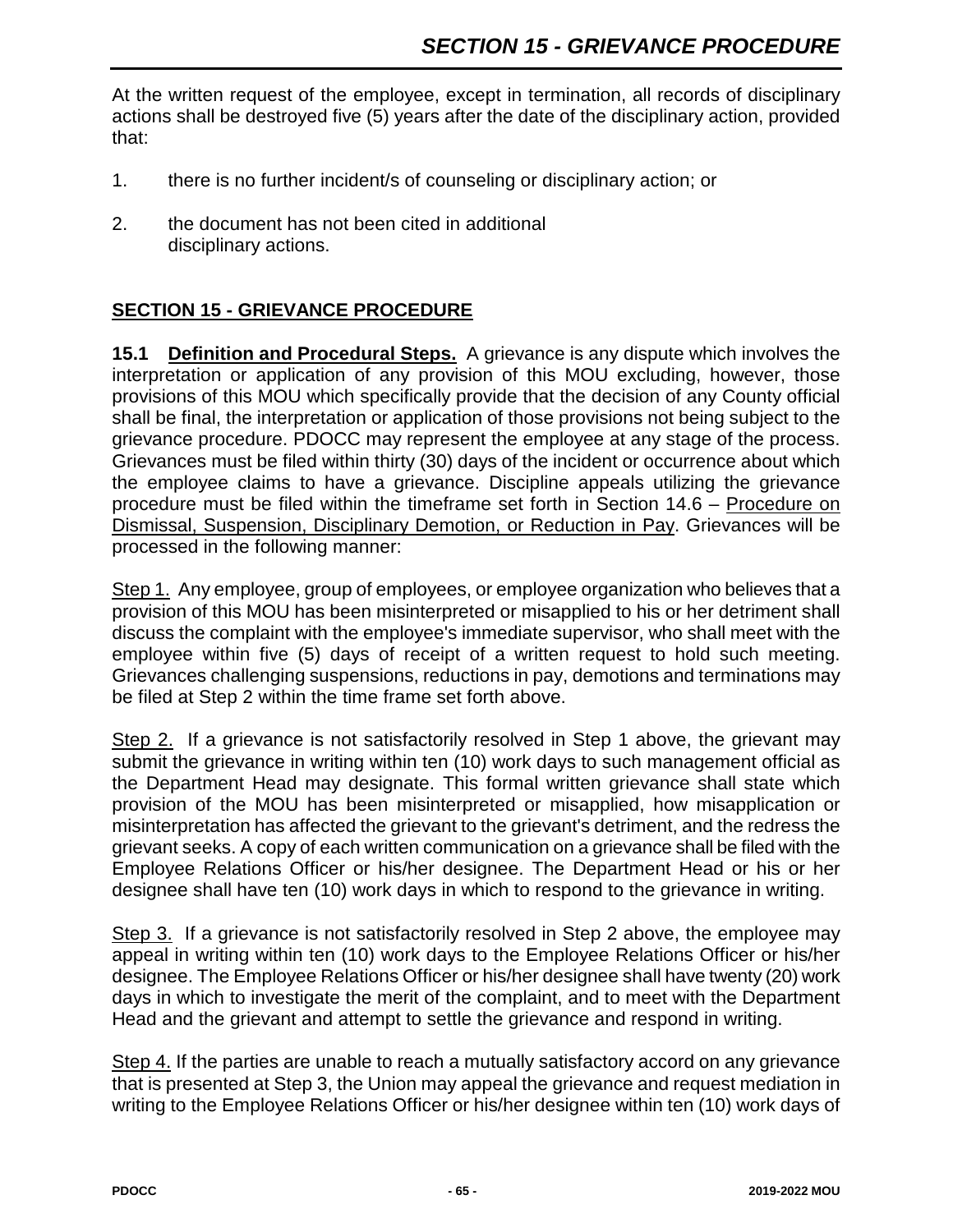At the written request of the employee, except in termination, all records of disciplinary actions shall be destroyed five (5) years after the date of the disciplinary action, provided that:

1. there is no further incident/s of counseling or disciplinary action; or
2. the document has not been cited in additional disciplinary actions.

## SECTION 15 - GRIEVANCE PROCEDURE

**15.1 Definition and Procedural Steps.** A grievance is any dispute which involves the interpretation or application of any provision of this MOU excluding, however, those provisions of this MOU which specifically provide that the decision of any County official shall be final, the interpretation or application of those provisions not being subject to the grievance procedure. PDOCC may represent the employee at any stage of the process. Grievances must be filed within thirty (30) days of the incident or occurrence about which the employee claims to have a grievance. Discipline appeals utilizing the grievance procedure must be filed within the timeframe set forth in Section 14.6 – Procedure on Dismissal, Suspension, Disciplinary Demotion, or Reduction in Pay. Grievances will be processed in the following manner:

Step 1. Any employee, group of employees, or employee organization who believes that a provision of this MOU has been misinterpreted or misapplied to his or her detriment shall discuss the complaint with the employee's immediate supervisor, who shall meet with the employee within five (5) days of receipt of a written request to hold such meeting. Grievances challenging suspensions, reductions in pay, demotions and terminations may be filed at Step 2 within the time frame set forth above.

Step 2. If a grievance is not satisfactorily resolved in Step 1 above, the grievant may submit the grievance in writing within ten (10) work days to such management official as the Department Head may designate. This formal written grievance shall state which provision of the MOU has been misinterpreted or misapplied, how misapplication or misinterpretation has affected the grievant to the grievant's detriment, and the redress the grievant seeks. A copy of each written communication on a grievance shall be filed with the Employee Relations Officer or his/her designee. The Department Head or his or her designee shall have ten (10) work days in which to respond to the grievance in writing.

Step 3. If a grievance is not satisfactorily resolved in Step 2 above, the employee may appeal in writing within ten (10) work days to the Employee Relations Officer or his/her designee. The Employee Relations Officer or his/her designee shall have twenty (20) work days in which to investigate the merit of the complaint, and to meet with the Department Head and the grievant and attempt to settle the grievance and respond in writing.

Step 4. If the parties are unable to reach a mutually satisfactory accord on any grievance that is presented at Step 3, the Union may appeal the grievance and request mediation in writing to the Employee Relations Officer or his/her designee within ten (10) work days of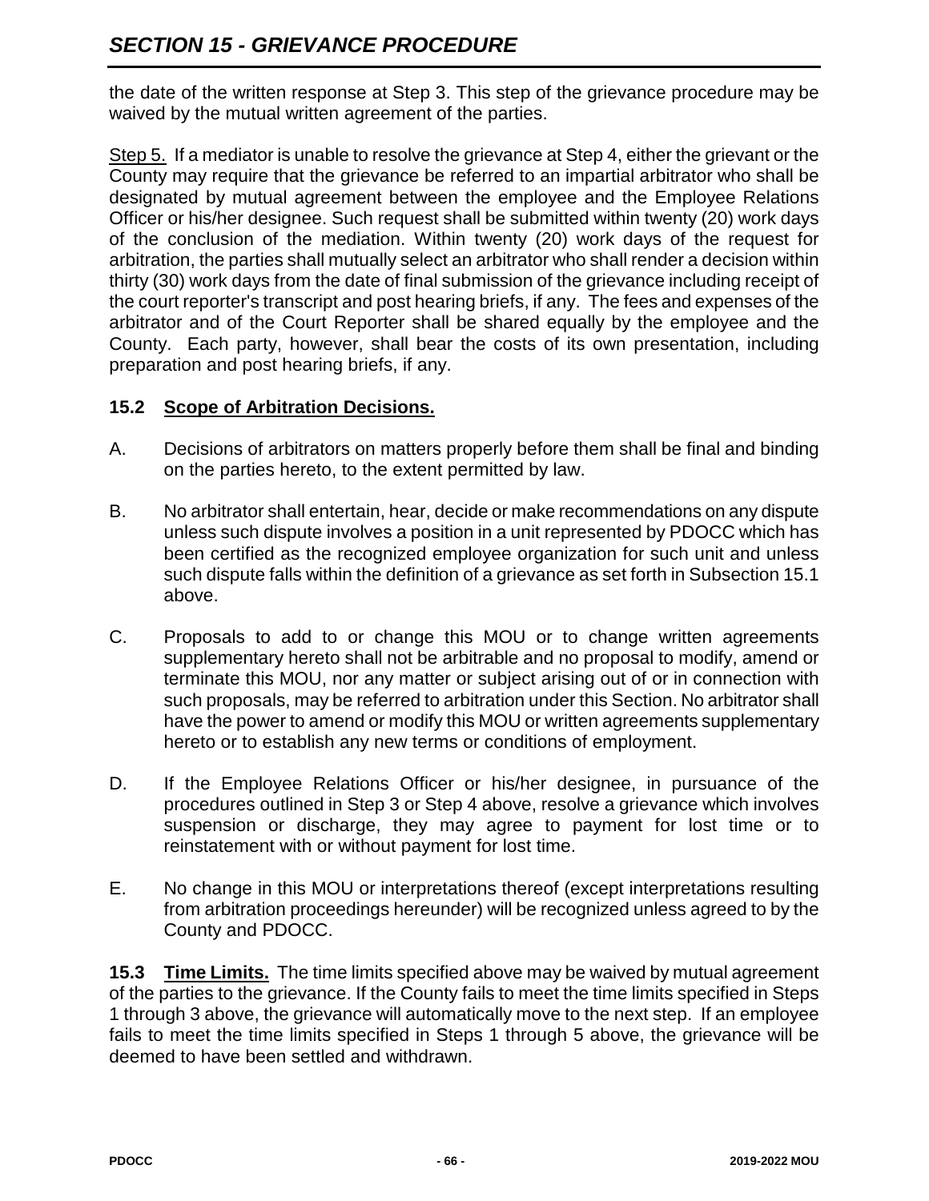the date of the written response at Step 3. This step of the grievance procedure may be waived by the mutual written agreement of the parties.

Step 5. If a mediator is unable to resolve the grievance at Step 4, either the grievant or the County may require that the grievance be referred to an impartial arbitrator who shall be designated by mutual agreement between the employee and the Employee Relations Officer or his/her designee. Such request shall be submitted within twenty (20) work days of the conclusion of the mediation. Within twenty (20) work days of the request for arbitration, the parties shall mutually select an arbitrator who shall render a decision within thirty (30) work days from the date of final submission of the grievance including receipt of the court reporter's transcript and post hearing briefs, if any. The fees and expenses of the arbitrator and of the Court Reporter shall be shared equally by the employee and the County. Each party, however, shall bear the costs of its own presentation, including preparation and post hearing briefs, if any.

### 15.2 Scope of Arbitration Decisions.

A. Decisions of arbitrators on matters properly before them shall be final and binding on the parties hereto, to the extent permitted by law.

B. No arbitrator shall entertain, hear, decide or make recommendations on any dispute unless such dispute involves a position in a unit represented by PDOCC which has been certified as the recognized employee organization for such unit and unless such dispute falls within the definition of a grievance as set forth in Subsection 15.1 above.

C. Proposals to add to or change this MOU or to change written agreements supplementary hereto shall not be arbitrable and no proposal to modify, amend or terminate this MOU, nor any matter or subject arising out of or in connection with such proposals, may be referred to arbitration under this Section. No arbitrator shall have the power to amend or modify this MOU or written agreements supplementary hereto or to establish any new terms or conditions of employment.

D. If the Employee Relations Officer or his/her designee, in pursuance of the procedures outlined in Step 3 or Step 4 above, resolve a grievance which involves suspension or discharge, they may agree to payment for lost time or to reinstatement with or without payment for lost time.

E. No change in this MOU or interpretations thereof (except interpretations resulting from arbitration proceedings hereunder) will be recognized unless agreed to by the County and PDOCC.

**15.3 Time Limits.** The time limits specified above may be waived by mutual agreement of the parties to the grievance. If the County fails to meet the time limits specified in Steps 1 through 3 above, the grievance will automatically move to the next step. If an employee fails to meet the time limits specified in Steps 1 through 5 above, the grievance will be deemed to have been settled and withdrawn.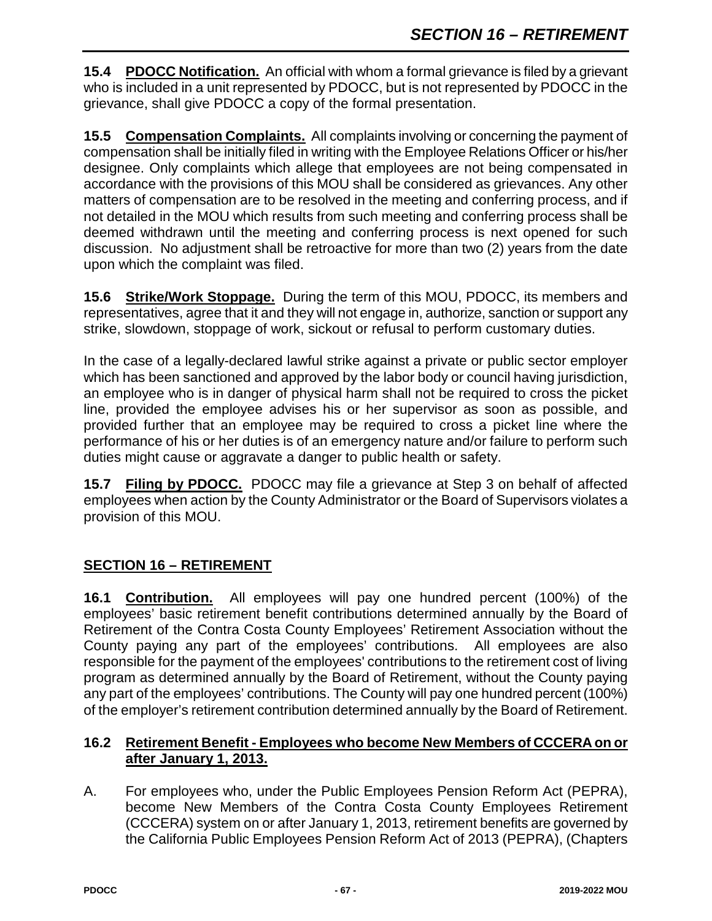**15.4 PDOCC Notification.** An official with whom a formal grievance is filed by a grievant who is included in a unit represented by PDOCC, but is not represented by PDOCC in the grievance, shall give PDOCC a copy of the formal presentation.

**15.5 Compensation Complaints.** All complaints involving or concerning the payment of compensation shall be initially filed in writing with the Employee Relations Officer or his/her designee. Only complaints which allege that employees are not being compensated in accordance with the provisions of this MOU shall be considered as grievances. Any other matters of compensation are to be resolved in the meeting and conferring process, and if not detailed in the MOU which results from such meeting and conferring process shall be deemed withdrawn until the meeting and conferring process is next opened for such discussion. No adjustment shall be retroactive for more than two (2) years from the date upon which the complaint was filed.

**15.6 Strike/Work Stoppage.** During the term of this MOU, PDOCC, its members and representatives, agree that it and they will not engage in, authorize, sanction or support any strike, slowdown, stoppage of work, sickout or refusal to perform customary duties.

In the case of a legally-declared lawful strike against a private or public sector employer which has been sanctioned and approved by the labor body or council having jurisdiction, an employee who is in danger of physical harm shall not be required to cross the picket line, provided the employee advises his or her supervisor as soon as possible, and provided further that an employee may be required to cross a picket line where the performance of his or her duties is of an emergency nature and/or failure to perform such duties might cause or aggravate a danger to public health or safety.

**15.7 Filing by PDOCC.** PDOCC may file a grievance at Step 3 on behalf of affected employees when action by the County Administrator or the Board of Supervisors violates a provision of this MOU.

## SECTION 16 – RETIREMENT

**16.1 Contribution.** All employees will pay one hundred percent (100%) of the employees' basic retirement benefit contributions determined annually by the Board of Retirement of the Contra Costa County Employees' Retirement Association without the County paying any part of the employees' contributions. All employees are also responsible for the payment of the employees' contributions to the retirement cost of living program as determined annually by the Board of Retirement, without the County paying any part of the employees' contributions. The County will pay one hundred percent (100%) of the employer's retirement contribution determined annually by the Board of Retirement.

### 16.2 Retirement Benefit - Employees who become New Members of CCCERA on or after January 1, 2013.

A. For employees who, under the Public Employees Pension Reform Act (PEPRA), become New Members of the Contra Costa County Employees Retirement (CCCERA) system on or after January 1, 2013, retirement benefits are governed by the California Public Employees Pension Reform Act of 2013 (PEPRA), (Chapters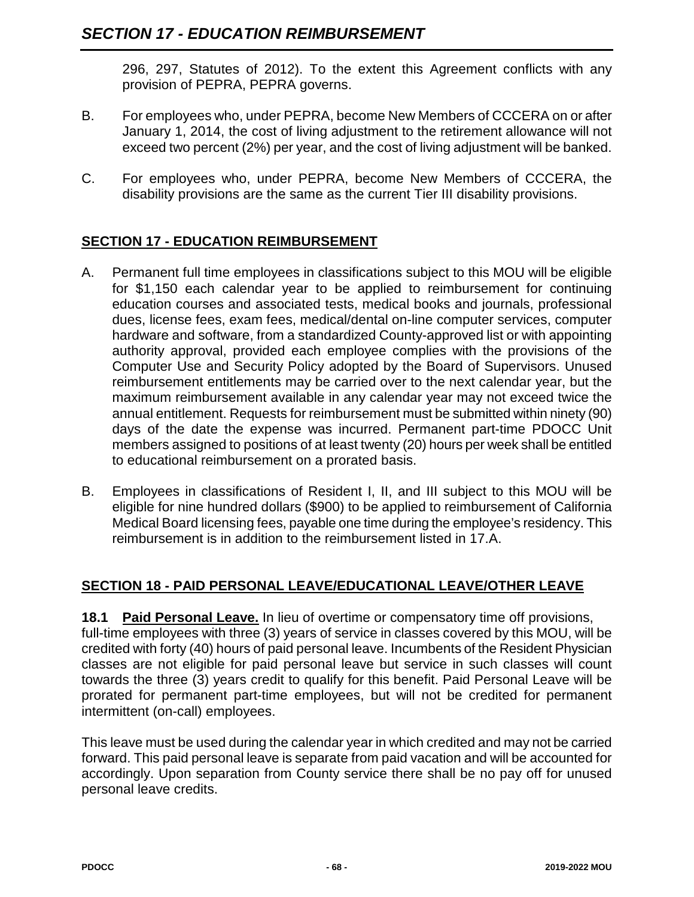296, 297, Statutes of 2012). To the extent this Agreement conflicts with any provision of PEPRA, PEPRA governs.

B. For employees who, under PEPRA, become New Members of CCCERA on or after January 1, 2014, the cost of living adjustment to the retirement allowance will not exceed two percent (2%) per year, and the cost of living adjustment will be banked.

C. For employees who, under PEPRA, become New Members of CCCERA, the disability provisions are the same as the current Tier III disability provisions.

## SECTION 17 - EDUCATION REIMBURSEMENT

A. Permanent full time employees in classifications subject to this MOU will be eligible for $1,150 each calendar year to be applied to reimbursement for continuing education courses and associated tests, medical books and journals, professional dues, license fees, exam fees, medical/dental on-line computer services, computer hardware and software, from a standardized County-approved list or with appointing authority approval, provided each employee complies with the provisions of the Computer Use and Security Policy adopted by the Board of Supervisors. Unused reimbursement entitlements may be carried over to the next calendar year, but the maximum reimbursement available in any calendar year may not exceed twice the annual entitlement. Requests for reimbursement must be submitted within ninety (90) days of the date the expense was incurred. Permanent part-time PDOCC Unit members assigned to positions of at least twenty (20) hours per week shall be entitled to educational reimbursement on a prorated basis.

B. Employees in classifications of Resident I, II, and III subject to this MOU will be eligible for nine hundred dollars ($900) to be applied to reimbursement of California Medical Board licensing fees, payable one time during the employee's residency. This reimbursement is in addition to the reimbursement listed in 17.A.

## SECTION 18 - PAID PERSONAL LEAVE/EDUCATIONAL LEAVE/OTHER LEAVE

**18.1 Paid Personal Leave.** In lieu of overtime or compensatory time off provisions, full-time employees with three (3) years of service in classes covered by this MOU, will be credited with forty (40) hours of paid personal leave. Incumbents of the Resident Physician classes are not eligible for paid personal leave but service in such classes will count towards the three (3) years credit to qualify for this benefit. Paid Personal Leave will be prorated for permanent part-time employees, but will not be credited for permanent intermittent (on-call) employees.

This leave must be used during the calendar year in which credited and may not be carried forward. This paid personal leave is separate from paid vacation and will be accounted for accordingly. Upon separation from County service there shall be no pay off for unused personal leave credits.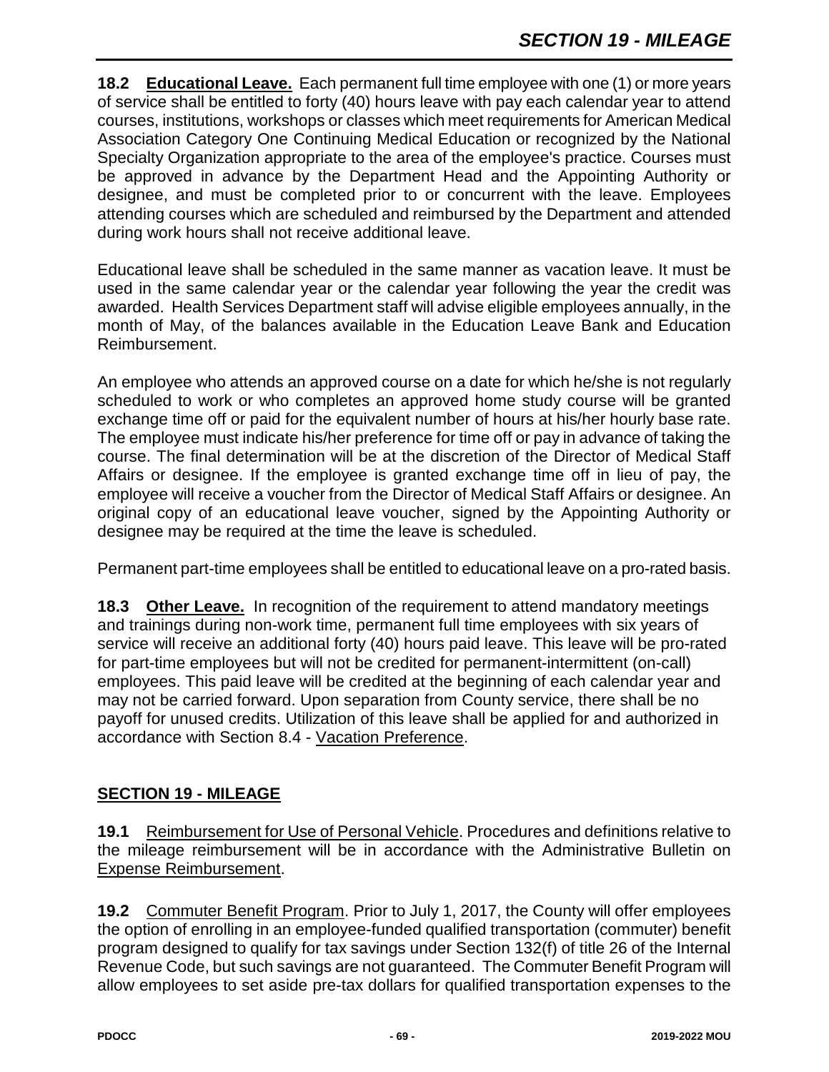**18.2 Educational Leave.** Each permanent full time employee with one (1) or more years of service shall be entitled to forty (40) hours leave with pay each calendar year to attend courses, institutions, workshops or classes which meet requirements for American Medical Association Category One Continuing Medical Education or recognized by the National Specialty Organization appropriate to the area of the employee's practice. Courses must be approved in advance by the Department Head and the Appointing Authority or designee, and must be completed prior to or concurrent with the leave. Employees attending courses which are scheduled and reimbursed by the Department and attended during work hours shall not receive additional leave.

Educational leave shall be scheduled in the same manner as vacation leave. It must be used in the same calendar year or the calendar year following the year the credit was awarded. Health Services Department staff will advise eligible employees annually, in the month of May, of the balances available in the Education Leave Bank and Education Reimbursement.

An employee who attends an approved course on a date for which he/she is not regularly scheduled to work or who completes an approved home study course will be granted exchange time off or paid for the equivalent number of hours at his/her hourly base rate. The employee must indicate his/her preference for time off or pay in advance of taking the course. The final determination will be at the discretion of the Director of Medical Staff Affairs or designee. If the employee is granted exchange time off in lieu of pay, the employee will receive a voucher from the Director of Medical Staff Affairs or designee. An original copy of an educational leave voucher, signed by the Appointing Authority or designee may be required at the time the leave is scheduled.

Permanent part-time employees shall be entitled to educational leave on a pro-rated basis.

**18.3 Other Leave.** In recognition of the requirement to attend mandatory meetings and trainings during non-work time, permanent full time employees with six years of service will receive an additional forty (40) hours paid leave. This leave will be pro-rated for part-time employees but will not be credited for permanent-intermittent (on-call) employees. This paid leave will be credited at the beginning of each calendar year and may not be carried forward. Upon separation from County service, there shall be no payoff for unused credits. Utilization of this leave shall be applied for and authorized in accordance with Section 8.4 - Vacation Preference.

## SECTION 19 - MILEAGE

**19.1** Reimbursement for Use of Personal Vehicle. Procedures and definitions relative to the mileage reimbursement will be in accordance with the Administrative Bulletin on Expense Reimbursement.

**19.2** Commuter Benefit Program. Prior to July 1, 2017, the County will offer employees the option of enrolling in an employee-funded qualified transportation (commuter) benefit program designed to qualify for tax savings under Section 132(f) of title 26 of the Internal Revenue Code, but such savings are not guaranteed. The Commuter Benefit Program will allow employees to set aside pre-tax dollars for qualified transportation expenses to the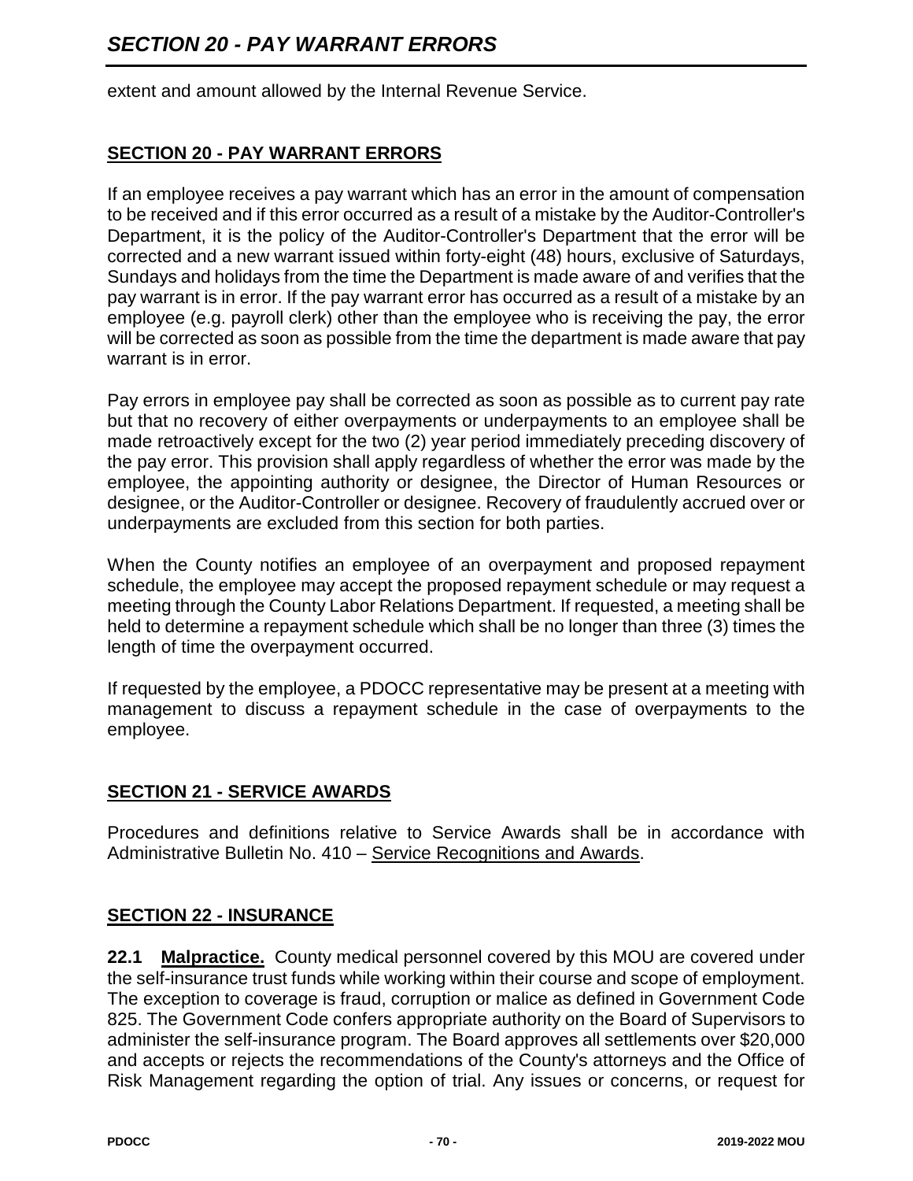extent and amount allowed by the Internal Revenue Service.

## SECTION 20 - PAY WARRANT ERRORS

If an employee receives a pay warrant which has an error in the amount of compensation to be received and if this error occurred as a result of a mistake by the Auditor-Controller's Department, it is the policy of the Auditor-Controller's Department that the error will be corrected and a new warrant issued within forty-eight (48) hours, exclusive of Saturdays, Sundays and holidays from the time the Department is made aware of and verifies that the pay warrant is in error. If the pay warrant error has occurred as a result of a mistake by an employee (e.g. payroll clerk) other than the employee who is receiving the pay, the error will be corrected as soon as possible from the time the department is made aware that pay warrant is in error.

Pay errors in employee pay shall be corrected as soon as possible as to current pay rate but that no recovery of either overpayments or underpayments to an employee shall be made retroactively except for the two (2) year period immediately preceding discovery of the pay error. This provision shall apply regardless of whether the error was made by the employee, the appointing authority or designee, the Director of Human Resources or designee, or the Auditor-Controller or designee. Recovery of fraudulently accrued over or underpayments are excluded from this section for both parties.

When the County notifies an employee of an overpayment and proposed repayment schedule, the employee may accept the proposed repayment schedule or may request a meeting through the County Labor Relations Department. If requested, a meeting shall be held to determine a repayment schedule which shall be no longer than three (3) times the length of time the overpayment occurred.

If requested by the employee, a PDOCC representative may be present at a meeting with management to discuss a repayment schedule in the case of overpayments to the employee.

## SECTION 21 - SERVICE AWARDS

Procedures and definitions relative to Service Awards shall be in accordance with Administrative Bulletin No. 410 – Service Recognitions and Awards.

## SECTION 22 - INSURANCE

**22.1 Malpractice.** County medical personnel covered by this MOU are covered under the self-insurance trust funds while working within their course and scope of employment. The exception to coverage is fraud, corruption or malice as defined in Government Code 825. The Government Code confers appropriate authority on the Board of Supervisors to administer the self-insurance program. The Board approves all settlements over $20,000 and accepts or rejects the recommendations of the County's attorneys and the Office of Risk Management regarding the option of trial. Any issues or concerns, or request for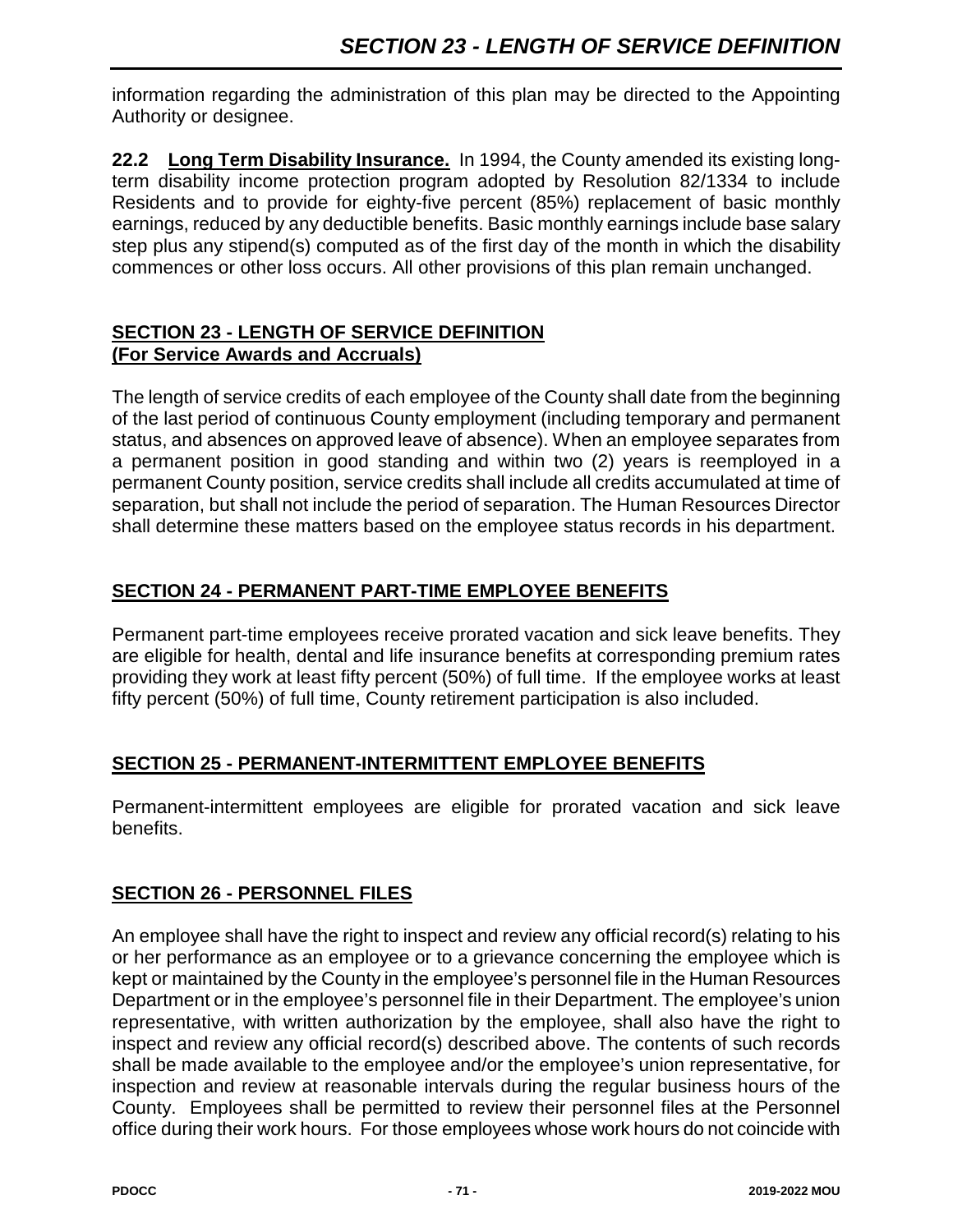information regarding the administration of this plan may be directed to the Appointing Authority or designee.

**22.2 Long Term Disability Insurance.** In 1994, the County amended its existing long-term disability income protection program adopted by Resolution 82/1334 to include Residents and to provide for eighty-five percent (85%) replacement of basic monthly earnings, reduced by any deductible benefits. Basic monthly earnings include base salary step plus any stipend(s) computed as of the first day of the month in which the disability commences or other loss occurs. All other provisions of this plan remain unchanged.

## SECTION 23 - LENGTH OF SERVICE DEFINITION (For Service Awards and Accruals)

The length of service credits of each employee of the County shall date from the beginning of the last period of continuous County employment (including temporary and permanent status, and absences on approved leave of absence). When an employee separates from a permanent position in good standing and within two (2) years is reemployed in a permanent County position, service credits shall include all credits accumulated at time of separation, but shall not include the period of separation. The Human Resources Director shall determine these matters based on the employee status records in his department.

## SECTION 24 - PERMANENT PART-TIME EMPLOYEE BENEFITS

Permanent part-time employees receive prorated vacation and sick leave benefits. They are eligible for health, dental and life insurance benefits at corresponding premium rates providing they work at least fifty percent (50%) of full time. If the employee works at least fifty percent (50%) of full time, County retirement participation is also included.

## SECTION 25 - PERMANENT-INTERMITTENT EMPLOYEE BENEFITS

Permanent-intermittent employees are eligible for prorated vacation and sick leave benefits.

## SECTION 26 - PERSONNEL FILES

An employee shall have the right to inspect and review any official record(s) relating to his or her performance as an employee or to a grievance concerning the employee which is kept or maintained by the County in the employee's personnel file in the Human Resources Department or in the employee's personnel file in their Department. The employee's union representative, with written authorization by the employee, shall also have the right to inspect and review any official record(s) described above. The contents of such records shall be made available to the employee and/or the employee's union representative, for inspection and review at reasonable intervals during the regular business hours of the County. Employees shall be permitted to review their personnel files at the Personnel office during their work hours. For those employees whose work hours do not coincide with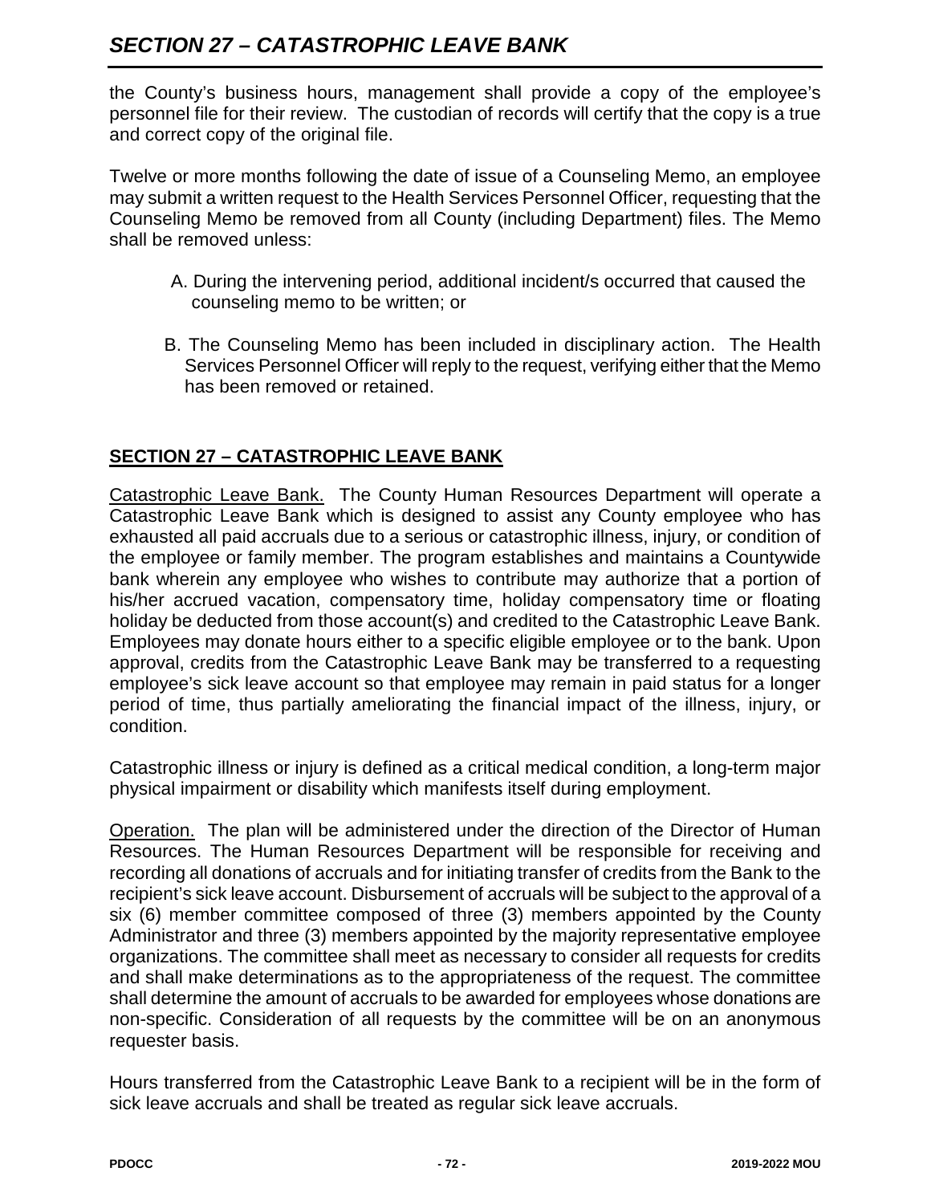the County's business hours, management shall provide a copy of the employee's personnel file for their review. The custodian of records will certify that the copy is a true and correct copy of the original file.

Twelve or more months following the date of issue of a Counseling Memo, an employee may submit a written request to the Health Services Personnel Officer, requesting that the Counseling Memo be removed from all County (including Department) files. The Memo shall be removed unless:

A. During the intervening period, additional incident/s occurred that caused the counseling memo to be written; or

B. The Counseling Memo has been included in disciplinary action. The Health Services Personnel Officer will reply to the request, verifying either that the Memo has been removed or retained.

## SECTION 27 – CATASTROPHIC LEAVE BANK

Catastrophic Leave Bank. The County Human Resources Department will operate a Catastrophic Leave Bank which is designed to assist any County employee who has exhausted all paid accruals due to a serious or catastrophic illness, injury, or condition of the employee or family member. The program establishes and maintains a Countywide bank wherein any employee who wishes to contribute may authorize that a portion of his/her accrued vacation, compensatory time, holiday compensatory time or floating holiday be deducted from those account(s) and credited to the Catastrophic Leave Bank. Employees may donate hours either to a specific eligible employee or to the bank. Upon approval, credits from the Catastrophic Leave Bank may be transferred to a requesting employee's sick leave account so that employee may remain in paid status for a longer period of time, thus partially ameliorating the financial impact of the illness, injury, or condition.

Catastrophic illness or injury is defined as a critical medical condition, a long-term major physical impairment or disability which manifests itself during employment.

Operation. The plan will be administered under the direction of the Director of Human Resources. The Human Resources Department will be responsible for receiving and recording all donations of accruals and for initiating transfer of credits from the Bank to the recipient's sick leave account. Disbursement of accruals will be subject to the approval of a six (6) member committee composed of three (3) members appointed by the County Administrator and three (3) members appointed by the majority representative employee organizations. The committee shall meet as necessary to consider all requests for credits and shall make determinations as to the appropriateness of the request. The committee shall determine the amount of accruals to be awarded for employees whose donations are non-specific. Consideration of all requests by the committee will be on an anonymous requester basis.

Hours transferred from the Catastrophic Leave Bank to a recipient will be in the form of sick leave accruals and shall be treated as regular sick leave accruals.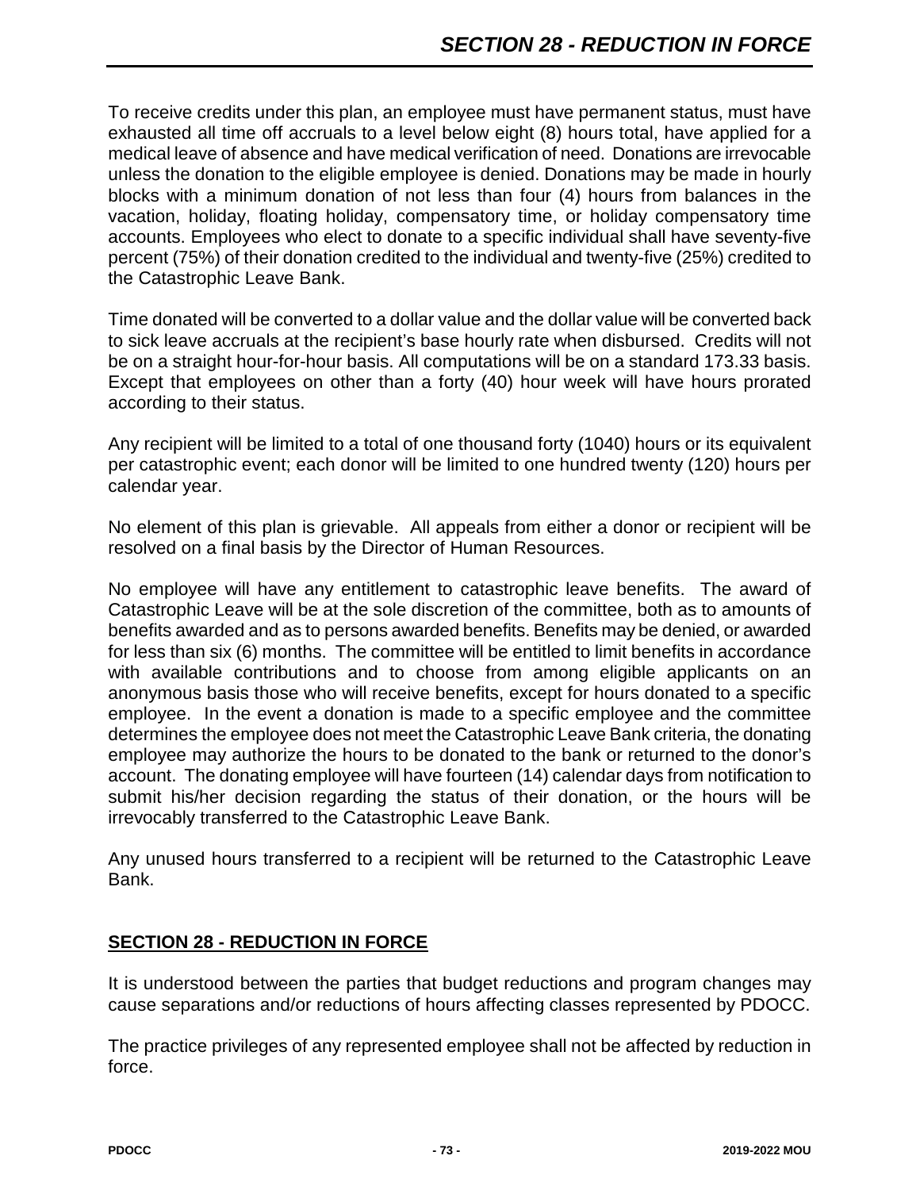To receive credits under this plan, an employee must have permanent status, must have exhausted all time off accruals to a level below eight (8) hours total, have applied for a medical leave of absence and have medical verification of need. Donations are irrevocable unless the donation to the eligible employee is denied. Donations may be made in hourly blocks with a minimum donation of not less than four (4) hours from balances in the vacation, holiday, floating holiday, compensatory time, or holiday compensatory time accounts. Employees who elect to donate to a specific individual shall have seventy-five percent (75%) of their donation credited to the individual and twenty-five (25%) credited to the Catastrophic Leave Bank.

Time donated will be converted to a dollar value and the dollar value will be converted back to sick leave accruals at the recipient's base hourly rate when disbursed. Credits will not be on a straight hour-for-hour basis. All computations will be on a standard 173.33 basis. Except that employees on other than a forty (40) hour week will have hours prorated according to their status.

Any recipient will be limited to a total of one thousand forty (1040) hours or its equivalent per catastrophic event; each donor will be limited to one hundred twenty (120) hours per calendar year.

No element of this plan is grievable. All appeals from either a donor or recipient will be resolved on a final basis by the Director of Human Resources.

No employee will have any entitlement to catastrophic leave benefits. The award of Catastrophic Leave will be at the sole discretion of the committee, both as to amounts of benefits awarded and as to persons awarded benefits. Benefits may be denied, or awarded for less than six (6) months. The committee will be entitled to limit benefits in accordance with available contributions and to choose from among eligible applicants on an anonymous basis those who will receive benefits, except for hours donated to a specific employee. In the event a donation is made to a specific employee and the committee determines the employee does not meet the Catastrophic Leave Bank criteria, the donating employee may authorize the hours to be donated to the bank or returned to the donor's account. The donating employee will have fourteen (14) calendar days from notification to submit his/her decision regarding the status of their donation, or the hours will be irrevocably transferred to the Catastrophic Leave Bank.

Any unused hours transferred to a recipient will be returned to the Catastrophic Leave Bank.

## SECTION 28 - REDUCTION IN FORCE

It is understood between the parties that budget reductions and program changes may cause separations and/or reductions of hours affecting classes represented by PDOCC.

The practice privileges of any represented employee shall not be affected by reduction in force.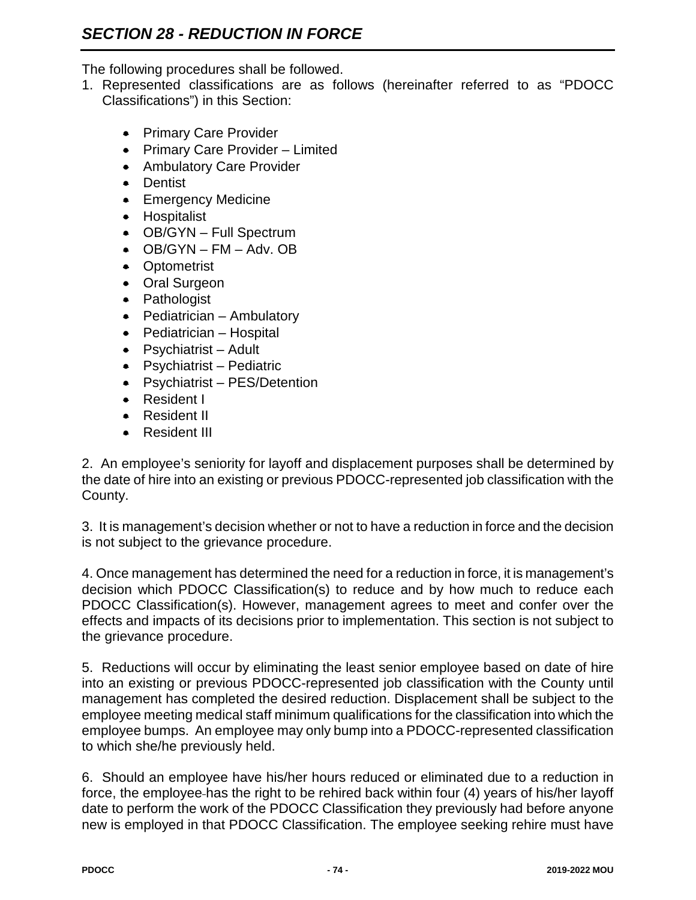## *SECTION 28 - REDUCTION IN FORCE*

The following procedures shall be followed.

1. Represented classifications are as follows (hereinafter referred to as "PDOCC Classifications") in this Section:

   - Primary Care Provider
   - Primary Care Provider – Limited
   - Ambulatory Care Provider
   - Dentist
   - Emergency Medicine
   - Hospitalist
   - OB/GYN – Full Spectrum
   - OB/GYN – FM – Adv. OB
   - Optometrist
   - Oral Surgeon
   - Pathologist
   - Pediatrician – Ambulatory
   - Pediatrician – Hospital
   - Psychiatrist – Adult
   - Psychiatrist – Pediatric
   - Psychiatrist – PES/Detention
   - Resident I
   - Resident II
   - Resident III

2. An employee's seniority for layoff and displacement purposes shall be determined by the date of hire into an existing or previous PDOCC-represented job classification with the County.

3. It is management's decision whether or not to have a reduction in force and the decision is not subject to the grievance procedure.

4. Once management has determined the need for a reduction in force, it is management's decision which PDOCC Classification(s) to reduce and by how much to reduce each PDOCC Classification(s). However, management agrees to meet and confer over the effects and impacts of its decisions prior to implementation. This section is not subject to the grievance procedure.

5. Reductions will occur by eliminating the least senior employee based on date of hire into an existing or previous PDOCC-represented job classification with the County until management has completed the desired reduction. Displacement shall be subject to the employee meeting medical staff minimum qualifications for the classification into which the employee bumps. An employee may only bump into a PDOCC-represented classification to which she/he previously held.

6. Should an employee have his/her hours reduced or eliminated due to a reduction in force, the employee has the right to be rehired back within four (4) years of his/her layoff date to perform the work of the PDOCC Classification they previously had before anyone new is employed in that PDOCC Classification. The employee seeking rehire must have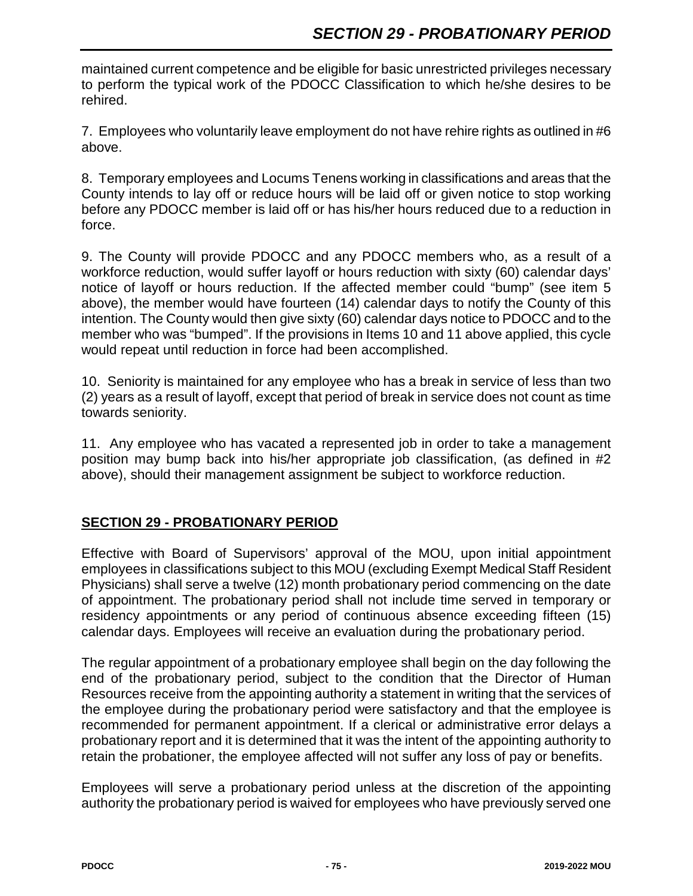maintained current competence and be eligible for basic unrestricted privileges necessary to perform the typical work of the PDOCC Classification to which he/she desires to be rehired.

7. Employees who voluntarily leave employment do not have rehire rights as outlined in #6 above.

8. Temporary employees and Locums Tenens working in classifications and areas that the County intends to lay off or reduce hours will be laid off or given notice to stop working before any PDOCC member is laid off or has his/her hours reduced due to a reduction in force.

9. The County will provide PDOCC and any PDOCC members who, as a result of a workforce reduction, would suffer layoff or hours reduction with sixty (60) calendar days' notice of layoff or hours reduction. If the affected member could "bump" (see item 5 above), the member would have fourteen (14) calendar days to notify the County of this intention. The County would then give sixty (60) calendar days notice to PDOCC and to the member who was "bumped". If the provisions in Items 10 and 11 above applied, this cycle would repeat until reduction in force had been accomplished.

10. Seniority is maintained for any employee who has a break in service of less than two (2) years as a result of layoff, except that period of break in service does not count as time towards seniority.

11. Any employee who has vacated a represented job in order to take a management position may bump back into his/her appropriate job classification, (as defined in #2 above), should their management assignment be subject to workforce reduction.

## SECTION 29 - PROBATIONARY PERIOD

Effective with Board of Supervisors' approval of the MOU, upon initial appointment employees in classifications subject to this MOU (excluding Exempt Medical Staff Resident Physicians) shall serve a twelve (12) month probationary period commencing on the date of appointment. The probationary period shall not include time served in temporary or residency appointments or any period of continuous absence exceeding fifteen (15) calendar days. Employees will receive an evaluation during the probationary period.

The regular appointment of a probationary employee shall begin on the day following the end of the probationary period, subject to the condition that the Director of Human Resources receive from the appointing authority a statement in writing that the services of the employee during the probationary period were satisfactory and that the employee is recommended for permanent appointment. If a clerical or administrative error delays a probationary report and it is determined that it was the intent of the appointing authority to retain the probationer, the employee affected will not suffer any loss of pay or benefits.

Employees will serve a probationary period unless at the discretion of the appointing authority the probationary period is waived for employees who have previously served one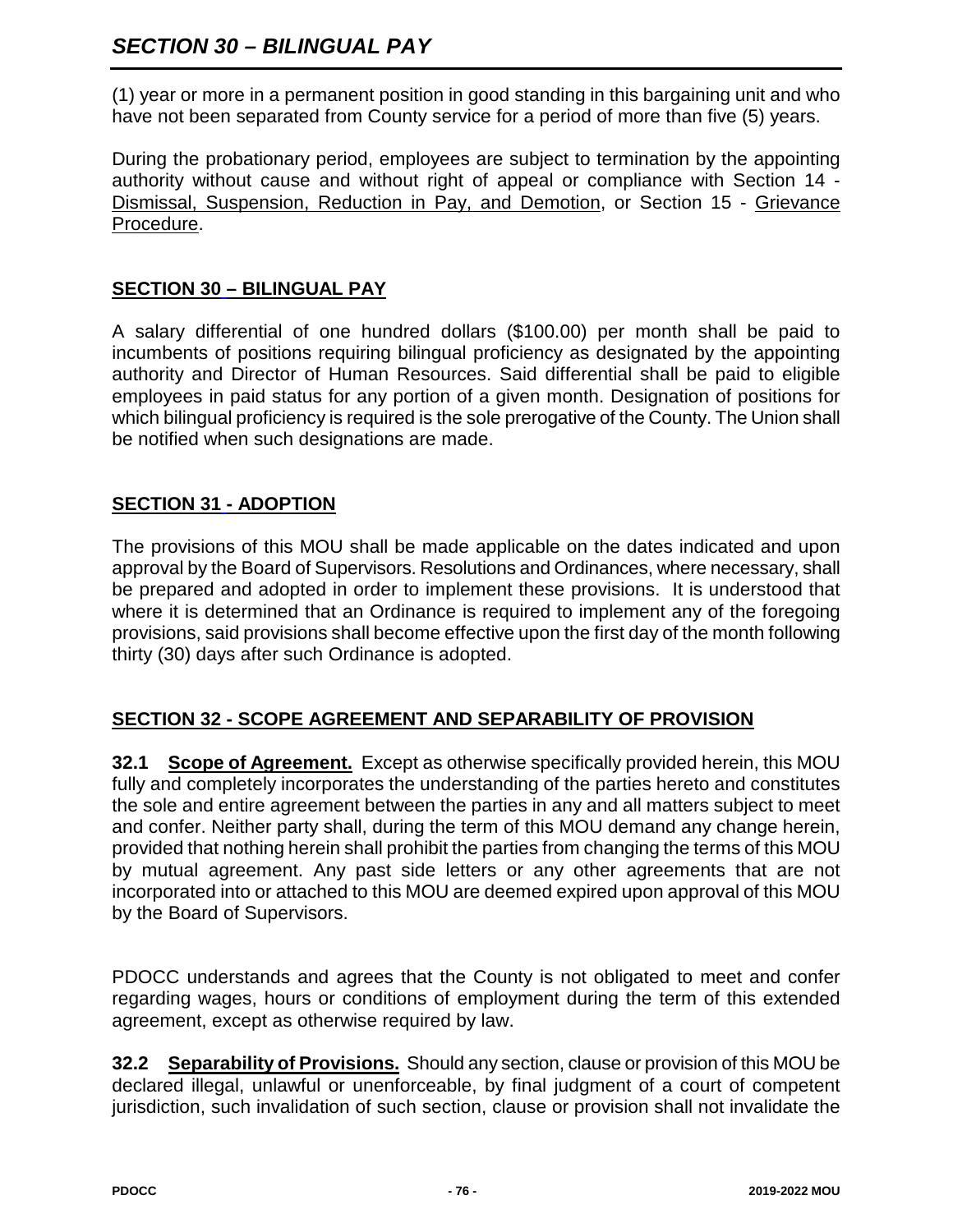(1) year or more in a permanent position in good standing in this bargaining unit and who have not been separated from County service for a period of more than five (5) years.

During the probationary period, employees are subject to termination by the appointing authority without cause and without right of appeal or compliance with Section 14 - Dismissal, Suspension, Reduction in Pay, and Demotion, or Section 15 - Grievance Procedure.

## SECTION 30 – BILINGUAL PAY

A salary differential of one hundred dollars ($100.00) per month shall be paid to incumbents of positions requiring bilingual proficiency as designated by the appointing authority and Director of Human Resources. Said differential shall be paid to eligible employees in paid status for any portion of a given month. Designation of positions for which bilingual proficiency is required is the sole prerogative of the County. The Union shall be notified when such designations are made.

## SECTION 31 - ADOPTION

The provisions of this MOU shall be made applicable on the dates indicated and upon approval by the Board of Supervisors. Resolutions and Ordinances, where necessary, shall be prepared and adopted in order to implement these provisions. It is understood that where it is determined that an Ordinance is required to implement any of the foregoing provisions, said provisions shall become effective upon the first day of the month following thirty (30) days after such Ordinance is adopted.

## SECTION 32 - SCOPE AGREEMENT AND SEPARABILITY OF PROVISION

**32.1 Scope of Agreement.** Except as otherwise specifically provided herein, this MOU fully and completely incorporates the understanding of the parties hereto and constitutes the sole and entire agreement between the parties in any and all matters subject to meet and confer. Neither party shall, during the term of this MOU demand any change herein, provided that nothing herein shall prohibit the parties from changing the terms of this MOU by mutual agreement. Any past side letters or any other agreements that are not incorporated into or attached to this MOU are deemed expired upon approval of this MOU by the Board of Supervisors.

PDOCC understands and agrees that the County is not obligated to meet and confer regarding wages, hours or conditions of employment during the term of this extended agreement, except as otherwise required by law.

**32.2 Separability of Provisions.** Should any section, clause or provision of this MOU be declared illegal, unlawful or unenforceable, by final judgment of a court of competent jurisdiction, such invalidation of such section, clause or provision shall not invalidate the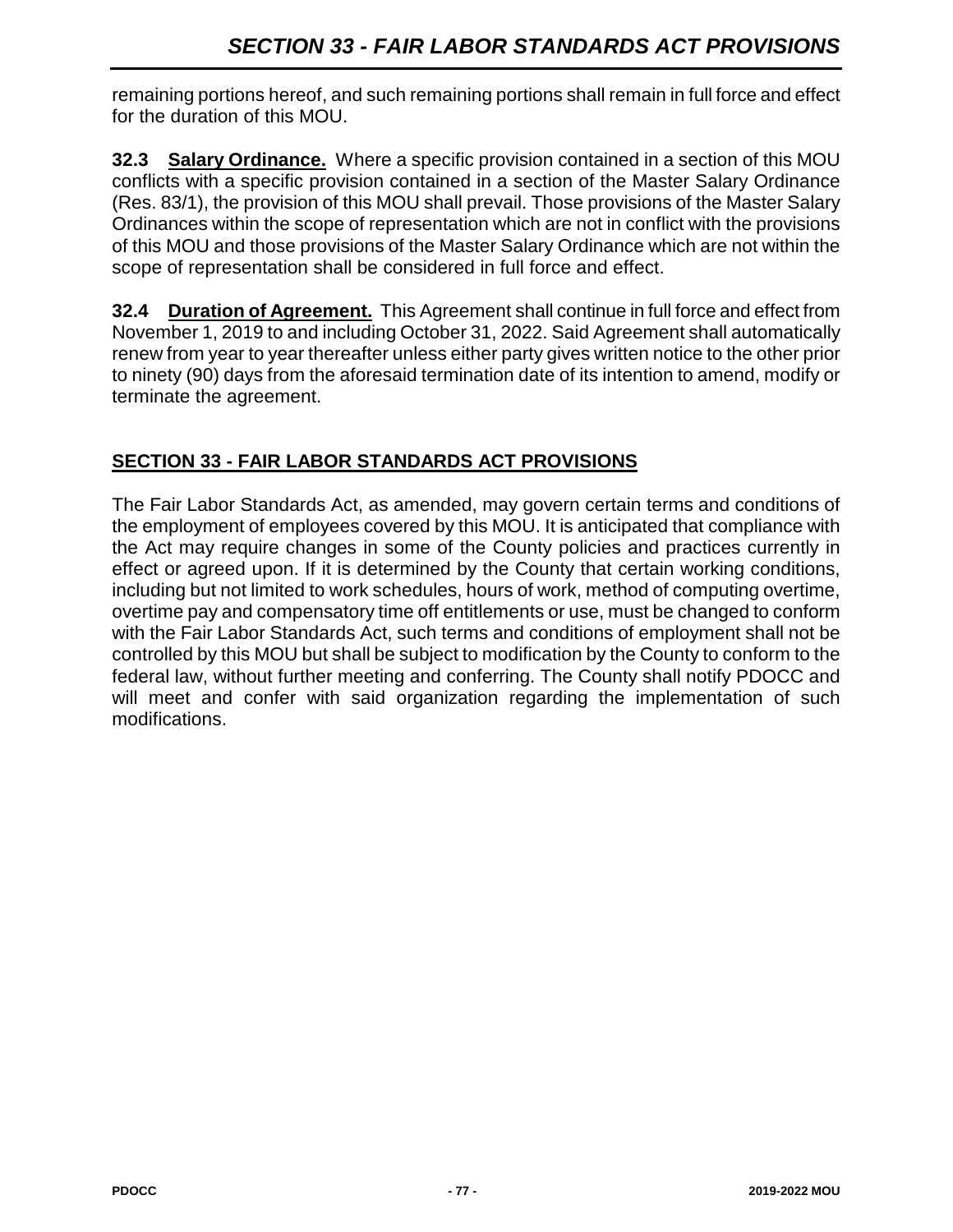remaining portions hereof, and such remaining portions shall remain in full force and effect for the duration of this MOU.

**32.3 Salary Ordinance.** Where a specific provision contained in a section of this MOU conflicts with a specific provision contained in a section of the Master Salary Ordinance (Res. 83/1), the provision of this MOU shall prevail. Those provisions of the Master Salary Ordinances within the scope of representation which are not in conflict with the provisions of this MOU and those provisions of the Master Salary Ordinance which are not within the scope of representation shall be considered in full force and effect.

**32.4 Duration of Agreement.** This Agreement shall continue in full force and effect from November 1, 2019 to and including October 31, 2022. Said Agreement shall automatically renew from year to year thereafter unless either party gives written notice to the other prior to ninety (90) days from the aforesaid termination date of its intention to amend, modify or terminate the agreement.

## SECTION 33 - FAIR LABOR STANDARDS ACT PROVISIONS

The Fair Labor Standards Act, as amended, may govern certain terms and conditions of the employment of employees covered by this MOU. It is anticipated that compliance with the Act may require changes in some of the County policies and practices currently in effect or agreed upon. If it is determined by the County that certain working conditions, including but not limited to work schedules, hours of work, method of computing overtime, overtime pay and compensatory time off entitlements or use, must be changed to conform with the Fair Labor Standards Act, such terms and conditions of employment shall not be controlled by this MOU but shall be subject to modification by the County to conform to the federal law, without further meeting and conferring. The County shall notify PDOCC and will meet and confer with said organization regarding the implementation of such modifications.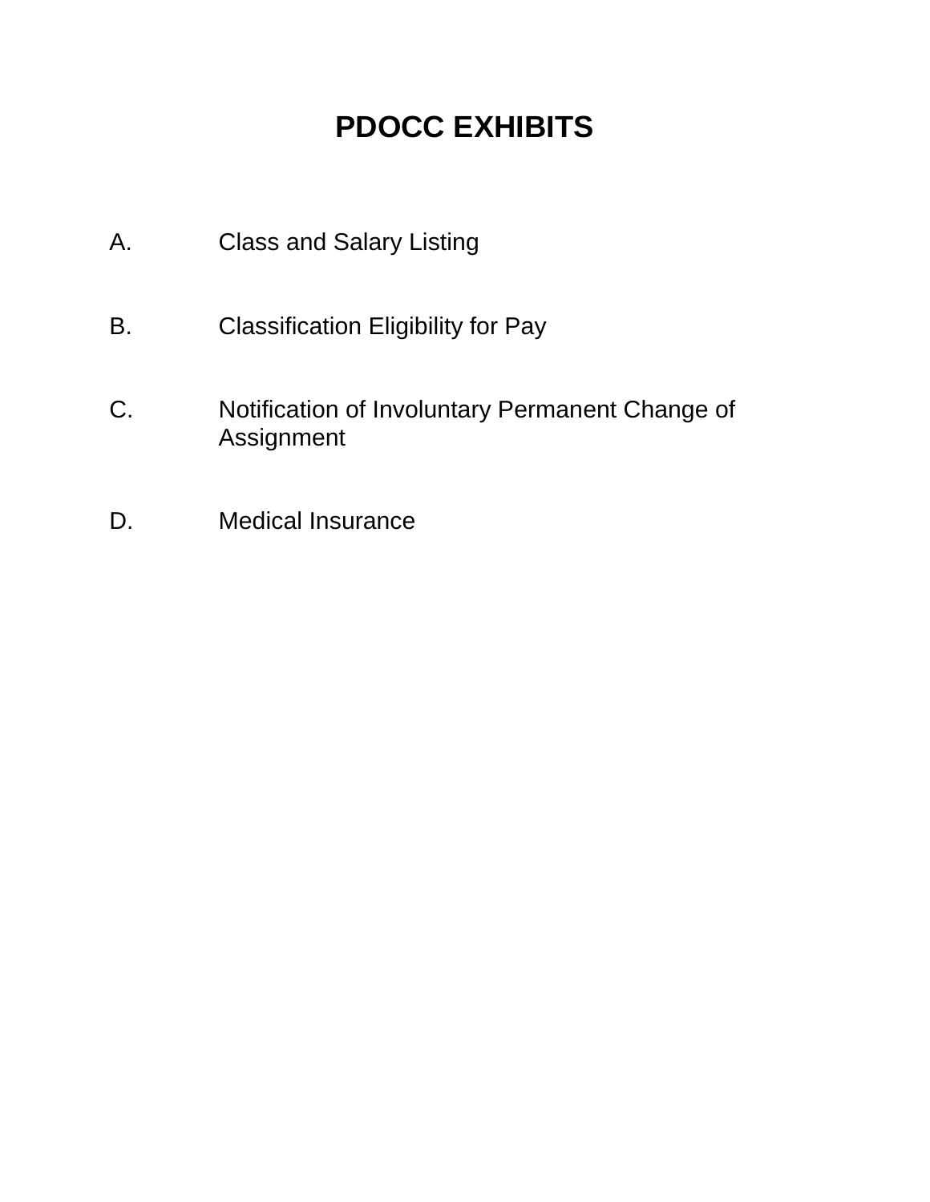# PDOCC EXHIBITS

A. Class and Salary Listing

B. Classification Eligibility for Pay

C. Notification of Involuntary Permanent Change of Assignment

D. Medical Insurance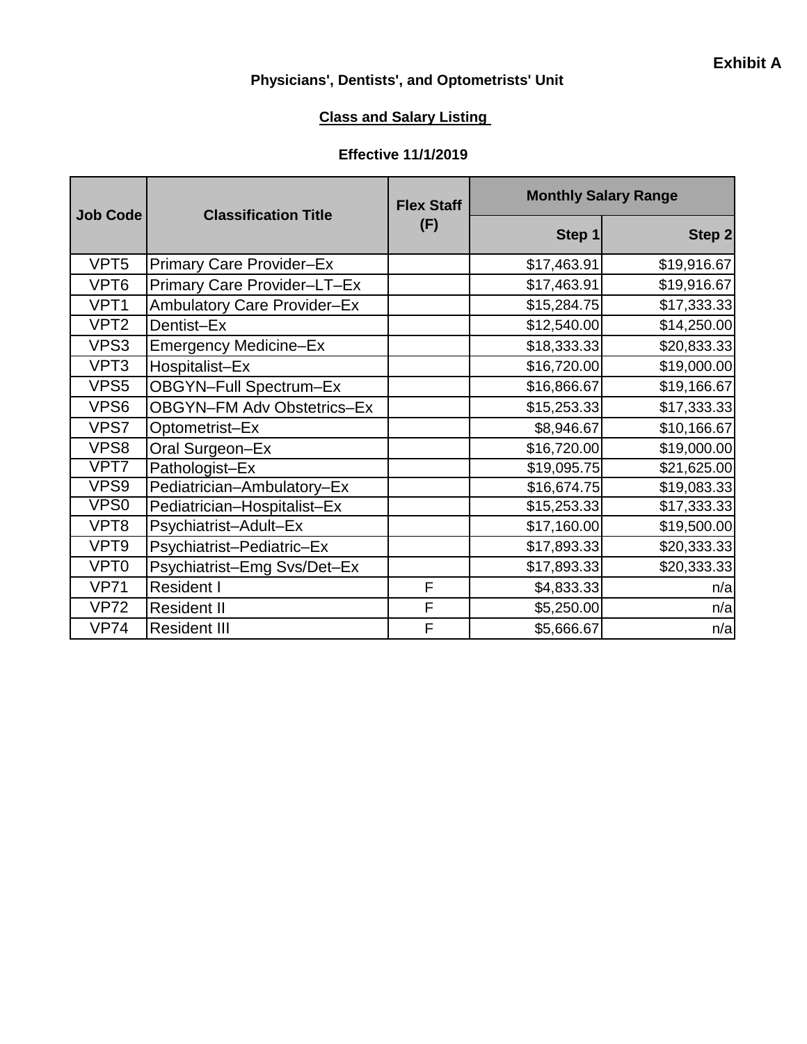**Exhibit A**

**Physicians', Dentists', and Optometrists' Unit**

**Class and Salary Listing**

**Effective 11/1/2019**

| Job Code | Classification Title | Flex Staff (F) | Monthly Salary Range | |
|---|---|---|---|---|
| | | | Step 1 | Step 2 |
| VPT5 | Primary Care Provider–Ex | | $17,463.91 | $19,916.67 |
| VPT6 | Primary Care Provider–LT–Ex | | $17,463.91 | $19,916.67 |
| VPT1 | Ambulatory Care Provider–Ex | | $15,284.75 | $17,333.33 |
| VPT2 | Dentist–Ex | | $12,540.00 | $14,250.00 |
| VPS3 | Emergency Medicine–Ex | | $18,333.33 | $20,833.33 |
| VPT3 | Hospitalist–Ex | | $16,720.00 | $19,000.00 |
| VPS5 | OBGYN–Full Spectrum–Ex | | $16,866.67 | $19,166.67 |
| VPS6 | OBGYN–FM Adv Obstetrics–Ex | | $15,253.33 | $17,333.33 |
| VPS7 | Optometrist–Ex | | $8,946.67 | $10,166.67 |
| VPS8 | Oral Surgeon–Ex | | $16,720.00 | $19,000.00 |
| VPT7 | Pathologist–Ex | | $19,095.75 | $21,625.00 |
| VPS9 | Pediatrician–Ambulatory–Ex | | $16,674.75 | $19,083.33 |
| VPS0 | Pediatrician–Hospitalist–Ex | | $15,253.33 | $17,333.33 |
| VPT8 | Psychiatrist–Adult–Ex | | $17,160.00 | $19,500.00 |
| VPT9 | Psychiatrist–Pediatric–Ex | | $17,893.33 | $20,333.33 |
| VPT0 | Psychiatrist–Emg Svs/Det–Ex | | $17,893.33 | $20,333.33 |
| VP71 | Resident I | F | $4,833.33 | n/a |
| VP72 | Resident II | F | $5,250.00 | n/a |
| VP74 | Resident III | F | $5,666.67 | n/a |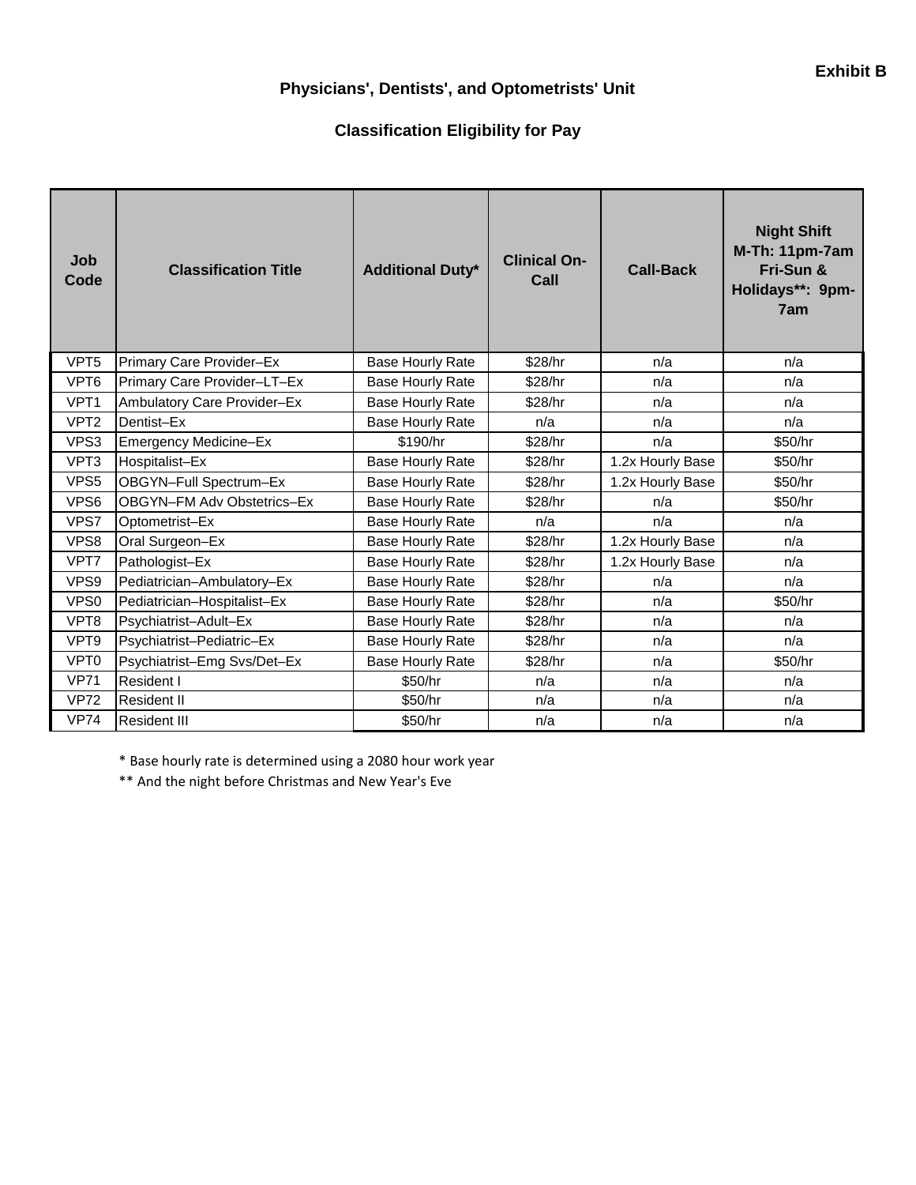**Exhibit B**

## Physicians', Dentists', and Optometrists' Unit

### Classification Eligibility for Pay

| Job Code | Classification Title | Additional Duty* | Clinical On-Call | Call-Back | Night Shift M-Th: 11pm-7am Fri-Sun & Holidays**: 9pm-7am |
|---|---|---|---|---|---|
| VPT5 | Primary Care Provider–Ex | Base Hourly Rate | $28/hr | n/a | n/a |
| VPT6 | Primary Care Provider–LT–Ex | Base Hourly Rate | $28/hr | n/a | n/a |
| VPT1 | Ambulatory Care Provider–Ex | Base Hourly Rate | $28/hr | n/a | n/a |
| VPT2 | Dentist–Ex | Base Hourly Rate | n/a | n/a | n/a |
| VPS3 | Emergency Medicine–Ex | $190/hr | $28/hr | n/a | $50/hr |
| VPT3 | Hospitalist–Ex | Base Hourly Rate | $28/hr | 1.2x Hourly Base | $50/hr |
| VPS5 | OBGYN–Full Spectrum–Ex | Base Hourly Rate | $28/hr | 1.2x Hourly Base | $50/hr |
| VPS6 | OBGYN–FM Adv Obstetrics–Ex | Base Hourly Rate | $28/hr | n/a | $50/hr |
| VPS7 | Optometrist–Ex | Base Hourly Rate | n/a | n/a | n/a |
| VPS8 | Oral Surgeon–Ex | Base Hourly Rate | $28/hr | 1.2x Hourly Base | n/a |
| VPT7 | Pathologist–Ex | Base Hourly Rate | $28/hr | 1.2x Hourly Base | n/a |
| VPS9 | Pediatrician–Ambulatory–Ex | Base Hourly Rate | $28/hr | n/a | n/a |
| VPS0 | Pediatrician–Hospitalist–Ex | Base Hourly Rate | $28/hr | n/a | $50/hr |
| VPT8 | Psychiatrist–Adult–Ex | Base Hourly Rate | $28/hr | n/a | n/a |
| VPT9 | Psychiatrist–Pediatric–Ex | Base Hourly Rate | $28/hr | n/a | n/a |
| VPT0 | Psychiatrist–Emg Svs/Det–Ex | Base Hourly Rate | $28/hr | n/a | $50/hr |
| VP71 | Resident I | $50/hr | n/a | n/a | n/a |
| VP72 | Resident II | $50/hr | n/a | n/a | n/a |
| VP74 | Resident III | $50/hr | n/a | n/a | n/a |

* Base hourly rate is determined using a 2080 hour work year

** And the night before Christmas and New Year's Eve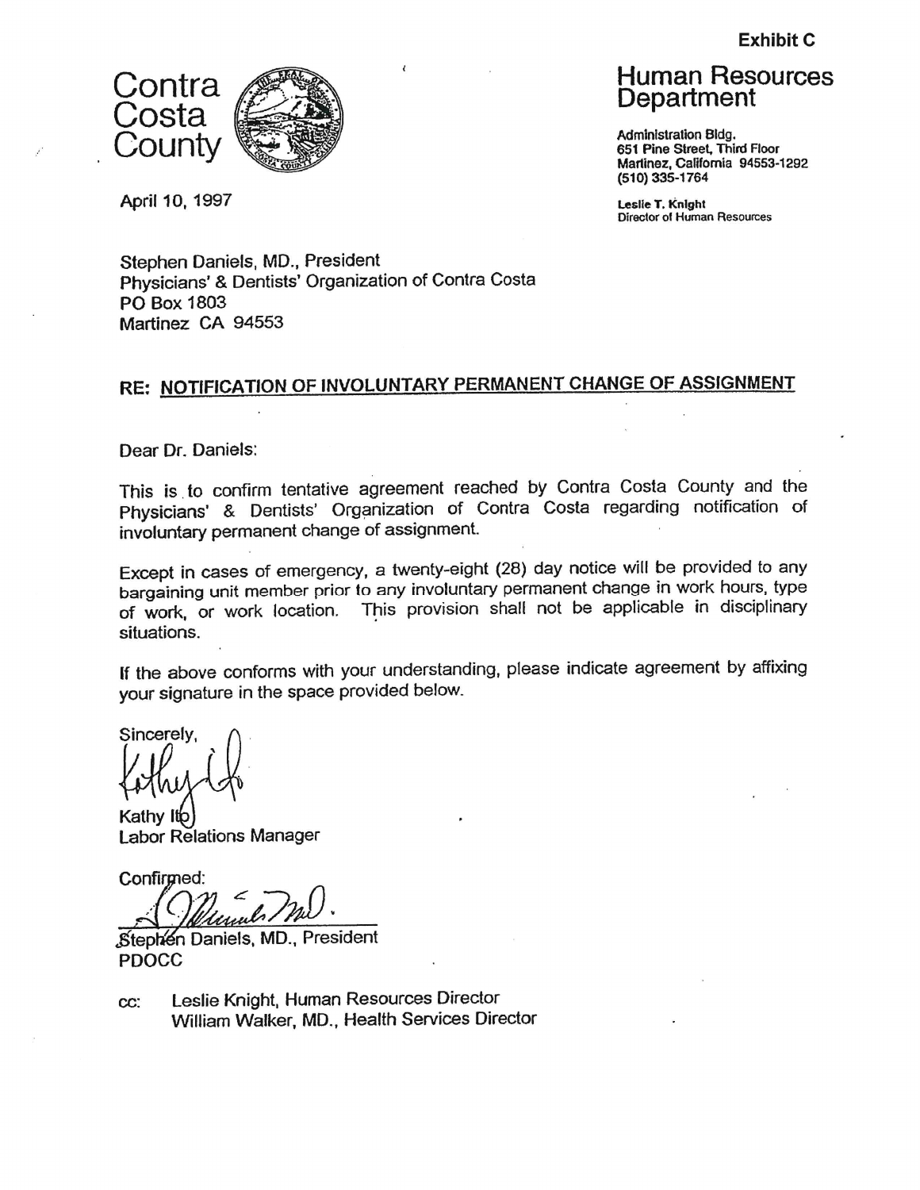**Exhibit C**

Contra Costa County

# Human Resources Department

Administration Bldg.
651 Pine Street, Third Floor
Martinez, California 94553-1292
(510) 335-1764

Leslie T. Knight
Director of Human Resources

April 10, 1997

Stephen Daniels, MD., President
Physicians' & Dentists' Organization of Contra Costa
PO Box 1803
Martinez CA 94553

## RE: NOTIFICATION OF INVOLUNTARY PERMANENT CHANGE OF ASSIGNMENT

Dear Dr. Daniels:

This is to confirm tentative agreement reached by Contra Costa County and the Physicians' & Dentists' Organization of Contra Costa regarding notification of involuntary permanent change of assignment.

Except in cases of emergency, a twenty-eight (28) day notice will be provided to any bargaining unit member prior to any involuntary permanent change in work hours, type of work, or work location. This provision shall not be applicable in disciplinary situations.

If the above conforms with your understanding, please indicate agreement by affixing your signature in the space provided below.

Sincerely,

Kathy Ito
Labor Relations Manager

Confirmed:

Stephen Daniels, MD., President
PDOCC

cc: Leslie Knight, Human Resources Director
William Walker, MD., Health Services Director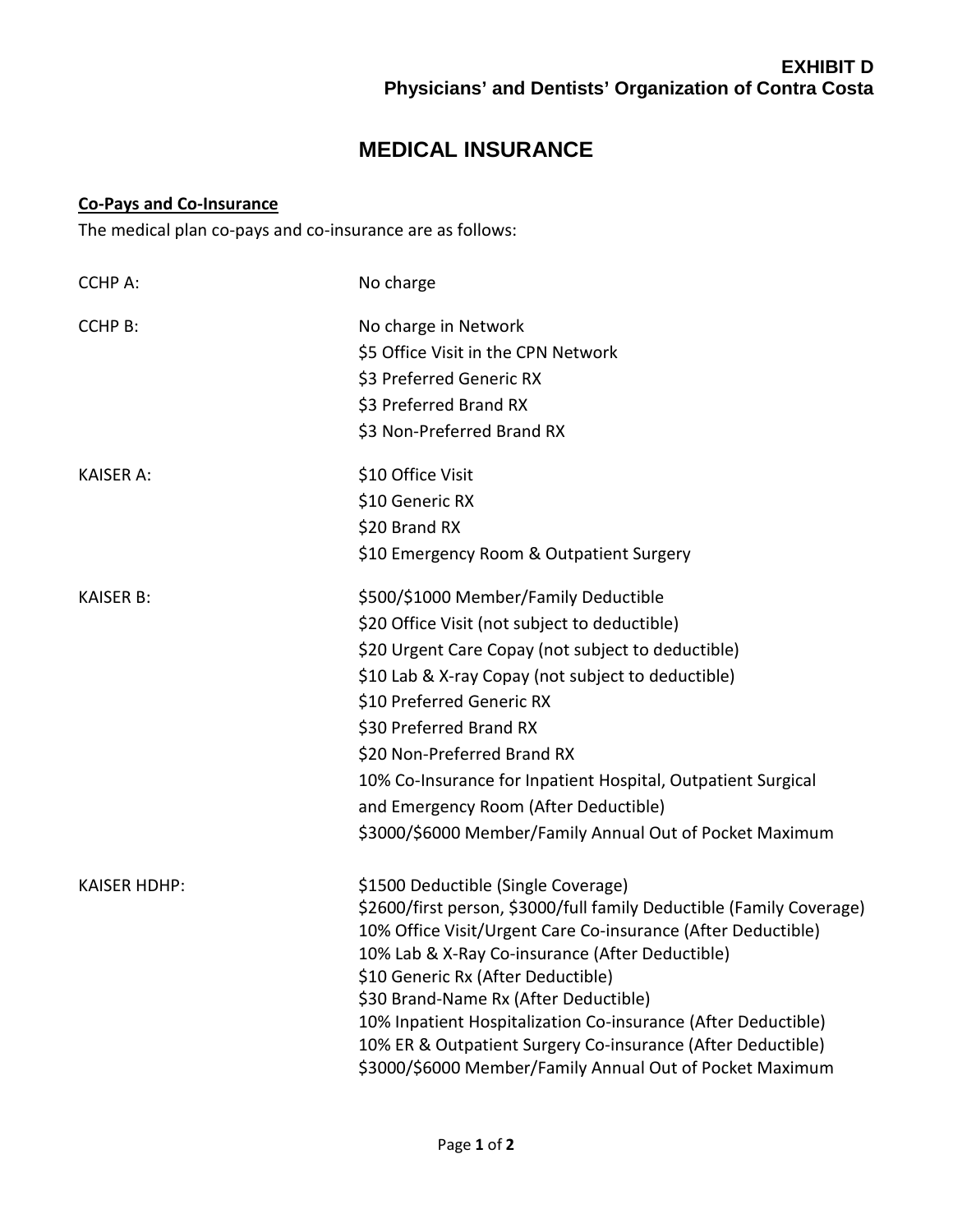**EXHIBIT D**
**Physicians' and Dentists' Organization of Contra Costa**

# MEDICAL INSURANCE

**Co-Pays and Co-Insurance**

The medical plan co-pays and co-insurance are as follows:

| | |
|---|---|
| CCHP A: | No charge |
| CCHP B: | No charge in Network<br>$5 Office Visit in the CPN Network<br>$3 Preferred Generic RX<br>$3 Preferred Brand RX<br>$3 Non-Preferred Brand RX |
| KAISER A: | $10 Office Visit<br>$10 Generic RX<br>$20 Brand RX<br>$10 Emergency Room & Outpatient Surgery |
| KAISER B: | $500/$1000 Member/Family Deductible<br>$20 Office Visit (not subject to deductible)<br>$20 Urgent Care Copay (not subject to deductible)<br>$10 Lab & X-ray Copay (not subject to deductible)<br>$10 Preferred Generic RX<br>$30 Preferred Brand RX<br>$20 Non-Preferred Brand RX<br>10% Co-Insurance for Inpatient Hospital, Outpatient Surgical and Emergency Room (After Deductible)<br>$3000/$6000 Member/Family Annual Out of Pocket Maximum |
| KAISER HDHP: | $1500 Deductible (Single Coverage)<br>$2600/first person, $3000/full family Deductible (Family Coverage)<br>10% Office Visit/Urgent Care Co-insurance (After Deductible)<br>10% Lab & X-Ray Co-insurance (After Deductible)<br>$10 Generic Rx (After Deductible)<br>$30 Brand-Name Rx (After Deductible)<br>10% Inpatient Hospitalization Co-insurance (After Deductible)<br>10% ER & Outpatient Surgery Co-insurance (After Deductible)<br>$3000/$6000 Member/Family Annual Out of Pocket Maximum |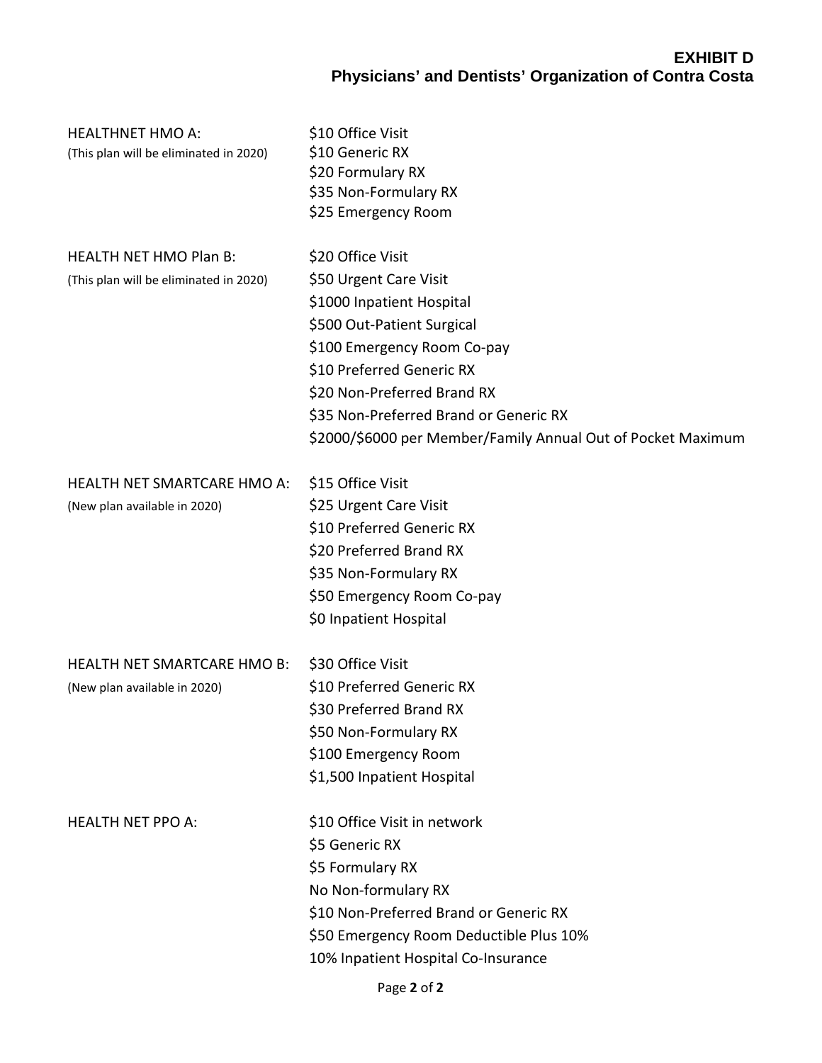**EXHIBIT D**
**Physicians' and Dentists' Organization of Contra Costa**

| | |
|---|---|
| HEALTHNET HMO A:<br>(This plan will be eliminated in 2020) | $10 Office Visit<br>$10 Generic RX<br>$20 Formulary RX<br>$35 Non-Formulary RX<br>$25 Emergency Room |
| HEALTH NET HMO Plan B:<br>(This plan will be eliminated in 2020) | $20 Office Visit<br>$50 Urgent Care Visit<br>$1000 Inpatient Hospital<br>$500 Out-Patient Surgical<br>$100 Emergency Room Co-pay<br>$10 Preferred Generic RX<br>$20 Non-Preferred Brand RX<br>$35 Non-Preferred Brand or Generic RX<br>$2000/$6000 per Member/Family Annual Out of Pocket Maximum |
| HEALTH NET SMARTCARE HMO A:<br>(New plan available in 2020) | $15 Office Visit<br>$25 Urgent Care Visit<br>$10 Preferred Generic RX<br>$20 Preferred Brand RX<br>$35 Non-Formulary RX<br>$50 Emergency Room Co-pay<br>$0 Inpatient Hospital |
| HEALTH NET SMARTCARE HMO B:<br>(New plan available in 2020) | $30 Office Visit<br>$10 Preferred Generic RX<br>$30 Preferred Brand RX<br>$50 Non-Formulary RX<br>$100 Emergency Room<br>$1,500 Inpatient Hospital |
| HEALTH NET PPO A: | $10 Office Visit in network<br>$5 Generic RX<br>$5 Formulary RX<br>No Non-formulary RX<br>$10 Non-Preferred Brand or Generic RX<br>$50 Emergency Room Deductible Plus 10%<br>10% Inpatient Hospital Co-Insurance |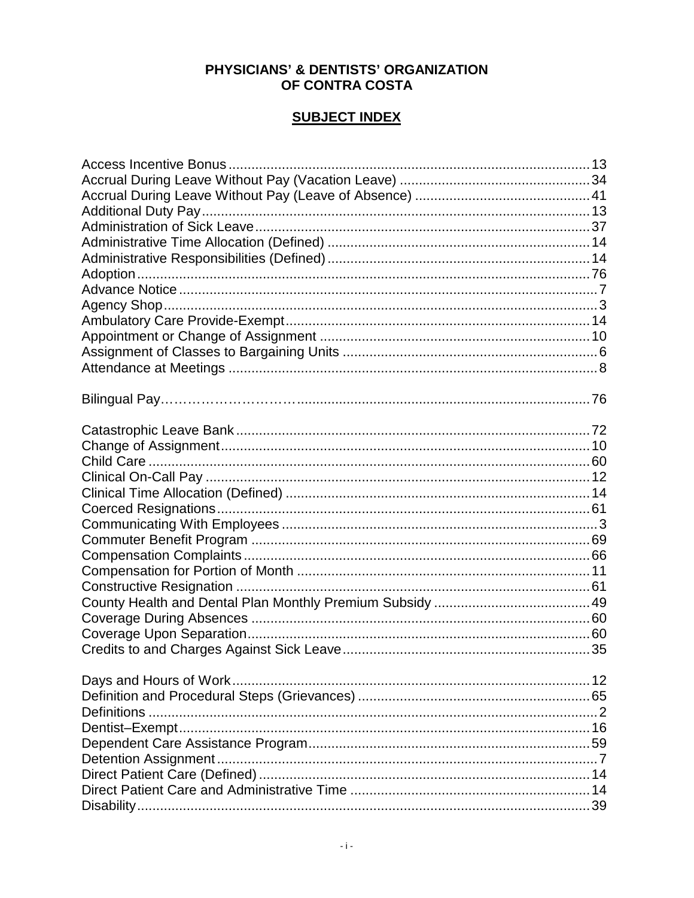**PHYSICIANS' & DENTISTS' ORGANIZATION OF CONTRA COSTA**

**SUBJECT INDEX**

Access Incentive Bonus ........ 13
Accrual During Leave Without Pay (Vacation Leave) ........ 34
Accrual During Leave Without Pay (Leave of Absence) ........ 41
Additional Duty Pay ........ 13
Administration of Sick Leave ........ 37
Administrative Time Allocation (Defined) ........ 14
Administrative Responsibilities (Defined) ........ 14
Adoption ........ 76
Advance Notice ........ 7
Agency Shop ........ 3
Ambulatory Care Provide-Exempt ........ 14
Appointment or Change of Assignment ........ 10
Assignment of Classes to Bargaining Units ........ 6
Attendance at Meetings ........ 8

Bilingual Pay ........ 76

Catastrophic Leave Bank ........ 72
Change of Assignment ........ 10
Child Care ........ 60
Clinical On-Call Pay ........ 12
Clinical Time Allocation (Defined) ........ 14
Coerced Resignations ........ 61
Communicating With Employees ........ 3
Commuter Benefit Program ........ 69
Compensation Complaints ........ 66
Compensation for Portion of Month ........ 11
Constructive Resignation ........ 61
County Health and Dental Plan Monthly Premium Subsidy ........ 49
Coverage During Absences ........ 60
Coverage Upon Separation ........ 60
Credits to and Charges Against Sick Leave ........ 35

Days and Hours of Work ........ 12
Definition and Procedural Steps (Grievances) ........ 65
Definitions ........ 2
Dentist–Exempt ........ 16
Dependent Care Assistance Program ........ 59
Detention Assignment ........ 7
Direct Patient Care (Defined) ........ 14
Direct Patient Care and Administrative Time ........ 14
Disability ........ 39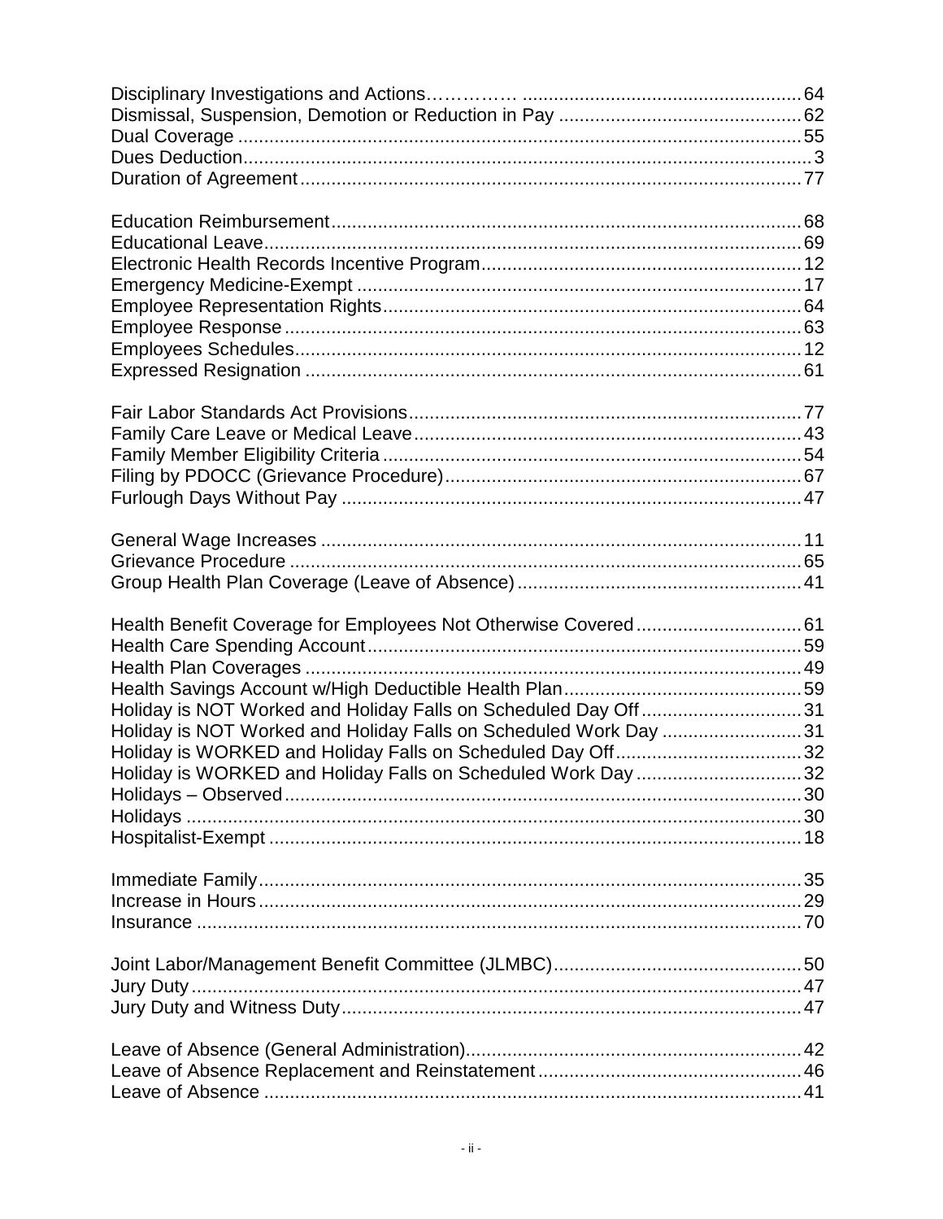Disciplinary Investigations and Actions…………… .....................................................64
Dismissal, Suspension, Demotion or Reduction in Pay ..............................................62
Dual Coverage ............................................................................................................55
Dues Deduction.............................................................................................................3
Duration of Agreement................................................................................................77

Education Reimbursement..........................................................................................68
Educational Leave.......................................................................................................69
Electronic Health Records Incentive Program.............................................................12
Emergency Medicine-Exempt .....................................................................................17
Employee Representation Rights................................................................................64
Employee Response ...................................................................................................63
Employees Schedules.................................................................................................12
Expressed Resignation ...............................................................................................61

Fair Labor Standards Act Provisions...........................................................................77
Family Care Leave or Medical Leave..........................................................................43
Family Member Eligibility Criteria ...............................................................................54
Filing by PDOCC (Grievance Procedure)....................................................................67
Furlough Days Without Pay ........................................................................................47

General Wage Increases ............................................................................................11
Grievance Procedure ..................................................................................................65
Group Health Plan Coverage (Leave of Absence).......................................................41

Health Benefit Coverage for Employees Not Otherwise Covered................................61
Health Care Spending Account...................................................................................59
Health Plan Coverages ...............................................................................................49
Health Savings Account w/High Deductible Health Plan.............................................59
Holiday is NOT Worked and Holiday Falls on Scheduled Day Off...............................31
Holiday is NOT Worked and Holiday Falls on Scheduled Work Day ...........................31
Holiday is WORKED and Holiday Falls on Scheduled Day Off....................................32
Holiday is WORKED and Holiday Falls on Scheduled Work Day ................................32
Holidays – Observed...................................................................................................30
Holidays ......................................................................................................................30
Hospitalist-Exempt ......................................................................................................18

Immediate Family........................................................................................................35
Increase in Hours........................................................................................................29
Insurance ....................................................................................................................70

Joint Labor/Management Benefit Committee (JLMBC)...............................................50
Jury Duty.....................................................................................................................47
Jury Duty and Witness Duty........................................................................................47

Leave of Absence (General Administration)................................................................42
Leave of Absence Replacement and Reinstatement...................................................46
Leave of Absence .......................................................................................................41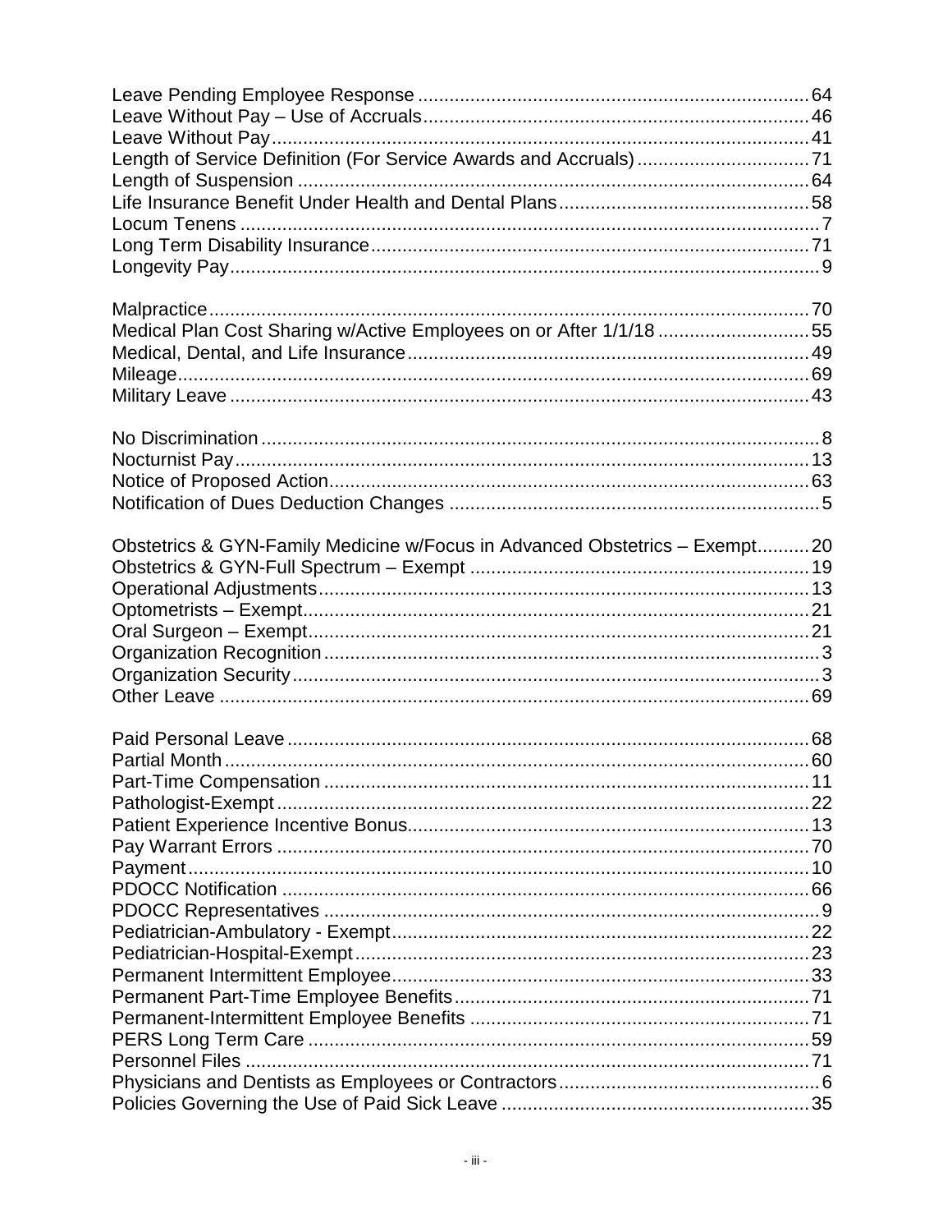Leave Pending Employee Response .......... 64
Leave Without Pay – Use of Accruals .......... 46
Leave Without Pay .......... 41
Length of Service Definition (For Service Awards and Accruals) .......... 71
Length of Suspension .......... 64
Life Insurance Benefit Under Health and Dental Plans .......... 58
Locum Tenens .......... 7
Long Term Disability Insurance .......... 71
Longevity Pay .......... 9

Malpractice .......... 70
Medical Plan Cost Sharing w/Active Employees on or After 1/1/18 .......... 55
Medical, Dental, and Life Insurance .......... 49
Mileage .......... 69
Military Leave .......... 43

No Discrimination .......... 8
Nocturnist Pay .......... 13
Notice of Proposed Action .......... 63
Notification of Dues Deduction Changes .......... 5

Obstetrics & GYN-Family Medicine w/Focus in Advanced Obstetrics – Exempt .......... 20
Obstetrics & GYN-Full Spectrum – Exempt .......... 19
Operational Adjustments .......... 13
Optometrists – Exempt .......... 21
Oral Surgeon – Exempt .......... 21
Organization Recognition .......... 3
Organization Security .......... 3
Other Leave .......... 69

Paid Personal Leave .......... 68
Partial Month .......... 60
Part-Time Compensation .......... 11
Pathologist-Exempt .......... 22
Patient Experience Incentive Bonus .......... 13
Pay Warrant Errors .......... 70
Payment .......... 10
PDOCC Notification .......... 66
PDOCC Representatives .......... 9
Pediatrician-Ambulatory - Exempt .......... 22
Pediatrician-Hospital-Exempt .......... 23
Permanent Intermittent Employee .......... 33
Permanent Part-Time Employee Benefits .......... 71
Permanent-Intermittent Employee Benefits .......... 71
PERS Long Term Care .......... 59
Personnel Files .......... 71
Physicians and Dentists as Employees or Contractors .......... 6
Policies Governing the Use of Paid Sick Leave .......... 35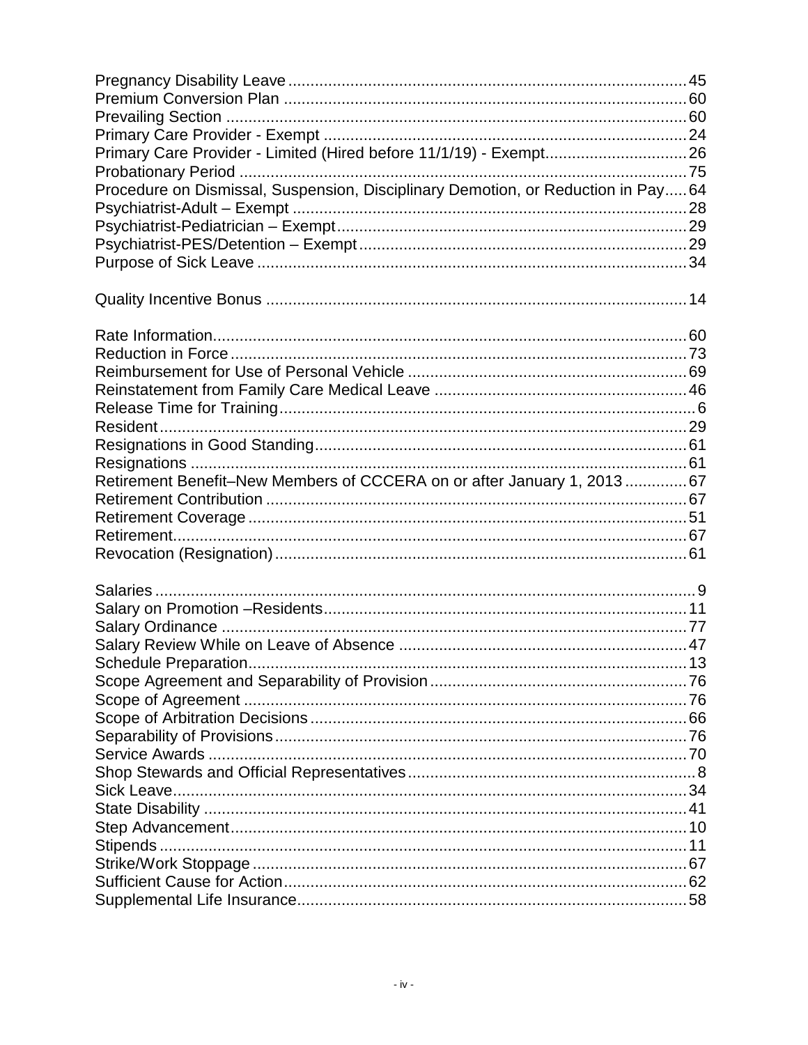Pregnancy Disability Leave .......................................................................................... 45
Premium Conversion Plan .......................................................................................... 60
Prevailing Section ........................................................................................................ 60
Primary Care Provider - Exempt ................................................................................. 24
Primary Care Provider - Limited (Hired before 11/1/19) - Exempt................................ 26
Probationary Period ..................................................................................................... 75
Procedure on Dismissal, Suspension, Disciplinary Demotion, or Reduction in Pay..... 64
Psychiatrist-Adult – Exempt ......................................................................................... 28
Psychiatrist-Pediatrician – Exempt............................................................................... 29
Psychiatrist-PES/Detention – Exempt.......................................................................... 29
Purpose of Sick Leave ................................................................................................. 34

Quality Incentive Bonus ............................................................................................... 14

Rate Information........................................................................................................... 60
Reduction in Force ....................................................................................................... 73
Reimbursement for Use of Personal Vehicle ............................................................... 69
Reinstatement from Family Care Medical Leave ......................................................... 46
Release Time for Training.............................................................................................. 6
Resident ....................................................................................................................... 29
Resignations in Good Standing.................................................................................... 61
Resignations ................................................................................................................ 61
Retirement Benefit–New Members of CCCERA on or after January 1, 2013 ............. 67
Retirement Contribution ............................................................................................... 67
Retirement Coverage ................................................................................................... 51
Retirement.................................................................................................................... 67
Revocation (Resignation) ............................................................................................. 61

Salaries .......................................................................................................................... 9
Salary on Promotion –Residents.................................................................................. 11
Salary Ordinance ......................................................................................................... 77
Salary Review While on Leave of Absence ................................................................. 47
Schedule Preparation................................................................................................... 13
Scope Agreement and Separability of Provision .......................................................... 76
Scope of Agreement .................................................................................................... 76
Scope of Arbitration Decisions ..................................................................................... 66
Separability of Provisions ............................................................................................. 76
Service Awards ............................................................................................................ 70
Shop Stewards and Official Representatives ................................................................. 8
Sick Leave.................................................................................................................... 34
State Disability ............................................................................................................. 41
Step Advancement ....................................................................................................... 10
Stipends ....................................................................................................................... 11
Strike/Work Stoppage .................................................................................................. 67
Sufficient Cause for Action ........................................................................................... 62
Supplemental Life Insurance ........................................................................................ 58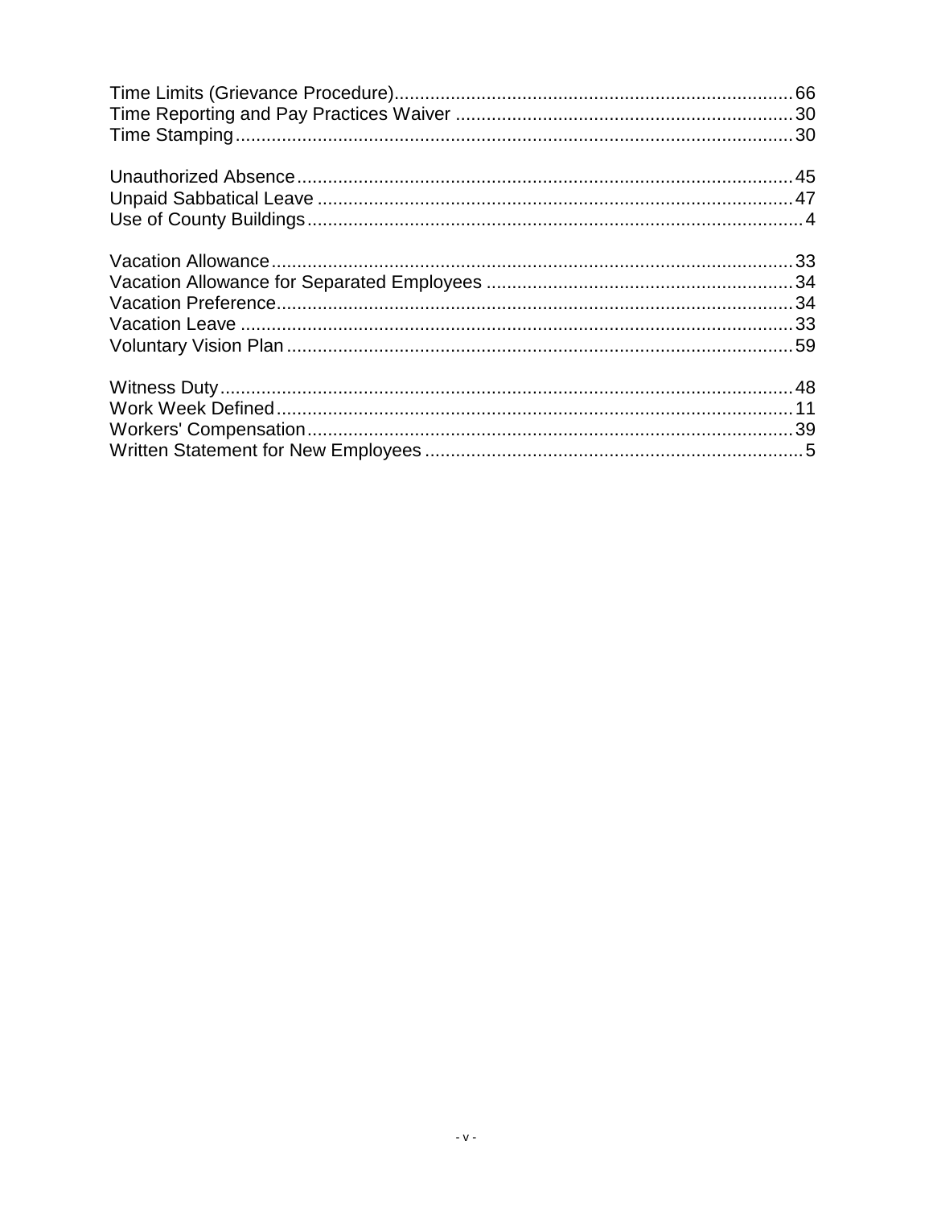Time Limits (Grievance Procedure) ........ 66
Time Reporting and Pay Practices Waiver ........ 30
Time Stamping ........ 30

Unauthorized Absence ........ 45
Unpaid Sabbatical Leave ........ 47
Use of County Buildings ........ 4

Vacation Allowance ........ 33
Vacation Allowance for Separated Employees ........ 34
Vacation Preference ........ 34
Vacation Leave ........ 33
Voluntary Vision Plan ........ 59

Witness Duty ........ 48
Work Week Defined ........ 11
Workers' Compensation ........ 39
Written Statement for New Employees ........ 5